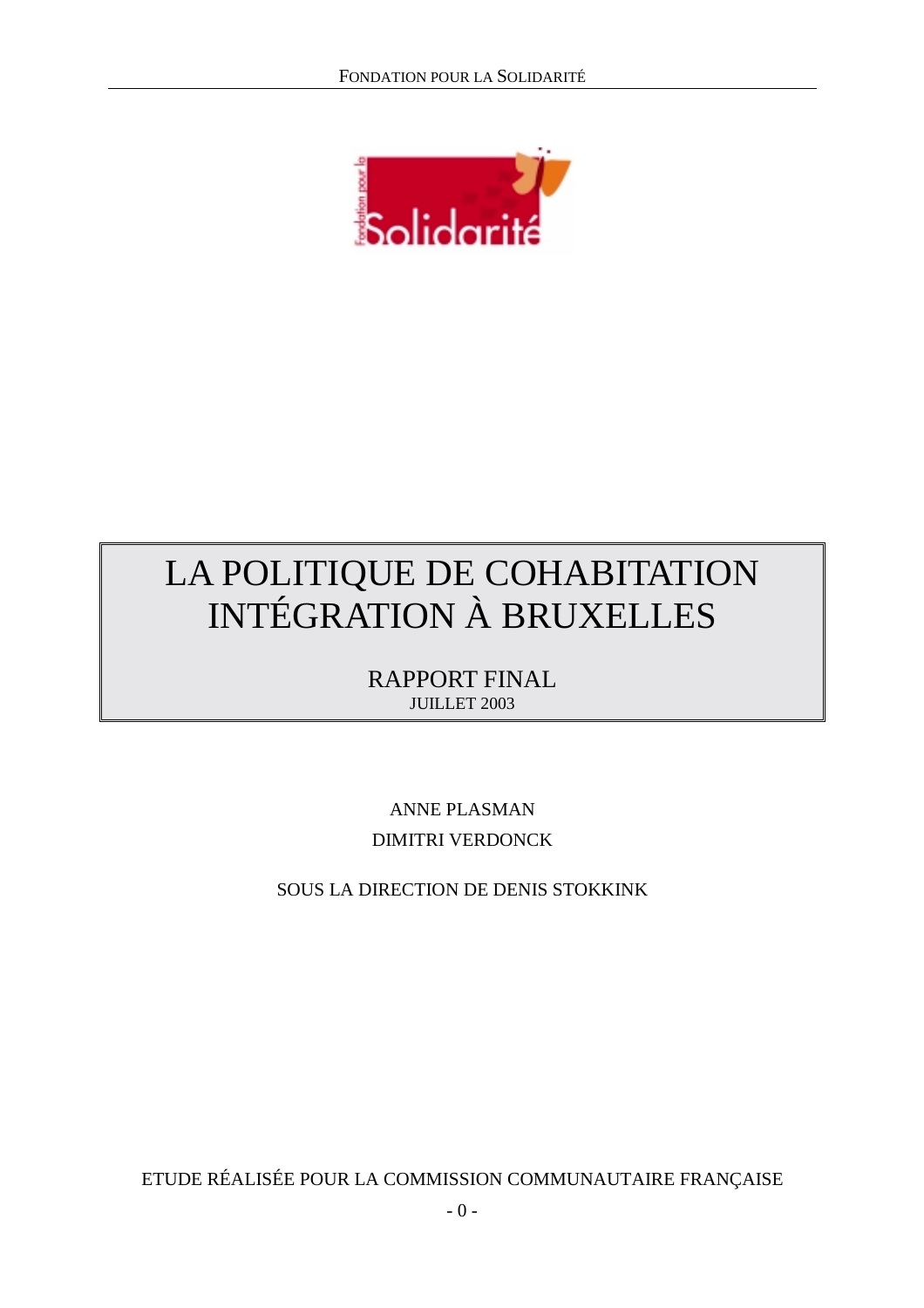# LA POLITIQUE DE COHABITATION INTÉGRATION À BRUXELLES

RAPPORT FINAL

JUILLET 2003

ANNE PLASMAN

DIMITRI VERDONCK

SOUS LA DIRECTION DE DENIS STOKKINK

ETUDE RÉALISÉE POUR LA COMMISSION COMMUNAUTAIRE FRANÇAISE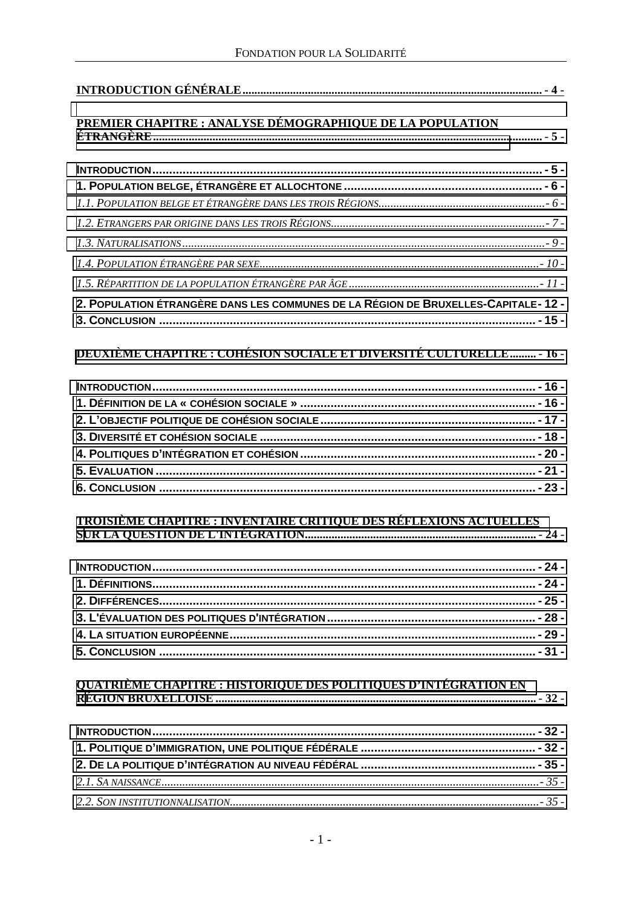**INTRODUCTION GÉNÉRALE** ........................................................................................................ - 4 -

**PREMIER CHAPITRE : ANALYSE DÉMOGRAPHIQUE DE LA POPULATION ÉTRANGÈRE** ............................................................................................................................ - 5 -

**INTRODUCTION** ........................................................................................................................ - 5 -

**1. POPULATION BELGE, ÉTRANGÈRE ET ALLOCHTONE** ........................................................... - 6 -

*1.1. POPULATION BELGE ET ÉTRANGÈRE DANS LES TROIS RÉGIONS* .............................................. - 6 -

*1.2. ETRANGERS PAR ORIGINE DANS LES TROIS RÉGIONS* ............................................................... - 7 -

*1.3. NATURALISATIONS* .................................................................................................................. - 9 -

*1.4. POPULATION ÉTRANGÈRE PAR SEXE* ......................................................................................... - 10 -

*1.5. RÉPARTITION DE LA POPULATION ÉTRANGÈRE PAR ÂGE* ......................................................... - 11 -

**2. POPULATION ÉTRANGÈRE DANS LES COMMUNES DE LA RÉGION DE BRUXELLES-CAPITALE** - 12 -

**3. CONCLUSION** ........................................................................................................................ - 15 -

**DEUXIÈME CHAPITRE : COHÉSION SOCIALE ET DIVERSITÉ CULTURELLE** ......... - 16 -

**INTRODUCTION** ........................................................................................................................ - 16 -

**1. DÉFINITION DE LA « COHÉSION SOCIALE »** ........................................................................... - 16 -

**2. L'OBJECTIF POLITIQUE DE COHÉSION SOCIALE** ..................................................................... - 17 -

**3. DIVERSITÉ ET COHÉSION SOCIALE** ........................................................................................ - 18 -

**4. POLITIQUES D'INTÉGRATION ET COHÉSION** .......................................................................... - 20 -

**5. EVALUATION** ........................................................................................................................ - 21 -

**6. CONCLUSION** ........................................................................................................................ - 23 -

**TROISIÈME CHAPITRE : INVENTAIRE CRITIQUE DES RÉFLEXIONS ACTUELLES SUR LA QUESTION DE L'INTÉGRATION** ............................................................................ - 24 -

**INTRODUCTION** ........................................................................................................................ - 24 -

**1. DÉFINITIONS** ........................................................................................................................ - 24 -

**2. DIFFÉRENCES** ........................................................................................................................ - 25 -

**3. L'ÉVALUATION DES POLITIQUES D'INTÉGRATION** .................................................................. - 28 -

**4. LA SITUATION EUROPÉENNE** ................................................................................................. - 29 -

**5. CONCLUSION** ........................................................................................................................ - 31 -

**QUATRIÈME CHAPITRE : HISTORIQUE DES POLITIQUES D'INTÉGRATION EN RÉGION BRUXELLOISE** ............................................................................................................ - 32 -

**INTRODUCTION** ........................................................................................................................ - 32 -

**1. POLITIQUE D'IMMIGRATION, UNE POLITIQUE FÉDÉRALE** ...................................................... - 32 -

**2. DE LA POLITIQUE D'INTÉGRATION AU NIVEAU FÉDÉRAL** ....................................................... - 35 -

*2.1. SA NAISSANCE* ........................................................................................................................ - 35 -

*2.2. SON INSTITUTIONNALISATION* ................................................................................................ - 35 -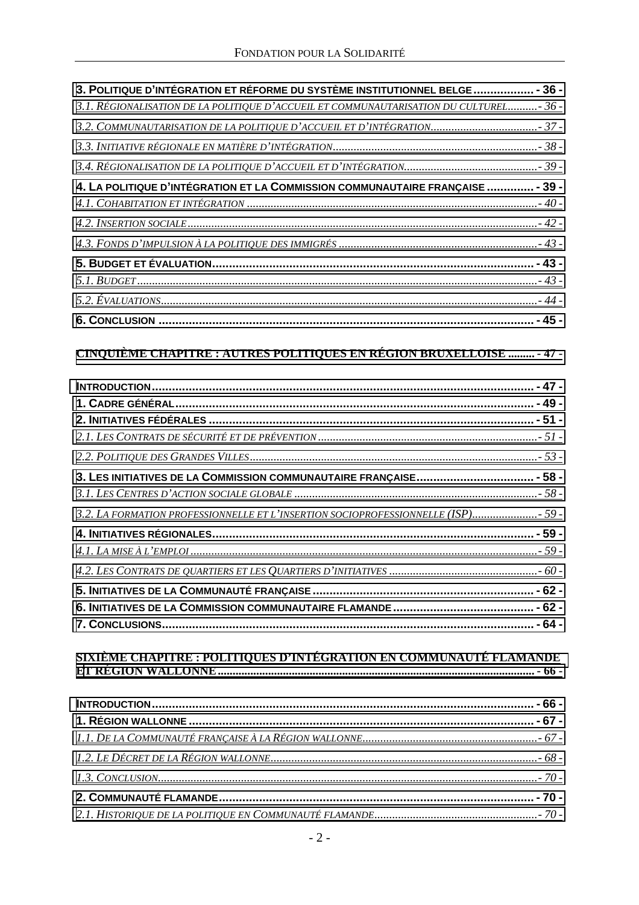**3. POLITIQUE D'INTÉGRATION ET RÉFORME DU SYSTÈME INSTITUTIONNEL BELGE .................. - 36 -**

*3.1. RÉGIONALISATION DE LA POLITIQUE D'ACCUEIL ET COMMUNAUTARISATION DU CULTUREL..........- 36 -*

*3.2. COMMUNAUTARISATION DE LA POLITIQUE D'ACCUEIL ET D'INTÉGRATION....................................- 37 -*

*3.3. INITIATIVE RÉGIONALE EN MATIÈRE D'INTÉGRATION......................................................................- 38 -*

*3.4. RÉGIONALISATION DE LA POLITIQUE D'ACCUEIL ET D'INTÉGRATION.............................................- 39 -*

**4. LA POLITIQUE D'INTÉGRATION ET LA COMMISSION COMMUNAUTAIRE FRANÇAISE .............. - 39 -**

*4.1. COHABITATION ET INTÉGRATION ..................................................................................................- 40 -*

*4.2. INSERTION SOCIALE.......................................................................................................................- 42 -*

*4.3. FONDS D'IMPULSION À LA POLITIQUE DES IMMIGRÉS ...................................................................- 43 -*

**5. BUDGET ET ÉVALUATION.............................................................................................. - 43 -**

*5.1. BUDGET.........................................................................................................................................- 43 -*

*5.2. ÉVALUATIONS................................................................................................................................- 44 -*

**6. CONCLUSION ................................................................................................................. - 45 -**

## CINQUIÈME CHAPITRE : AUTRES POLITIQUES EN RÉGION BRUXELLOISE ......... - 47 -

**INTRODUCTION.................................................................................................................. - 47 -**

**1. CADRE GÉNÉRAL.......................................................................................................... - 49 -**

**2. INITIATIVES FÉDÉRALES ................................................................................................ - 51 -**

*2.1. LES CONTRATS DE SÉCURITÉ ET DE PRÉVENTION ...........................................................................- 51 -*

*2.2. POLITIQUE DES GRANDES VILLES...................................................................................................- 53 -*

**3. LES INITIATIVES DE LA COMMISSION COMMUNAUTAIRE FRANÇAISE................................... - 58 -**

*3.1. LES CENTRES D'ACTION SOCIALE GLOBALE ...................................................................................- 58 -*

*3.2. LA FORMATION PROFESSIONNELLE ET L'INSERTION SOCIOPROFESSIONNELLE (ISP).......................- 59 -*

**4. INITIATIVES RÉGIONALES.............................................................................................. - 59 -**

*4.1. LA MISE À L'EMPLOI ......................................................................................................................- 59 -*

*4.2. LES CONTRATS DE QUARTIERS ET LES QUARTIERS D'INITIATIVES ...................................................- 60 -*

**5. INITIATIVES DE LA COMMUNAUTÉ FRANÇAISE ................................................................... - 62 -**

**6. INITIATIVES DE LA COMMISSION COMMUNAUTAIRE FLAMANDE ........................................... - 62 -**

**7. CONCLUSIONS.............................................................................................................. - 64 -**

## SIXIÈME CHAPITRE : POLITIQUES D'INTÉGRATION EN COMMUNAUTÉ FLAMANDE ET RÉGION WALLONNE......................................................................................................... - 66 -

**INTRODUCTION.................................................................................................................. - 66 -**

**1. RÉGION WALLONNE ..................................................................................................... - 67 -**

*1.1. DE LA COMMUNAUTÉ FRANÇAISE À LA RÉGION WALLONNE............................................................- 67 -*

*1.2. LE DÉCRET DE LA RÉGION WALLONNE...........................................................................................- 68 -*

*1.3. CONCLUSION.................................................................................................................................- 70 -*

**2. COMMUNAUTÉ FLAMANDE............................................................................................. - 70 -**

*2.1. HISTORIQUE DE LA POLITIQUE EN COMMUNAUTÉ FLAMANDE........................................................- 70 -*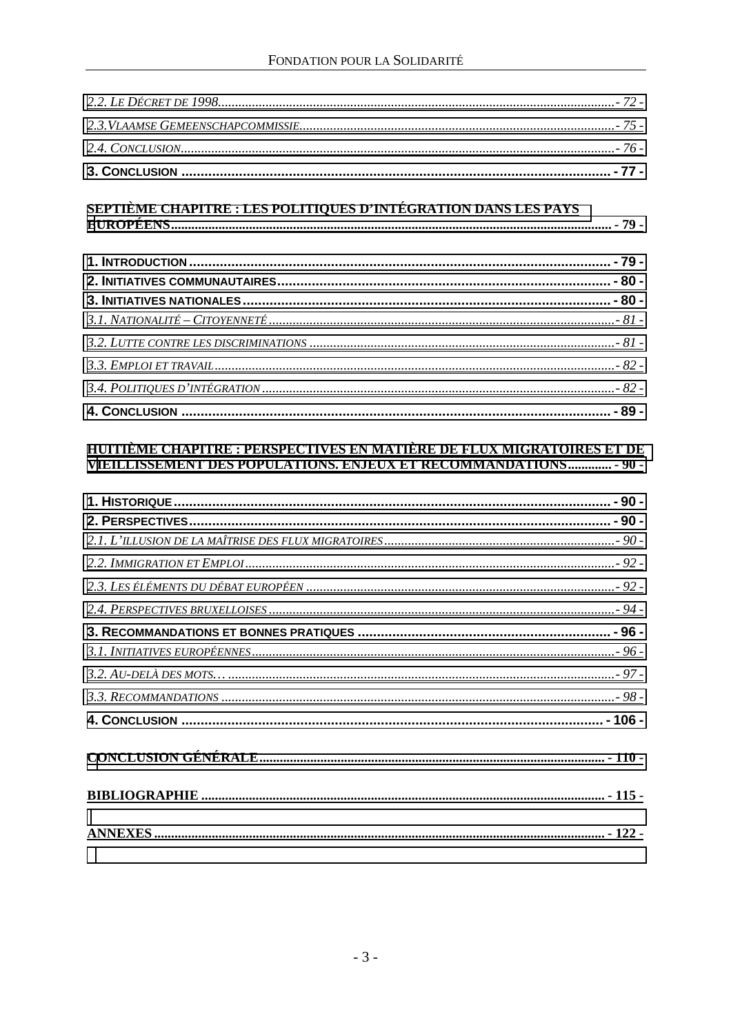*2.2. Le Décret de 1998* ... - 72 -

*2.3. Vlaamse Gemeenschapcommissie* ... - 75 -

*2.4. Conclusion* ... - 76 -

**3. Conclusion** ... - 77 -

**Septième chapitre : Les politiques d'intégration dans les pays européens** ... - 79 -

**1. Introduction** ... - 79 -

**2. Initiatives communautaires** ... - 80 -

**3. Initiatives nationales** ... - 80 -

*3.1. Nationalité – Citoyenneté* ... - 81 -

*3.2. Lutte contre les discriminations* ... - 81 -

*3.3. Emploi et travail* ... - 82 -

*3.4. Politiques d'intégration* ... - 82 -

**4. Conclusion** ... - 89 -

**Huitième chapitre : Perspectives en matière de flux migratoires et de vieillissement des populations. Enjeux et recommandations** ... - 90 -

**1. Historique** ... - 90 -

**2. Perspectives** ... - 90 -

*2.1. L'illusion de la maîtrise des flux migratoires* ... - 90 -

*2.2. Immigration et Emploi* ... - 92 -

*2.3. Les éléments du débat européen* ... - 92 -

*2.4. Perspectives bruxelloises* ... - 94 -

**3. Recommandations et bonnes pratiques** ... - 96 -

*3.1. Initiatives européennes* ... - 96 -

*3.2. Au-delà des mots…* ... - 97 -

*3.3. Recommandations* ... - 98 -

**4. Conclusion** ... - 106 -

**Conclusion générale** ... - 110 -

**Bibliographie** ... - 115 -

**Annexes** ... - 122 -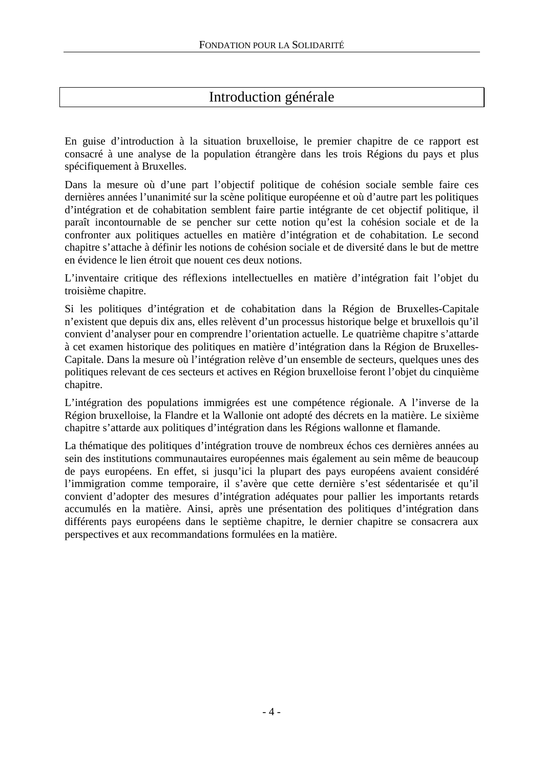# Introduction générale

En guise d'introduction à la situation bruxelloise, le premier chapitre de ce rapport est consacré à une analyse de la population étrangère dans les trois Régions du pays et plus spécifiquement à Bruxelles.

Dans la mesure où d'une part l'objectif politique de cohésion sociale semble faire ces dernières années l'unanimité sur la scène politique européenne et où d'autre part les politiques d'intégration et de cohabitation semblent faire partie intégrante de cet objectif politique, il paraît incontournable de se pencher sur cette notion qu'est la cohésion sociale et de la confronter aux politiques actuelles en matière d'intégration et de cohabitation. Le second chapitre s'attache à définir les notions de cohésion sociale et de diversité dans le but de mettre en évidence le lien étroit que nouent ces deux notions.

L'inventaire critique des réflexions intellectuelles en matière d'intégration fait l'objet du troisième chapitre.

Si les politiques d'intégration et de cohabitation dans la Région de Bruxelles-Capitale n'existent que depuis dix ans, elles relèvent d'un processus historique belge et bruxellois qu'il convient d'analyser pour en comprendre l'orientation actuelle. Le quatrième chapitre s'attarde à cet examen historique des politiques en matière d'intégration dans la Région de Bruxelles-Capitale. Dans la mesure où l'intégration relève d'un ensemble de secteurs, quelques unes des politiques relevant de ces secteurs et actives en Région bruxelloise feront l'objet du cinquième chapitre.

L'intégration des populations immigrées est une compétence régionale. A l'inverse de la Région bruxelloise, la Flandre et la Wallonie ont adopté des décrets en la matière. Le sixième chapitre s'attarde aux politiques d'intégration dans les Régions wallonne et flamande.

La thématique des politiques d'intégration trouve de nombreux échos ces dernières années au sein des institutions communautaires européennes mais également au sein même de beaucoup de pays européens. En effet, si jusqu'ici la plupart des pays européens avaient considéré l'immigration comme temporaire, il s'avère que cette dernière s'est sédentarisée et qu'il convient d'adopter des mesures d'intégration adéquates pour pallier les importants retards accumulés en la matière. Ainsi, après une présentation des politiques d'intégration dans différents pays européens dans le septième chapitre, le dernier chapitre se consacrera aux perspectives et aux recommandations formulées en la matière.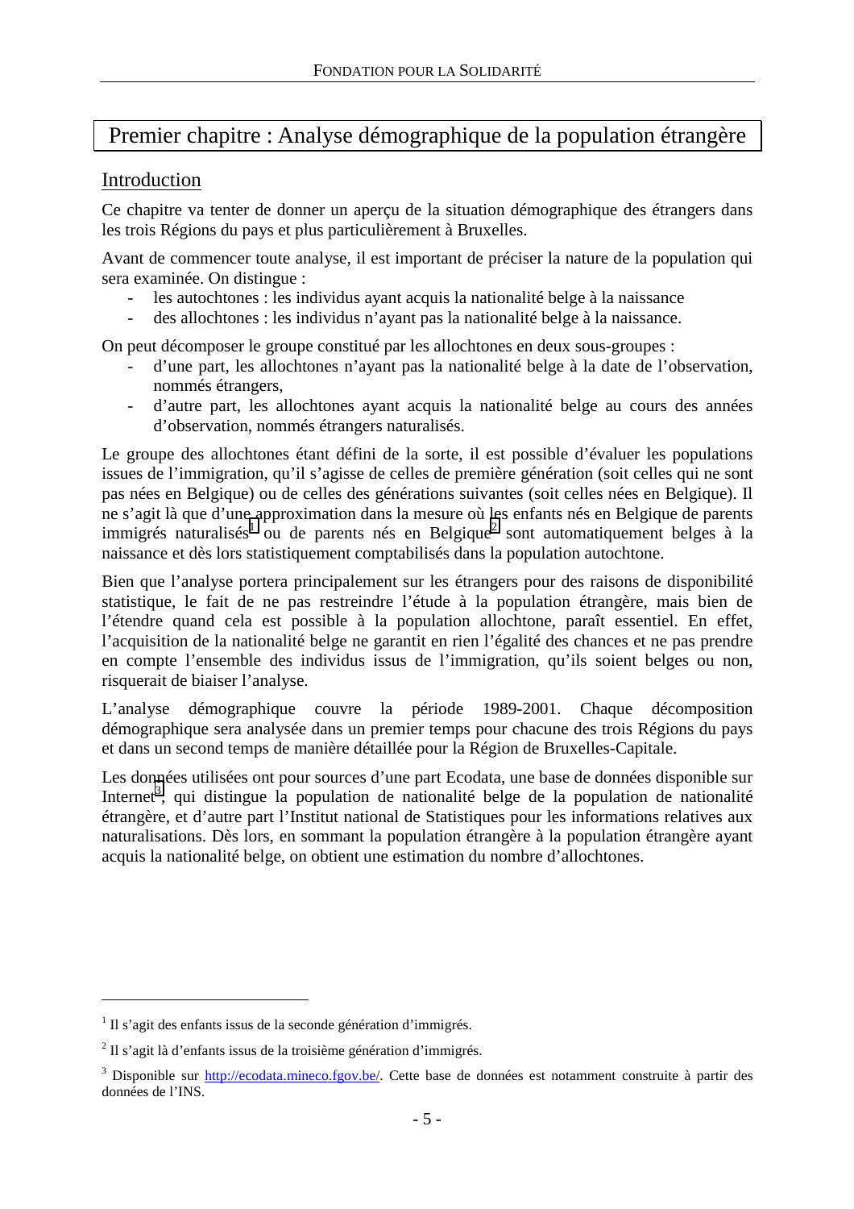# Premier chapitre : Analyse démographique de la population étrangère

## Introduction

Ce chapitre va tenter de donner un aperçu de la situation démographique des étrangers dans les trois Régions du pays et plus particulièrement à Bruxelles.

Avant de commencer toute analyse, il est important de préciser la nature de la population qui sera examinée. On distingue :

- les autochtones : les individus ayant acquis la nationalité belge à la naissance
- des allochtones : les individus n'ayant pas la nationalité belge à la naissance.

On peut décomposer le groupe constitué par les allochtones en deux sous-groupes :

- d'une part, les allochtones n'ayant pas la nationalité belge à la date de l'observation, nommés étrangers,
- d'autre part, les allochtones ayant acquis la nationalité belge au cours des années d'observation, nommés étrangers naturalisés.

Le groupe des allochtones étant défini de la sorte, il est possible d'évaluer les populations issues de l'immigration, qu'il s'agisse de celles de première génération (soit celles qui ne sont pas nées en Belgique) ou de celles des générations suivantes (soit celles nées en Belgique). Il ne s'agit là que d'une approximation dans la mesure où les enfants nés en Belgique de parents immigrés naturalisés[1] ou de parents nés en Belgique[2] sont automatiquement belges à la naissance et dès lors statistiquement comptabilisés dans la population autochtone.

Bien que l'analyse portera principalement sur les étrangers pour des raisons de disponibilité statistique, le fait de ne pas restreindre l'étude à la population étrangère, mais bien de l'étendre quand cela est possible à la population allochtone, paraît essentiel. En effet, l'acquisition de la nationalité belge ne garantit en rien l'égalité des chances et ne pas prendre en compte l'ensemble des individus issus de l'immigration, qu'ils soient belges ou non, risquerait de biaiser l'analyse.

L'analyse démographique couvre la période 1989-2001. Chaque décomposition démographique sera analysée dans un premier temps pour chacune des trois Régions du pays et dans un second temps de manière détaillée pour la Région de Bruxelles-Capitale.

Les données utilisées ont pour sources d'une part Ecodata, une base de données disponible sur Internet[3], qui distingue la population de nationalité belge de la population de nationalité étrangère, et d'autre part l'Institut national de Statistiques pour les informations relatives aux naturalisations. Dès lors, en sommant la population étrangère à la population étrangère ayant acquis la nationalité belge, on obtient une estimation du nombre d'allochtones.

---

[1] Il s'agit des enfants issus de la seconde génération d'immigrés.

[2] Il s'agit là d'enfants issus de la troisième génération d'immigrés.

[3] Disponible sur http://ecodata.mineco.fgov.be/. Cette base de données est notamment construite à partir des données de l'INS.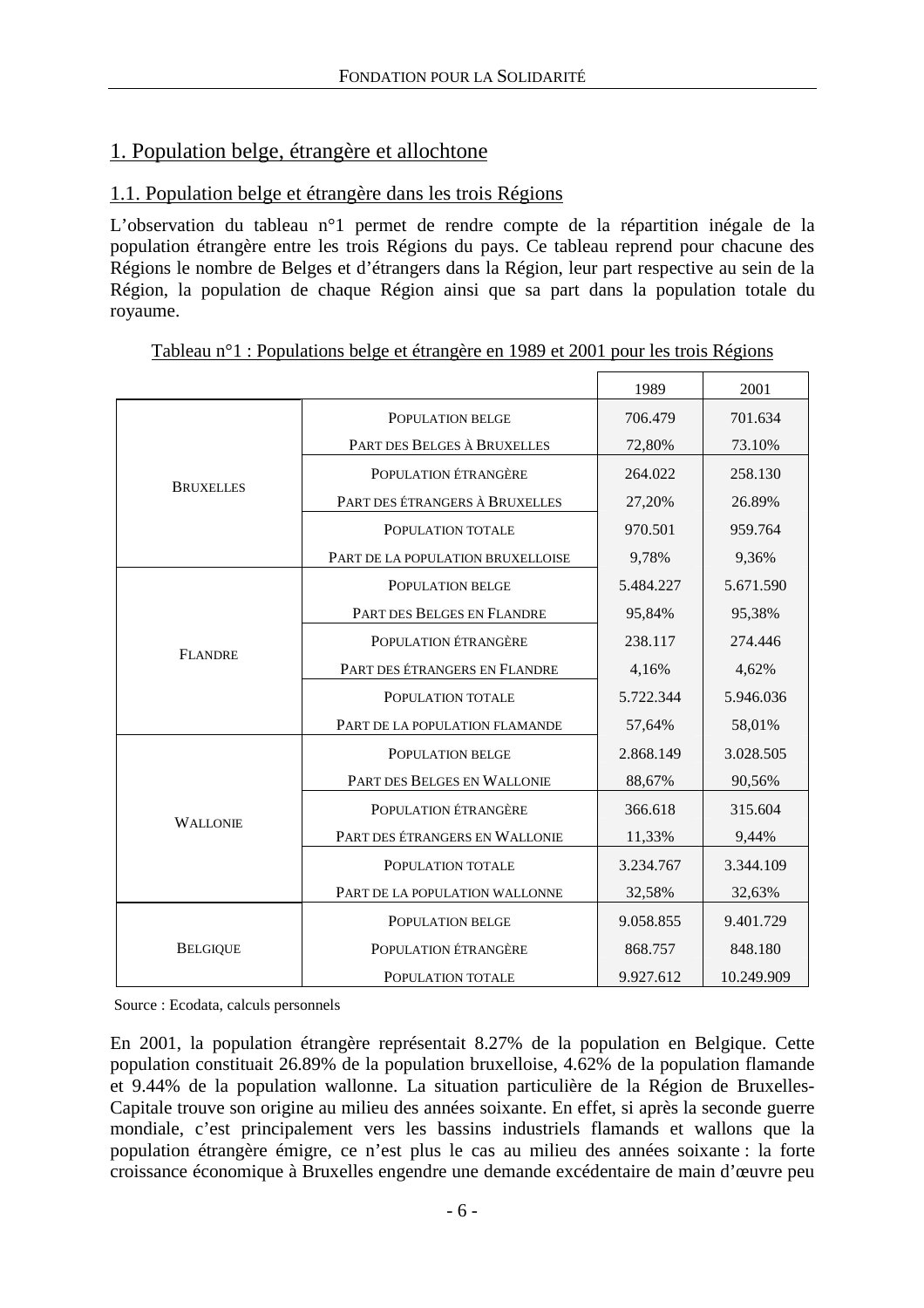# 1. Population belge, étrangère et allochtone

## 1.1. Population belge et étrangère dans les trois Régions

L'observation du tableau n°1 permet de rendre compte de la répartition inégale de la population étrangère entre les trois Régions du pays. Ce tableau reprend pour chacune des Régions le nombre de Belges et d'étrangers dans la Région, leur part respective au sein de la Région, la population de chaque Région ainsi que sa part dans la population totale du royaume.

Tableau n°1 : Populations belge et étrangère en 1989 et 2001 pour les trois Régions

| | | 1989 | 2001 |
|---|---|---|---|
| Bruxelles | Population belge | 706.479 | 701.634 |
| | Part des Belges à Bruxelles | 72,80% | 73.10% |
| | Population étrangère | 264.022 | 258.130 |
| | Part des étrangers à Bruxelles | 27,20% | 26.89% |
| | Population totale | 970.501 | 959.764 |
| | Part de la population bruxelloise | 9,78% | 9,36% |
| Flandre | Population belge | 5.484.227 | 5.671.590 |
| | Part des Belges en Flandre | 95,84% | 95,38% |
| | Population étrangère | 238.117 | 274.446 |
| | Part des étrangers en Flandre | 4,16% | 4,62% |
| | Population totale | 5.722.344 | 5.946.036 |
| | Part de la population flamande | 57,64% | 58,01% |
| Wallonie | Population belge | 2.868.149 | 3.028.505 |
| | Part des Belges en Wallonie | 88,67% | 90,56% |
| | Population étrangère | 366.618 | 315.604 |
| | Part des étrangers en Wallonie | 11,33% | 9,44% |
| | Population totale | 3.234.767 | 3.344.109 |
| | Part de la population wallonne | 32,58% | 32,63% |
| Belgique | Population belge | 9.058.855 | 9.401.729 |
| | Population étrangère | 868.757 | 848.180 |
| | Population totale | 9.927.612 | 10.249.909 |

Source : Ecodata, calculs personnels

En 2001, la population étrangère représentait 8.27% de la population en Belgique. Cette population constituait 26.89% de la population bruxelloise, 4.62% de la population flamande et 9.44% de la population wallonne. La situation particulière de la Région de Bruxelles-Capitale trouve son origine au milieu des années soixante. En effet, si après la seconde guerre mondiale, c'est principalement vers les bassins industriels flamands et wallons que la population étrangère émigre, ce n'est plus le cas au milieu des années soixante : la forte croissance économique à Bruxelles engendre une demande excédentaire de main d'œuvre peu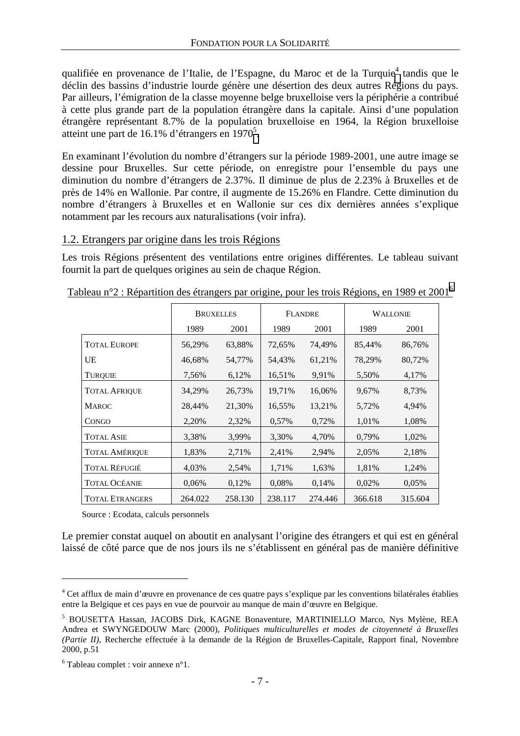qualifiée en provenance de l'Italie, de l'Espagne, du Maroc et de la Turquie[4] tandis que le déclin des bassins d'industrie lourde génère une désertion des deux autres Régions du pays. Par ailleurs, l'émigration de la classe moyenne belge bruxelloise vers la périphérie a contribué à cette plus grande part de la population étrangère dans la capitale. Ainsi d'une population étrangère représentant 8.7% de la population bruxelloise en 1964, la Région bruxelloise atteint une part de 16.1% d'étrangers en 1970[5].

En examinant l'évolution du nombre d'étrangers sur la période 1989-2001, une autre image se dessine pour Bruxelles. Sur cette période, on enregistre pour l'ensemble du pays une diminution du nombre d'étrangers de 2.37%. Il diminue de plus de 2.23% à Bruxelles et de près de 14% en Wallonie. Par contre, il augmente de 15.26% en Flandre. Cette diminution du nombre d'étrangers à Bruxelles et en Wallonie sur ces dix dernières années s'explique notamment par les recours aux naturalisations (voir infra).

## 1.2. Etrangers par origine dans les trois Régions

Les trois Régions présentent des ventilations entre origines différentes. Le tableau suivant fournit la part de quelques origines au sein de chaque Région.

Tableau n°2 : Répartition des étrangers par origine, pour les trois Régions, en 1989 et 2001[6]

| | BRUXELLES | | FLANDRE | | WALLONIE | |
|---|---|---|---|---|---|---|
| | 1989 | 2001 | 1989 | 2001 | 1989 | 2001 |
| TOTAL EUROPE | 56,29% | 63,88% | 72,65% | 74,49% | 85,44% | 86,76% |
| UE | 46,68% | 54,77% | 54,43% | 61,21% | 78,29% | 80,72% |
| TURQUIE | 7,56% | 6,12% | 16,51% | 9,91% | 5,50% | 4,17% |
| TOTAL AFRIQUE | 34,29% | 26,73% | 19,71% | 16,06% | 9,67% | 8,73% |
| MAROC | 28,44% | 21,30% | 16,55% | 13,21% | 5,72% | 4,94% |
| CONGO | 2,20% | 2,32% | 0,57% | 0,72% | 1,01% | 1,08% |
| TOTAL ASIE | 3,38% | 3,99% | 3,30% | 4,70% | 0,79% | 1,02% |
| TOTAL AMÉRIQUE | 1,83% | 2,71% | 2,41% | 2,94% | 2,05% | 2,18% |
| TOTAL RÉFUGIÉ | 4,03% | 2,54% | 1,71% | 1,63% | 1,81% | 1,24% |
| TOTAL OCÉANIE | 0,06% | 0,12% | 0,08% | 0,14% | 0,02% | 0,05% |
| TOTAL ETRANGERS | 264.022 | 258.130 | 238.117 | 274.446 | 366.618 | 315.604 |

Source : Ecodata, calculs personnels

Le premier constat auquel on aboutit en analysant l'origine des étrangers et qui est en général laissé de côté parce que de nos jours ils ne s'établissent en général pas de manière définitive

---

[4] Cet afflux de main d'œuvre en provenance de ces quatre pays s'explique par les conventions bilatérales établies entre la Belgique et ces pays en vue de pourvoir au manque de main d'œuvre en Belgique.

[5] BOUSETTA Hassan, JACOBS Dirk, KAGNE Bonaventure, MARTINIELLO Marco, Nys Mylène, REA Andrea et SWYNGEDOUW Marc (2000), *Politiques multiculturelles et modes de citoyenneté à Bruxelles (Partie II)*, Recherche effectuée à la demande de la Région de Bruxelles-Capitale, Rapport final, Novembre 2000, p.51

[6] Tableau complet : voir annexe n°1.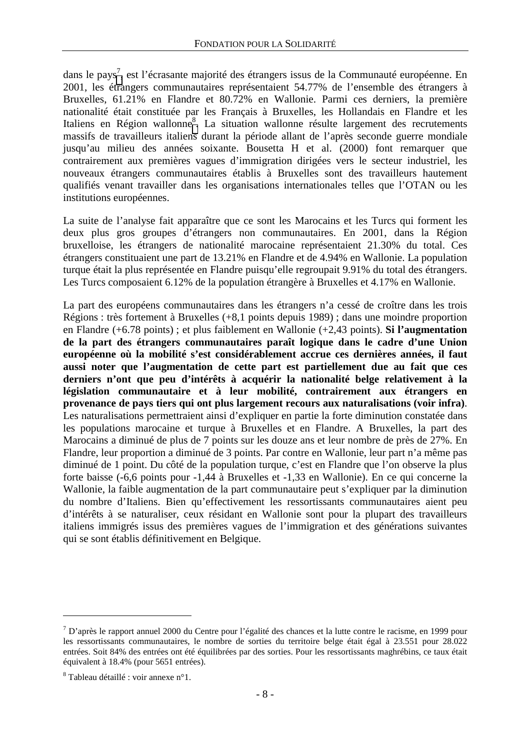dans le pays[7], est l'écrasante majorité des étrangers issus de la Communauté européenne. En 2001, les étrangers communautaires représentaient 54.77% de l'ensemble des étrangers à Bruxelles, 61.21% en Flandre et 80.72% en Wallonie. Parmi ces derniers, la première nationalité était constituée par les Français à Bruxelles, les Hollandais en Flandre et les Italiens en Région wallonne[8]. La situation wallonne résulte largement des recrutements massifs de travailleurs italiens durant la période allant de l'après seconde guerre mondiale jusqu'au milieu des années soixante. Bousetta H et al. (2000) font remarquer que contrairement aux premières vagues d'immigration dirigées vers le secteur industriel, les nouveaux étrangers communautaires établis à Bruxelles sont des travailleurs hautement qualifiés venant travailler dans les organisations internationales telles que l'OTAN ou les institutions européennes.

La suite de l'analyse fait apparaître que ce sont les Marocains et les Turcs qui forment les deux plus gros groupes d'étrangers non communautaires. En 2001, dans la Région bruxelloise, les étrangers de nationalité marocaine représentaient 21.30% du total. Ces étrangers constituaient une part de 13.21% en Flandre et de 4.94% en Wallonie. La population turque était la plus représentée en Flandre puisqu'elle regroupait 9.91% du total des étrangers. Les Turcs composaient 6.12% de la population étrangère à Bruxelles et 4.17% en Wallonie.

La part des européens communautaires dans les étrangers n'a cessé de croître dans les trois Régions : très fortement à Bruxelles (+8,1 points depuis 1989) ; dans une moindre proportion en Flandre (+6.78 points) ; et plus faiblement en Wallonie (+2,43 points). **Si l'augmentation de la part des étrangers communautaires paraît logique dans le cadre d'une Union européenne où la mobilité s'est considérablement accrue ces dernières années, il faut aussi noter que l'augmentation de cette part est partiellement due au fait que ces derniers n'ont que peu d'intérêts à acquérir la nationalité belge relativement à la législation communautaire et à leur mobilité, contrairement aux étrangers en provenance de pays tiers qui ont plus largement recours aux naturalisations (voir infra)**. Les naturalisations permettraient ainsi d'expliquer en partie la forte diminution constatée dans les populations marocaine et turque à Bruxelles et en Flandre. A Bruxelles, la part des Marocains a diminué de plus de 7 points sur les douze ans et leur nombre de près de 27%. En Flandre, leur proportion a diminué de 3 points. Par contre en Wallonie, leur part n'a même pas diminué de 1 point. Du côté de la population turque, c'est en Flandre que l'on observe la plus forte baisse (-6,6 points pour -1,44 à Bruxelles et -1,33 en Wallonie). En ce qui concerne la Wallonie, la faible augmentation de la part communautaire peut s'expliquer par la diminution du nombre d'Italiens. Bien qu'effectivement les ressortissants communautaires aient peu d'intérêts à se naturaliser, ceux résidant en Wallonie sont pour la plupart des travailleurs italiens immigrés issus des premières vagues de l'immigration et des générations suivantes qui se sont établis définitivement en Belgique.

---

[7] D'après le rapport annuel 2000 du Centre pour l'égalité des chances et la lutte contre le racisme, en 1999 pour les ressortissants communautaires, le nombre de sorties du territoire belge était égal à 23.551 pour 28.022 entrées. Soit 84% des entrées ont été équilibrées par des sorties. Pour les ressortissants maghrébins, ce taux était équivalent à 18.4% (pour 5651 entrées).

[8] Tableau détaillé : voir annexe n°1.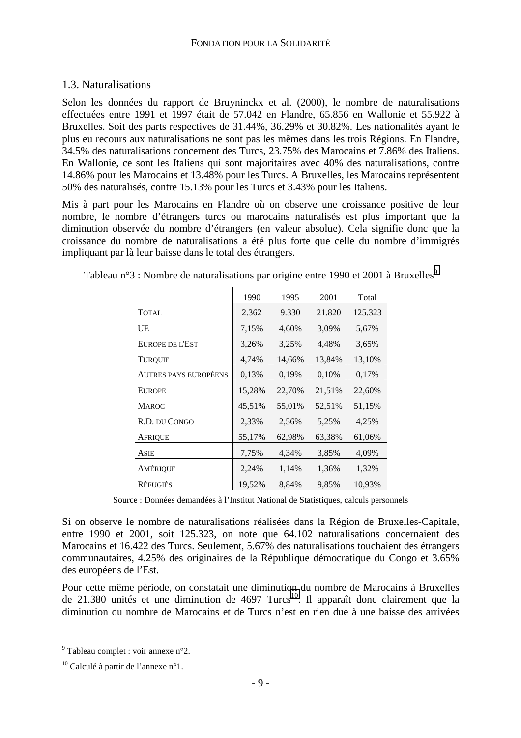## 1.3. Naturalisations

Selon les données du rapport de Bruyninckx et al. (2000), le nombre de naturalisations effectuées entre 1991 et 1997 était de 57.042 en Flandre, 65.856 en Wallonie et 55.922 à Bruxelles. Soit des parts respectives de 31.44%, 36.29% et 30.82%. Les nationalités ayant le plus eu recours aux naturalisations ne sont pas les mêmes dans les trois Régions. En Flandre, 34.5% des naturalisations concernent des Turcs, 23.75% des Marocains et 7.86% des Italiens. En Wallonie, ce sont les Italiens qui sont majoritaires avec 40% des naturalisations, contre 14.86% pour les Marocains et 13.48% pour les Turcs. A Bruxelles, les Marocains représentent 50% des naturalisés, contre 15.13% pour les Turcs et 3.43% pour les Italiens.

Mis à part pour les Marocains en Flandre où on observe une croissance positive de leur nombre, le nombre d'étrangers turcs ou marocains naturalisés est plus important que la diminution observée du nombre d'étrangers (en valeur absolue). Cela signifie donc que la croissance du nombre de naturalisations a été plus forte que celle du nombre d'immigrés impliquant par là leur baisse dans le total des étrangers.

Tableau n°3 : Nombre de naturalisations par origine entre 1990 et 2001 à Bruxelles[9]

| | 1990 | 1995 | 2001 | Total |
|---|---|---|---|---|
| TOTAL | 2.362 | 9.330 | 21.820 | 125.323 |
| UE | 7,15% | 4,60% | 3,09% | 5,67% |
| EUROPE DE L'EST | 3,26% | 3,25% | 4,48% | 3,65% |
| TURQUIE | 4,74% | 14,66% | 13,84% | 13,10% |
| AUTRES PAYS EUROPÉENS | 0,13% | 0,19% | 0,10% | 0,17% |
| EUROPE | 15,28% | 22,70% | 21,51% | 22,60% |
| MAROC | 45,51% | 55,01% | 52,51% | 51,15% |
| R.D. DU CONGO | 2,33% | 2,56% | 5,25% | 4,25% |
| AFRIQUE | 55,17% | 62,98% | 63,38% | 61,06% |
| ASIE | 7,75% | 4,34% | 3,85% | 4,09% |
| AMÉRIQUE | 2,24% | 1,14% | 1,36% | 1,32% |
| RÉFUGIÉS | 19,52% | 8,84% | 9,85% | 10,93% |

Source : Données demandées à l'Institut National de Statistiques, calculs personnels

Si on observe le nombre de naturalisations réalisées dans la Région de Bruxelles-Capitale, entre 1990 et 2001, soit 125.323, on note que 64.102 naturalisations concernaient des Marocains et 16.422 des Turcs. Seulement, 5.67% des naturalisations touchaient des étrangers communautaires, 4.25% des originaires de la République démocratique du Congo et 3.65% des européens de l'Est.

Pour cette même période, on constatait une diminution du nombre de Marocains à Bruxelles de 21.380 unités et une diminution de 4697 Turcs[10]. Il apparaît donc clairement que la diminution du nombre de Marocains et de Turcs n'est en rien due à une baisse des arrivées

---

[9] Tableau complet : voir annexe n°2.

[10] Calculé à partir de l'annexe n°1.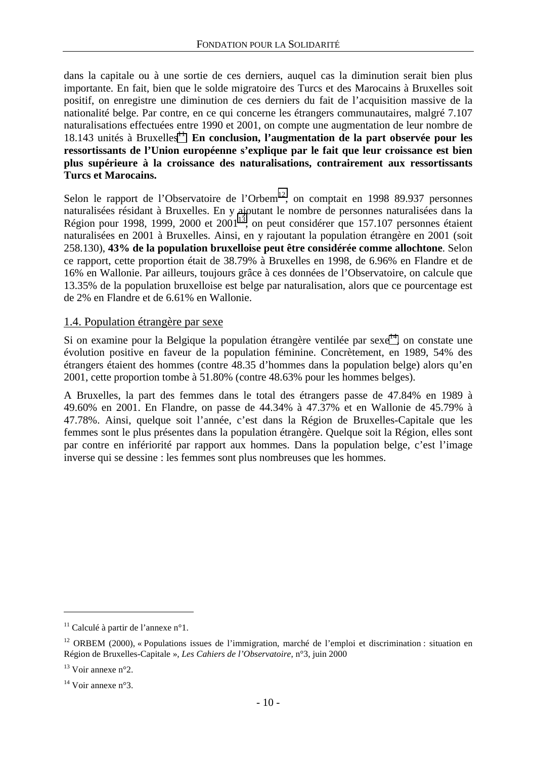dans la capitale ou à une sortie de ces derniers, auquel cas la diminution serait bien plus importante. En fait, bien que le solde migratoire des Turcs et des Marocains à Bruxelles soit positif, on enregistre une diminution de ces derniers du fait de l'acquisition massive de la nationalité belge. Par contre, en ce qui concerne les étrangers communautaires, malgré 7.107 naturalisations effectuées entre 1990 et 2001, on compte une augmentation de leur nombre de 18.143 unités à Bruxelles[11]. **En conclusion, l'augmentation de la part observée pour les ressortissants de l'Union européenne s'explique par le fait que leur croissance est bien plus supérieure à la croissance des naturalisations, contrairement aux ressortissants Turcs et Marocains.**

Selon le rapport de l'Observatoire de l'Orbem[12], on comptait en 1998 89.937 personnes naturalisées résidant à Bruxelles. En y ajoutant le nombre de personnes naturalisées dans la Région pour 1998, 1999, 2000 et 2001[13], on peut considérer que 157.107 personnes étaient naturalisées en 2001 à Bruxelles. Ainsi, en y rajoutant la population étrangère en 2001 (soit 258.130), **43% de la population bruxelloise peut être considérée comme allochtone**. Selon ce rapport, cette proportion était de 38.79% à Bruxelles en 1998, de 6.96% en Flandre et de 16% en Wallonie. Par ailleurs, toujours grâce à ces données de l'Observatoire, on calcule que 13.35% de la population bruxelloise est belge par naturalisation, alors que ce pourcentage est de 2% en Flandre et de 6.61% en Wallonie.

## 1.4. Population étrangère par sexe

Si on examine pour la Belgique la population étrangère ventilée par sexe[14], on constate une évolution positive en faveur de la population féminine. Concrètement, en 1989, 54% des étrangers étaient des hommes (contre 48.35 d'hommes dans la population belge) alors qu'en 2001, cette proportion tombe à 51.80% (contre 48.63% pour les hommes belges).

A Bruxelles, la part des femmes dans le total des étrangers passe de 47.84% en 1989 à 49.60% en 2001. En Flandre, on passe de 44.34% à 47.37% et en Wallonie de 45.79% à 47.78%. Ainsi, quelque soit l'année, c'est dans la Région de Bruxelles-Capitale que les femmes sont le plus présentes dans la population étrangère. Quelque soit la Région, elles sont par contre en infériorité par rapport aux hommes. Dans la population belge, c'est l'image inverse qui se dessine : les femmes sont plus nombreuses que les hommes.

---

[11] Calculé à partir de l'annexe n°1.

[12] ORBEM (2000), « Populations issues de l'immigration, marché de l'emploi et discrimination : situation en Région de Bruxelles-Capitale », *Les Cahiers de l'Observatoire*, n°3, juin 2000

[13] Voir annexe n°2.

[14] Voir annexe n°3.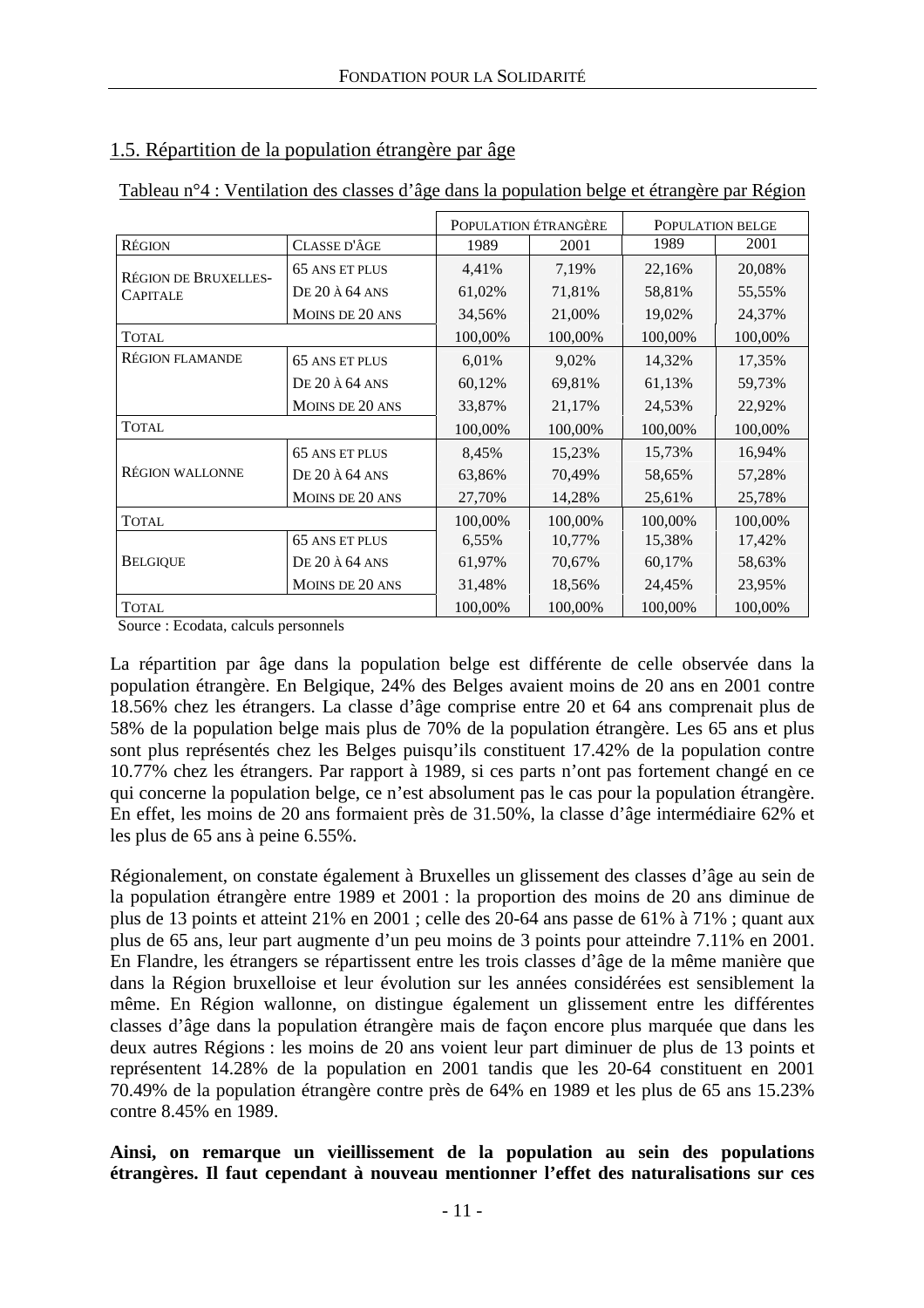## 1.5. Répartition de la population étrangère par âge

Tableau n°4 : Ventilation des classes d'âge dans la population belge et étrangère par Région

| | | Population étrangère | | Population belge | |
|---|---|---|---|---|---|
| Région | Classe d'âge | 1989 | 2001 | 1989 | 2001 |
| Région de Bruxelles-Capitale | 65 ans et plus | 4,41% | 7,19% | 22,16% | 20,08% |
| | De 20 à 64 ans | 61,02% | 71,81% | 58,81% | 55,55% |
| | Moins de 20 ans | 34,56% | 21,00% | 19,02% | 24,37% |
| Total | | 100,00% | 100,00% | 100,00% | 100,00% |
| Région flamande | 65 ans et plus | 6,01% | 9,02% | 14,32% | 17,35% |
| | De 20 à 64 ans | 60,12% | 69,81% | 61,13% | 59,73% |
| | Moins de 20 ans | 33,87% | 21,17% | 24,53% | 22,92% |
| Total | | 100,00% | 100,00% | 100,00% | 100,00% |
| Région wallonne | 65 ans et plus | 8,45% | 15,23% | 15,73% | 16,94% |
| | De 20 à 64 ans | 63,86% | 70,49% | 58,65% | 57,28% |
| | Moins de 20 ans | 27,70% | 14,28% | 25,61% | 25,78% |
| Total | | 100,00% | 100,00% | 100,00% | 100,00% |
| Belgique | 65 ans et plus | 6,55% | 10,77% | 15,38% | 17,42% |
| | De 20 à 64 ans | 61,97% | 70,67% | 60,17% | 58,63% |
| | Moins de 20 ans | 31,48% | 18,56% | 24,45% | 23,95% |
| Total | | 100,00% | 100,00% | 100,00% | 100,00% |

Source : Ecodata, calculs personnels

La répartition par âge dans la population belge est différente de celle observée dans la population étrangère. En Belgique, 24% des Belges avaient moins de 20 ans en 2001 contre 18.56% chez les étrangers. La classe d'âge comprise entre 20 et 64 ans comprenait plus de 58% de la population belge mais plus de 70% de la population étrangère. Les 65 ans et plus sont plus représentés chez les Belges puisqu'ils constituent 17.42% de la population contre 10.77% chez les étrangers. Par rapport à 1989, si ces parts n'ont pas fortement changé en ce qui concerne la population belge, ce n'est absolument pas le cas pour la population étrangère. En effet, les moins de 20 ans formaient près de 31.50%, la classe d'âge intermédiaire 62% et les plus de 65 ans à peine 6.55%.

Régionalement, on constate également à Bruxelles un glissement des classes d'âge au sein de la population étrangère entre 1989 et 2001 : la proportion des moins de 20 ans diminue de plus de 13 points et atteint 21% en 2001 ; celle des 20-64 ans passe de 61% à 71% ; quant aux plus de 65 ans, leur part augmente d'un peu moins de 3 points pour atteindre 7.11% en 2001. En Flandre, les étrangers se répartissent entre les trois classes d'âge de la même manière que dans la Région bruxelloise et leur évolution sur les années considérées est sensiblement la même. En Région wallonne, on distingue également un glissement entre les différentes classes d'âge dans la population étrangère mais de façon encore plus marquée que dans les deux autres Régions : les moins de 20 ans voient leur part diminuer de plus de 13 points et représentent 14.28% de la population en 2001 tandis que les 20-64 constituent en 2001 70.49% de la population étrangère contre près de 64% en 1989 et les plus de 65 ans 15.23% contre 8.45% en 1989.

**Ainsi, on remarque un vieillissement de la population au sein des populations étrangères. Il faut cependant à nouveau mentionner l'effet des naturalisations sur ces**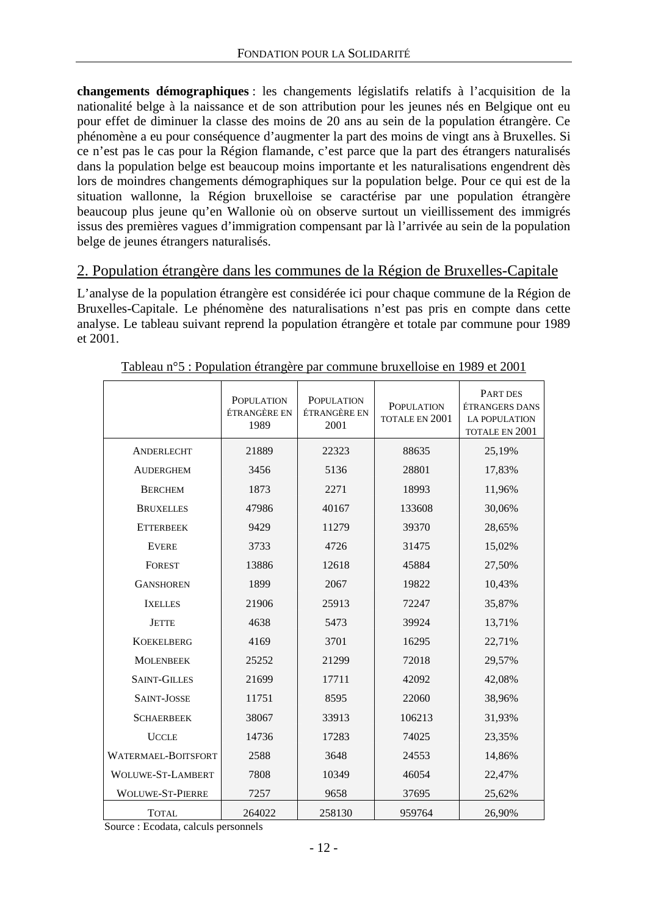**changements démographiques** : les changements législatifs relatifs à l'acquisition de la nationalité belge à la naissance et de son attribution pour les jeunes nés en Belgique ont eu pour effet de diminuer la classe des moins de 20 ans au sein de la population étrangère. Ce phénomène a eu pour conséquence d'augmenter la part des moins de vingt ans à Bruxelles. Si ce n'est pas le cas pour la Région flamande, c'est parce que la part des étrangers naturalisés dans la population belge est beaucoup moins importante et les naturalisations engendrent dès lors de moindres changements démographiques sur la population belge. Pour ce qui est de la situation wallonne, la Région bruxelloise se caractérise par une population étrangère beaucoup plus jeune qu'en Wallonie où on observe surtout un vieillissement des immigrés issus des premières vagues d'immigration compensant par là l'arrivée au sein de la population belge de jeunes étrangers naturalisés.

## 2. Population étrangère dans les communes de la Région de Bruxelles-Capitale

L'analyse de la population étrangère est considérée ici pour chaque commune de la Région de Bruxelles-Capitale. Le phénomène des naturalisations n'est pas pris en compte dans cette analyse. Le tableau suivant reprend la population étrangère et totale par commune pour 1989 et 2001.

Tableau n°5 : Population étrangère par commune bruxelloise en 1989 et 2001

| | Population étrangère en 1989 | Population étrangère en 2001 | Population totale en 2001 | Part des étrangers dans la population totale en 2001 |
|---|---|---|---|---|
| Anderlecht | 21889 | 22323 | 88635 | 25,19% |
| Auderghem | 3456 | 5136 | 28801 | 17,83% |
| Berchem | 1873 | 2271 | 18993 | 11,96% |
| Bruxelles | 47986 | 40167 | 133608 | 30,06% |
| Etterbeek | 9429 | 11279 | 39370 | 28,65% |
| Evere | 3733 | 4726 | 31475 | 15,02% |
| Forest | 13886 | 12618 | 45884 | 27,50% |
| Ganshoren | 1899 | 2067 | 19822 | 10,43% |
| Ixelles | 21906 | 25913 | 72247 | 35,87% |
| Jette | 4638 | 5473 | 39924 | 13,71% |
| Koekelberg | 4169 | 3701 | 16295 | 22,71% |
| Molenbeek | 25252 | 21299 | 72018 | 29,57% |
| Saint-Gilles | 21699 | 17711 | 42092 | 42,08% |
| Saint-Josse | 11751 | 8595 | 22060 | 38,96% |
| Schaerbeek | 38067 | 33913 | 106213 | 31,93% |
| Uccle | 14736 | 17283 | 74025 | 23,35% |
| Watermael-Boitsfort | 2588 | 3648 | 24553 | 14,86% |
| Woluwe-St-Lambert | 7808 | 10349 | 46054 | 22,47% |
| Woluwe-St-Pierre | 7257 | 9658 | 37695 | 25,62% |
| Total | 264022 | 258130 | 959764 | 26,90% |

Source : Ecodata, calculs personnels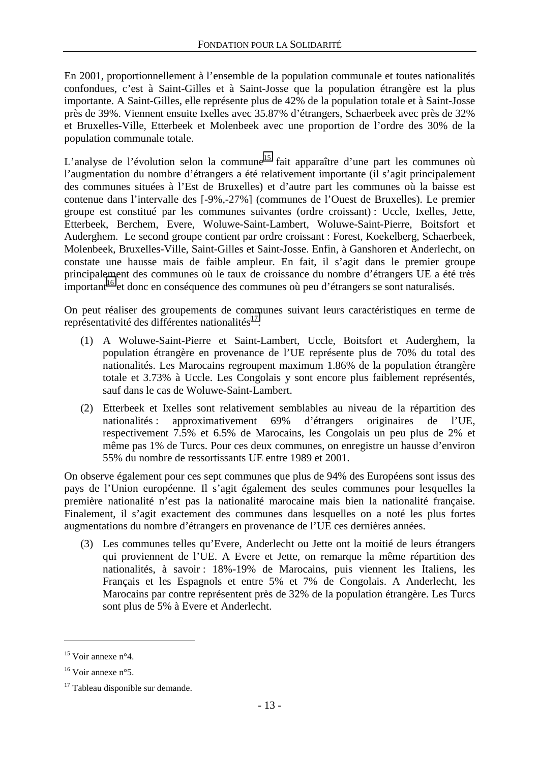En 2001, proportionnellement à l'ensemble de la population communale et toutes nationalités confondues, c'est à Saint-Gilles et à Saint-Josse que la population étrangère est la plus importante. A Saint-Gilles, elle représente plus de 42% de la population totale et à Saint-Josse près de 39%. Viennent ensuite Ixelles avec 35.87% d'étrangers, Schaerbeek avec près de 32% et Bruxelles-Ville, Etterbeek et Molenbeek avec une proportion de l'ordre des 30% de la population communale totale.

L'analyse de l'évolution selon la commune[15] fait apparaître d'une part les communes où l'augmentation du nombre d'étrangers a été relativement importante (il s'agit principalement des communes situées à l'Est de Bruxelles) et d'autre part les communes où la baisse est contenue dans l'intervalle des [-9%,-27%] (communes de l'Ouest de Bruxelles). Le premier groupe est constitué par les communes suivantes (ordre croissant) : Uccle, Ixelles, Jette, Etterbeek, Berchem, Evere, Woluwe-Saint-Lambert, Woluwe-Saint-Pierre, Boitsfort et Auderghem. Le second groupe contient par ordre croissant : Forest, Koekelberg, Schaerbeek, Molenbeek, Bruxelles-Ville, Saint-Gilles et Saint-Josse. Enfin, à Ganshoren et Anderlecht, on constate une hausse mais de faible ampleur. En fait, il s'agit dans le premier groupe principalement des communes où le taux de croissance du nombre d'étrangers UE a été très important[16] et donc en conséquence des communes où peu d'étrangers se sont naturalisés.

On peut réaliser des groupements de communes suivant leurs caractéristiques en terme de représentativité des différentes nationalités[17] :

(1) A Woluwe-Saint-Pierre et Saint-Lambert, Uccle, Boitsfort et Auderghem, la population étrangère en provenance de l'UE représente plus de 70% du total des nationalités. Les Marocains regroupent maximum 1.86% de la population étrangère totale et 3.73% à Uccle. Les Congolais y sont encore plus faiblement représentés, sauf dans le cas de Woluwe-Saint-Lambert.

(2) Etterbeek et Ixelles sont relativement semblables au niveau de la répartition des nationalités : approximativement 69% d'étrangers originaires de l'UE, respectivement 7.5% et 6.5% de Marocains, les Congolais un peu plus de 2% et même pas 1% de Turcs. Pour ces deux communes, on enregistre un hausse d'environ 55% du nombre de ressortissants UE entre 1989 et 2001.

On observe également pour ces sept communes que plus de 94% des Européens sont issus des pays de l'Union européenne. Il s'agit également des seules communes pour lesquelles la première nationalité n'est pas la nationalité marocaine mais bien la nationalité française. Finalement, il s'agit exactement des communes dans lesquelles on a noté les plus fortes augmentations du nombre d'étrangers en provenance de l'UE ces dernières années.

(3) Les communes telles qu'Evere, Anderlecht ou Jette ont la moitié de leurs étrangers qui proviennent de l'UE. A Evere et Jette, on remarque la même répartition des nationalités, à savoir : 18%-19% de Marocains, puis viennent les Italiens, les Français et les Espagnols et entre 5% et 7% de Congolais. A Anderlecht, les Marocains par contre représentent près de 32% de la population étrangère. Les Turcs sont plus de 5% à Evere et Anderlecht.

---

[15] Voir annexe n°4.

[16] Voir annexe n°5.

[17] Tableau disponible sur demande.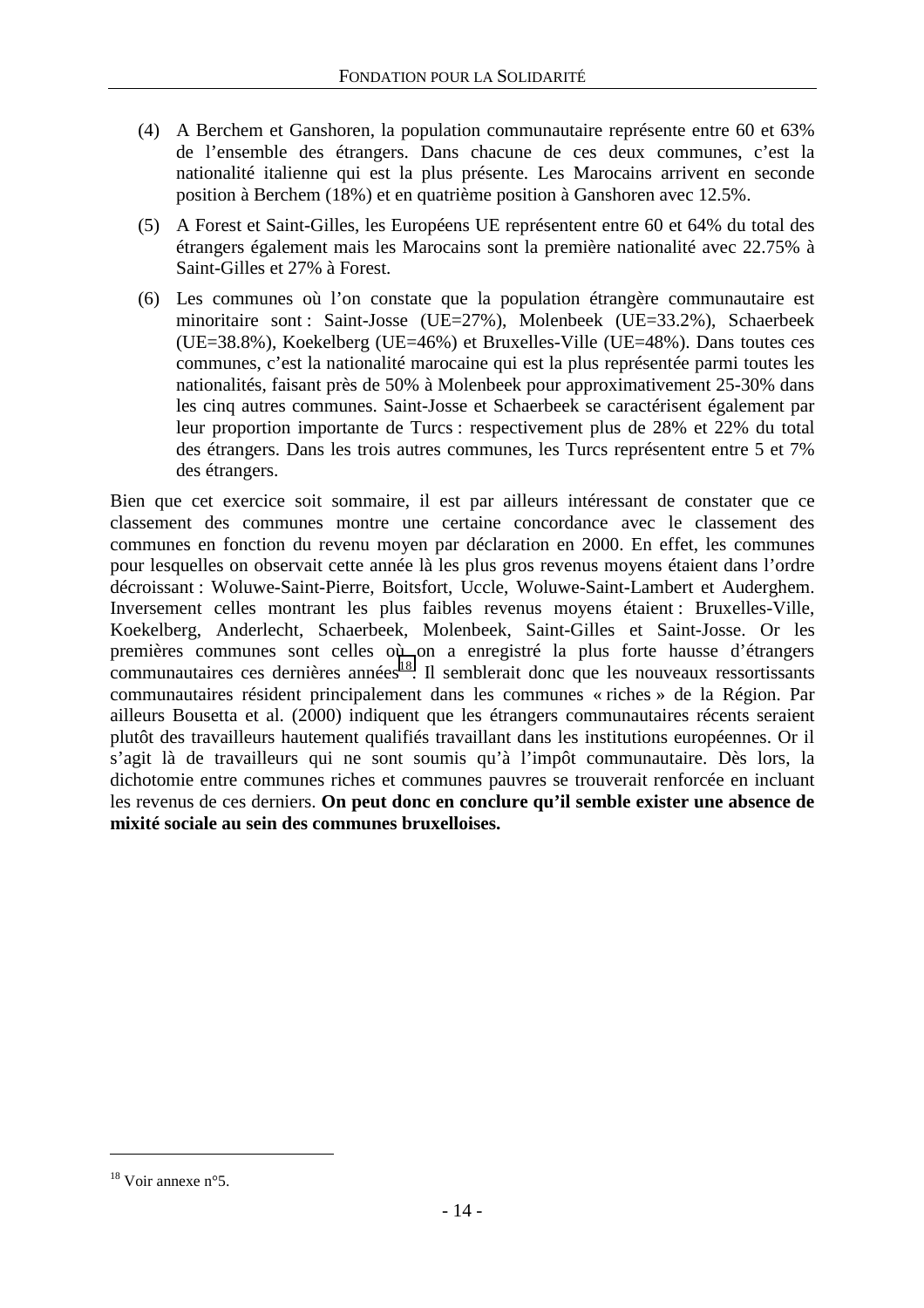(4) A Berchem et Ganshoren, la population communautaire représente entre 60 et 63% de l'ensemble des étrangers. Dans chacune de ces deux communes, c'est la nationalité italienne qui est la plus présente. Les Marocains arrivent en seconde position à Berchem (18%) et en quatrième position à Ganshoren avec 12.5%.

(5) A Forest et Saint-Gilles, les Européens UE représentent entre 60 et 64% du total des étrangers également mais les Marocains sont la première nationalité avec 22.75% à Saint-Gilles et 27% à Forest.

(6) Les communes où l'on constate que la population étrangère communautaire est minoritaire sont : Saint-Josse (UE=27%), Molenbeek (UE=33.2%), Schaerbeek (UE=38.8%), Koekelberg (UE=46%) et Bruxelles-Ville (UE=48%). Dans toutes ces communes, c'est la nationalité marocaine qui est la plus représentée parmi toutes les nationalités, faisant près de 50% à Molenbeek pour approximativement 25-30% dans les cinq autres communes. Saint-Josse et Schaerbeek se caractérisent également par leur proportion importante de Turcs : respectivement plus de 28% et 22% du total des étrangers. Dans les trois autres communes, les Turcs représentent entre 5 et 7% des étrangers.

Bien que cet exercice soit sommaire, il est par ailleurs intéressant de constater que ce classement des communes montre une certaine concordance avec le classement des communes en fonction du revenu moyen par déclaration en 2000. En effet, les communes pour lesquelles on observait cette année là les plus gros revenus moyens étaient dans l'ordre décroissant : Woluwe-Saint-Pierre, Boitsfort, Uccle, Woluwe-Saint-Lambert et Auderghem. Inversement celles montrant les plus faibles revenus moyens étaient : Bruxelles-Ville, Koekelberg, Anderlecht, Schaerbeek, Molenbeek, Saint-Gilles et Saint-Josse. Or les premières communes sont celles où on a enregistré la plus forte hausse d'étrangers communautaires ces dernières années[18]. Il semblerait donc que les nouveaux ressortissants communautaires résident principalement dans les communes « riches » de la Région. Par ailleurs Bousetta et al. (2000) indiquent que les étrangers communautaires récents seraient plutôt des travailleurs hautement qualifiés travaillant dans les institutions européennes. Or il s'agit là de travailleurs qui ne sont soumis qu'à l'impôt communautaire. Dès lors, la dichotomie entre communes riches et communes pauvres se trouverait renforcée en incluant les revenus de ces derniers. **On peut donc en conclure qu'il semble exister une absence de mixité sociale au sein des communes bruxelloises.**

[18] Voir annexe n°5.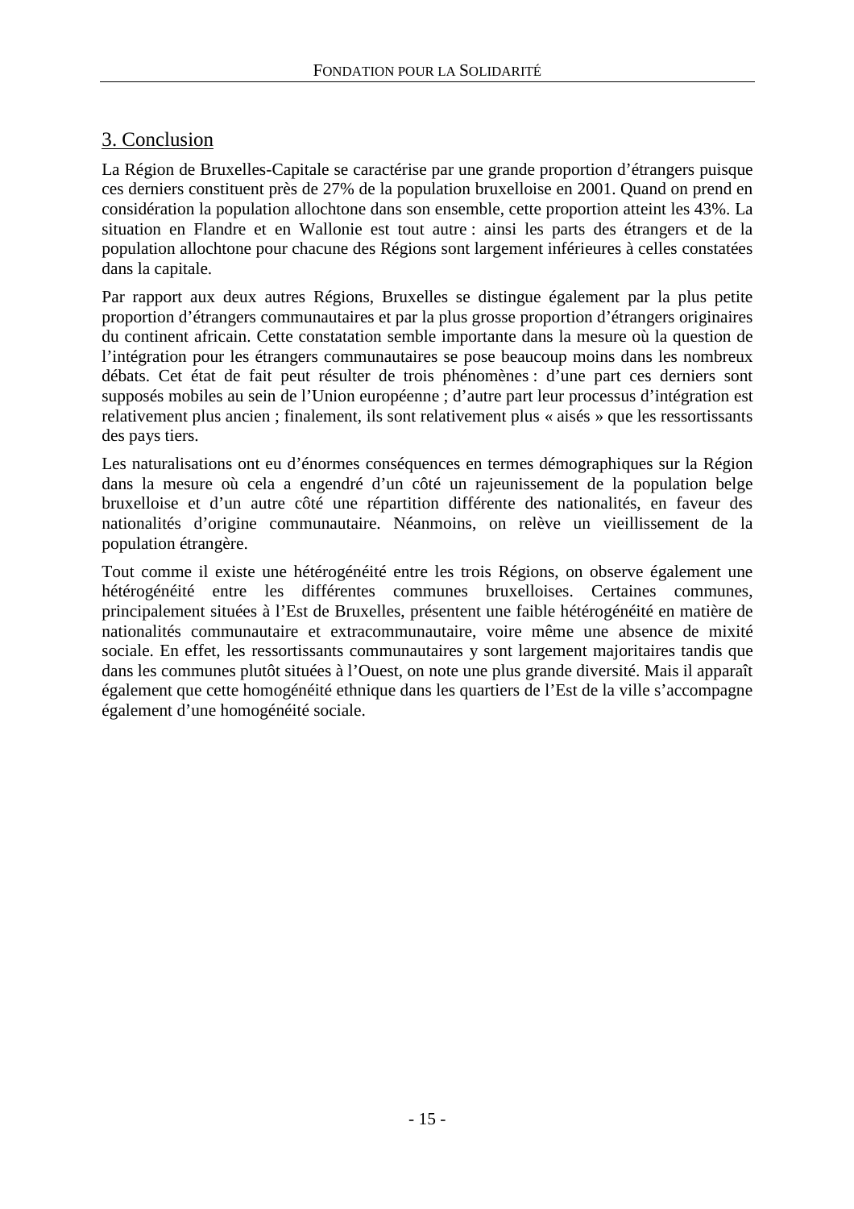## 3. Conclusion

La Région de Bruxelles-Capitale se caractérise par une grande proportion d'étrangers puisque ces derniers constituent près de 27% de la population bruxelloise en 2001. Quand on prend en considération la population allochtone dans son ensemble, cette proportion atteint les 43%. La situation en Flandre et en Wallonie est tout autre : ainsi les parts des étrangers et de la population allochtone pour chacune des Régions sont largement inférieures à celles constatées dans la capitale.

Par rapport aux deux autres Régions, Bruxelles se distingue également par la plus petite proportion d'étrangers communautaires et par la plus grosse proportion d'étrangers originaires du continent africain. Cette constatation semble importante dans la mesure où la question de l'intégration pour les étrangers communautaires se pose beaucoup moins dans les nombreux débats. Cet état de fait peut résulter de trois phénomènes : d'une part ces derniers sont supposés mobiles au sein de l'Union européenne ; d'autre part leur processus d'intégration est relativement plus ancien ; finalement, ils sont relativement plus « aisés » que les ressortissants des pays tiers.

Les naturalisations ont eu d'énormes conséquences en termes démographiques sur la Région dans la mesure où cela a engendré d'un côté un rajeunissement de la population belge bruxelloise et d'un autre côté une répartition différente des nationalités, en faveur des nationalités d'origine communautaire. Néanmoins, on relève un vieillissement de la population étrangère.

Tout comme il existe une hétérogénéité entre les trois Régions, on observe également une hétérogénéité entre les différentes communes bruxelloises. Certaines communes, principalement situées à l'Est de Bruxelles, présentent une faible hétérogénéité en matière de nationalités communautaire et extracommunautaire, voire même une absence de mixité sociale. En effet, les ressortissants communautaires y sont largement majoritaires tandis que dans les communes plutôt situées à l'Ouest, on note une plus grande diversité. Mais il apparaît également que cette homogénéité ethnique dans les quartiers de l'Est de la ville s'accompagne également d'une homogénéité sociale.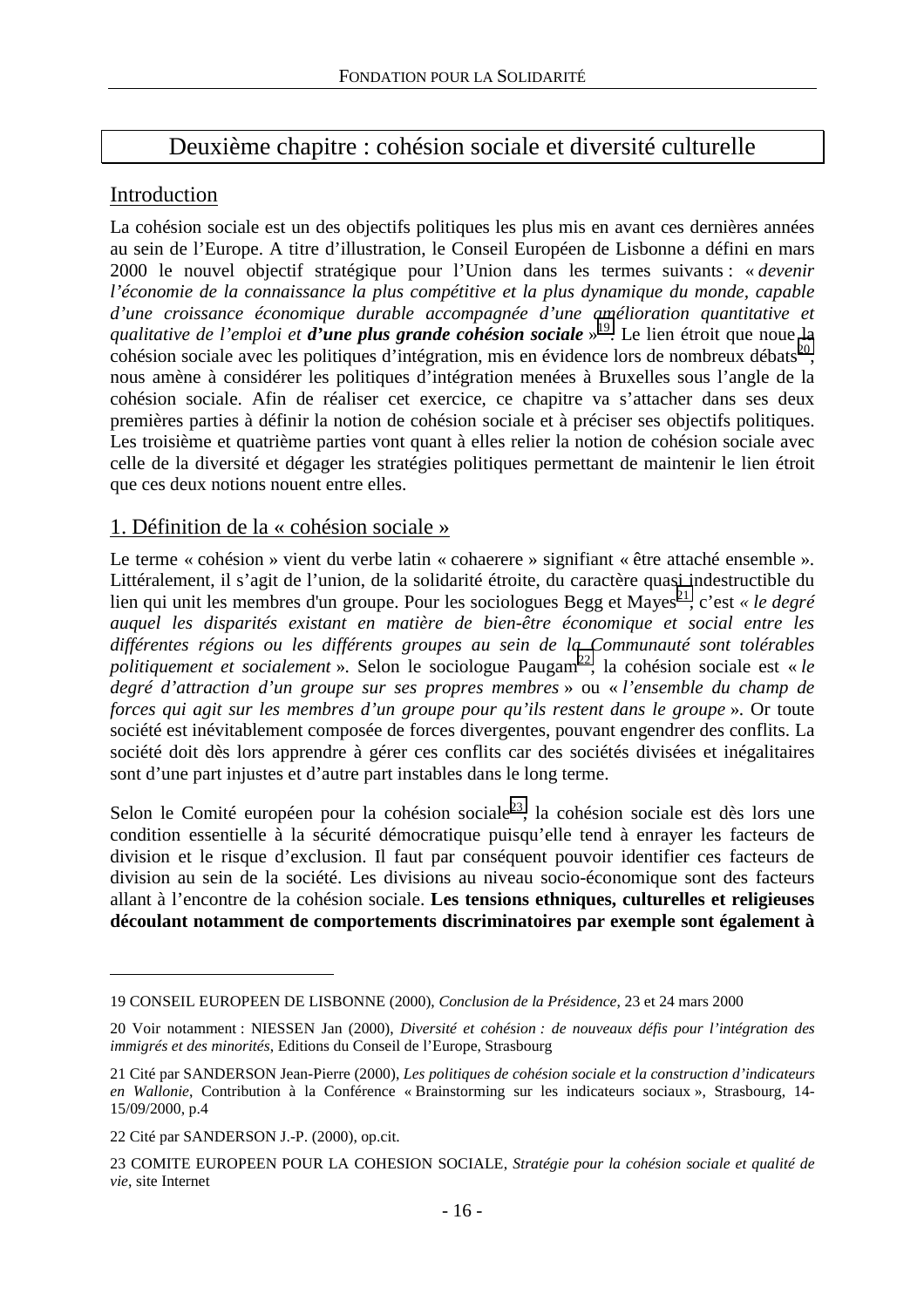## Deuxième chapitre : cohésion sociale et diversité culturelle

### Introduction

La cohésion sociale est un des objectifs politiques les plus mis en avant ces dernières années au sein de l'Europe. A titre d'illustration, le Conseil Européen de Lisbonne a défini en mars 2000 le nouvel objectif stratégique pour l'Union dans les termes suivants : « *devenir l'économie de la connaissance la plus compétitive et la plus dynamique du monde, capable d'une croissance économique durable accompagnée d'une amélioration quantitative et qualitative de l'emploi et* ***d'une plus grande cohésion sociale*** »[19]. Le lien étroit que noue la cohésion sociale avec les politiques d'intégration, mis en évidence lors de nombreux débats[20], nous amène à considérer les politiques d'intégration menées à Bruxelles sous l'angle de la cohésion sociale. Afin de réaliser cet exercice, ce chapitre va s'attacher dans ses deux premières parties à définir la notion de cohésion sociale et à préciser ses objectifs politiques. Les troisième et quatrième parties vont quant à elles relier la notion de cohésion sociale avec celle de la diversité et dégager les stratégies politiques permettant de maintenir le lien étroit que ces deux notions nouent entre elles.

### 1. Définition de la « cohésion sociale »

Le terme « cohésion » vient du verbe latin « cohaerere » signifiant « être attaché ensemble ». Littéralement, il s'agit de l'union, de la solidarité étroite, du caractère quasi indestructible du lien qui unit les membres d'un groupe. Pour les sociologues Begg et Mayes[21], c'est *« le degré auquel les disparités existant en matière de bien-être économique et social entre les différentes régions ou les différents groupes au sein de la Communauté sont tolérables politiquement et socialement »*. Selon le sociologue Paugam[22], la cohésion sociale est « *le degré d'attraction d'un groupe sur ses propres membres* » ou « *l'ensemble du champ de forces qui agit sur les membres d'un groupe pour qu'ils restent dans le groupe* ». Or toute société est inévitablement composée de forces divergentes, pouvant engendrer des conflits. La société doit dès lors apprendre à gérer ces conflits car des sociétés divisées et inégalitaires sont d'une part injustes et d'autre part instables dans le long terme.

Selon le Comité européen pour la cohésion sociale[23], la cohésion sociale est dès lors une condition essentielle à la sécurité démocratique puisqu'elle tend à enrayer les facteurs de division et le risque d'exclusion. Il faut par conséquent pouvoir identifier ces facteurs de division au sein de la société. Les divisions au niveau socio-économique sont des facteurs allant à l'encontre de la cohésion sociale. **Les tensions ethniques, culturelles et religieuses découlant notamment de comportements discriminatoires par exemple sont également à**

---

19 CONSEIL EUROPEEN DE LISBONNE (2000), *Conclusion de la Présidence*, 23 et 24 mars 2000

20 Voir notamment : NIESSEN Jan (2000), *Diversité et cohésion : de nouveaux défis pour l'intégration des immigrés et des minorités*, Editions du Conseil de l'Europe, Strasbourg

21 Cité par SANDERSON Jean-Pierre (2000), *Les politiques de cohésion sociale et la construction d'indicateurs en Wallonie*, Contribution à la Conférence « Brainstorming sur les indicateurs sociaux », Strasbourg, 14-15/09/2000, p.4

22 Cité par SANDERSON J.-P. (2000), op.cit.

23 COMITE EUROPEEN POUR LA COHESION SOCIALE, *Stratégie pour la cohésion sociale et qualité de vie*, site Internet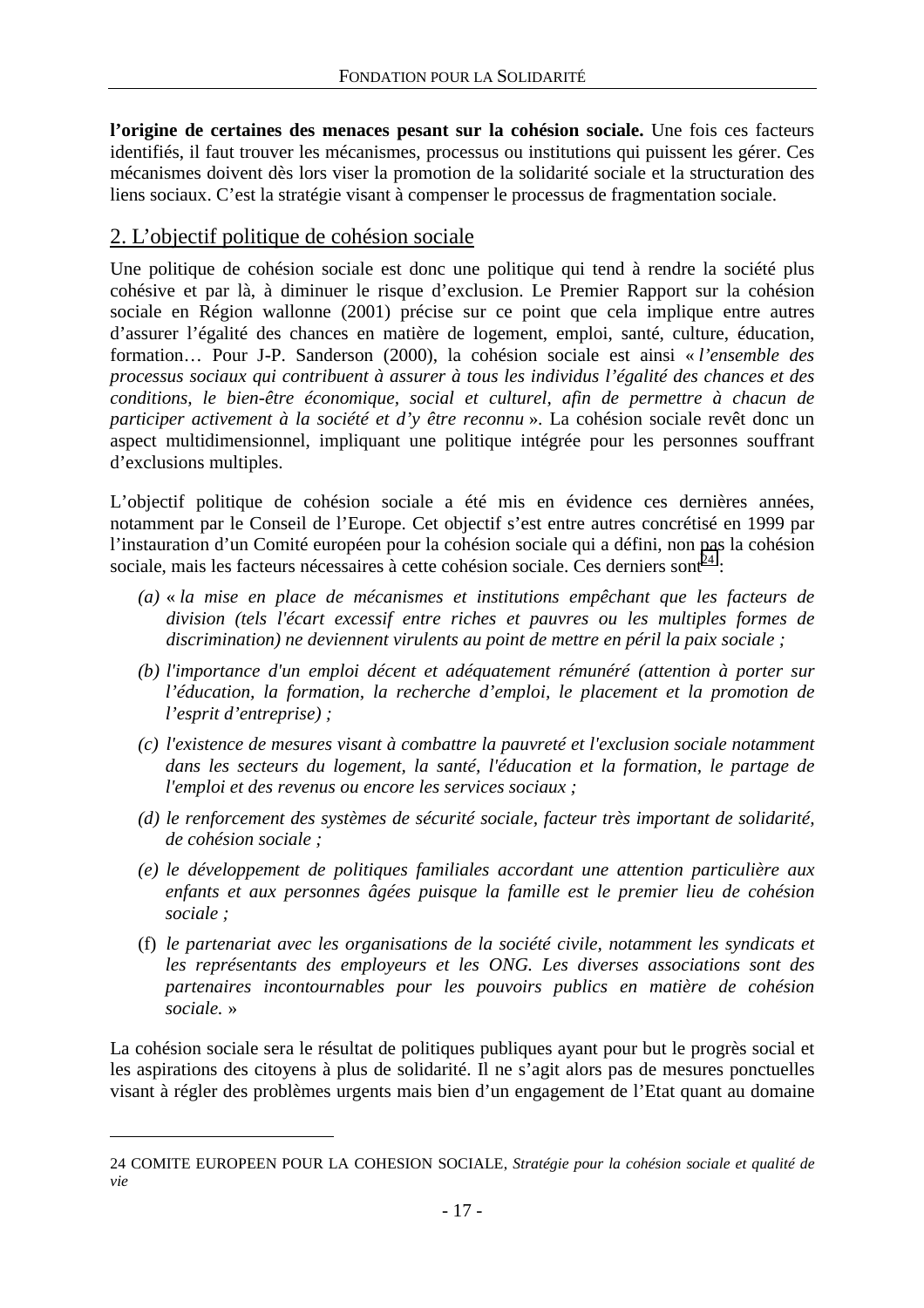**l'origine de certaines des menaces pesant sur la cohésion sociale.** Une fois ces facteurs identifiés, il faut trouver les mécanismes, processus ou institutions qui puissent les gérer. Ces mécanismes doivent dès lors viser la promotion de la solidarité sociale et la structuration des liens sociaux. C'est la stratégie visant à compenser le processus de fragmentation sociale.

## 2. L'objectif politique de cohésion sociale

Une politique de cohésion sociale est donc une politique qui tend à rendre la société plus cohésive et par là, à diminuer le risque d'exclusion. Le Premier Rapport sur la cohésion sociale en Région wallonne (2001) précise sur ce point que cela implique entre autres d'assurer l'égalité des chances en matière de logement, emploi, santé, culture, éducation, formation… Pour J-P. Sanderson (2000), la cohésion sociale est ainsi « *l'ensemble des processus sociaux qui contribuent à assurer à tous les individus l'égalité des chances et des conditions, le bien-être économique, social et culturel, afin de permettre à chacun de participer activement à la société et d'y être reconnu* ». La cohésion sociale revêt donc un aspect multidimensionnel, impliquant une politique intégrée pour les personnes souffrant d'exclusions multiples.

L'objectif politique de cohésion sociale a été mis en évidence ces dernières années, notamment par le Conseil de l'Europe. Cet objectif s'est entre autres concrétisé en 1999 par l'instauration d'un Comité européen pour la cohésion sociale qui a défini, non pas la cohésion sociale, mais les facteurs nécessaires à cette cohésion sociale. Ces derniers sont[24] :

- (a) « *la mise en place de mécanismes et institutions empêchant que les facteurs de division (tels l'écart excessif entre riches et pauvres ou les multiples formes de discrimination) ne deviennent virulents au point de mettre en péril la paix sociale ;*
- (b) *l'importance d'un emploi décent et adéquatement rémunéré (attention à porter sur l'éducation, la formation, la recherche d'emploi, le placement et la promotion de l'esprit d'entreprise) ;*
- (c) *l'existence de mesures visant à combattre la pauvreté et l'exclusion sociale notamment dans les secteurs du logement, la santé, l'éducation et la formation, le partage de l'emploi et des revenus ou encore les services sociaux ;*
- (d) *le renforcement des systèmes de sécurité sociale, facteur très important de solidarité, de cohésion sociale ;*
- (e) *le développement de politiques familiales accordant une attention particulière aux enfants et aux personnes âgées puisque la famille est le premier lieu de cohésion sociale ;*
- (f) *le partenariat avec les organisations de la société civile, notamment les syndicats et les représentants des employeurs et les ONG. Les diverses associations sont des partenaires incontournables pour les pouvoirs publics en matière de cohésion sociale.* »

La cohésion sociale sera le résultat de politiques publiques ayant pour but le progrès social et les aspirations des citoyens à plus de solidarité. Il ne s'agit alors pas de mesures ponctuelles visant à régler des problèmes urgents mais bien d'un engagement de l'Etat quant au domaine

---

24 COMITE EUROPEEN POUR LA COHESION SOCIALE, *Stratégie pour la cohésion sociale et qualité de vie*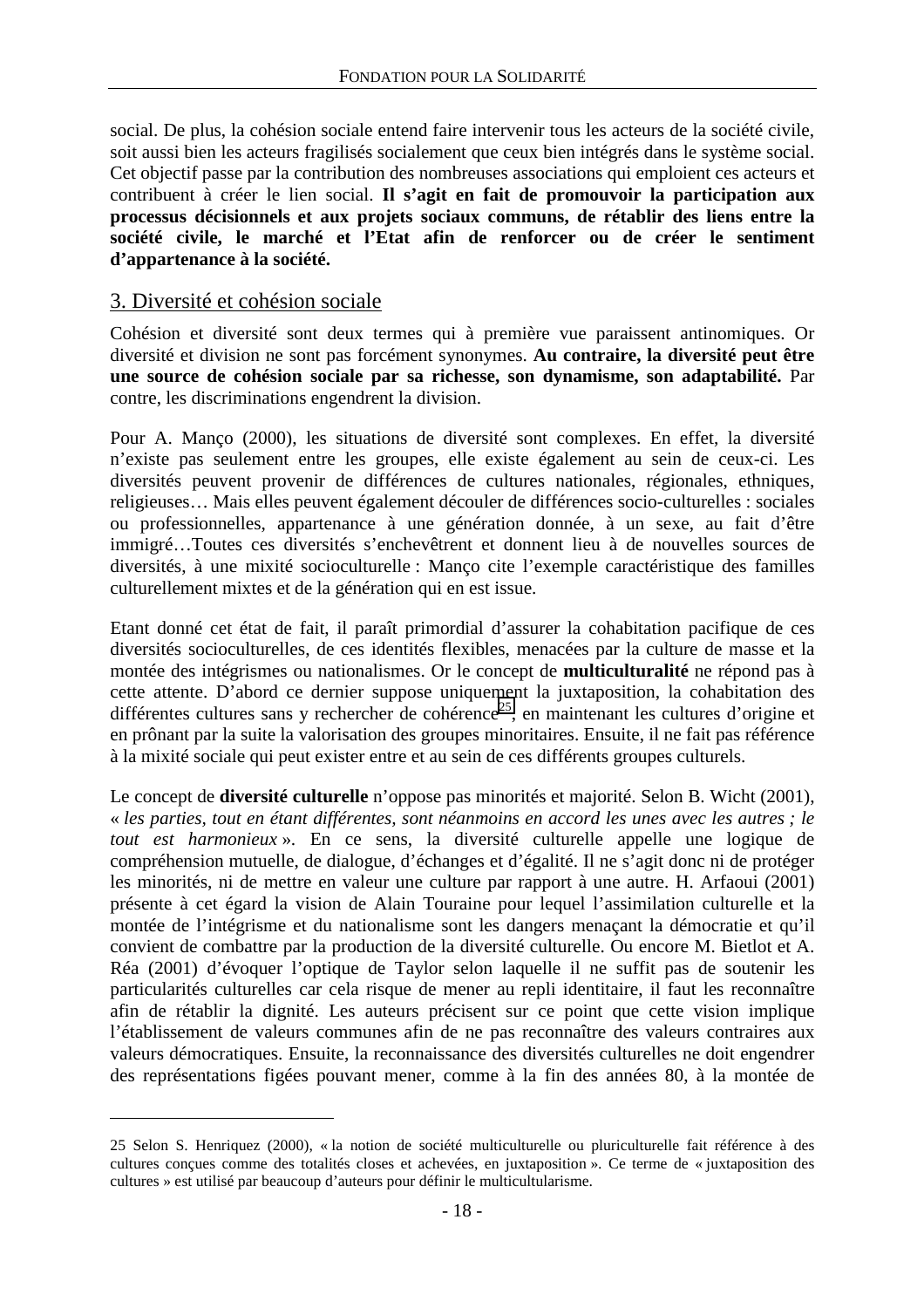social. De plus, la cohésion sociale entend faire intervenir tous les acteurs de la société civile, soit aussi bien les acteurs fragilisés socialement que ceux bien intégrés dans le système social. Cet objectif passe par la contribution des nombreuses associations qui emploient ces acteurs et contribuent à créer le lien social. **Il s'agit en fait de promouvoir la participation aux processus décisionnels et aux projets sociaux communs, de rétablir des liens entre la société civile, le marché et l'Etat afin de renforcer ou de créer le sentiment d'appartenance à la société.**

## 3. Diversité et cohésion sociale

Cohésion et diversité sont deux termes qui à première vue paraissent antinomiques. Or diversité et division ne sont pas forcément synonymes. **Au contraire, la diversité peut être une source de cohésion sociale par sa richesse, son dynamisme, son adaptabilité.** Par contre, les discriminations engendrent la division.

Pour A. Manço (2000), les situations de diversité sont complexes. En effet, la diversité n'existe pas seulement entre les groupes, elle existe également au sein de ceux-ci. Les diversités peuvent provenir de différences de cultures nationales, régionales, ethniques, religieuses… Mais elles peuvent également découler de différences socio-culturelles : sociales ou professionnelles, appartenance à une génération donnée, à un sexe, au fait d'être immigré…Toutes ces diversités s'enchevêtrent et donnent lieu à de nouvelles sources de diversités, à une mixité socioculturelle : Manço cite l'exemple caractéristique des familles culturellement mixtes et de la génération qui en est issue.

Etant donné cet état de fait, il paraît primordial d'assurer la cohabitation pacifique de ces diversités socioculturelles, de ces identités flexibles, menacées par la culture de masse et la montée des intégrismes ou nationalismes. Or le concept de **multiculturalité** ne répond pas à cette attente. D'abord ce dernier suppose uniquement la juxtaposition, la cohabitation des différentes cultures sans y rechercher de cohérence[25], en maintenant les cultures d'origine et en prônant par la suite la valorisation des groupes minoritaires. Ensuite, il ne fait pas référence à la mixité sociale qui peut exister entre et au sein de ces différents groupes culturels.

Le concept de **diversité culturelle** n'oppose pas minorités et majorité. Selon B. Wicht (2001), « *les parties, tout en étant différentes, sont néanmoins en accord les unes avec les autres ; le tout est harmonieux* ». En ce sens, la diversité culturelle appelle une logique de compréhension mutuelle, de dialogue, d'échanges et d'égalité. Il ne s'agit donc ni de protéger les minorités, ni de mettre en valeur une culture par rapport à une autre. H. Arfaoui (2001) présente à cet égard la vision de Alain Touraine pour lequel l'assimilation culturelle et la montée de l'intégrisme et du nationalisme sont les dangers menaçant la démocratie et qu'il convient de combattre par la production de la diversité culturelle. Ou encore M. Bietlot et A. Réa (2001) d'évoquer l'optique de Taylor selon laquelle il ne suffit pas de soutenir les particularités culturelles car cela risque de mener au repli identitaire, il faut les reconnaître afin de rétablir la dignité. Les auteurs précisent sur ce point que cette vision implique l'établissement de valeurs communes afin de ne pas reconnaître des valeurs contraires aux valeurs démocratiques. Ensuite, la reconnaissance des diversités culturelles ne doit engendrer des représentations figées pouvant mener, comme à la fin des années 80, à la montée de

---

25 Selon S. Henriquez (2000), « la notion de société multiculturelle ou pluriculturelle fait référence à des cultures conçues comme des totalités closes et achevées, en juxtaposition ». Ce terme de « juxtaposition des cultures » est utilisé par beaucoup d'auteurs pour définir le multiculturalisme.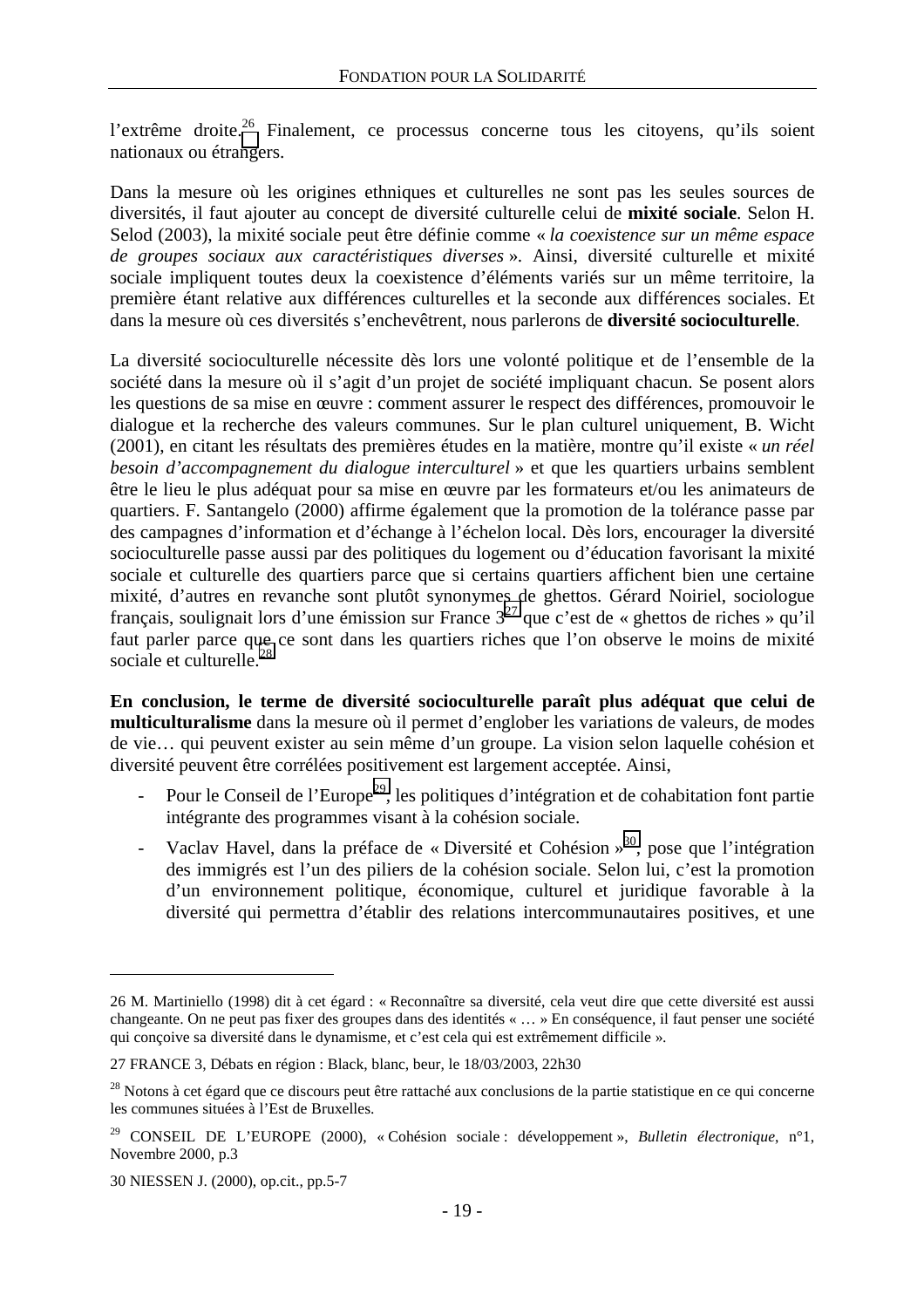l'extrême droite.[26] Finalement, ce processus concerne tous les citoyens, qu'ils soient nationaux ou étrangers.

Dans la mesure où les origines ethniques et culturelles ne sont pas les seules sources de diversités, il faut ajouter au concept de diversité culturelle celui de **mixité sociale**. Selon H. Selod (2003), la mixité sociale peut être définie comme « *la coexistence sur un même espace de groupes sociaux aux caractéristiques diverses* ». Ainsi, diversité culturelle et mixité sociale impliquent toutes deux la coexistence d'éléments variés sur un même territoire, la première étant relative aux différences culturelles et la seconde aux différences sociales. Et dans la mesure où ces diversités s'enchevêtrent, nous parlerons de **diversité socioculturelle**.

La diversité socioculturelle nécessite dès lors une volonté politique et de l'ensemble de la société dans la mesure où il s'agit d'un projet de société impliquant chacun. Se posent alors les questions de sa mise en œuvre : comment assurer le respect des différences, promouvoir le dialogue et la recherche des valeurs communes. Sur le plan culturel uniquement, B. Wicht (2001), en citant les résultats des premières études en la matière, montre qu'il existe « *un réel besoin d'accompagnement du dialogue interculturel* » et que les quartiers urbains semblent être le lieu le plus adéquat pour sa mise en œuvre par les formateurs et/ou les animateurs de quartiers. F. Santangelo (2000) affirme également que la promotion de la tolérance passe par des campagnes d'information et d'échange à l'échelon local. Dès lors, encourager la diversité socioculturelle passe aussi par des politiques du logement ou d'éducation favorisant la mixité sociale et culturelle des quartiers parce que si certains quartiers affichent bien une certaine mixité, d'autres en revanche sont plutôt synonymes de ghettos. Gérard Noiriel, sociologue français, soulignait lors d'une émission sur France 3[27] que c'est de « ghettos de riches » qu'il faut parler parce que ce sont dans les quartiers riches que l'on observe le moins de mixité sociale et culturelle.[28]

**En conclusion, le terme de diversité socioculturelle paraît plus adéquat que celui de multiculturalisme** dans la mesure où il permet d'englober les variations de valeurs, de modes de vie… qui peuvent exister au sein même d'un groupe. La vision selon laquelle cohésion et diversité peuvent être corrélées positivement est largement acceptée. Ainsi,

- Pour le Conseil de l'Europe[29], les politiques d'intégration et de cohabitation font partie intégrante des programmes visant à la cohésion sociale.
- Vaclav Havel, dans la préface de « Diversité et Cohésion »[30], pose que l'intégration des immigrés est l'un des piliers de la cohésion sociale. Selon lui, c'est la promotion d'un environnement politique, économique, culturel et juridique favorable à la diversité qui permettra d'établir des relations intercommunautaires positives, et une

---

26 M. Martiniello (1998) dit à cet égard : « Reconnaître sa diversité, cela veut dire que cette diversité est aussi changeante. On ne peut pas fixer des groupes dans des identités « … » En conséquence, il faut penser une société qui conçoive sa diversité dans le dynamisme, et c'est cela qui est extrêmement difficile ».

27 FRANCE 3, Débats en région : Black, blanc, beur, le 18/03/2003, 22h30

28 Notons à cet égard que ce discours peut être rattaché aux conclusions de la partie statistique en ce qui concerne les communes situées à l'Est de Bruxelles.

29 CONSEIL DE L'EUROPE (2000), « Cohésion sociale : développement », *Bulletin électronique*, n°1, Novembre 2000, p.3

30 NIESSEN J. (2000), op.cit., pp.5-7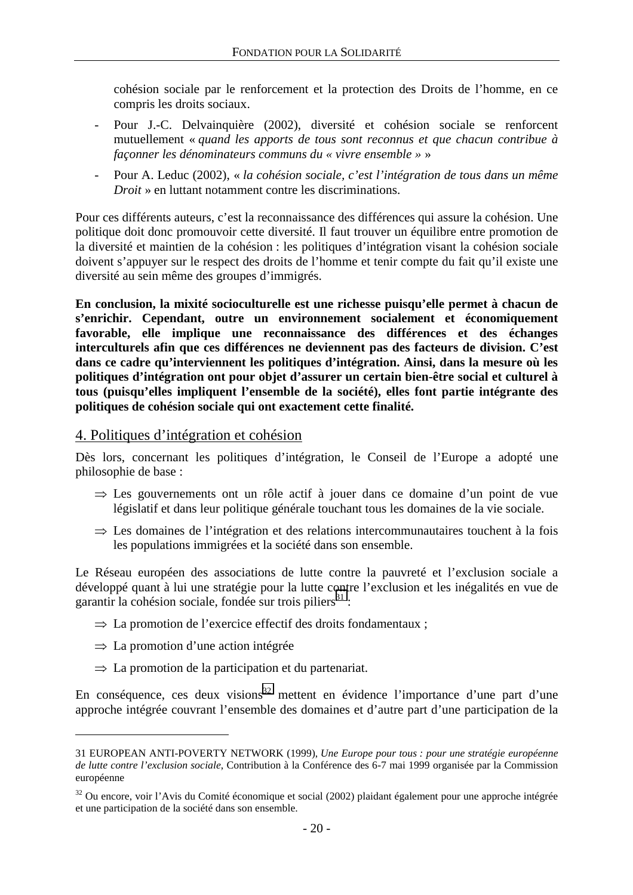cohésion sociale par le renforcement et la protection des Droits de l'homme, en ce compris les droits sociaux.

- Pour J.-C. Delvainquière (2002), diversité et cohésion sociale se renforcent mutuellement « *quand les apports de tous sont reconnus et que chacun contribue à façonner les dénominateurs communs du « vivre ensemble »* »
- Pour A. Leduc (2002), « *la cohésion sociale, c'est l'intégration de tous dans un même Droit* » en luttant notamment contre les discriminations.

Pour ces différents auteurs, c'est la reconnaissance des différences qui assure la cohésion. Une politique doit donc promouvoir cette diversité. Il faut trouver un équilibre entre promotion de la diversité et maintien de la cohésion : les politiques d'intégration visant la cohésion sociale doivent s'appuyer sur le respect des droits de l'homme et tenir compte du fait qu'il existe une diversité au sein même des groupes d'immigrés.

**En conclusion, la mixité socioculturelle est une richesse puisqu'elle permet à chacun de s'enrichir. Cependant, outre un environnement socialement et économiquement favorable, elle implique une reconnaissance des différences et des échanges interculturels afin que ces différences ne deviennent pas des facteurs de division. C'est dans ce cadre qu'interviennent les politiques d'intégration. Ainsi, dans la mesure où les politiques d'intégration ont pour objet d'assurer un certain bien-être social et culturel à tous (puisqu'elles impliquent l'ensemble de la société), elles font partie intégrante des politiques de cohésion sociale qui ont exactement cette finalité.**

## 4. Politiques d'intégration et cohésion

Dès lors, concernant les politiques d'intégration, le Conseil de l'Europe a adopté une philosophie de base :

⇒ Les gouvernements ont un rôle actif à jouer dans ce domaine d'un point de vue législatif et dans leur politique générale touchant tous les domaines de la vie sociale.

⇒ Les domaines de l'intégration et des relations intercommunautaires touchent à la fois les populations immigrées et la société dans son ensemble.

Le Réseau européen des associations de lutte contre la pauvreté et l'exclusion sociale a développé quant à lui une stratégie pour la lutte contre l'exclusion et les inégalités en vue de garantir la cohésion sociale, fondée sur trois piliers[31] :

⇒ La promotion de l'exercice effectif des droits fondamentaux ;

⇒ La promotion d'une action intégrée

⇒ La promotion de la participation et du partenariat.

En conséquence, ces deux visions[32] mettent en évidence l'importance d'une part d'une approche intégrée couvrant l'ensemble des domaines et d'autre part d'une participation de la

---

31 EUROPEAN ANTI-POVERTY NETWORK (1999), *Une Europe pour tous : pour une stratégie européenne de lutte contre l'exclusion sociale*, Contribution à la Conférence des 6-7 mai 1999 organisée par la Commission européenne

32 Ou encore, voir l'Avis du Comité économique et social (2002) plaidant également pour une approche intégrée et une participation de la société dans son ensemble.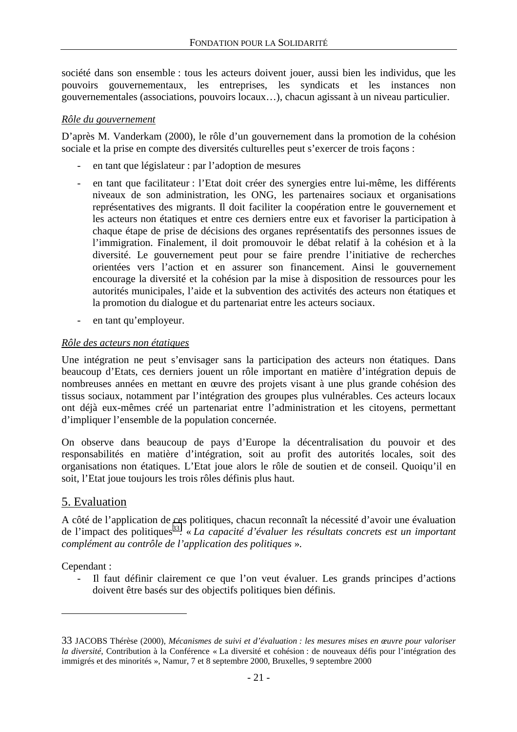société dans son ensemble : tous les acteurs doivent jouer, aussi bien les individus, que les pouvoirs gouvernementaux, les entreprises, les syndicats et les instances non gouvernementales (associations, pouvoirs locaux…), chacun agissant à un niveau particulier.

*Rôle du gouvernement*

D'après M. Vanderkam (2000), le rôle d'un gouvernement dans la promotion de la cohésion sociale et la prise en compte des diversités culturelles peut s'exercer de trois façons :

- en tant que législateur : par l'adoption de mesures
- en tant que facilitateur : l'Etat doit créer des synergies entre lui-même, les différents niveaux de son administration, les ONG, les partenaires sociaux et organisations représentatives des migrants. Il doit faciliter la coopération entre le gouvernement et les acteurs non étatiques et entre ces derniers entre eux et favoriser la participation à chaque étape de prise de décisions des organes représentatifs des personnes issues de l'immigration. Finalement, il doit promouvoir le débat relatif à la cohésion et à la diversité. Le gouvernement peut pour se faire prendre l'initiative de recherches orientées vers l'action et en assurer son financement. Ainsi le gouvernement encourage la diversité et la cohésion par la mise à disposition de ressources pour les autorités municipales, l'aide et la subvention des activités des acteurs non étatiques et la promotion du dialogue et du partenariat entre les acteurs sociaux.
- en tant qu'employeur.

*Rôle des acteurs non étatiques*

Une intégration ne peut s'envisager sans la participation des acteurs non étatiques. Dans beaucoup d'Etats, ces derniers jouent un rôle important en matière d'intégration depuis de nombreuses années en mettant en œuvre des projets visant à une plus grande cohésion des tissus sociaux, notamment par l'intégration des groupes plus vulnérables. Ces acteurs locaux ont déjà eux-mêmes créé un partenariat entre l'administration et les citoyens, permettant d'impliquer l'ensemble de la population concernée.

On observe dans beaucoup de pays d'Europe la décentralisation du pouvoir et des responsabilités en matière d'intégration, soit au profit des autorités locales, soit des organisations non étatiques. L'Etat joue alors le rôle de soutien et de conseil. Quoiqu'il en soit, l'Etat joue toujours les trois rôles définis plus haut.

## 5. Evaluation

A côté de l'application de ces politiques, chacun reconnaît la nécessité d'avoir une évaluation de l'impact des politiques[33]. « *La capacité d'évaluer les résultats concrets est un important complément au contrôle de l'application des politiques* ».

Cependant :

- Il faut définir clairement ce que l'on veut évaluer. Les grands principes d'actions doivent être basés sur des objectifs politiques bien définis.

---

33 JACOBS Thérèse (2000), *Mécanismes de suivi et d'évaluation : les mesures mises en œuvre pour valoriser la diversité*, Contribution à la Conférence « La diversité et cohésion : de nouveaux défis pour l'intégration des immigrés et des minorités », Namur, 7 et 8 septembre 2000, Bruxelles, 9 septembre 2000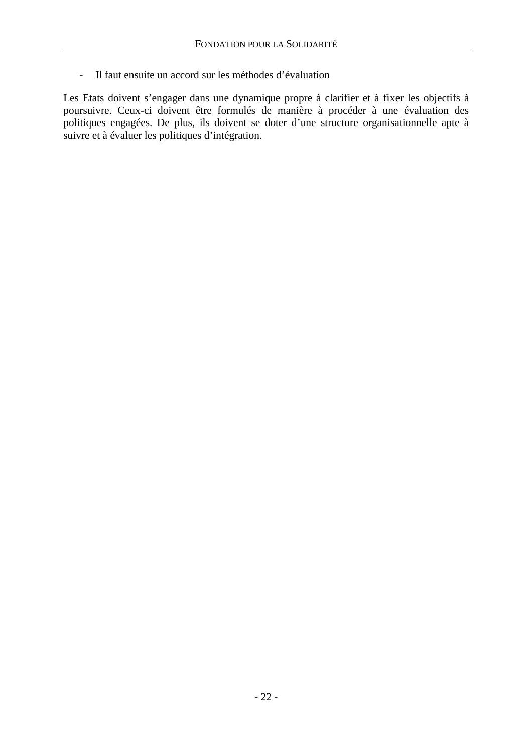- Il faut ensuite un accord sur les méthodes d'évaluation

Les Etats doivent s'engager dans une dynamique propre à clarifier et à fixer les objectifs à poursuivre. Ceux-ci doivent être formulés de manière à procéder à une évaluation des politiques engagées. De plus, ils doivent se doter d'une structure organisationnelle apte à suivre et à évaluer les politiques d'intégration.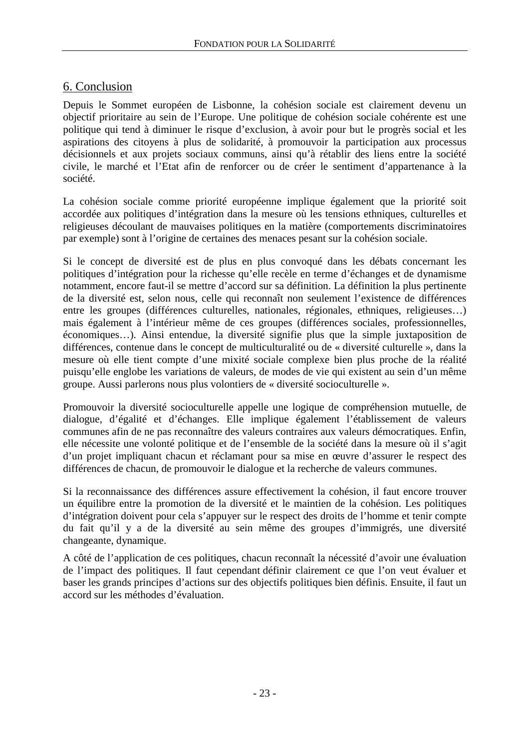## 6. Conclusion

Depuis le Sommet européen de Lisbonne, la cohésion sociale est clairement devenu un objectif prioritaire au sein de l'Europe. Une politique de cohésion sociale cohérente est une politique qui tend à diminuer le risque d'exclusion, à avoir pour but le progrès social et les aspirations des citoyens à plus de solidarité, à promouvoir la participation aux processus décisionnels et aux projets sociaux communs, ainsi qu'à rétablir des liens entre la société civile, le marché et l'Etat afin de renforcer ou de créer le sentiment d'appartenance à la société.

La cohésion sociale comme priorité européenne implique également que la priorité soit accordée aux politiques d'intégration dans la mesure où les tensions ethniques, culturelles et religieuses découlant de mauvaises politiques en la matière (comportements discriminatoires par exemple) sont à l'origine de certaines des menaces pesant sur la cohésion sociale.

Si le concept de diversité est de plus en plus convoqué dans les débats concernant les politiques d'intégration pour la richesse qu'elle recèle en terme d'échanges et de dynamisme notamment, encore faut-il se mettre d'accord sur sa définition. La définition la plus pertinente de la diversité est, selon nous, celle qui reconnaît non seulement l'existence de différences entre les groupes (différences culturelles, nationales, régionales, ethniques, religieuses…) mais également à l'intérieur même de ces groupes (différences sociales, professionnelles, économiques…). Ainsi entendue, la diversité signifie plus que la simple juxtaposition de différences, contenue dans le concept de multiculturalité ou de « diversité culturelle », dans la mesure où elle tient compte d'une mixité sociale complexe bien plus proche de la réalité puisqu'elle englobe les variations de valeurs, de modes de vie qui existent au sein d'un même groupe. Aussi parlerons nous plus volontiers de « diversité socioculturelle ».

Promouvoir la diversité socioculturelle appelle une logique de compréhension mutuelle, de dialogue, d'égalité et d'échanges. Elle implique également l'établissement de valeurs communes afin de ne pas reconnaître des valeurs contraires aux valeurs démocratiques. Enfin, elle nécessite une volonté politique et de l'ensemble de la société dans la mesure où il s'agit d'un projet impliquant chacun et réclamant pour sa mise en œuvre d'assurer le respect des différences de chacun, de promouvoir le dialogue et la recherche de valeurs communes.

Si la reconnaissance des différences assure effectivement la cohésion, il faut encore trouver un équilibre entre la promotion de la diversité et le maintien de la cohésion. Les politiques d'intégration doivent pour cela s'appuyer sur le respect des droits de l'homme et tenir compte du fait qu'il y a de la diversité au sein même des groupes d'immigrés, une diversité changeante, dynamique.

A côté de l'application de ces politiques, chacun reconnaît la nécessité d'avoir une évaluation de l'impact des politiques. Il faut cependant définir clairement ce que l'on veut évaluer et baser les grands principes d'actions sur des objectifs politiques bien définis. Ensuite, il faut un accord sur les méthodes d'évaluation.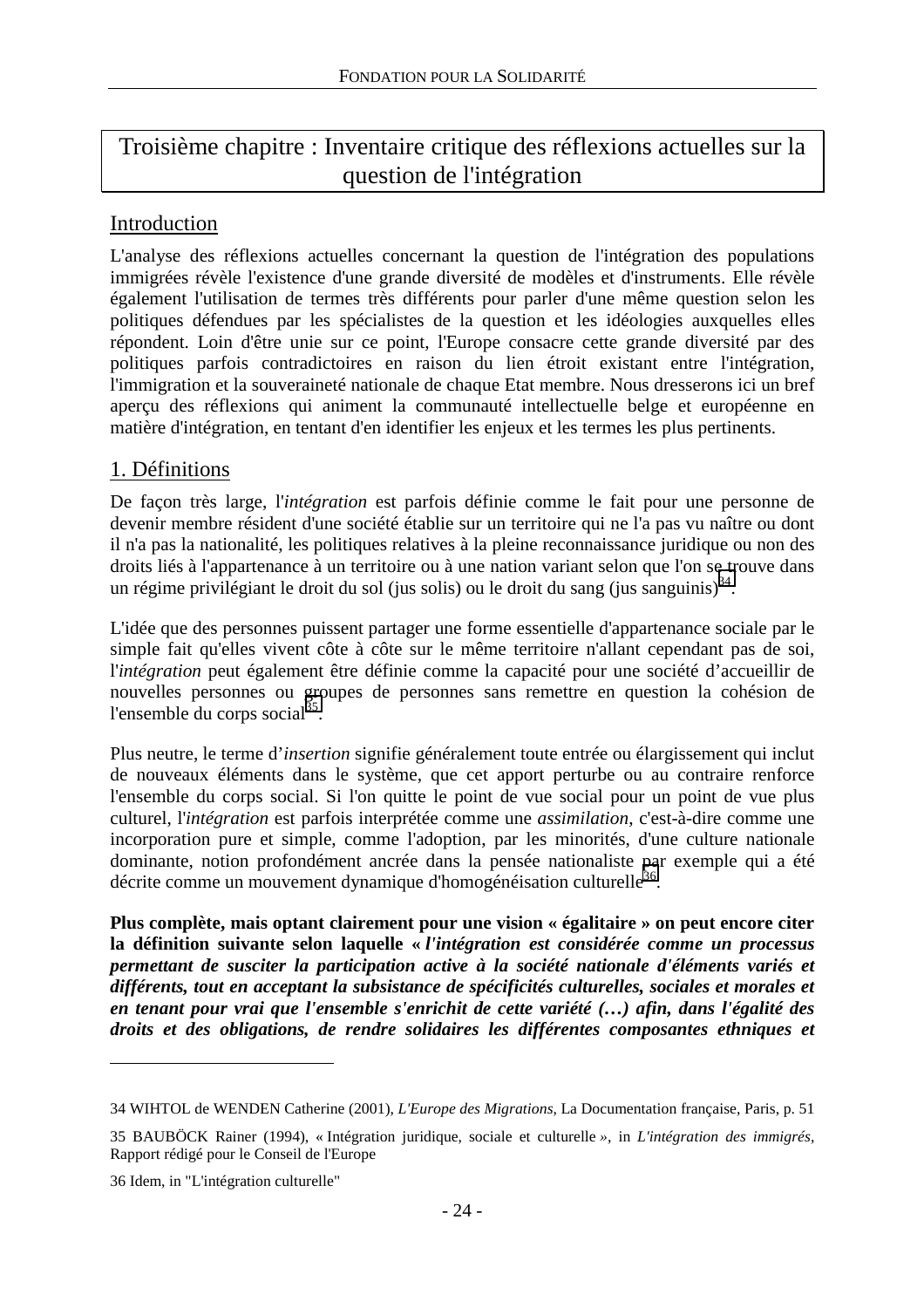# Troisième chapitre : Inventaire critique des réflexions actuelles sur la question de l'intégration

## Introduction

L'analyse des réflexions actuelles concernant la question de l'intégration des populations immigrées révèle l'existence d'une grande diversité de modèles et d'instruments. Elle révèle également l'utilisation de termes très différents pour parler d'une même question selon les politiques défendues par les spécialistes de la question et les idéologies auxquelles elles répondent. Loin d'être unie sur ce point, l'Europe consacre cette grande diversité par des politiques parfois contradictoires en raison du lien étroit existant entre l'intégration, l'immigration et la souveraineté nationale de chaque Etat membre. Nous dresserons ici un bref aperçu des réflexions qui animent la communauté intellectuelle belge et européenne en matière d'intégration, en tentant d'en identifier les enjeux et les termes les plus pertinents.

## 1. Définitions

De façon très large, l'*intégration* est parfois définie comme le fait pour une personne de devenir membre résident d'une société établie sur un territoire qui ne l'a pas vu naître ou dont il n'a pas la nationalité, les politiques relatives à la pleine reconnaissance juridique ou non des droits liés à l'appartenance à un territoire ou à une nation variant selon que l'on se trouve dans un régime privilégiant le droit du sol (jus solis) ou le droit du sang (jus sanguinis)[34].

L'idée que des personnes puissent partager une forme essentielle d'appartenance sociale par le simple fait qu'elles vivent côte à côte sur le même territoire n'allant cependant pas de soi, l'*intégration* peut également être définie comme la capacité pour une société d'accueillir de nouvelles personnes ou groupes de personnes sans remettre en question la cohésion de l'ensemble du corps social[35].

Plus neutre, le terme d'*insertion* signifie généralement toute entrée ou élargissement qui inclut de nouveaux éléments dans le système, que cet apport perturbe ou au contraire renforce l'ensemble du corps social. Si l'on quitte le point de vue social pour un point de vue plus culturel, l'*intégration* est parfois interprétée comme une *assimilation*, c'est-à-dire comme une incorporation pure et simple, comme l'adoption, par les minorités, d'une culture nationale dominante, notion profondément ancrée dans la pensée nationaliste par exemple qui a été décrite comme un mouvement dynamique d'homogénéisation culturelle[36].

**Plus complète, mais optant clairement pour une vision « égalitaire » on peut encore citer la définition suivante selon laquelle « *l'intégration est considérée comme un processus permettant de susciter la participation active à la société nationale d'éléments variés et différents, tout en acceptant la subsistance de spécificités culturelles, sociales et morales et en tenant pour vrai que l'ensemble s'enrichit de cette variété (…) afin, dans l'égalité des droits et des obligations, de rendre solidaires les différentes composantes ethniques et***

---

34 WIHTOL de WENDEN Catherine (2001), *L'Europe des Migrations*, La Documentation française, Paris, p. 51

35 BAUBÖCK Rainer (1994), « Intégration juridique, sociale et culturelle », in *L'intégration des immigrés*, Rapport rédigé pour le Conseil de l'Europe

36 Idem, in "L'intégration culturelle"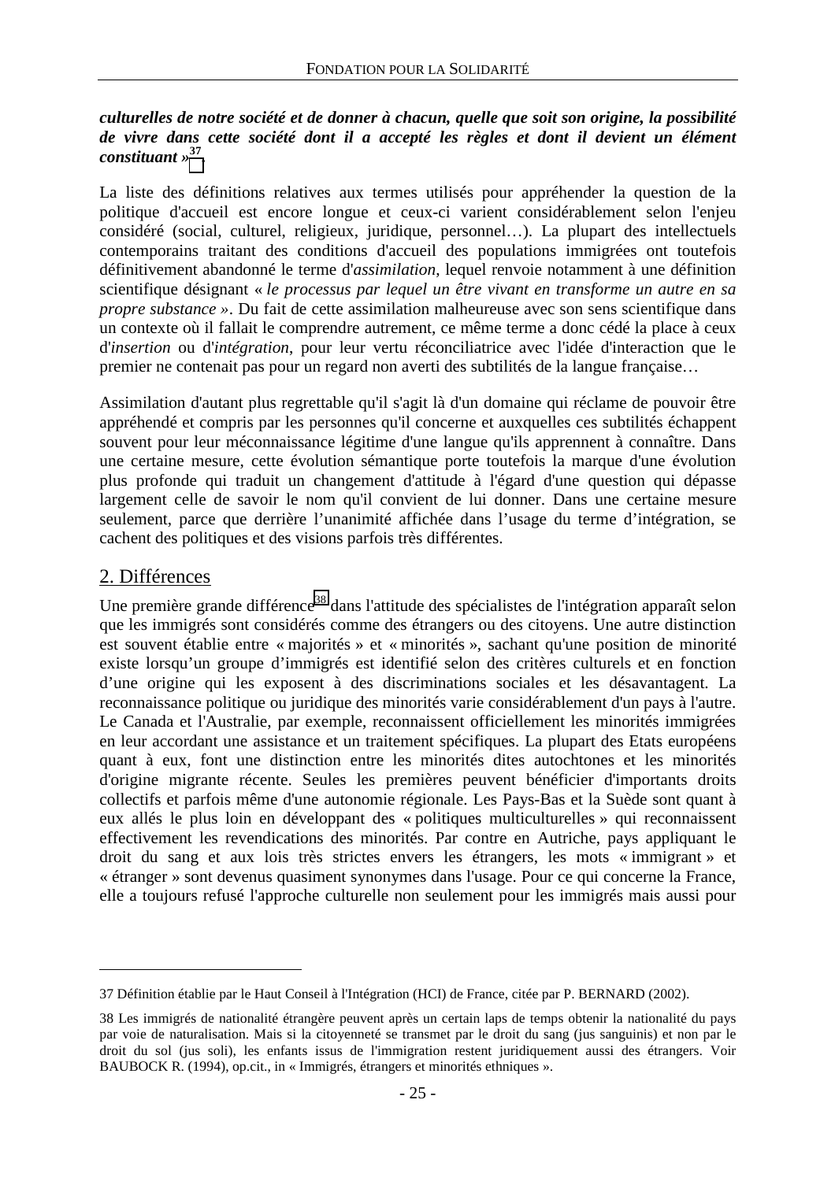***culturelles de notre société et de donner à chacun, quelle que soit son origine, la possibilité de vivre dans cette société dont il a accepté les règles et dont il devient un élément constituant »***[37].

La liste des définitions relatives aux termes utilisés pour appréhender la question de la politique d'accueil est encore longue et ceux-ci varient considérablement selon l'enjeu considéré (social, culturel, religieux, juridique, personnel…). La plupart des intellectuels contemporains traitant des conditions d'accueil des populations immigrées ont toutefois définitivement abandonné le terme d'*assimilation*, lequel renvoie notamment à une définition scientifique désignant « *le processus par lequel un être vivant en transforme un autre en sa propre substance* ». Du fait de cette assimilation malheureuse avec son sens scientifique dans un contexte où il fallait le comprendre autrement, ce même terme a donc cédé la place à ceux d'*insertion* ou d'*intégration*, pour leur vertu réconciliatrice avec l'idée d'interaction que le premier ne contenait pas pour un regard non averti des subtilités de la langue française…

Assimilation d'autant plus regrettable qu'il s'agit là d'un domaine qui réclame de pouvoir être appréhendé et compris par les personnes qu'il concerne et auxquelles ces subtilités échappent souvent pour leur méconnaissance légitime d'une langue qu'ils apprennent à connaître. Dans une certaine mesure, cette évolution sémantique porte toutefois la marque d'une évolution plus profonde qui traduit un changement d'attitude à l'égard d'une question qui dépasse largement celle de savoir le nom qu'il convient de lui donner. Dans une certaine mesure seulement, parce que derrière l'unanimité affichée dans l'usage du terme d'intégration, se cachent des politiques et des visions parfois très différentes.

## 2. Différences

Une première grande différence[38] dans l'attitude des spécialistes de l'intégration apparaît selon que les immigrés sont considérés comme des étrangers ou des citoyens. Une autre distinction est souvent établie entre « majorités » et « minorités », sachant qu'une position de minorité existe lorsqu'un groupe d'immigrés est identifié selon des critères culturels et en fonction d'une origine qui les exposent à des discriminations sociales et les désavantagent. La reconnaissance politique ou juridique des minorités varie considérablement d'un pays à l'autre. Le Canada et l'Australie, par exemple, reconnaissent officiellement les minorités immigrées en leur accordant une assistance et un traitement spécifiques. La plupart des Etats européens quant à eux, font une distinction entre les minorités dites autochtones et les minorités d'origine migrante récente. Seules les premières peuvent bénéficier d'importants droits collectifs et parfois même d'une autonomie régionale. Les Pays-Bas et la Suède sont quant à eux allés le plus loin en développant des « politiques multiculturelles » qui reconnaissent effectivement les revendications des minorités. Par contre en Autriche, pays appliquant le droit du sang et aux lois très strictes envers les étrangers, les mots « immigrant » et « étranger » sont devenus quasiment synonymes dans l'usage. Pour ce qui concerne la France, elle a toujours refusé l'approche culturelle non seulement pour les immigrés mais aussi pour

---

37 Définition établie par le Haut Conseil à l'Intégration (HCI) de France, citée par P. BERNARD (2002).

38 Les immigrés de nationalité étrangère peuvent après un certain laps de temps obtenir la nationalité du pays par voie de naturalisation. Mais si la citoyenneté se transmet par le droit du sang (jus sanguinis) et non par le droit du sol (jus soli), les enfants issus de l'immigration restent juridiquement aussi des étrangers. Voir BAUBOCK R. (1994), op.cit., in « Immigrés, étrangers et minorités ethniques ».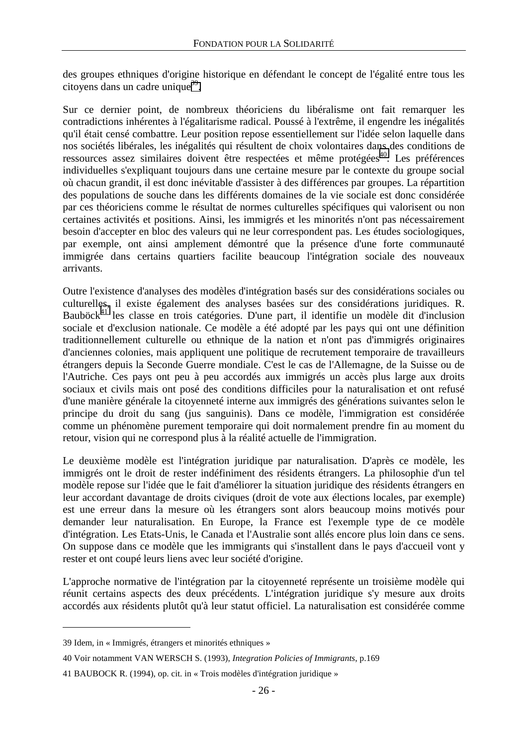des groupes ethniques d'origine historique en défendant le concept de l'égalité entre tous les citoyens dans un cadre unique[39].

Sur ce dernier point, de nombreux théoriciens du libéralisme ont fait remarquer les contradictions inhérentes à l'égalitarisme radical. Poussé à l'extrême, il engendre les inégalités qu'il était censé combattre. Leur position repose essentiellement sur l'idée selon laquelle dans nos sociétés libérales, les inégalités qui résultent de choix volontaires dans des conditions de ressources assez similaires doivent être respectées et même protégées[40]. Les préférences individuelles s'expliquant toujours dans une certaine mesure par le contexte du groupe social où chacun grandit, il est donc inévitable d'assister à des différences par groupes. La répartition des populations de souche dans les différents domaines de la vie sociale est donc considérée par ces théoriciens comme le résultat de normes culturelles spécifiques qui valorisent ou non certaines activités et positions. Ainsi, les immigrés et les minorités n'ont pas nécessairement besoin d'accepter en bloc des valeurs qui ne leur correspondent pas. Les études sociologiques, par exemple, ont ainsi amplement démontré que la présence d'une forte communauté immigrée dans certains quartiers facilite beaucoup l'intégration sociale des nouveaux arrivants.

Outre l'existence d'analyses des modèles d'intégration basés sur des considérations sociales ou culturelles, il existe également des analyses basées sur des considérations juridiques. R. Bauböck[41] les classe en trois catégories. D'une part, il identifie un modèle dit d'inclusion sociale et d'exclusion nationale. Ce modèle a été adopté par les pays qui ont une définition traditionnellement culturelle ou ethnique de la nation et n'ont pas d'immigrés originaires d'anciennes colonies, mais appliquent une politique de recrutement temporaire de travailleurs étrangers depuis la Seconde Guerre mondiale. C'est le cas de l'Allemagne, de la Suisse ou de l'Autriche. Ces pays ont peu à peu accordés aux immigrés un accès plus large aux droits sociaux et civils mais ont posé des conditions difficiles pour la naturalisation et ont refusé d'une manière générale la citoyenneté interne aux immigrés des générations suivantes selon le principe du droit du sang (jus sanguinis). Dans ce modèle, l'immigration est considérée comme un phénomène purement temporaire qui doit normalement prendre fin au moment du retour, vision qui ne correspond plus à la réalité actuelle de l'immigration.

Le deuxième modèle est l'intégration juridique par naturalisation. D'après ce modèle, les immigrés ont le droit de rester indéfiniment des résidents étrangers. La philosophie d'un tel modèle repose sur l'idée que le fait d'améliorer la situation juridique des résidents étrangers en leur accordant davantage de droits civiques (droit de vote aux élections locales, par exemple) est une erreur dans la mesure où les étrangers sont alors beaucoup moins motivés pour demander leur naturalisation. En Europe, la France est l'exemple type de ce modèle d'intégration. Les Etats-Unis, le Canada et l'Australie sont allés encore plus loin dans ce sens. On suppose dans ce modèle que les immigrants qui s'installent dans le pays d'accueil vont y rester et ont coupé leurs liens avec leur société d'origine.

L'approche normative de l'intégration par la citoyenneté représente un troisième modèle qui réunit certains aspects des deux précédents. L'intégration juridique s'y mesure aux droits accordés aux résidents plutôt qu'à leur statut officiel. La naturalisation est considérée comme

---

39 Idem, in « Immigrés, étrangers et minorités ethniques »

40 Voir notamment VAN WERSCH S. (1993), *Integration Policies of Immigrants*, p.169

41 BAUBOCK R. (1994), op. cit. in « Trois modèles d'intégration juridique »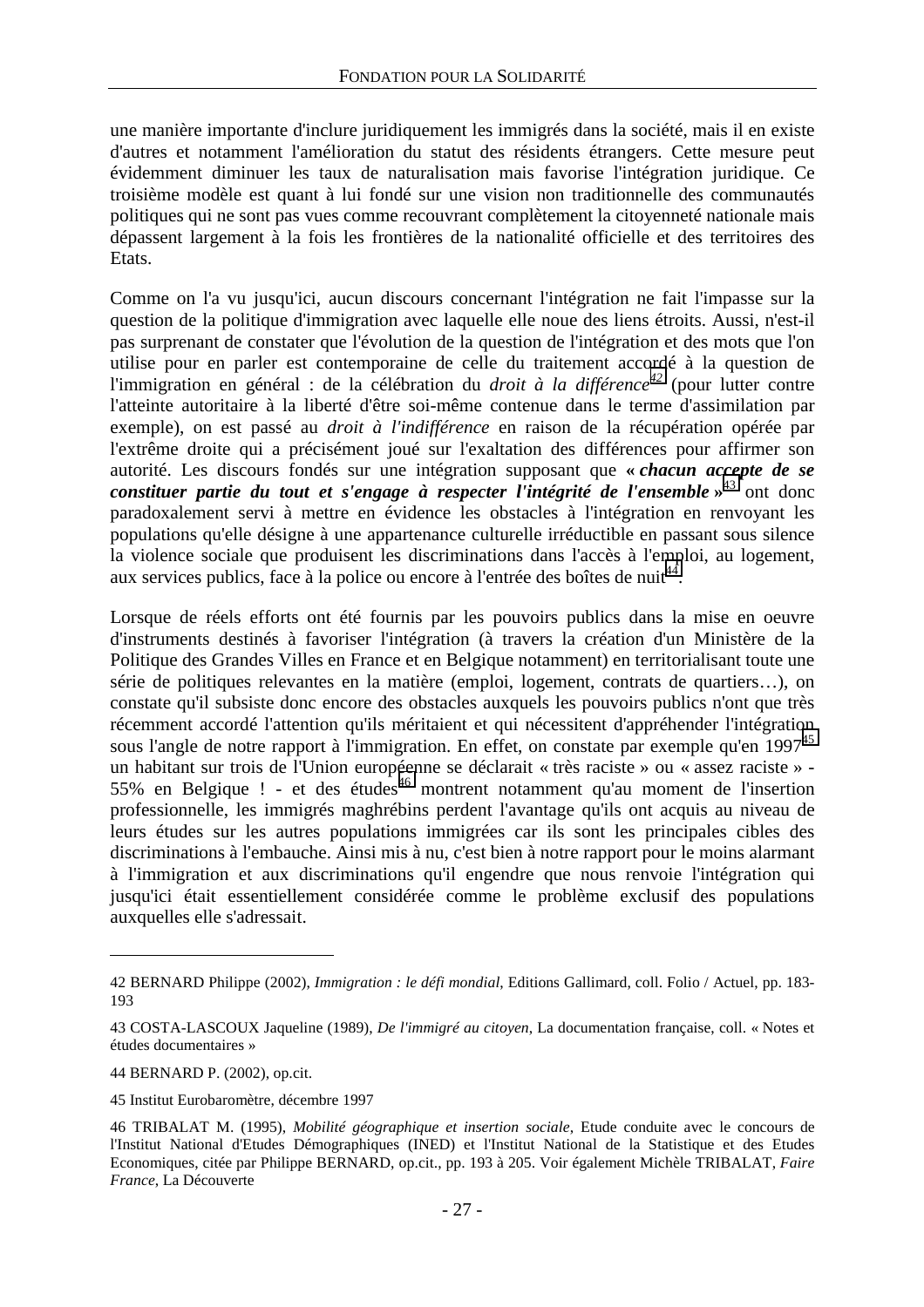une manière importante d'inclure juridiquement les immigrés dans la société, mais il en existe d'autres et notamment l'amélioration du statut des résidents étrangers. Cette mesure peut évidemment diminuer les taux de naturalisation mais favorise l'intégration juridique. Ce troisième modèle est quant à lui fondé sur une vision non traditionnelle des communautés politiques qui ne sont pas vues comme recouvrant complètement la citoyenneté nationale mais dépassent largement à la fois les frontières de la nationalité officielle et des territoires des Etats.

Comme on l'a vu jusqu'ici, aucun discours concernant l'intégration ne fait l'impasse sur la question de la politique d'immigration avec laquelle elle noue des liens étroits. Aussi, n'est-il pas surprenant de constater que l'évolution de la question de l'intégration et des mots que l'on utilise pour en parler est contemporaine de celle du traitement accordé à la question de l'immigration en général : de la célébration du *droit à la différence*[42] (pour lutter contre l'atteinte autoritaire à la liberté d'être soi-même contenue dans le terme d'assimilation par exemple), on est passé au *droit à l'indifférence* en raison de la récupération opérée par l'extrême droite qui a précisément joué sur l'exaltation des différences pour affirmer son autorité. Les discours fondés sur une intégration supposant que ***« chacun accepte de se constituer partie du tout et s'engage à respecter l'intégrité de l'ensemble »***[43] ont donc paradoxalement servi à mettre en évidence les obstacles à l'intégration en renvoyant les populations qu'elle désigne à une appartenance culturelle irréductible en passant sous silence la violence sociale que produisent les discriminations dans l'accès à l'emploi, au logement, aux services publics, face à la police ou encore à l'entrée des boîtes de nuit[44].

Lorsque de réels efforts ont été fournis par les pouvoirs publics dans la mise en oeuvre d'instruments destinés à favoriser l'intégration (à travers la création d'un Ministère de la Politique des Grandes Villes en France et en Belgique notamment) en territorialisant toute une série de politiques relevantes en la matière (emploi, logement, contrats de quartiers…), on constate qu'il subsiste donc encore des obstacles auxquels les pouvoirs publics n'ont que très récemment accordé l'attention qu'ils méritaient et qui nécessitent d'appréhender l'intégration sous l'angle de notre rapport à l'immigration. En effet, on constate par exemple qu'en 1997[45] un habitant sur trois de l'Union européenne se déclarait « très raciste » ou « assez raciste » - 55% en Belgique ! - et des études[46] montrent notamment qu'au moment de l'insertion professionnelle, les immigrés maghrébins perdent l'avantage qu'ils ont acquis au niveau de leurs études sur les autres populations immigrées car ils sont les principales cibles des discriminations à l'embauche. Ainsi mis à nu, c'est bien à notre rapport pour le moins alarmant à l'immigration et aux discriminations qu'il engendre que nous renvoie l'intégration qui jusqu'ici était essentiellement considérée comme le problème exclusif des populations auxquelles elle s'adressait.

---

42 BERNARD Philippe (2002), *Immigration : le défi mondial*, Editions Gallimard, coll. Folio / Actuel, pp. 183-193

43 COSTA-LASCOUX Jaqueline (1989), *De l'immigré au citoyen*, La documentation française, coll. « Notes et études documentaires »

44 BERNARD P. (2002), op.cit.

45 Institut Eurobaromètre, décembre 1997

46 TRIBALAT M. (1995), *Mobilité géographique et insertion sociale*, Etude conduite avec le concours de l'Institut National d'Etudes Démographiques (INED) et l'Institut National de la Statistique et des Etudes Economiques, citée par Philippe BERNARD, op.cit., pp. 193 à 205. Voir également Michèle TRIBALAT, *Faire France*, La Découverte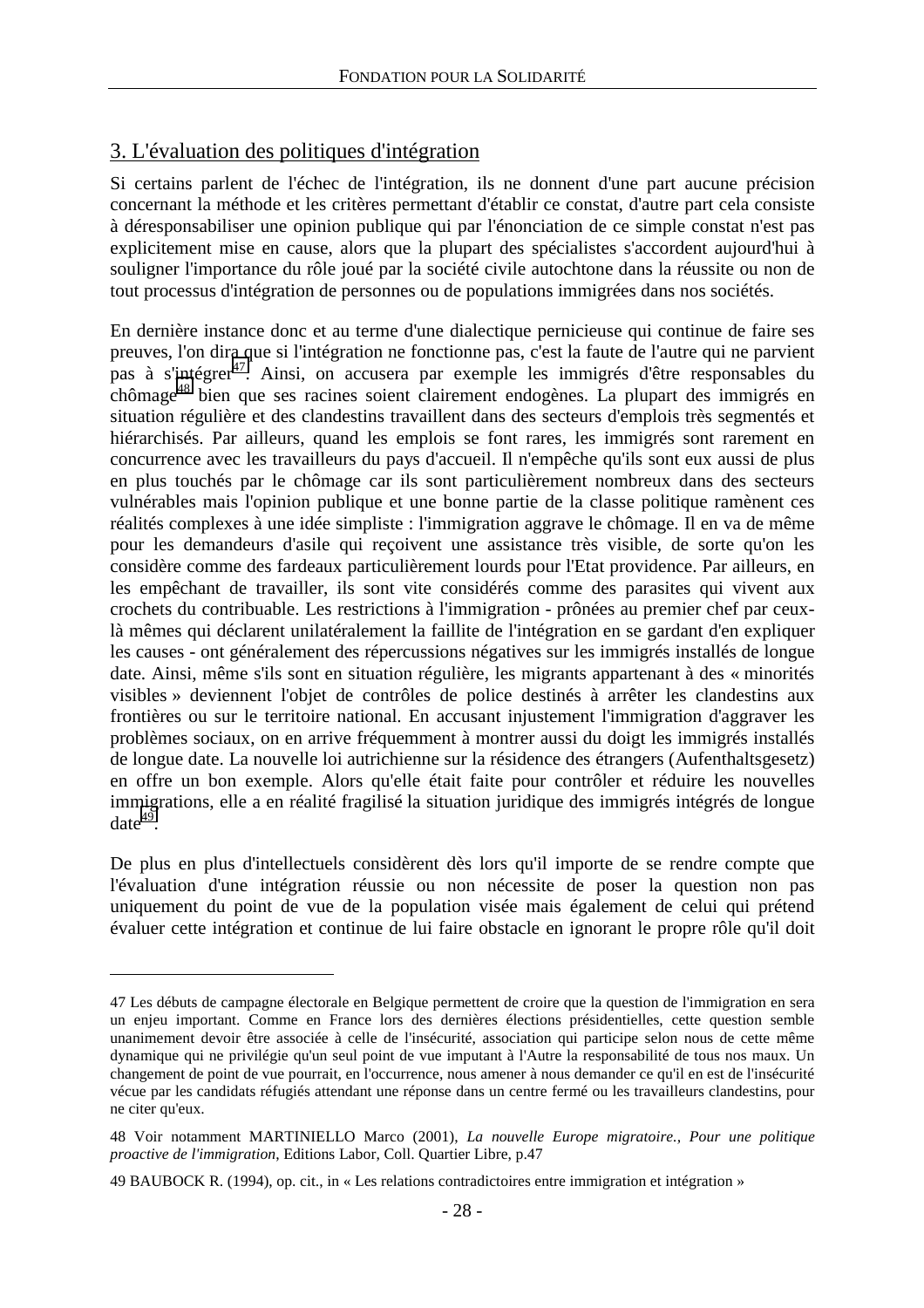## 3. L'évaluation des politiques d'intégration

Si certains parlent de l'échec de l'intégration, ils ne donnent d'une part aucune précision concernant la méthode et les critères permettant d'établir ce constat, d'autre part cela consiste à déresponsabiliser une opinion publique qui par l'énonciation de ce simple constat n'est pas explicitement mise en cause, alors que la plupart des spécialistes s'accordent aujourd'hui à souligner l'importance du rôle joué par la société civile autochtone dans la réussite ou non de tout processus d'intégration de personnes ou de populations immigrées dans nos sociétés.

En dernière instance donc et au terme d'une dialectique pernicieuse qui continue de faire ses preuves, l'on dira que si l'intégration ne fonctionne pas, c'est la faute de l'autre qui ne parvient pas à s'intégrer[47]. Ainsi, on accusera par exemple les immigrés d'être responsables du chômage[48] bien que ses racines soient clairement endogènes. La plupart des immigrés en situation régulière et des clandestins travaillent dans des secteurs d'emplois très segmentés et hiérarchisés. Par ailleurs, quand les emplois se font rares, les immigrés sont rarement en concurrence avec les travailleurs du pays d'accueil. Il n'empêche qu'ils sont eux aussi de plus en plus touchés par le chômage car ils sont particulièrement nombreux dans des secteurs vulnérables mais l'opinion publique et une bonne partie de la classe politique ramènent ces réalités complexes à une idée simpliste : l'immigration aggrave le chômage. Il en va de même pour les demandeurs d'asile qui reçoivent une assistance très visible, de sorte qu'on les considère comme des fardeaux particulièrement lourds pour l'Etat providence. Par ailleurs, en les empêchant de travailler, ils sont vite considérés comme des parasites qui vivent aux crochets du contribuable. Les restrictions à l'immigration - prônées au premier chef par ceux-là mêmes qui déclarent unilatéralement la faillite de l'intégration en se gardant d'en expliquer les causes - ont généralement des répercussions négatives sur les immigrés installés de longue date. Ainsi, même s'ils sont en situation régulière, les migrants appartenant à des « minorités visibles » deviennent l'objet de contrôles de police destinés à arrêter les clandestins aux frontières ou sur le territoire national. En accusant injustement l'immigration d'aggraver les problèmes sociaux, on en arrive fréquemment à montrer aussi du doigt les immigrés installés de longue date. La nouvelle loi autrichienne sur la résidence des étrangers (Aufenthaltsgesetz) en offre un bon exemple. Alors qu'elle était faite pour contrôler et réduire les nouvelles immigrations, elle a en réalité fragilisé la situation juridique des immigrés intégrés de longue date[49].

De plus en plus d'intellectuels considèrent dès lors qu'il importe de se rendre compte que l'évaluation d'une intégration réussie ou non nécessite de poser la question non pas uniquement du point de vue de la population visée mais également de celui qui prétend évaluer cette intégration et continue de lui faire obstacle en ignorant le propre rôle qu'il doit

---

47 Les débuts de campagne électorale en Belgique permettent de croire que la question de l'immigration en sera un enjeu important. Comme en France lors des dernières élections présidentielles, cette question semble unanimement devoir être associée à celle de l'insécurité, association qui participe selon nous de cette même dynamique qui ne privilégie qu'un seul point de vue imputant à l'Autre la responsabilité de tous nos maux. Un changement de point de vue pourrait, en l'occurrence, nous amener à nous demander ce qu'il en est de l'insécurité vécue par les candidats réfugiés attendant une réponse dans un centre fermé ou les travailleurs clandestins, pour ne citer qu'eux.

48 Voir notamment MARTINIELLO Marco (2001), *La nouvelle Europe migratoire., Pour une politique proactive de l'immigration*, Editions Labor, Coll. Quartier Libre, p.47

49 BAUBOCK R. (1994), op. cit., in « Les relations contradictoires entre immigration et intégration »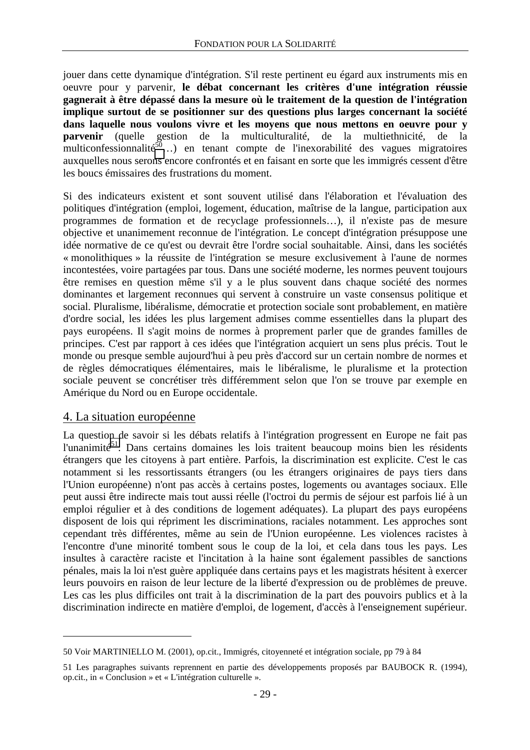jouer dans cette dynamique d'intégration. S'il reste pertinent eu égard aux instruments mis en oeuvre pour y parvenir, **le débat concernant les critères d'une intégration réussie gagnerait à être dépassé dans la mesure où le traitement de la question de l'intégration implique surtout de se positionner sur des questions plus larges concernant la société dans laquelle nous voulons vivre et les moyens que nous mettons en oeuvre pour y parvenir** (quelle gestion de la multiculturalité, de la multiethnicité, de la multiconfessionnalité[50]…) en tenant compte de l'inexorabilité des vagues migratoires auxquelles nous serons encore confrontés et en faisant en sorte que les immigrés cessent d'être les boucs émissaires des frustrations du moment.

Si des indicateurs existent et sont souvent utilisé dans l'élaboration et l'évaluation des politiques d'intégration (emploi, logement, éducation, maîtrise de la langue, participation aux programmes de formation et de recyclage professionnels…), il n'existe pas de mesure objective et unanimement reconnue de l'intégration. Le concept d'intégration présuppose une idée normative de ce qu'est ou devrait être l'ordre social souhaitable. Ainsi, dans les sociétés « monolithiques » la réussite de l'intégration se mesure exclusivement à l'aune de normes incontestées, voire partagées par tous. Dans une société moderne, les normes peuvent toujours être remises en question même s'il y a le plus souvent dans chaque société des normes dominantes et largement reconnues qui servent à construire un vaste consensus politique et social. Pluralisme, libéralisme, démocratie et protection sociale sont probablement, en matière d'ordre social, les idées les plus largement admises comme essentielles dans la plupart des pays européens. Il s'agit moins de normes à proprement parler que de grandes familles de principes. C'est par rapport à ces idées que l'intégration acquiert un sens plus précis. Tout le monde ou presque semble aujourd'hui à peu près d'accord sur un certain nombre de normes et de règles démocratiques élémentaires, mais le libéralisme, le pluralisme et la protection sociale peuvent se concrétiser très différemment selon que l'on se trouve par exemple en Amérique du Nord ou en Europe occidentale.

## 4. La situation européenne

La question de savoir si les débats relatifs à l'intégration progressent en Europe ne fait pas l'unanimité[51]. Dans certains domaines les lois traitent beaucoup moins bien les résidents étrangers que les citoyens à part entière. Parfois, la discrimination est explicite. C'est le cas notamment si les ressortissants étrangers (ou les étrangers originaires de pays tiers dans l'Union européenne) n'ont pas accès à certains postes, logements ou avantages sociaux. Elle peut aussi être indirecte mais tout aussi réelle (l'octroi du permis de séjour est parfois lié à un emploi régulier et à des conditions de logement adéquates). La plupart des pays européens disposent de lois qui répriment les discriminations, raciales notamment. Les approches sont cependant très différentes, même au sein de l'Union européenne. Les violences racistes à l'encontre d'une minorité tombent sous le coup de la loi, et cela dans tous les pays. Les insultes à caractère raciste et l'incitation à la haine sont également passibles de sanctions pénales, mais la loi n'est guère appliquée dans certains pays et les magistrats hésitent à exercer leurs pouvoirs en raison de leur lecture de la liberté d'expression ou de problèmes de preuve. Les cas les plus difficiles ont trait à la discrimination de la part des pouvoirs publics et à la discrimination indirecte en matière d'emploi, de logement, d'accès à l'enseignement supérieur.

---

50 Voir MARTINIELLO M. (2001), op.cit., Immigrés, citoyenneté et intégration sociale, pp 79 à 84

51 Les paragraphes suivants reprennent en partie des développements proposés par BAUBOCK R. (1994), op.cit., in « Conclusion » et « L'intégration culturelle ».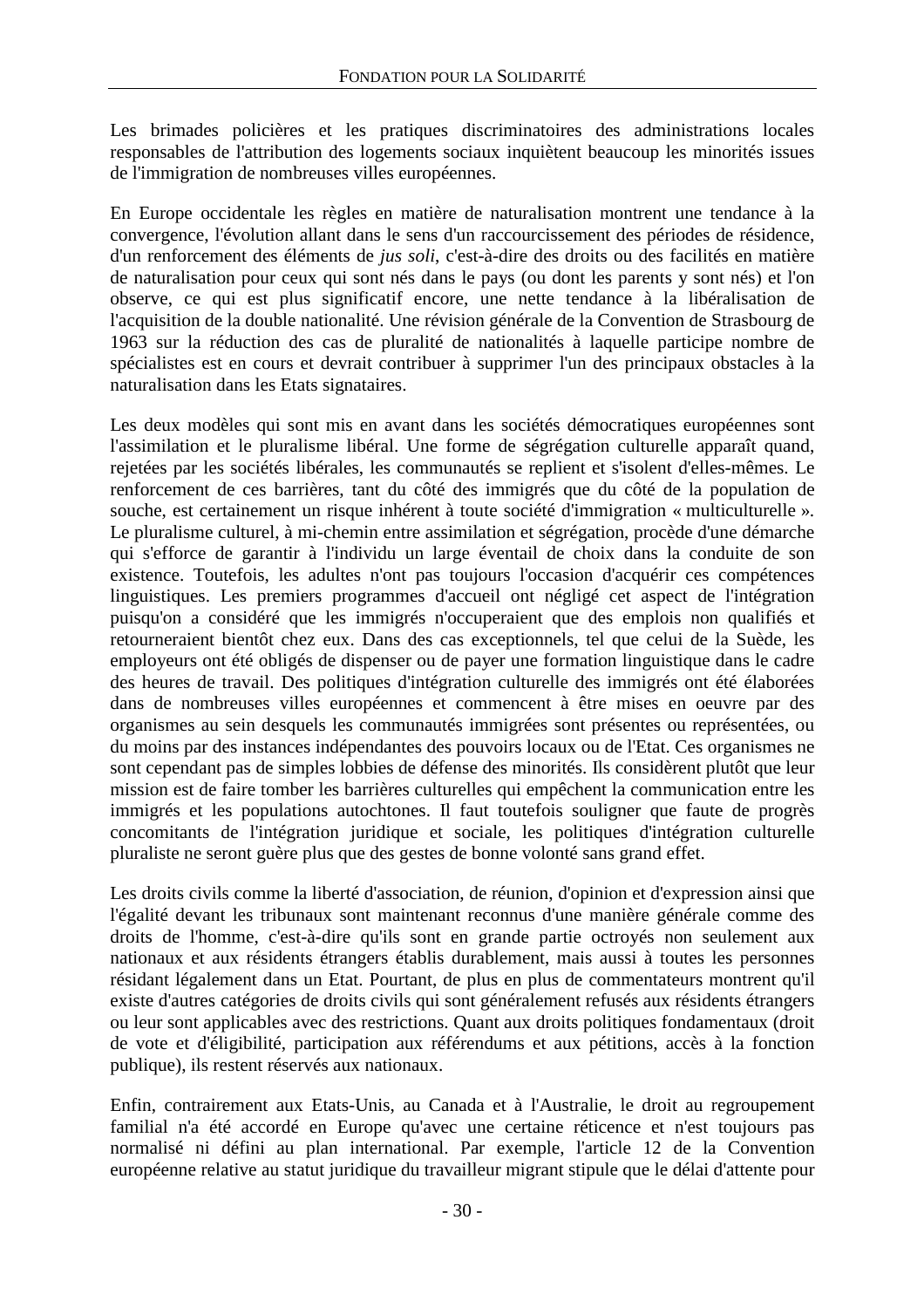Les brimades policières et les pratiques discriminatoires des administrations locales responsables de l'attribution des logements sociaux inquiètent beaucoup les minorités issues de l'immigration de nombreuses villes européennes.

En Europe occidentale les règles en matière de naturalisation montrent une tendance à la convergence, l'évolution allant dans le sens d'un raccourcissement des périodes de résidence, d'un renforcement des éléments de *jus soli*, c'est-à-dire des droits ou des facilités en matière de naturalisation pour ceux qui sont nés dans le pays (ou dont les parents y sont nés) et l'on observe, ce qui est plus significatif encore, une nette tendance à la libéralisation de l'acquisition de la double nationalité. Une révision générale de la Convention de Strasbourg de 1963 sur la réduction des cas de pluralité de nationalités à laquelle participe nombre de spécialistes est en cours et devrait contribuer à supprimer l'un des principaux obstacles à la naturalisation dans les Etats signataires.

Les deux modèles qui sont mis en avant dans les sociétés démocratiques européennes sont l'assimilation et le pluralisme libéral. Une forme de ségrégation culturelle apparaît quand, rejetées par les sociétés libérales, les communautés se replient et s'isolent d'elles-mêmes. Le renforcement de ces barrières, tant du côté des immigrés que du côté de la population de souche, est certainement un risque inhérent à toute société d'immigration « multiculturelle ». Le pluralisme culturel, à mi-chemin entre assimilation et ségrégation, procède d'une démarche qui s'efforce de garantir à l'individu un large éventail de choix dans la conduite de son existence. Toutefois, les adultes n'ont pas toujours l'occasion d'acquérir ces compétences linguistiques. Les premiers programmes d'accueil ont négligé cet aspect de l'intégration puisqu'on a considéré que les immigrés n'occuperaient que des emplois non qualifiés et retourneraient bientôt chez eux. Dans des cas exceptionnels, tel que celui de la Suède, les employeurs ont été obligés de dispenser ou de payer une formation linguistique dans le cadre des heures de travail. Des politiques d'intégration culturelle des immigrés ont été élaborées dans de nombreuses villes européennes et commencent à être mises en oeuvre par des organismes au sein desquels les communautés immigrées sont présentes ou représentées, ou du moins par des instances indépendantes des pouvoirs locaux ou de l'Etat. Ces organismes ne sont cependant pas de simples lobbies de défense des minorités. Ils considèrent plutôt que leur mission est de faire tomber les barrières culturelles qui empêchent la communication entre les immigrés et les populations autochtones. Il faut toutefois souligner que faute de progrès concomitants de l'intégration juridique et sociale, les politiques d'intégration culturelle pluraliste ne seront guère plus que des gestes de bonne volonté sans grand effet.

Les droits civils comme la liberté d'association, de réunion, d'opinion et d'expression ainsi que l'égalité devant les tribunaux sont maintenant reconnus d'une manière générale comme des droits de l'homme, c'est-à-dire qu'ils sont en grande partie octroyés non seulement aux nationaux et aux résidents étrangers établis durablement, mais aussi à toutes les personnes résidant légalement dans un Etat. Pourtant, de plus en plus de commentateurs montrent qu'il existe d'autres catégories de droits civils qui sont généralement refusés aux résidents étrangers ou leur sont applicables avec des restrictions. Quant aux droits politiques fondamentaux (droit de vote et d'éligibilité, participation aux référendums et aux pétitions, accès à la fonction publique), ils restent réservés aux nationaux.

Enfin, contrairement aux Etats-Unis, au Canada et à l'Australie, le droit au regroupement familial n'a été accordé en Europe qu'avec une certaine réticence et n'est toujours pas normalisé ni défini au plan international. Par exemple, l'article 12 de la Convention européenne relative au statut juridique du travailleur migrant stipule que le délai d'attente pour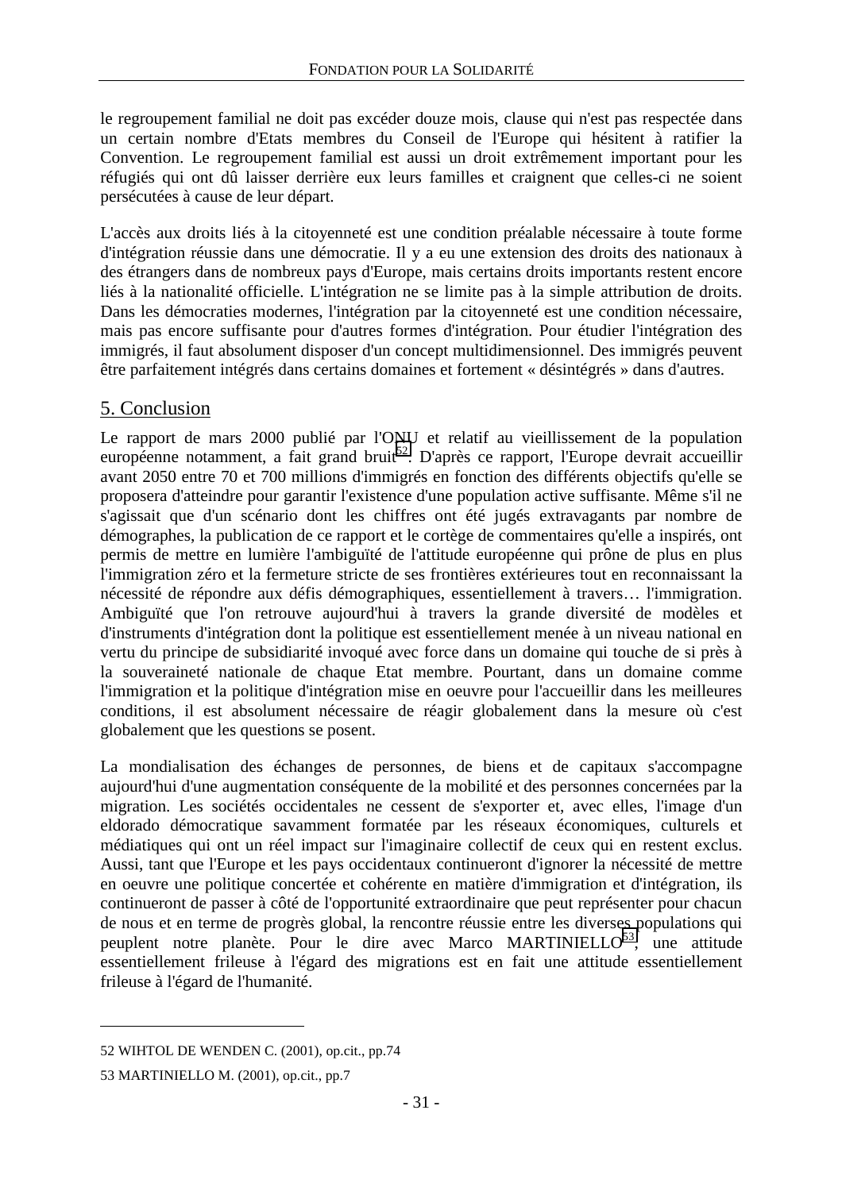le regroupement familial ne doit pas excéder douze mois, clause qui n'est pas respectée dans un certain nombre d'Etats membres du Conseil de l'Europe qui hésitent à ratifier la Convention. Le regroupement familial est aussi un droit extrêmement important pour les réfugiés qui ont dû laisser derrière eux leurs familles et craignent que celles-ci ne soient persécutées à cause de leur départ.

L'accès aux droits liés à la citoyenneté est une condition préalable nécessaire à toute forme d'intégration réussie dans une démocratie. Il y a eu une extension des droits des nationaux à des étrangers dans de nombreux pays d'Europe, mais certains droits importants restent encore liés à la nationalité officielle. L'intégration ne se limite pas à la simple attribution de droits. Dans les démocraties modernes, l'intégration par la citoyenneté est une condition nécessaire, mais pas encore suffisante pour d'autres formes d'intégration. Pour étudier l'intégration des immigrés, il faut absolument disposer d'un concept multidimensionnel. Des immigrés peuvent être parfaitement intégrés dans certains domaines et fortement « désintégrés » dans d'autres.

## 5. Conclusion

Le rapport de mars 2000 publié par l'ONU et relatif au vieillissement de la population européenne notamment, a fait grand bruit[52]. D'après ce rapport, l'Europe devrait accueillir avant 2050 entre 70 et 700 millions d'immigrés en fonction des différents objectifs qu'elle se proposera d'atteindre pour garantir l'existence d'une population active suffisante. Même s'il ne s'agissait que d'un scénario dont les chiffres ont été jugés extravagants par nombre de démographes, la publication de ce rapport et le cortège de commentaires qu'elle a inspirés, ont permis de mettre en lumière l'ambiguïté de l'attitude européenne qui prône de plus en plus l'immigration zéro et la fermeture stricte de ses frontières extérieures tout en reconnaissant la nécessité de répondre aux défis démographiques, essentiellement à travers… l'immigration. Ambiguïté que l'on retrouve aujourd'hui à travers la grande diversité de modèles et d'instruments d'intégration dont la politique est essentiellement menée à un niveau national en vertu du principe de subsidiarité invoqué avec force dans un domaine qui touche de si près à la souveraineté nationale de chaque Etat membre. Pourtant, dans un domaine comme l'immigration et la politique d'intégration mise en oeuvre pour l'accueillir dans les meilleures conditions, il est absolument nécessaire de réagir globalement dans la mesure où c'est globalement que les questions se posent.

La mondialisation des échanges de personnes, de biens et de capitaux s'accompagne aujourd'hui d'une augmentation conséquente de la mobilité et des personnes concernées par la migration. Les sociétés occidentales ne cessent de s'exporter et, avec elles, l'image d'un eldorado démocratique savamment formatée par les réseaux économiques, culturels et médiatiques qui ont un réel impact sur l'imaginaire collectif de ceux qui en restent exclus. Aussi, tant que l'Europe et les pays occidentaux continueront d'ignorer la nécessité de mettre en oeuvre une politique concertée et cohérente en matière d'immigration et d'intégration, ils continueront de passer à côté de l'opportunité extraordinaire que peut représenter pour chacun de nous et en terme de progrès global, la rencontre réussie entre les diverses populations qui peuplent notre planète. Pour le dire avec Marco MARTINIELLO[53], une attitude essentiellement frileuse à l'égard des migrations est en fait une attitude essentiellement frileuse à l'égard de l'humanité.

---

52 WIHTOL DE WENDEN C. (2001), op.cit., pp.74

53 MARTINIELLO M. (2001), op.cit., pp.7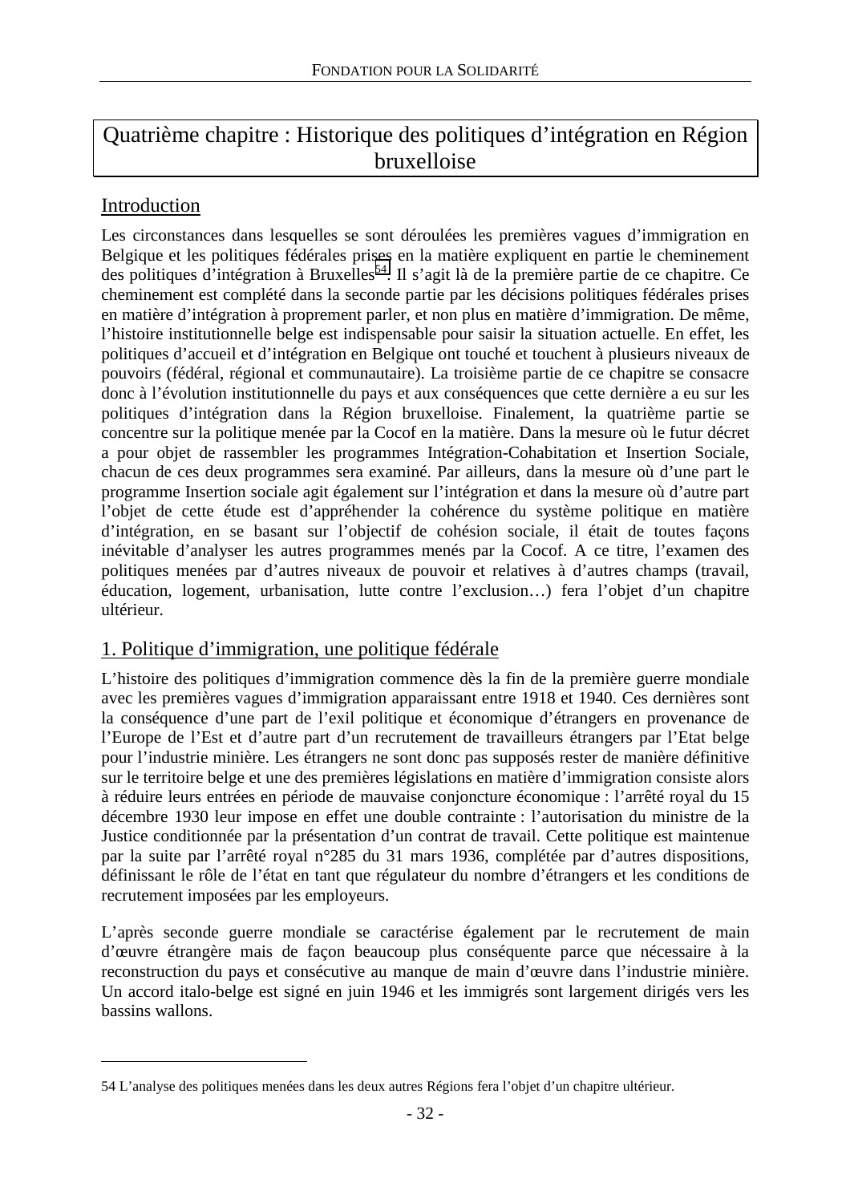# Quatrième chapitre : Historique des politiques d'intégration en Région bruxelloise

## Introduction

Les circonstances dans lesquelles se sont déroulées les premières vagues d'immigration en Belgique et les politiques fédérales prises en la matière expliquent en partie le cheminement des politiques d'intégration à Bruxelles[54]. Il s'agit là de la première partie de ce chapitre. Ce cheminement est complété dans la seconde partie par les décisions politiques fédérales prises en matière d'intégration à proprement parler, et non plus en matière d'immigration. De même, l'histoire institutionnelle belge est indispensable pour saisir la situation actuelle. En effet, les politiques d'accueil et d'intégration en Belgique ont touché et touchent à plusieurs niveaux de pouvoirs (fédéral, régional et communautaire). La troisième partie de ce chapitre se consacre donc à l'évolution institutionnelle du pays et aux conséquences que cette dernière a eu sur les politiques d'intégration dans la Région bruxelloise. Finalement, la quatrième partie se concentre sur la politique menée par la Cocof en la matière. Dans la mesure où le futur décret a pour objet de rassembler les programmes Intégration-Cohabitation et Insertion Sociale, chacun de ces deux programmes sera examiné. Par ailleurs, dans la mesure où d'une part le programme Insertion sociale agit également sur l'intégration et dans la mesure où d'autre part l'objet de cette étude est d'appréhender la cohérence du système politique en matière d'intégration, en se basant sur l'objectif de cohésion sociale, il était de toutes façons inévitable d'analyser les autres programmes menés par la Cocof. A ce titre, l'examen des politiques menées par d'autres niveaux de pouvoir et relatives à d'autres champs (travail, éducation, logement, urbanisation, lutte contre l'exclusion…) fera l'objet d'un chapitre ultérieur.

## 1. Politique d'immigration, une politique fédérale

L'histoire des politiques d'immigration commence dès la fin de la première guerre mondiale avec les premières vagues d'immigration apparaissant entre 1918 et 1940. Ces dernières sont la conséquence d'une part de l'exil politique et économique d'étrangers en provenance de l'Europe de l'Est et d'autre part d'un recrutement de travailleurs étrangers par l'Etat belge pour l'industrie minière. Les étrangers ne sont donc pas supposés rester de manière définitive sur le territoire belge et une des premières législations en matière d'immigration consiste alors à réduire leurs entrées en période de mauvaise conjoncture économique : l'arrêté royal du 15 décembre 1930 leur impose en effet une double contrainte : l'autorisation du ministre de la Justice conditionnée par la présentation d'un contrat de travail. Cette politique est maintenue par la suite par l'arrêté royal n°285 du 31 mars 1936, complétée par d'autres dispositions, définissant le rôle de l'état en tant que régulateur du nombre d'étrangers et les conditions de recrutement imposées par les employeurs.

L'après seconde guerre mondiale se caractérise également par le recrutement de main d'œuvre étrangère mais de façon beaucoup plus conséquente parce que nécessaire à la reconstruction du pays et consécutive au manque de main d'œuvre dans l'industrie minière. Un accord italo-belge est signé en juin 1946 et les immigrés sont largement dirigés vers les bassins wallons.

---

54 L'analyse des politiques menées dans les deux autres Régions fera l'objet d'un chapitre ultérieur.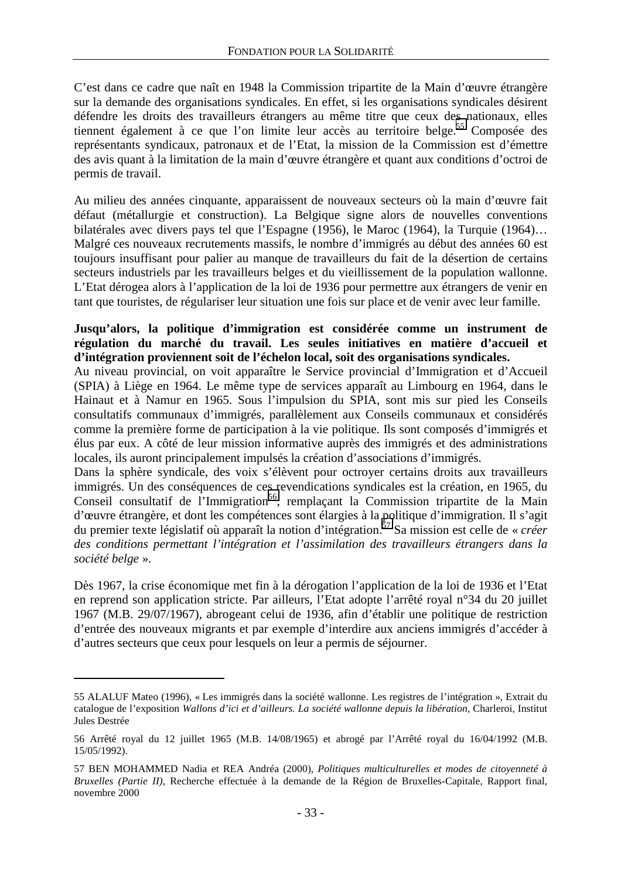C'est dans ce cadre que naît en 1948 la Commission tripartite de la Main d'œuvre étrangère sur la demande des organisations syndicales. En effet, si les organisations syndicales désirent défendre les droits des travailleurs étrangers au même titre que ceux des nationaux, elles tiennent également à ce que l'on limite leur accès au territoire belge.[55] Composée des représentants syndicaux, patronaux et de l'Etat, la mission de la Commission est d'émettre des avis quant à la limitation de la main d'œuvre étrangère et quant aux conditions d'octroi de permis de travail.

Au milieu des années cinquante, apparaissent de nouveaux secteurs où la main d'œuvre fait défaut (métallurgie et construction). La Belgique signe alors de nouvelles conventions bilatérales avec divers pays tel que l'Espagne (1956), le Maroc (1964), la Turquie (1964)… Malgré ces nouveaux recrutements massifs, le nombre d'immigrés au début des années 60 est toujours insuffisant pour palier au manque de travailleurs du fait de la désertion de certains secteurs industriels par les travailleurs belges et du vieillissement de la population wallonne. L'Etat dérogea alors à l'application de la loi de 1936 pour permettre aux étrangers de venir en tant que touristes, de régulariser leur situation une fois sur place et de venir avec leur famille.

**Jusqu'alors, la politique d'immigration est considérée comme un instrument de régulation du marché du travail. Les seules initiatives en matière d'accueil et d'intégration proviennent soit de l'échelon local, soit des organisations syndicales.**

Au niveau provincial, on voit apparaître le Service provincial d'Immigration et d'Accueil (SPIA) à Liège en 1964. Le même type de services apparaît au Limbourg en 1964, dans le Hainaut et à Namur en 1965. Sous l'impulsion du SPIA, sont mis sur pied les Conseils consultatifs communaux d'immigrés, parallèlement aux Conseils communaux et considérés comme la première forme de participation à la vie politique. Ils sont composés d'immigrés et élus par eux. A côté de leur mission informative auprès des immigrés et des administrations locales, ils auront principalement impulsés la création d'associations d'immigrés.

Dans la sphère syndicale, des voix s'élèvent pour octroyer certains droits aux travailleurs immigrés. Un des conséquences de ces revendications syndicales est la création, en 1965, du Conseil consultatif de l'Immigration[56], remplaçant la Commission tripartite de la Main d'œuvre étrangère, et dont les compétences sont élargies à la politique d'immigration. Il s'agit du premier texte législatif où apparaît la notion d'intégration.[57] Sa mission est celle de « *créer des conditions permettant l'intégration et l'assimilation des travailleurs étrangers dans la société belge* ».

Dès 1967, la crise économique met fin à la dérogation l'application de la loi de 1936 et l'Etat en reprend son application stricte. Par ailleurs, l'Etat adopte l'arrêté royal n°34 du 20 juillet 1967 (M.B. 29/07/1967), abrogeant celui de 1936, afin d'établir une politique de restriction d'entrée des nouveaux migrants et par exemple d'interdire aux anciens immigrés d'accéder à d'autres secteurs que ceux pour lesquels on leur a permis de séjourner.

---

55 ALALUF Mateo (1996), « Les immigrés dans la société wallonne. Les registres de l'intégration », Extrait du catalogue de l'exposition *Wallons d'ici et d'ailleurs. La société wallonne depuis la libération*, Charleroi, Institut Jules Destrée

56 Arrêté royal du 12 juillet 1965 (M.B. 14/08/1965) et abrogé par l'Arrêté royal du 16/04/1992 (M.B. 15/05/1992).

57 BEN MOHAMMED Nadia et REA Andréa (2000), *Politiques multiculturelles et modes de citoyenneté à Bruxelles (Partie II)*, Recherche effectuée à la demande de la Région de Bruxelles-Capitale, Rapport final, novembre 2000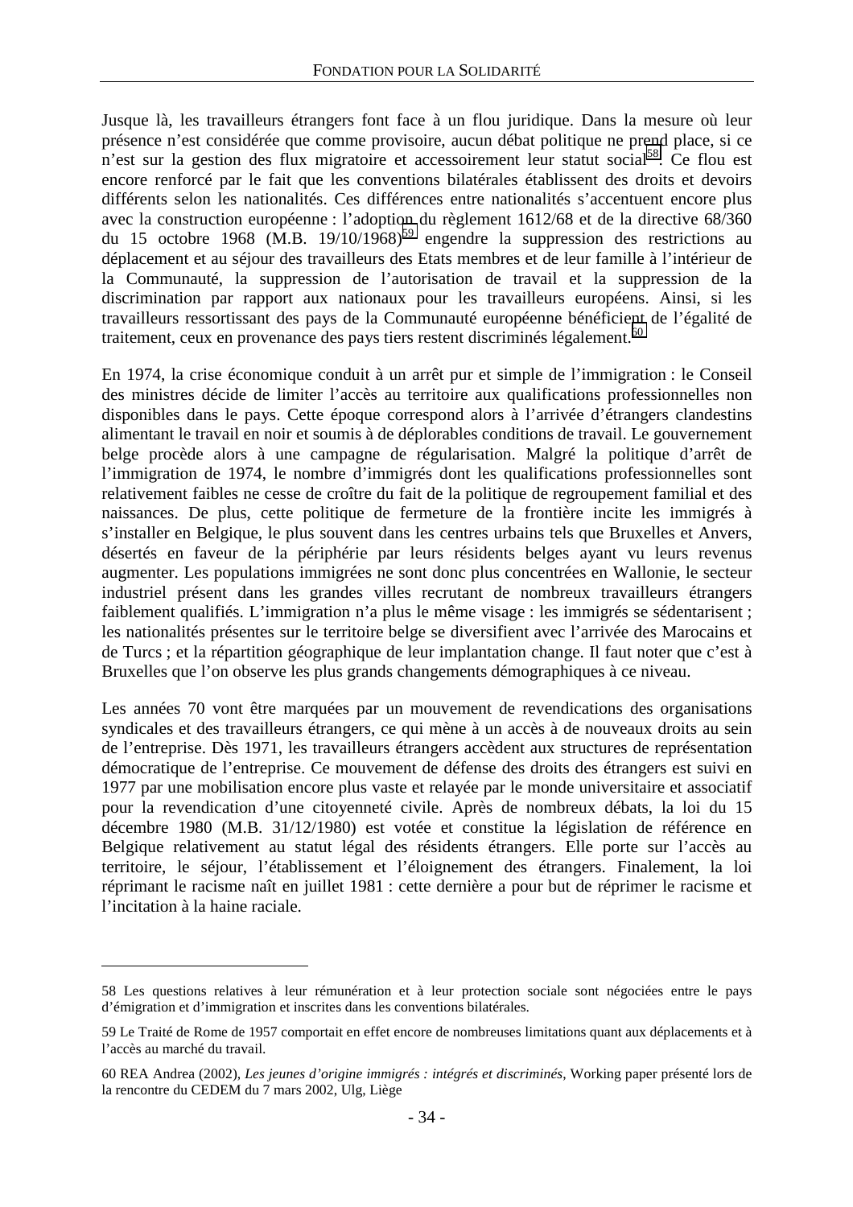Jusque là, les travailleurs étrangers font face à un flou juridique. Dans la mesure où leur présence n'est considérée que comme provisoire, aucun débat politique ne prend place, si ce n'est sur la gestion des flux migratoire et accessoirement leur statut social[58]. Ce flou est encore renforcé par le fait que les conventions bilatérales établissent des droits et devoirs différents selon les nationalités. Ces différences entre nationalités s'accentuent encore plus avec la construction européenne : l'adoption du règlement 1612/68 et de la directive 68/360 du 15 octobre 1968 (M.B. 19/10/1968)[59] engendre la suppression des restrictions au déplacement et au séjour des travailleurs des Etats membres et de leur famille à l'intérieur de la Communauté, la suppression de l'autorisation de travail et la suppression de la discrimination par rapport aux nationaux pour les travailleurs européens. Ainsi, si les travailleurs ressortissant des pays de la Communauté européenne bénéficient de l'égalité de traitement, ceux en provenance des pays tiers restent discriminés légalement.[60]

En 1974, la crise économique conduit à un arrêt pur et simple de l'immigration : le Conseil des ministres décide de limiter l'accès au territoire aux qualifications professionnelles non disponibles dans le pays. Cette époque correspond alors à l'arrivée d'étrangers clandestins alimentant le travail en noir et soumis à de déplorables conditions de travail. Le gouvernement belge procède alors à une campagne de régularisation. Malgré la politique d'arrêt de l'immigration de 1974, le nombre d'immigrés dont les qualifications professionnelles sont relativement faibles ne cesse de croître du fait de la politique de regroupement familial et des naissances. De plus, cette politique de fermeture de la frontière incite les immigrés à s'installer en Belgique, le plus souvent dans les centres urbains tels que Bruxelles et Anvers, désertés en faveur de la périphérie par leurs résidents belges ayant vu leurs revenus augmenter. Les populations immigrées ne sont donc plus concentrées en Wallonie, le secteur industriel présent dans les grandes villes recrutant de nombreux travailleurs étrangers faiblement qualifiés. L'immigration n'a plus le même visage : les immigrés se sédentarisent ; les nationalités présentes sur le territoire belge se diversifient avec l'arrivée des Marocains et de Turcs ; et la répartition géographique de leur implantation change. Il faut noter que c'est à Bruxelles que l'on observe les plus grands changements démographiques à ce niveau.

Les années 70 vont être marquées par un mouvement de revendications des organisations syndicales et des travailleurs étrangers, ce qui mène à un accès à de nouveaux droits au sein de l'entreprise. Dès 1971, les travailleurs étrangers accèdent aux structures de représentation démocratique de l'entreprise. Ce mouvement de défense des droits des étrangers est suivi en 1977 par une mobilisation encore plus vaste et relayée par le monde universitaire et associatif pour la revendication d'une citoyenneté civile. Après de nombreux débats, la loi du 15 décembre 1980 (M.B. 31/12/1980) est votée et constitue la législation de référence en Belgique relativement au statut légal des résidents étrangers. Elle porte sur l'accès au territoire, le séjour, l'établissement et l'éloignement des étrangers. Finalement, la loi réprimant le racisme naît en juillet 1981 : cette dernière a pour but de réprimer le racisme et l'incitation à la haine raciale.

---

58 Les questions relatives à leur rémunération et à leur protection sociale sont négociées entre le pays d'émigration et d'immigration et inscrites dans les conventions bilatérales.

59 Le Traité de Rome de 1957 comportait en effet encore de nombreuses limitations quant aux déplacements et à l'accès au marché du travail.

60 REA Andrea (2002), *Les jeunes d'origine immigrés : intégrés et discriminés*, Working paper présenté lors de la rencontre du CEDEM du 7 mars 2002, Ulg, Liège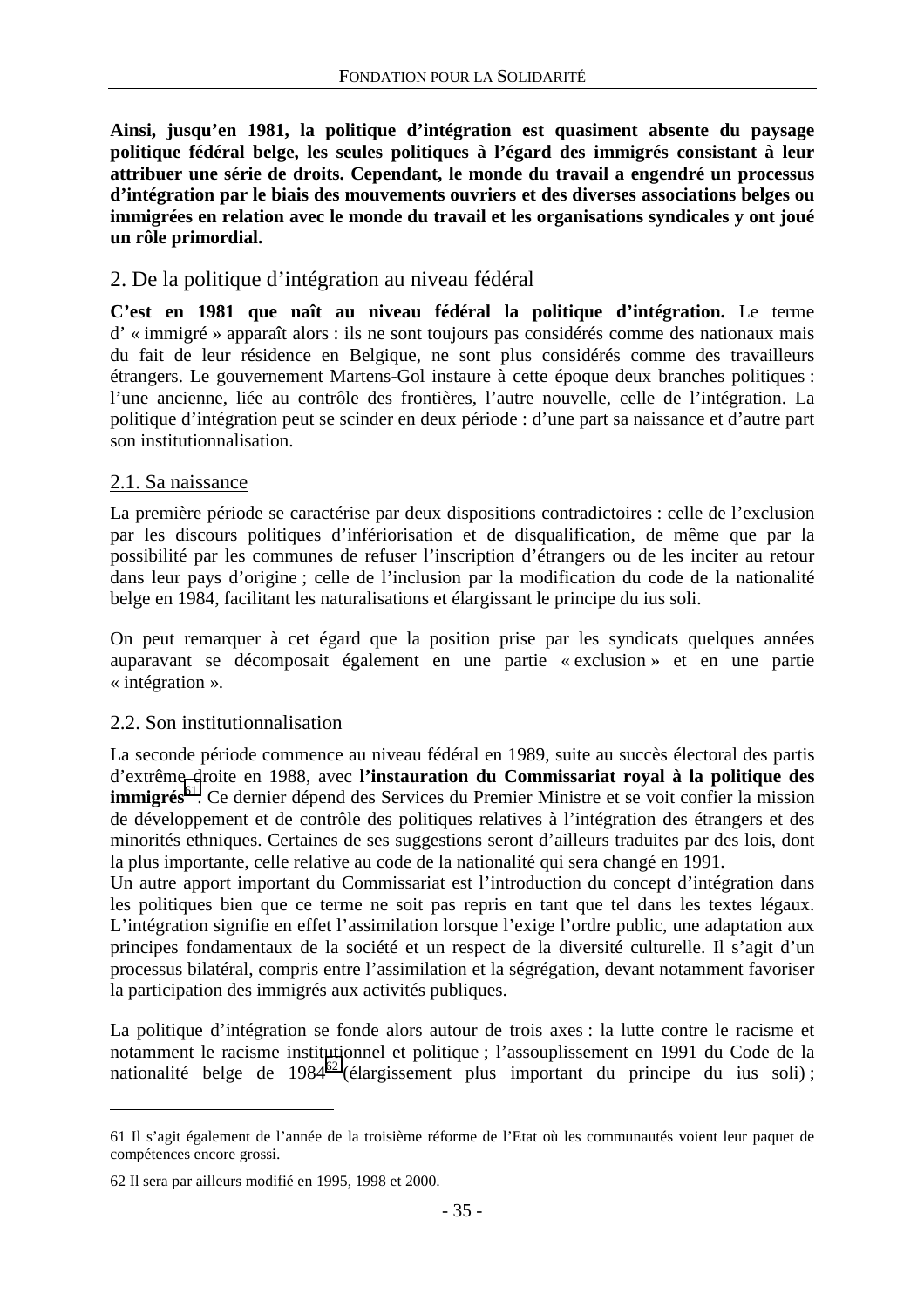**Ainsi, jusqu'en 1981, la politique d'intégration est quasiment absente du paysage politique fédéral belge, les seules politiques à l'égard des immigrés consistant à leur attribuer une série de droits. Cependant, le monde du travail a engendré un processus d'intégration par le biais des mouvements ouvriers et des diverses associations belges ou immigrées en relation avec le monde du travail et les organisations syndicales y ont joué un rôle primordial.**

## 2. De la politique d'intégration au niveau fédéral

**C'est en 1981 que naît au niveau fédéral la politique d'intégration.** Le terme d' « immigré » apparaît alors : ils ne sont toujours pas considérés comme des nationaux mais du fait de leur résidence en Belgique, ne sont plus considérés comme des travailleurs étrangers. Le gouvernement Martens-Gol instaure à cette époque deux branches politiques : l'une ancienne, liée au contrôle des frontières, l'autre nouvelle, celle de l'intégration. La politique d'intégration peut se scinder en deux période : d'une part sa naissance et d'autre part son institutionnalisation.

### 2.1. Sa naissance

La première période se caractérise par deux dispositions contradictoires : celle de l'exclusion par les discours politiques d'infériorisation et de disqualification, de même que par la possibilité par les communes de refuser l'inscription d'étrangers ou de les inciter au retour dans leur pays d'origine ; celle de l'inclusion par la modification du code de la nationalité belge en 1984, facilitant les naturalisations et élargissant le principe du ius soli.

On peut remarquer à cet égard que la position prise par les syndicats quelques années auparavant se décomposait également en une partie « exclusion » et en une partie « intégration ».

### 2.2. Son institutionnalisation

La seconde période commence au niveau fédéral en 1989, suite au succès électoral des partis d'extrême droite en 1988, avec **l'instauration du Commissariat royal à la politique des immigrés**[61]. Ce dernier dépend des Services du Premier Ministre et se voit confier la mission de développement et de contrôle des politiques relatives à l'intégration des étrangers et des minorités ethniques. Certaines de ses suggestions seront d'ailleurs traduites par des lois, dont la plus importante, celle relative au code de la nationalité qui sera changé en 1991.
Un autre apport important du Commissariat est l'introduction du concept d'intégration dans les politiques bien que ce terme ne soit pas repris en tant que tel dans les textes légaux. L'intégration signifie en effet l'assimilation lorsque l'exige l'ordre public, une adaptation aux principes fondamentaux de la société et un respect de la diversité culturelle. Il s'agit d'un processus bilatéral, compris entre l'assimilation et la ségrégation, devant notamment favoriser la participation des immigrés aux activités publiques.

La politique d'intégration se fonde alors autour de trois axes : la lutte contre le racisme et notamment le racisme institutionnel et politique ; l'assouplissement en 1991 du Code de la nationalité belge de 1984[62] (élargissement plus important du principe du ius soli) ;

---

61 Il s'agit également de l'année de la troisième réforme de l'Etat où les communautés voient leur paquet de compétences encore grossi.

62 Il sera par ailleurs modifié en 1995, 1998 et 2000.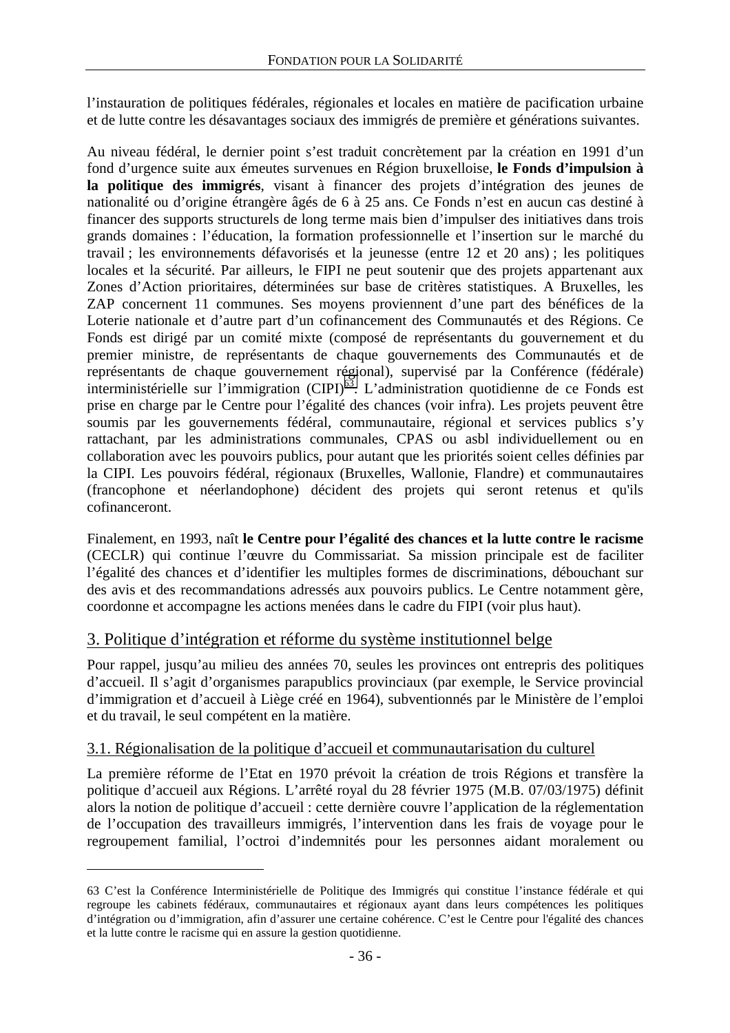l'instauration de politiques fédérales, régionales et locales en matière de pacification urbaine et de lutte contre les désavantages sociaux des immigrés de première et générations suivantes.

Au niveau fédéral, le dernier point s'est traduit concrètement par la création en 1991 d'un fond d'urgence suite aux émeutes survenues en Région bruxelloise, **le Fonds d'impulsion à la politique des immigrés**, visant à financer des projets d'intégration des jeunes de nationalité ou d'origine étrangère âgés de 6 à 25 ans. Ce Fonds n'est en aucun cas destiné à financer des supports structurels de long terme mais bien d'impulser des initiatives dans trois grands domaines : l'éducation, la formation professionnelle et l'insertion sur le marché du travail ; les environnements défavorisés et la jeunesse (entre 12 et 20 ans) ; les politiques locales et la sécurité. Par ailleurs, le FIPI ne peut soutenir que des projets appartenant aux Zones d'Action prioritaires, déterminées sur base de critères statistiques. A Bruxelles, les ZAP concernent 11 communes. Ses moyens proviennent d'une part des bénéfices de la Loterie nationale et d'autre part d'un cofinancement des Communautés et des Régions. Ce Fonds est dirigé par un comité mixte (composé de représentants du gouvernement et du premier ministre, de représentants de chaque gouvernements des Communautés et de représentants de chaque gouvernement régional), supervisé par la Conférence (fédérale) interministérielle sur l'immigration (CIPI)[63]. L'administration quotidienne de ce Fonds est prise en charge par le Centre pour l'égalité des chances (voir infra). Les projets peuvent être soumis par les gouvernements fédéral, communautaire, régional et services publics s'y rattachant, par les administrations communales, CPAS ou asbl individuellement ou en collaboration avec les pouvoirs publics, pour autant que les priorités soient celles définies par la CIPI. Les pouvoirs fédéral, régionaux (Bruxelles, Wallonie, Flandre) et communautaires (francophone et néerlandophone) décident des projets qui seront retenus et qu'ils cofinanceront.

Finalement, en 1993, naît **le Centre pour l'égalité des chances et la lutte contre le racisme** (CECLR) qui continue l'œuvre du Commissariat. Sa mission principale est de faciliter l'égalité des chances et d'identifier les multiples formes de discriminations, débouchant sur des avis et des recommandations adressés aux pouvoirs publics. Le Centre notamment gère, coordonne et accompagne les actions menées dans le cadre du FIPI (voir plus haut).

## 3. Politique d'intégration et réforme du système institutionnel belge

Pour rappel, jusqu'au milieu des années 70, seules les provinces ont entrepris des politiques d'accueil. Il s'agit d'organismes parapublics provinciaux (par exemple, le Service provincial d'immigration et d'accueil à Liège créé en 1964), subventionnés par le Ministère de l'emploi et du travail, le seul compétent en la matière.

### 3.1. Régionalisation de la politique d'accueil et communautarisation du culturel

La première réforme de l'Etat en 1970 prévoit la création de trois Régions et transfère la politique d'accueil aux Régions. L'arrêté royal du 28 février 1975 (M.B. 07/03/1975) définit alors la notion de politique d'accueil : cette dernière couvre l'application de la réglementation de l'occupation des travailleurs immigrés, l'intervention dans les frais de voyage pour le regroupement familial, l'octroi d'indemnités pour les personnes aidant moralement ou

---

63 C'est la Conférence Interministérielle de Politique des Immigrés qui constitue l'instance fédérale et qui regroupe les cabinets fédéraux, communautaires et régionaux ayant dans leurs compétences les politiques d'intégration ou d'immigration, afin d'assurer une certaine cohérence. C'est le Centre pour l'égalité des chances et la lutte contre le racisme qui en assure la gestion quotidienne.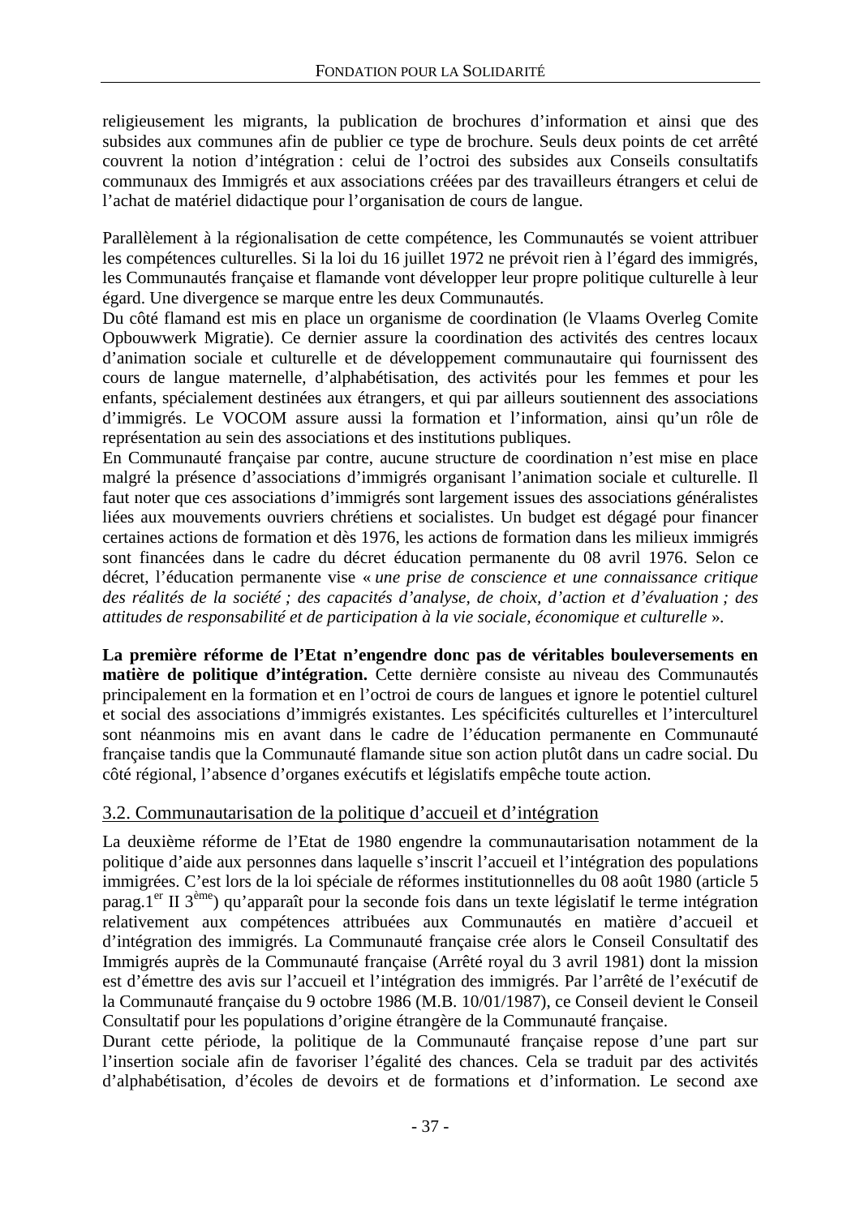religieusement les migrants, la publication de brochures d'information et ainsi que des subsides aux communes afin de publier ce type de brochure. Seuls deux points de cet arrêté couvrent la notion d'intégration : celui de l'octroi des subsides aux Conseils consultatifs communaux des Immigrés et aux associations créées par des travailleurs étrangers et celui de l'achat de matériel didactique pour l'organisation de cours de langue.

Parallèlement à la régionalisation de cette compétence, les Communautés se voient attribuer les compétences culturelles. Si la loi du 16 juillet 1972 ne prévoit rien à l'égard des immigrés, les Communautés française et flamande vont développer leur propre politique culturelle à leur égard. Une divergence se marque entre les deux Communautés.

Du côté flamand est mis en place un organisme de coordination (le Vlaams Overleg Comite Opbouwwerk Migratie). Ce dernier assure la coordination des activités des centres locaux d'animation sociale et culturelle et de développement communautaire qui fournissent des cours de langue maternelle, d'alphabétisation, des activités pour les femmes et pour les enfants, spécialement destinées aux étrangers, et qui par ailleurs soutiennent des associations d'immigrés. Le VOCOM assure aussi la formation et l'information, ainsi qu'un rôle de représentation au sein des associations et des institutions publiques.

En Communauté française par contre, aucune structure de coordination n'est mise en place malgré la présence d'associations d'immigrés organisant l'animation sociale et culturelle. Il faut noter que ces associations d'immigrés sont largement issues des associations généralistes liées aux mouvements ouvriers chrétiens et socialistes. Un budget est dégagé pour financer certaines actions de formation et dès 1976, les actions de formation dans les milieux immigrés sont financées dans le cadre du décret éducation permanente du 08 avril 1976. Selon ce décret, l'éducation permanente vise « *une prise de conscience et une connaissance critique des réalités de la société ; des capacités d'analyse, de choix, d'action et d'évaluation ; des attitudes de responsabilité et de participation à la vie sociale, économique et culturelle* ».

**La première réforme de l'Etat n'engendre donc pas de véritables bouleversements en matière de politique d'intégration.** Cette dernière consiste au niveau des Communautés principalement en la formation et en l'octroi de cours de langues et ignore le potentiel culturel et social des associations d'immigrés existantes. Les spécificités culturelles et l'interculturel sont néanmoins mis en avant dans le cadre de l'éducation permanente en Communauté française tandis que la Communauté flamande situe son action plutôt dans un cadre social. Du côté régional, l'absence d'organes exécutifs et législatifs empêche toute action.

### 3.2. Communautarisation de la politique d'accueil et d'intégration

La deuxième réforme de l'Etat de 1980 engendre la communautarisation notamment de la politique d'aide aux personnes dans laquelle s'inscrit l'accueil et l'intégration des populations immigrées. C'est lors de la loi spéciale de réformes institutionnelles du 08 août 1980 (article 5 parag.1er II 3ème) qu'apparaît pour la seconde fois dans un texte législatif le terme intégration relativement aux compétences attribuées aux Communautés en matière d'accueil et d'intégration des immigrés. La Communauté française crée alors le Conseil Consultatif des Immigrés auprès de la Communauté française (Arrêté royal du 3 avril 1981) dont la mission est d'émettre des avis sur l'accueil et l'intégration des immigrés. Par l'arrêté de l'exécutif de la Communauté française du 9 octobre 1986 (M.B. 10/01/1987), ce Conseil devient le Conseil Consultatif pour les populations d'origine étrangère de la Communauté française.

Durant cette période, la politique de la Communauté française repose d'une part sur l'insertion sociale afin de favoriser l'égalité des chances. Cela se traduit par des activités d'alphabétisation, d'écoles de devoirs et de formations et d'information. Le second axe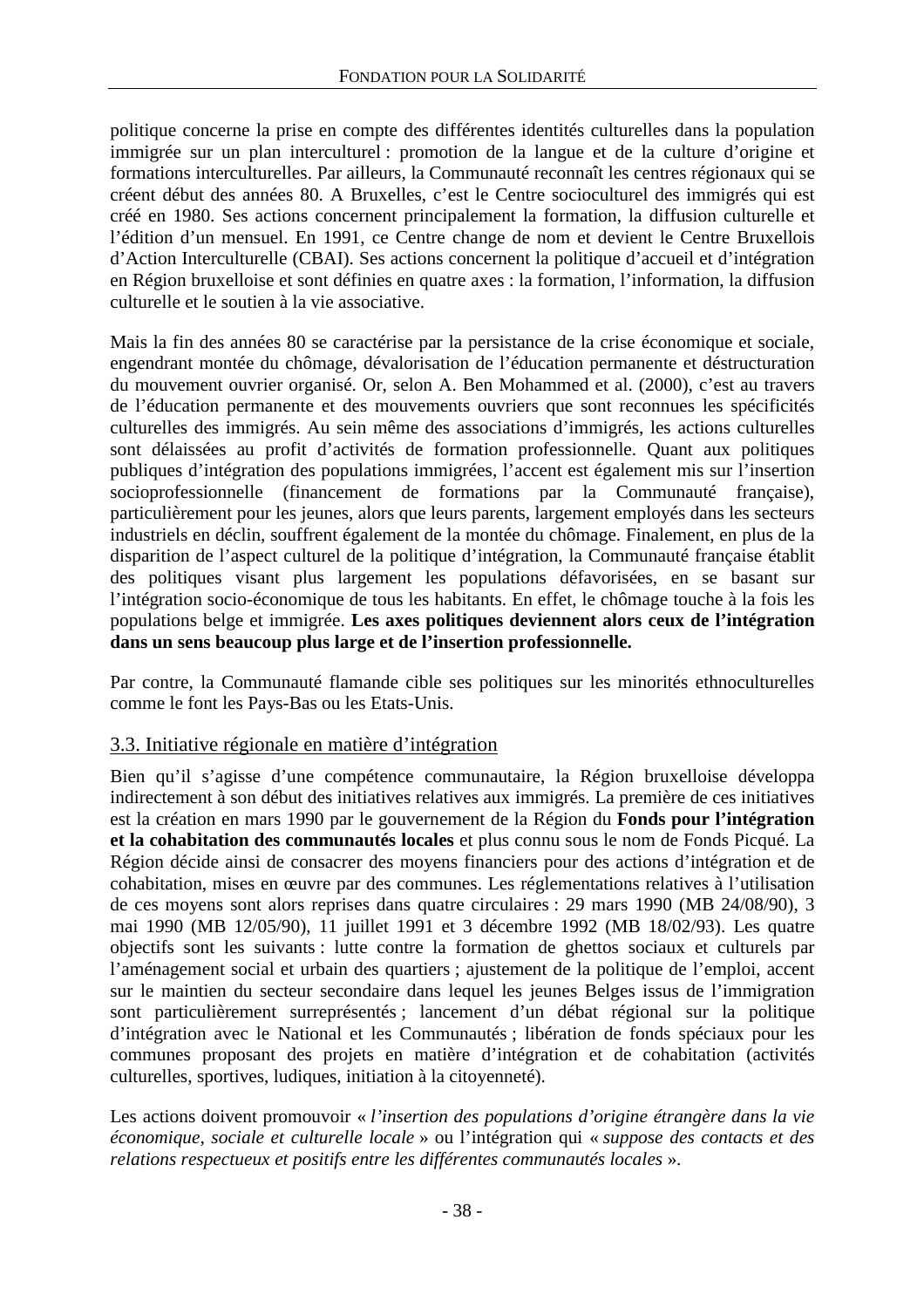politique concerne la prise en compte des différentes identités culturelles dans la population immigrée sur un plan interculturel : promotion de la langue et de la culture d'origine et formations interculturelles. Par ailleurs, la Communauté reconnaît les centres régionaux qui se créent début des années 80. A Bruxelles, c'est le Centre socioculturel des immigrés qui est créé en 1980. Ses actions concernent principalement la formation, la diffusion culturelle et l'édition d'un mensuel. En 1991, ce Centre change de nom et devient le Centre Bruxellois d'Action Interculturelle (CBAI). Ses actions concernent la politique d'accueil et d'intégration en Région bruxelloise et sont définies en quatre axes : la formation, l'information, la diffusion culturelle et le soutien à la vie associative.

Mais la fin des années 80 se caractérise par la persistance de la crise économique et sociale, engendrant montée du chômage, dévalorisation de l'éducation permanente et déstructuration du mouvement ouvrier organisé. Or, selon A. Ben Mohammed et al. (2000), c'est au travers de l'éducation permanente et des mouvements ouvriers que sont reconnues les spécificités culturelles des immigrés. Au sein même des associations d'immigrés, les actions culturelles sont délaissées au profit d'activités de formation professionnelle. Quant aux politiques publiques d'intégration des populations immigrées, l'accent est également mis sur l'insertion socioprofessionnelle (financement de formations par la Communauté française), particulièrement pour les jeunes, alors que leurs parents, largement employés dans les secteurs industriels en déclin, souffrent également de la montée du chômage. Finalement, en plus de la disparition de l'aspect culturel de la politique d'intégration, la Communauté française établit des politiques visant plus largement les populations défavorisées, en se basant sur l'intégration socio-économique de tous les habitants. En effet, le chômage touche à la fois les populations belge et immigrée. **Les axes politiques deviennent alors ceux de l'intégration dans un sens beaucoup plus large et de l'insertion professionnelle.**

Par contre, la Communauté flamande cible ses politiques sur les minorités ethnoculturelles comme le font les Pays-Bas ou les Etats-Unis.

## 3.3. Initiative régionale en matière d'intégration

Bien qu'il s'agisse d'une compétence communautaire, la Région bruxelloise développa indirectement à son début des initiatives relatives aux immigrés. La première de ces initiatives est la création en mars 1990 par le gouvernement de la Région du **Fonds pour l'intégration et la cohabitation des communautés locales** et plus connu sous le nom de Fonds Picqué. La Région décide ainsi de consacrer des moyens financiers pour des actions d'intégration et de cohabitation, mises en œuvre par des communes. Les réglementations relatives à l'utilisation de ces moyens sont alors reprises dans quatre circulaires : 29 mars 1990 (MB 24/08/90), 3 mai 1990 (MB 12/05/90), 11 juillet 1991 et 3 décembre 1992 (MB 18/02/93). Les quatre objectifs sont les suivants : lutte contre la formation de ghettos sociaux et culturels par l'aménagement social et urbain des quartiers ; ajustement de la politique de l'emploi, accent sur le maintien du secteur secondaire dans lequel les jeunes Belges issus de l'immigration sont particulièrement surreprésentés ; lancement d'un débat régional sur la politique d'intégration avec le National et les Communautés ; libération de fonds spéciaux pour les communes proposant des projets en matière d'intégration et de cohabitation (activités culturelles, sportives, ludiques, initiation à la citoyenneté).

Les actions doivent promouvoir « *l'insertion des populations d'origine étrangère dans la vie économique, sociale et culturelle locale* » ou l'intégration qui « *suppose des contacts et des relations respectueux et positifs entre les différentes communautés locales* ».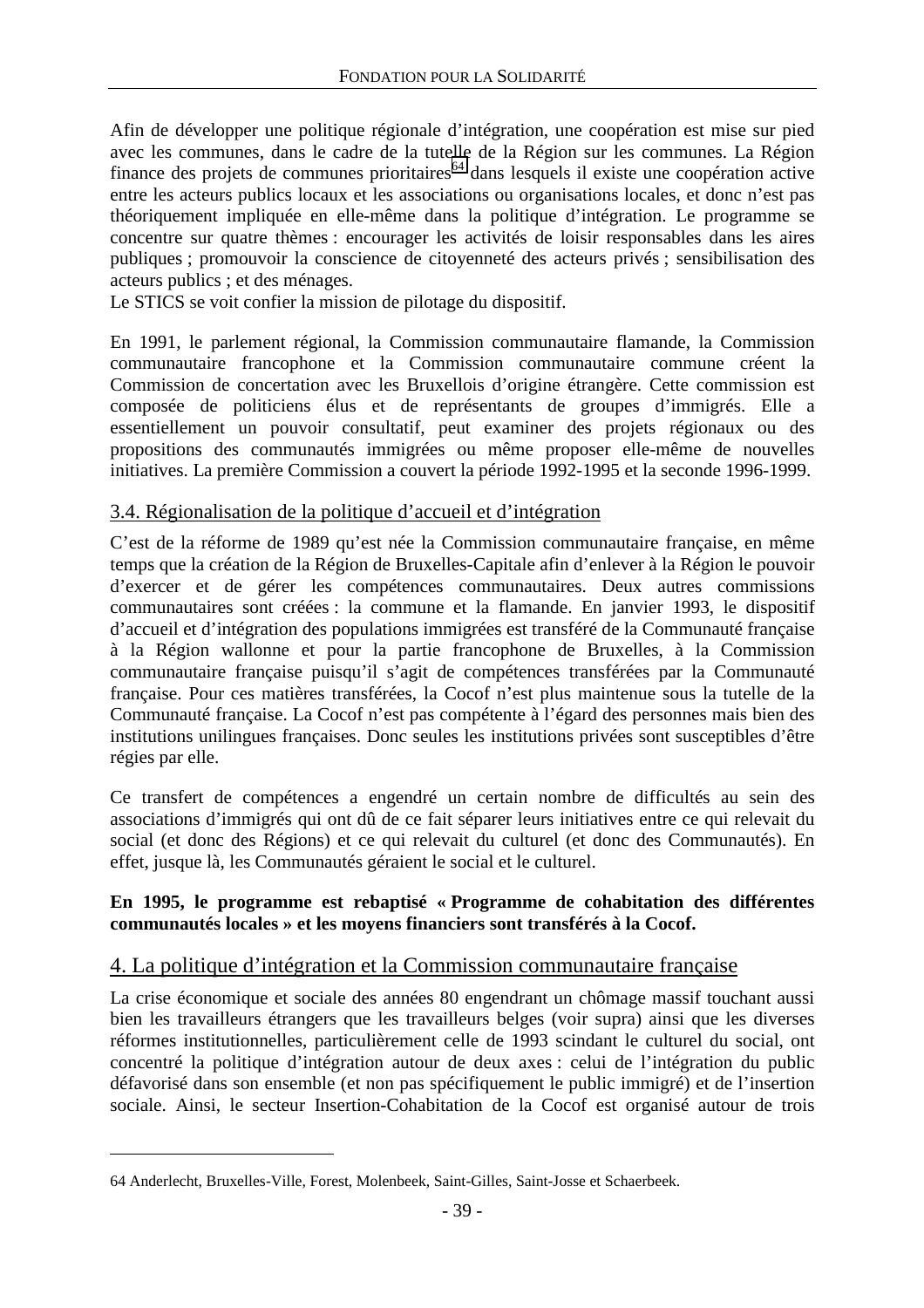Afin de développer une politique régionale d'intégration, une coopération est mise sur pied avec les communes, dans le cadre de la tutelle de la Région sur les communes. La Région finance des projets de communes prioritaires[64] dans lesquels il existe une coopération active entre les acteurs publics locaux et les associations ou organisations locales, et donc n'est pas théoriquement impliquée en elle-même dans la politique d'intégration. Le programme se concentre sur quatre thèmes : encourager les activités de loisir responsables dans les aires publiques ; promouvoir la conscience de citoyenneté des acteurs privés ; sensibilisation des acteurs publics ; et des ménages.
Le STICS se voit confier la mission de pilotage du dispositif.

En 1991, le parlement régional, la Commission communautaire flamande, la Commission communautaire francophone et la Commission communautaire commune créent la Commission de concertation avec les Bruxellois d'origine étrangère. Cette commission est composée de politiciens élus et de représentants de groupes d'immigrés. Elle a essentiellement un pouvoir consultatif, peut examiner des projets régionaux ou des propositions des communautés immigrées ou même proposer elle-même de nouvelles initiatives. La première Commission a couvert la période 1992-1995 et la seconde 1996-1999.

### 3.4. Régionalisation de la politique d'accueil et d'intégration

C'est de la réforme de 1989 qu'est née la Commission communautaire française, en même temps que la création de la Région de Bruxelles-Capitale afin d'enlever à la Région le pouvoir d'exercer et de gérer les compétences communautaires. Deux autres commissions communautaires sont créées : la commune et la flamande. En janvier 1993, le dispositif d'accueil et d'intégration des populations immigrées est transféré de la Communauté française à la Région wallonne et pour la partie francophone de Bruxelles, à la Commission communautaire française puisqu'il s'agit de compétences transférées par la Communauté française. Pour ces matières transférées, la Cocof n'est plus maintenue sous la tutelle de la Communauté française. La Cocof n'est pas compétente à l'égard des personnes mais bien des institutions unilingues françaises. Donc seules les institutions privées sont susceptibles d'être régies par elle.

Ce transfert de compétences a engendré un certain nombre de difficultés au sein des associations d'immigrés qui ont dû de ce fait séparer leurs initiatives entre ce qui relevait du social (et donc des Régions) et ce qui relevait du culturel (et donc des Communautés). En effet, jusque là, les Communautés géraient le social et le culturel.

**En 1995, le programme est rebaptisé « Programme de cohabitation des différentes communautés locales » et les moyens financiers sont transférés à la Cocof.**

## 4. La politique d'intégration et la Commission communautaire française

La crise économique et sociale des années 80 engendrant un chômage massif touchant aussi bien les travailleurs étrangers que les travailleurs belges (voir supra) ainsi que les diverses réformes institutionnelles, particulièrement celle de 1993 scindant le culturel du social, ont concentré la politique d'intégration autour de deux axes : celui de l'intégration du public défavorisé dans son ensemble (et non pas spécifiquement le public immigré) et de l'insertion sociale. Ainsi, le secteur Insertion-Cohabitation de la Cocof est organisé autour de trois

---

64 Anderlecht, Bruxelles-Ville, Forest, Molenbeek, Saint-Gilles, Saint-Josse et Schaerbeek.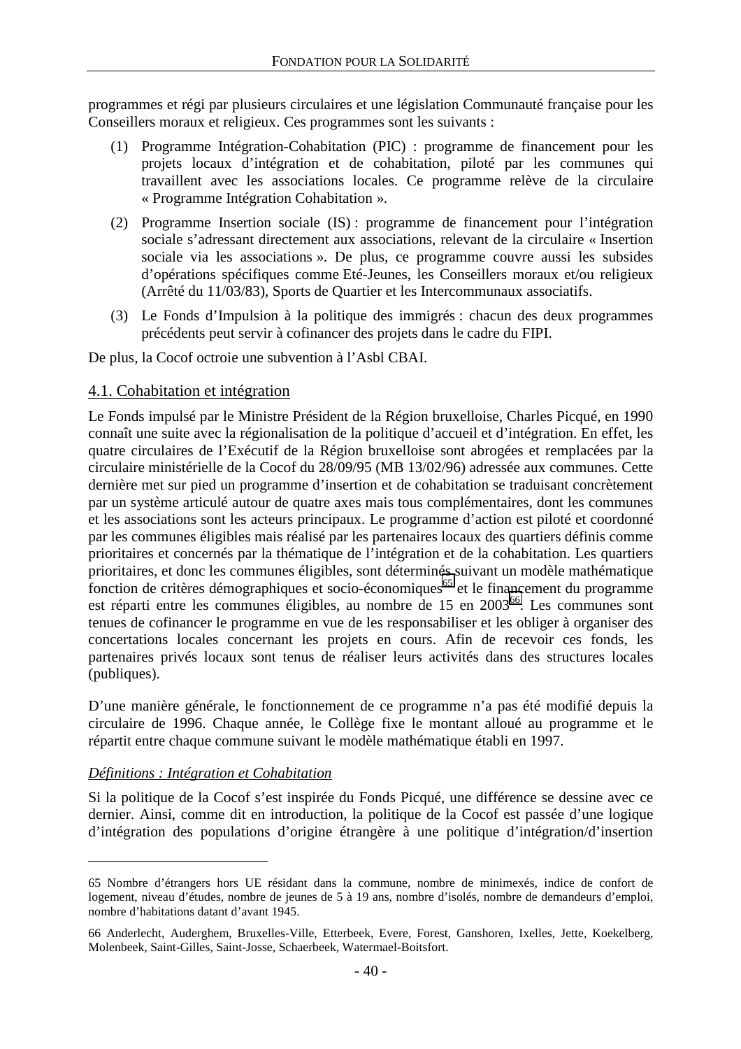programmes et régi par plusieurs circulaires et une législation Communauté française pour les Conseillers moraux et religieux. Ces programmes sont les suivants :

(1) Programme Intégration-Cohabitation (PIC) : programme de financement pour les projets locaux d'intégration et de cohabitation, piloté par les communes qui travaillent avec les associations locales. Ce programme relève de la circulaire « Programme Intégration Cohabitation ».

(2) Programme Insertion sociale (IS) : programme de financement pour l'intégration sociale s'adressant directement aux associations, relevant de la circulaire « Insertion sociale via les associations ». De plus, ce programme couvre aussi les subsides d'opérations spécifiques comme Eté-Jeunes, les Conseillers moraux et/ou religieux (Arrêté du 11/03/83), Sports de Quartier et les Intercommunaux associatifs.

(3) Le Fonds d'Impulsion à la politique des immigrés : chacun des deux programmes précédents peut servir à cofinancer des projets dans le cadre du FIPI.

De plus, la Cocof octroie une subvention à l'Asbl CBAI.

## 4.1. Cohabitation et intégration

Le Fonds impulsé par le Ministre Président de la Région bruxelloise, Charles Picqué, en 1990 connaît une suite avec la régionalisation de la politique d'accueil et d'intégration. En effet, les quatre circulaires de l'Exécutif de la Région bruxelloise sont abrogées et remplacées par la circulaire ministérielle de la Cocof du 28/09/95 (MB 13/02/96) adressée aux communes. Cette dernière met sur pied un programme d'insertion et de cohabitation se traduisant concrètement par un système articulé autour de quatre axes mais tous complémentaires, dont les communes et les associations sont les acteurs principaux. Le programme d'action est piloté et coordonné par les communes éligibles mais réalisé par les partenaires locaux des quartiers définis comme prioritaires et concernés par la thématique de l'intégration et de la cohabitation. Les quartiers prioritaires, et donc les communes éligibles, sont déterminés suivant un modèle mathématique fonction de critères démographiques et socio-économiques[65] et le financement du programme est réparti entre les communes éligibles, au nombre de 15 en 2003[66]. Les communes sont tenues de cofinancer le programme en vue de les responsabiliser et les obliger à organiser des concertations locales concernant les projets en cours. Afin de recevoir ces fonds, les partenaires privés locaux sont tenus de réaliser leurs activités dans des structures locales (publiques).

D'une manière générale, le fonctionnement de ce programme n'a pas été modifié depuis la circulaire de 1996. Chaque année, le Collège fixe le montant alloué au programme et le répartit entre chaque commune suivant le modèle mathématique établi en 1997.

### *Définitions : Intégration et Cohabitation*

Si la politique de la Cocof s'est inspirée du Fonds Picqué, une différence se dessine avec ce dernier. Ainsi, comme dit en introduction, la politique de la Cocof est passée d'une logique d'intégration des populations d'origine étrangère à une politique d'intégration/d'insertion

---

65 Nombre d'étrangers hors UE résidant dans la commune, nombre de minimexés, indice de confort de logement, niveau d'études, nombre de jeunes de 5 à 19 ans, nombre d'isolés, nombre de demandeurs d'emploi, nombre d'habitations datant d'avant 1945.

66 Anderlecht, Auderghem, Bruxelles-Ville, Etterbeek, Evere, Forest, Ganshoren, Ixelles, Jette, Koekelberg, Molenbeek, Saint-Gilles, Saint-Josse, Schaerbeek, Watermael-Boitsfort.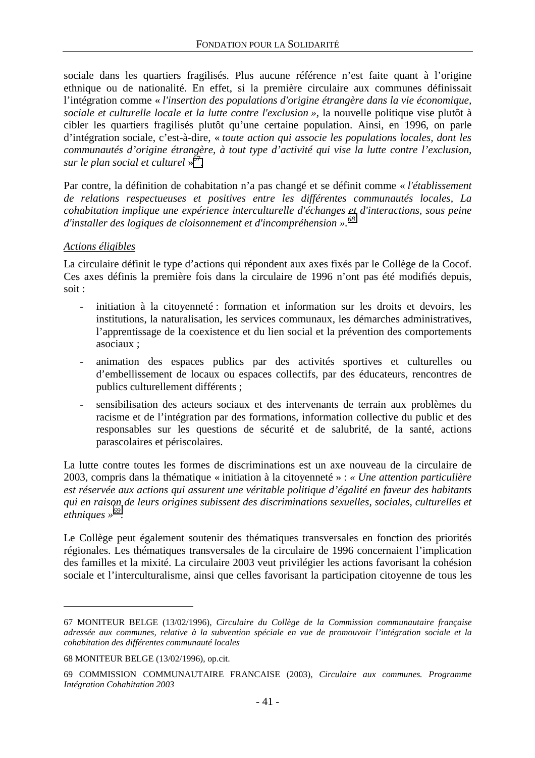sociale dans les quartiers fragilisés. Plus aucune référence n'est faite quant à l'origine ethnique ou de nationalité. En effet, si la première circulaire aux communes définissait l'intégration comme « *l'insertion des populations d'origine étrangère dans la vie économique, sociale et culturelle locale et la lutte contre l'exclusion* », la nouvelle politique vise plutôt à cibler les quartiers fragilisés plutôt qu'une certaine population. Ainsi, en 1996, on parle d'intégration sociale, c'est-à-dire, « *toute action qui associe les populations locales, dont les communautés d'origine étrangère, à tout type d'activité qui vise la lutte contre l'exclusion, sur le plan social et culturel* »[67].

Par contre, la définition de cohabitation n'a pas changé et se définit comme « *l'établissement de relations respectueuses et positives entre les différentes communautés locales, La cohabitation implique une expérience interculturelle d'échanges et d'interactions, sous peine d'installer des logiques de cloisonnement et d'incompréhension* ».[68]

_Actions éligibles_

La circulaire définit le type d'actions qui répondent aux axes fixés par le Collège de la Cocof. Ces axes définis la première fois dans la circulaire de 1996 n'ont pas été modifiés depuis, soit :

- initiation à la citoyenneté : formation et information sur les droits et devoirs, les institutions, la naturalisation, les services communaux, les démarches administratives, l'apprentissage de la coexistence et du lien social et la prévention des comportements asociaux ;
- animation des espaces publics par des activités sportives et culturelles ou d'embellissement de locaux ou espaces collectifs, par des éducateurs, rencontres de publics culturellement différents ;
- sensibilisation des acteurs sociaux et des intervenants de terrain aux problèmes du racisme et de l'intégration par des formations, information collective du public et des responsables sur les questions de sécurité et de salubrité, de la santé, actions parascolaires et périscolaires.

La lutte contre toutes les formes de discriminations est un axe nouveau de la circulaire de 2003, compris dans la thématique « initiation à la citoyenneté » : *« Une attention particulière est réservée aux actions qui assurent une véritable politique d'égalité en faveur des habitants qui en raison de leurs origines subissent des discriminations sexuelles, sociales, culturelles et ethniques »*[69].

Le Collège peut également soutenir des thématiques transversales en fonction des priorités régionales. Les thématiques transversales de la circulaire de 1996 concernaient l'implication des familles et la mixité. La circulaire 2003 veut privilégier les actions favorisant la cohésion sociale et l'interculturalisme, ainsi que celles favorisant la participation citoyenne de tous les

---

67 MONITEUR BELGE (13/02/1996), *Circulaire du Collège de la Commission communautaire française adressée aux communes, relative à la subvention spéciale en vue de promouvoir l'intégration sociale et la cohabitation des différentes communauté locales*

68 MONITEUR BELGE (13/02/1996), op.cit.

69 COMMISSION COMMUNAUTAIRE FRANCAISE (2003), *Circulaire aux communes. Programme Intégration Cohabitation 2003*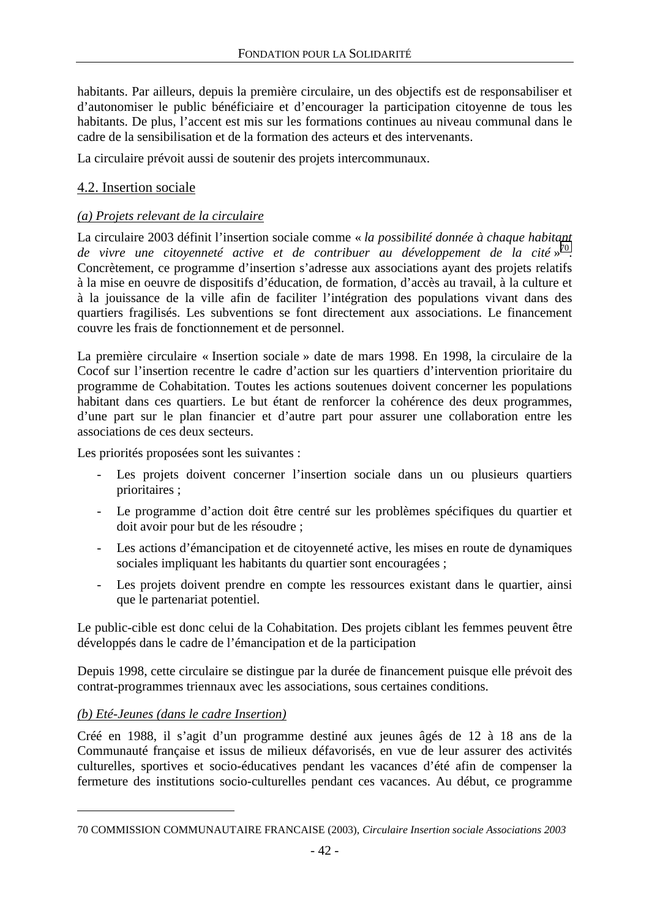habitants. Par ailleurs, depuis la première circulaire, un des objectifs est de responsabiliser et d'autonomiser le public bénéficiaire et d'encourager la participation citoyenne de tous les habitants. De plus, l'accent est mis sur les formations continues au niveau communal dans le cadre de la sensibilisation et de la formation des acteurs et des intervenants.

La circulaire prévoit aussi de soutenir des projets intercommunaux.

## 4.2. Insertion sociale

### (a) Projets relevant de la circulaire

La circulaire 2003 définit l'insertion sociale comme « *la possibilité donnée à chaque habitant de vivre une citoyenneté active et de contribuer au développement de la cité* »[70]. Concrètement, ce programme d'insertion s'adresse aux associations ayant des projets relatifs à la mise en oeuvre de dispositifs d'éducation, de formation, d'accès au travail, à la culture et à la jouissance de la ville afin de faciliter l'intégration des populations vivant dans des quartiers fragilisés. Les subventions se font directement aux associations. Le financement couvre les frais de fonctionnement et de personnel.

La première circulaire « Insertion sociale » date de mars 1998. En 1998, la circulaire de la Cocof sur l'insertion recentre le cadre d'action sur les quartiers d'intervention prioritaire du programme de Cohabitation. Toutes les actions soutenues doivent concerner les populations habitant dans ces quartiers. Le but étant de renforcer la cohérence des deux programmes, d'une part sur le plan financier et d'autre part pour assurer une collaboration entre les associations de ces deux secteurs.

Les priorités proposées sont les suivantes :

- Les projets doivent concerner l'insertion sociale dans un ou plusieurs quartiers prioritaires ;
- Le programme d'action doit être centré sur les problèmes spécifiques du quartier et doit avoir pour but de les résoudre ;
- Les actions d'émancipation et de citoyenneté active, les mises en route de dynamiques sociales impliquant les habitants du quartier sont encouragées ;
- Les projets doivent prendre en compte les ressources existant dans le quartier, ainsi que le partenariat potentiel.

Le public-cible est donc celui de la Cohabitation. Des projets ciblant les femmes peuvent être développés dans le cadre de l'émancipation et de la participation

Depuis 1998, cette circulaire se distingue par la durée de financement puisque elle prévoit des contrat-programmes triennaux avec les associations, sous certaines conditions.

### (b) Eté-Jeunes (dans le cadre Insertion)

Créé en 1988, il s'agit d'un programme destiné aux jeunes âgés de 12 à 18 ans de la Communauté française et issus de milieux défavorisés, en vue de leur assurer des activités culturelles, sportives et socio-éducatives pendant les vacances d'été afin de compenser la fermeture des institutions socio-culturelles pendant ces vacances. Au début, ce programme

---

70 COMMISSION COMMUNAUTAIRE FRANCAISE (2003), *Circulaire Insertion sociale Associations 2003*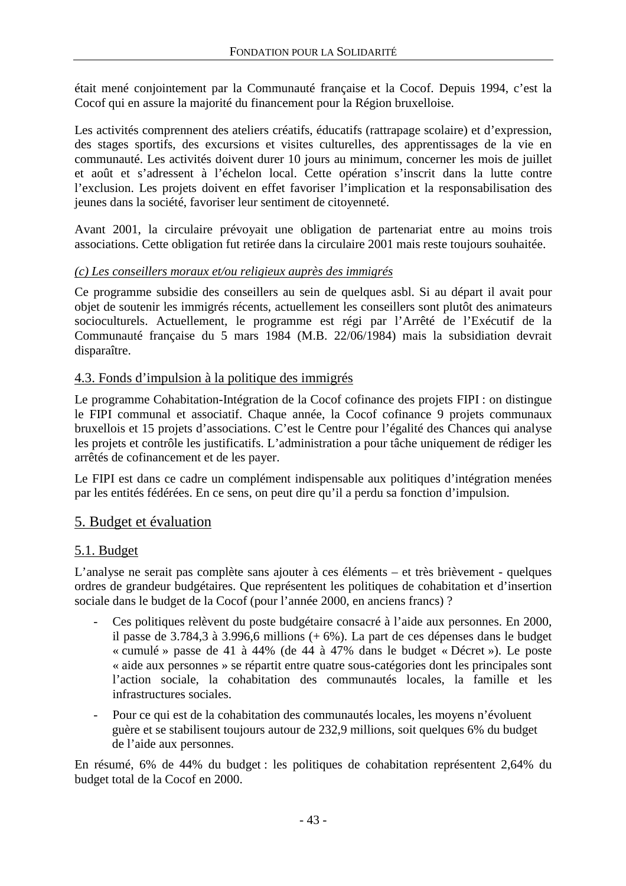était mené conjointement par la Communauté française et la Cocof. Depuis 1994, c'est la Cocof qui en assure la majorité du financement pour la Région bruxelloise.

Les activités comprennent des ateliers créatifs, éducatifs (rattrapage scolaire) et d'expression, des stages sportifs, des excursions et visites culturelles, des apprentissages de la vie en communauté. Les activités doivent durer 10 jours au minimum, concerner les mois de juillet et août et s'adressent à l'échelon local. Cette opération s'inscrit dans la lutte contre l'exclusion. Les projets doivent en effet favoriser l'implication et la responsabilisation des jeunes dans la société, favoriser leur sentiment de citoyenneté.

Avant 2001, la circulaire prévoyait une obligation de partenariat entre au moins trois associations. Cette obligation fut retirée dans la circulaire 2001 mais reste toujours souhaitée.

*(c) Les conseillers moraux et/ou religieux auprès des immigrés*

Ce programme subsidie des conseillers au sein de quelques asbl. Si au départ il avait pour objet de soutenir les immigrés récents, actuellement les conseillers sont plutôt des animateurs socioculturels. Actuellement, le programme est régi par l'Arrêté de l'Exécutif de la Communauté française du 5 mars 1984 (M.B. 22/06/1984) mais la subsidiation devrait disparaître.

### 4.3. Fonds d'impulsion à la politique des immigrés

Le programme Cohabitation-Intégration de la Cocof cofinance des projets FIPI : on distingue le FIPI communal et associatif. Chaque année, la Cocof cofinance 9 projets communaux bruxellois et 15 projets d'associations. C'est le Centre pour l'égalité des Chances qui analyse les projets et contrôle les justificatifs. L'administration a pour tâche uniquement de rédiger les arrêtés de cofinancement et de les payer.

Le FIPI est dans ce cadre un complément indispensable aux politiques d'intégration menées par les entités fédérées. En ce sens, on peut dire qu'il a perdu sa fonction d'impulsion.

## 5. Budget et évaluation

### 5.1. Budget

L'analyse ne serait pas complète sans ajouter à ces éléments – et très brièvement - quelques ordres de grandeur budgétaires. Que représentent les politiques de cohabitation et d'insertion sociale dans le budget de la Cocof (pour l'année 2000, en anciens francs) ?

- Ces politiques relèvent du poste budgétaire consacré à l'aide aux personnes. En 2000, il passe de 3.784,3 à 3.996,6 millions (+ 6%). La part de ces dépenses dans le budget « cumulé » passe de 41 à 44% (de 44 à 47% dans le budget « Décret »). Le poste « aide aux personnes » se répartit entre quatre sous-catégories dont les principales sont l'action sociale, la cohabitation des communautés locales, la famille et les infrastructures sociales.
- Pour ce qui est de la cohabitation des communautés locales, les moyens n'évoluent guère et se stabilisent toujours autour de 232,9 millions, soit quelques 6% du budget de l'aide aux personnes.

En résumé, 6% de 44% du budget : les politiques de cohabitation représentent 2,64% du budget total de la Cocof en 2000.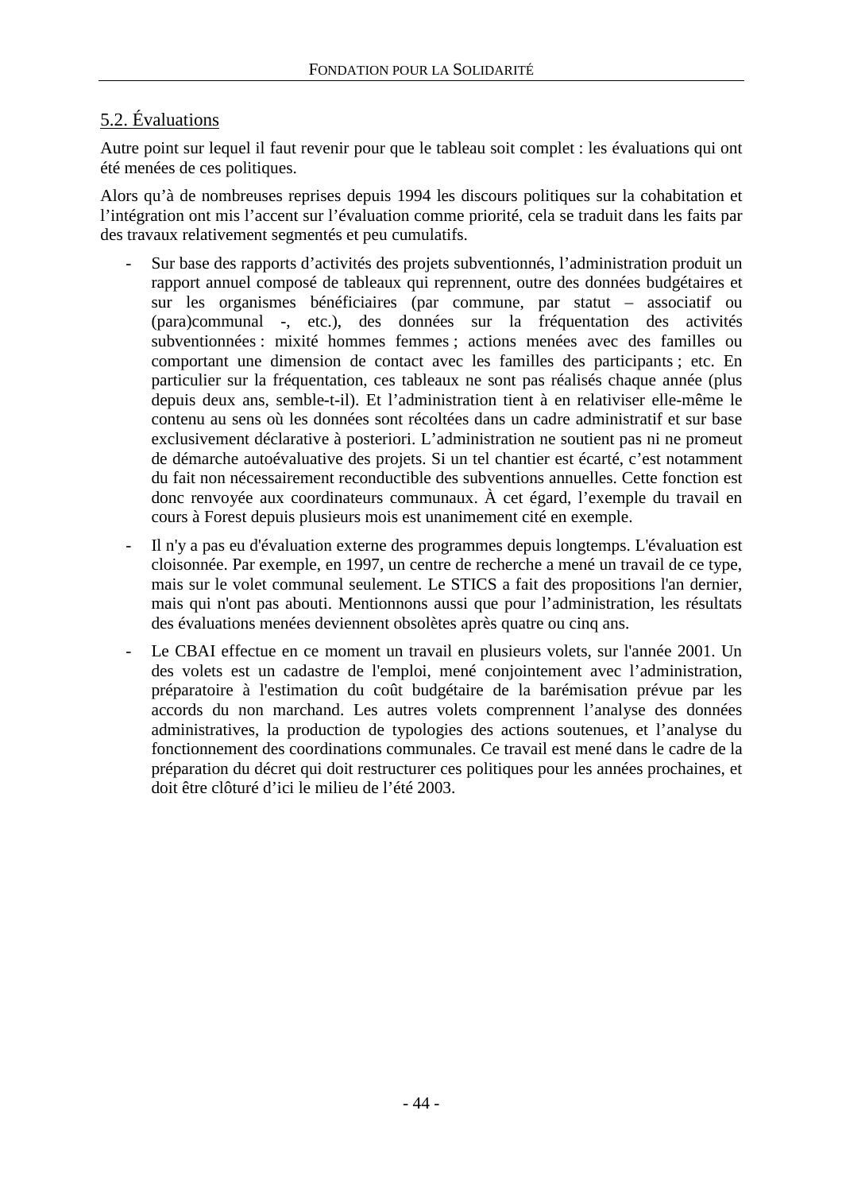## 5.2. Évaluations

Autre point sur lequel il faut revenir pour que le tableau soit complet : les évaluations qui ont été menées de ces politiques.

Alors qu'à de nombreuses reprises depuis 1994 les discours politiques sur la cohabitation et l'intégration ont mis l'accent sur l'évaluation comme priorité, cela se traduit dans les faits par des travaux relativement segmentés et peu cumulatifs.

- Sur base des rapports d'activités des projets subventionnés, l'administration produit un rapport annuel composé de tableaux qui reprennent, outre des données budgétaires et sur les organismes bénéficiaires (par commune, par statut – associatif ou (para)communal -, etc.), des données sur la fréquentation des activités subventionnées : mixité hommes femmes ; actions menées avec des familles ou comportant une dimension de contact avec les familles des participants ; etc. En particulier sur la fréquentation, ces tableaux ne sont pas réalisés chaque année (plus depuis deux ans, semble-t-il). Et l'administration tient à en relativiser elle-même le contenu au sens où les données sont récoltées dans un cadre administratif et sur base exclusivement déclarative à posteriori. L'administration ne soutient pas ni ne promeut de démarche autoévaluative des projets. Si un tel chantier est écarté, c'est notamment du fait non nécessairement reconductible des subventions annuelles. Cette fonction est donc renvoyée aux coordinateurs communaux. À cet égard, l'exemple du travail en cours à Forest depuis plusieurs mois est unanimement cité en exemple.
- Il n'y a pas eu d'évaluation externe des programmes depuis longtemps. L'évaluation est cloisonnée. Par exemple, en 1997, un centre de recherche a mené un travail de ce type, mais sur le volet communal seulement. Le STICS a fait des propositions l'an dernier, mais qui n'ont pas abouti. Mentionnons aussi que pour l'administration, les résultats des évaluations menées deviennent obsolètes après quatre ou cinq ans.
- Le CBAI effectue en ce moment un travail en plusieurs volets, sur l'année 2001. Un des volets est un cadastre de l'emploi, mené conjointement avec l'administration, préparatoire à l'estimation du coût budgétaire de la barémisation prévue par les accords du non marchand. Les autres volets comprennent l'analyse des données administratives, la production de typologies des actions soutenues, et l'analyse du fonctionnement des coordinations communales. Ce travail est mené dans le cadre de la préparation du décret qui doit restructurer ces politiques pour les années prochaines, et doit être clôturé d'ici le milieu de l'été 2003.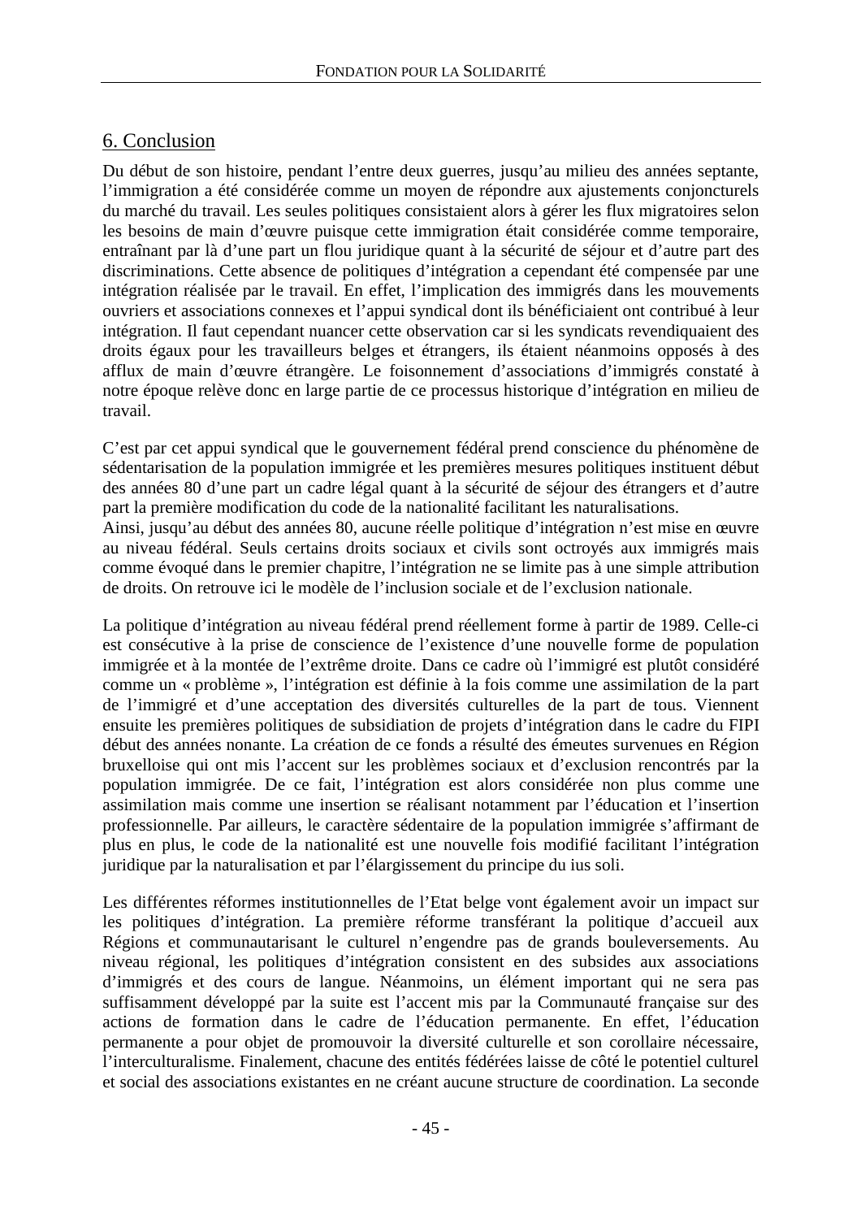## 6. Conclusion

Du début de son histoire, pendant l'entre deux guerres, jusqu'au milieu des années septante, l'immigration a été considérée comme un moyen de répondre aux ajustements conjoncturels du marché du travail. Les seules politiques consistaient alors à gérer les flux migratoires selon les besoins de main d'œuvre puisque cette immigration était considérée comme temporaire, entraînant par là d'une part un flou juridique quant à la sécurité de séjour et d'autre part des discriminations. Cette absence de politiques d'intégration a cependant été compensée par une intégration réalisée par le travail. En effet, l'implication des immigrés dans les mouvements ouvriers et associations connexes et l'appui syndical dont ils bénéficiaient ont contribué à leur intégration. Il faut cependant nuancer cette observation car si les syndicats revendiquaient des droits égaux pour les travailleurs belges et étrangers, ils étaient néanmoins opposés à des afflux de main d'œuvre étrangère. Le foisonnement d'associations d'immigrés constaté à notre époque relève donc en large partie de ce processus historique d'intégration en milieu de travail.

C'est par cet appui syndical que le gouvernement fédéral prend conscience du phénomène de sédentarisation de la population immigrée et les premières mesures politiques instituent début des années 80 d'une part un cadre légal quant à la sécurité de séjour des étrangers et d'autre part la première modification du code de la nationalité facilitant les naturalisations.
Ainsi, jusqu'au début des années 80, aucune réelle politique d'intégration n'est mise en œuvre au niveau fédéral. Seuls certains droits sociaux et civils sont octroyés aux immigrés mais comme évoqué dans le premier chapitre, l'intégration ne se limite pas à une simple attribution de droits. On retrouve ici le modèle de l'inclusion sociale et de l'exclusion nationale.

La politique d'intégration au niveau fédéral prend réellement forme à partir de 1989. Celle-ci est consécutive à la prise de conscience de l'existence d'une nouvelle forme de population immigrée et à la montée de l'extrême droite. Dans ce cadre où l'immigré est plutôt considéré comme un « problème », l'intégration est définie à la fois comme une assimilation de la part de l'immigré et d'une acceptation des diversités culturelles de la part de tous. Viennent ensuite les premières politiques de subsidiation de projets d'intégration dans le cadre du FIPI début des années nonante. La création de ce fonds a résulté des émeutes survenues en Région bruxelloise qui ont mis l'accent sur les problèmes sociaux et d'exclusion rencontrés par la population immigrée. De ce fait, l'intégration est alors considérée non plus comme une assimilation mais comme une insertion se réalisant notamment par l'éducation et l'insertion professionnelle. Par ailleurs, le caractère sédentaire de la population immigrée s'affirmant de plus en plus, le code de la nationalité est une nouvelle fois modifié facilitant l'intégration juridique par la naturalisation et par l'élargissement du principe du ius soli.

Les différentes réformes institutionnelles de l'Etat belge vont également avoir un impact sur les politiques d'intégration. La première réforme transférant la politique d'accueil aux Régions et communautarisant le culturel n'engendre pas de grands bouleversements. Au niveau régional, les politiques d'intégration consistent en des subsides aux associations d'immigrés et des cours de langue. Néanmoins, un élément important qui ne sera pas suffisamment développé par la suite est l'accent mis par la Communauté française sur des actions de formation dans le cadre de l'éducation permanente. En effet, l'éducation permanente a pour objet de promouvoir la diversité culturelle et son corollaire nécessaire, l'interculturalisme. Finalement, chacune des entités fédérées laisse de côté le potentiel culturel et social des associations existantes en ne créant aucune structure de coordination. La seconde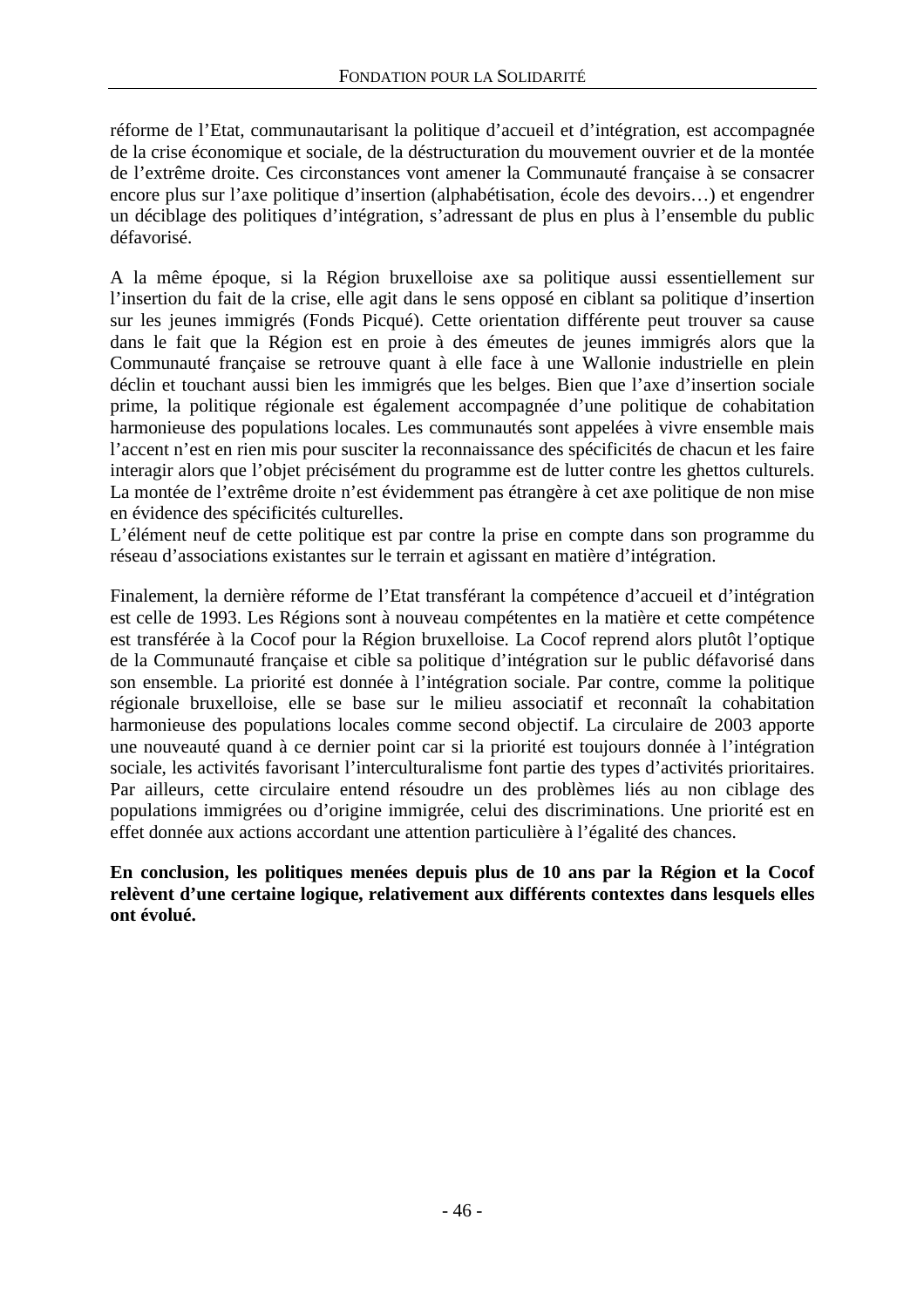réforme de l'Etat, communautarisant la politique d'accueil et d'intégration, est accompagnée de la crise économique et sociale, de la déstructuration du mouvement ouvrier et de la montée de l'extrême droite. Ces circonstances vont amener la Communauté française à se consacrer encore plus sur l'axe politique d'insertion (alphabétisation, école des devoirs…) et engendrer un déciblage des politiques d'intégration, s'adressant de plus en plus à l'ensemble du public défavorisé.

A la même époque, si la Région bruxelloise axe sa politique aussi essentiellement sur l'insertion du fait de la crise, elle agit dans le sens opposé en ciblant sa politique d'insertion sur les jeunes immigrés (Fonds Picqué). Cette orientation différente peut trouver sa cause dans le fait que la Région est en proie à des émeutes de jeunes immigrés alors que la Communauté française se retrouve quant à elle face à une Wallonie industrielle en plein déclin et touchant aussi bien les immigrés que les belges. Bien que l'axe d'insertion sociale prime, la politique régionale est également accompagnée d'une politique de cohabitation harmonieuse des populations locales. Les communautés sont appelées à vivre ensemble mais l'accent n'est en rien mis pour susciter la reconnaissance des spécificités de chacun et les faire interagir alors que l'objet précisément du programme est de lutter contre les ghettos culturels. La montée de l'extrême droite n'est évidemment pas étrangère à cet axe politique de non mise en évidence des spécificités culturelles.
L'élément neuf de cette politique est par contre la prise en compte dans son programme du réseau d'associations existantes sur le terrain et agissant en matière d'intégration.

Finalement, la dernière réforme de l'Etat transférant la compétence d'accueil et d'intégration est celle de 1993. Les Régions sont à nouveau compétentes en la matière et cette compétence est transférée à la Cocof pour la Région bruxelloise. La Cocof reprend alors plutôt l'optique de la Communauté française et cible sa politique d'intégration sur le public défavorisé dans son ensemble. La priorité est donnée à l'intégration sociale. Par contre, comme la politique régionale bruxelloise, elle se base sur le milieu associatif et reconnaît la cohabitation harmonieuse des populations locales comme second objectif. La circulaire de 2003 apporte une nouveauté quand à ce dernier point car si la priorité est toujours donnée à l'intégration sociale, les activités favorisant l'interculturalisme font partie des types d'activités prioritaires. Par ailleurs, cette circulaire entend résoudre un des problèmes liés au non ciblage des populations immigrées ou d'origine immigrée, celui des discriminations. Une priorité est en effet donnée aux actions accordant une attention particulière à l'égalité des chances.

**En conclusion, les politiques menées depuis plus de 10 ans par la Région et la Cocof relèvent d'une certaine logique, relativement aux différents contextes dans lesquels elles ont évolué.**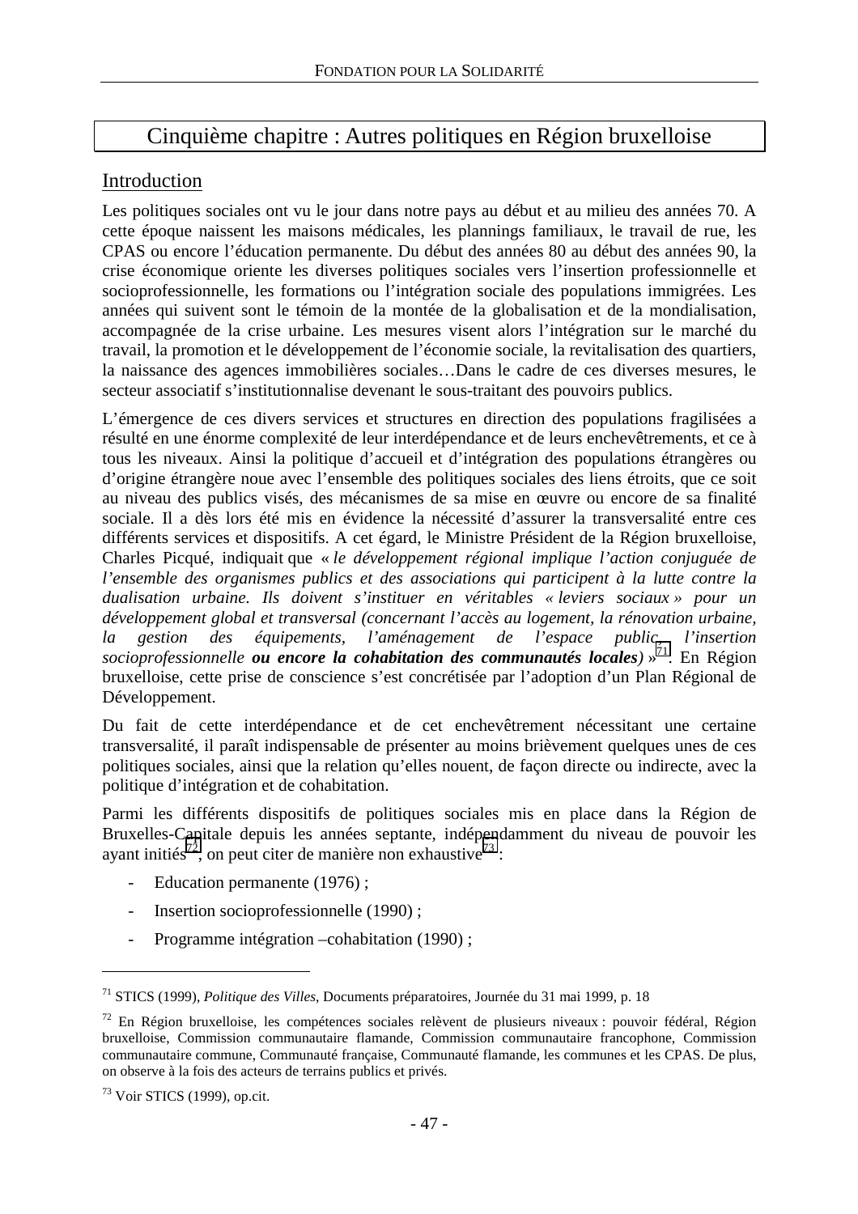# Cinquième chapitre : Autres politiques en Région bruxelloise

## Introduction

Les politiques sociales ont vu le jour dans notre pays au début et au milieu des années 70. A cette époque naissent les maisons médicales, les plannings familiaux, le travail de rue, les CPAS ou encore l'éducation permanente. Du début des années 80 au début des années 90, la crise économique oriente les diverses politiques sociales vers l'insertion professionnelle et socioprofessionnelle, les formations ou l'intégration sociale des populations immigrées. Les années qui suivent sont le témoin de la montée de la globalisation et de la mondialisation, accompagnée de la crise urbaine. Les mesures visent alors l'intégration sur le marché du travail, la promotion et le développement de l'économie sociale, la revitalisation des quartiers, la naissance des agences immobilières sociales…Dans le cadre de ces diverses mesures, le secteur associatif s'institutionnalise devenant le sous-traitant des pouvoirs publics.

L'émergence de ces divers services et structures en direction des populations fragilisées a résulté en une énorme complexité de leur interdépendance et de leurs enchevêtrements, et ce à tous les niveaux. Ainsi la politique d'accueil et d'intégration des populations étrangères ou d'origine étrangère noue avec l'ensemble des politiques sociales des liens étroits, que ce soit au niveau des publics visés, des mécanismes de sa mise en œuvre ou encore de sa finalité sociale. Il a dès lors été mis en évidence la nécessité d'assurer la transversalité entre ces différents services et dispositifs. A cet égard, le Ministre Président de la Région bruxelloise, Charles Picqué, indiquait que « *le développement régional implique l'action conjuguée de l'ensemble des organismes publics et des associations qui participent à la lutte contre la dualisation urbaine. Ils doivent s'instituer en véritables « leviers sociaux » pour un développement global et transversal (concernant l'accès au logement, la rénovation urbaine, la gestion des équipements, l'aménagement de l'espace public, l'insertion socioprofessionnelle **ou encore la cohabitation des communautés locales**)* »[71]. En Région bruxelloise, cette prise de conscience s'est concrétisée par l'adoption d'un Plan Régional de Développement.

Du fait de cette interdépendance et de cet enchevêtrement nécessitant une certaine transversalité, il paraît indispensable de présenter au moins brièvement quelques unes de ces politiques sociales, ainsi que la relation qu'elles nouent, de façon directe ou indirecte, avec la politique d'intégration et de cohabitation.

Parmi les différents dispositifs de politiques sociales mis en place dans la Région de Bruxelles-Capitale depuis les années septante, indépendamment du niveau de pouvoir les ayant initiés[72], on peut citer de manière non exhaustive[73] :

- Education permanente (1976) ;
- Insertion socioprofessionnelle (1990) ;
- Programme intégration –cohabitation (1990) ;

---

[71] STICS (1999), *Politique des Villes*, Documents préparatoires, Journée du 31 mai 1999, p. 18

[72] En Région bruxelloise, les compétences sociales relèvent de plusieurs niveaux : pouvoir fédéral, Région bruxelloise, Commission communautaire flamande, Commission communautaire francophone, Commission communautaire commune, Communauté française, Communauté flamande, les communes et les CPAS. De plus, on observe à la fois des acteurs de terrains publics et privés.

[73] Voir STICS (1999), op.cit.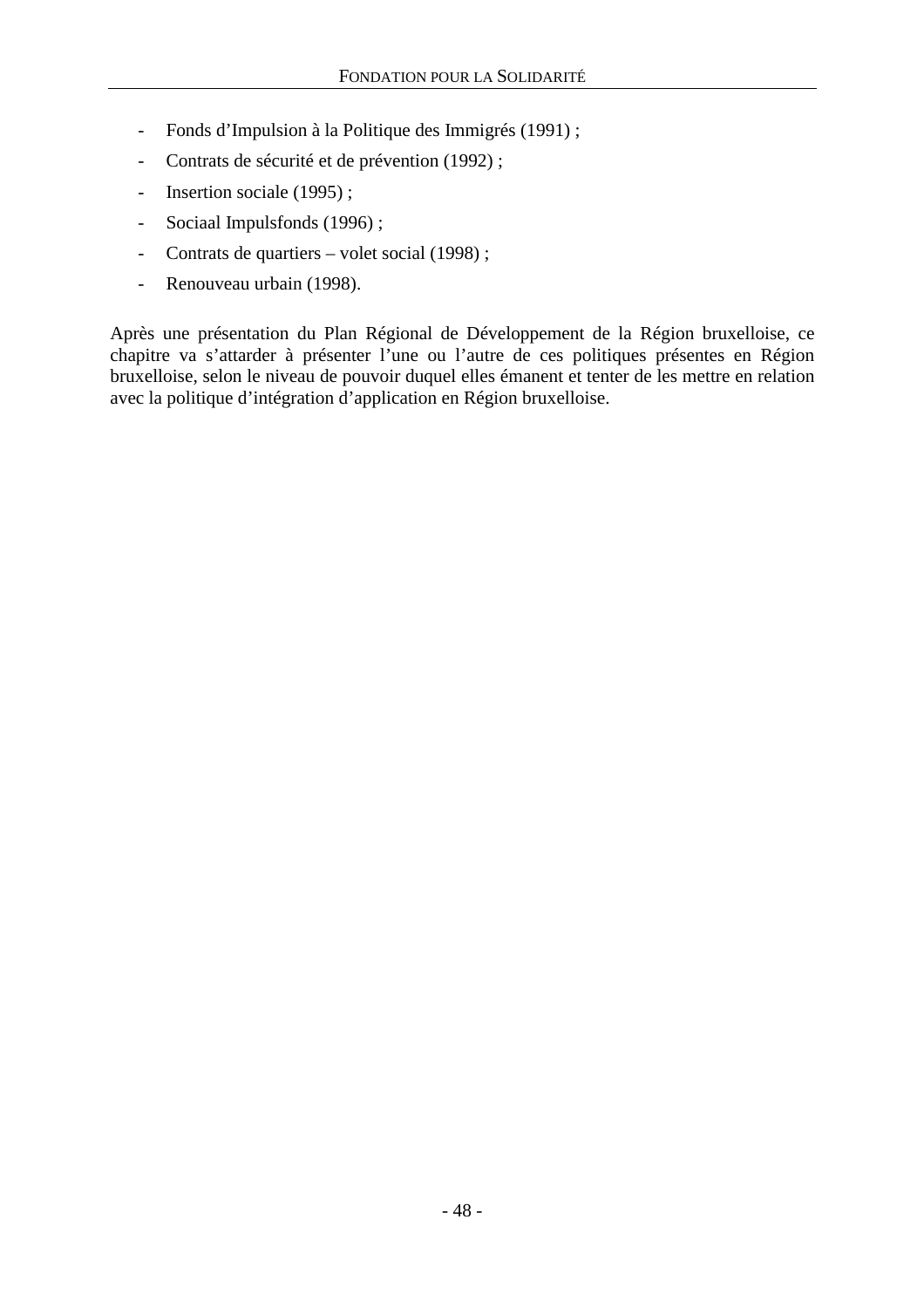- Fonds d'Impulsion à la Politique des Immigrés (1991) ;
- Contrats de sécurité et de prévention (1992) ;
- Insertion sociale (1995) ;
- Sociaal Impulsfonds (1996) ;
- Contrats de quartiers – volet social (1998) ;
- Renouveau urbain (1998).

Après une présentation du Plan Régional de Développement de la Région bruxelloise, ce chapitre va s'attarder à présenter l'une ou l'autre de ces politiques présentes en Région bruxelloise, selon le niveau de pouvoir duquel elles émanent et tenter de les mettre en relation avec la politique d'intégration d'application en Région bruxelloise.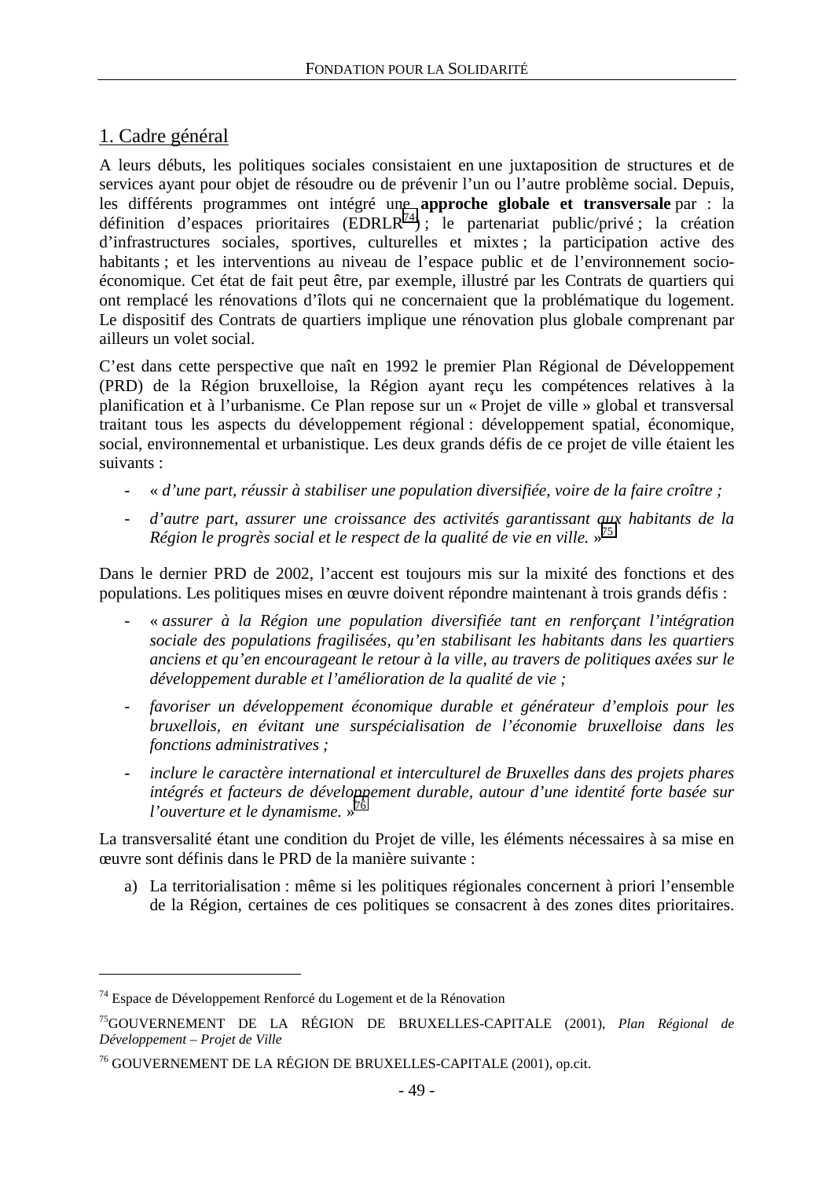## 1. Cadre général

A leurs débuts, les politiques sociales consistaient en une juxtaposition de structures et de services ayant pour objet de résoudre ou de prévenir l'un ou l'autre problème social. Depuis, les différents programmes ont intégré une **approche globale et transversale** par : la définition d'espaces prioritaires (EDRLR[74]) ; le partenariat public/privé ; la création d'infrastructures sociales, sportives, culturelles et mixtes ; la participation active des habitants ; et les interventions au niveau de l'espace public et de l'environnement socio-économique. Cet état de fait peut être, par exemple, illustré par les Contrats de quartiers qui ont remplacé les rénovations d'îlots qui ne concernaient que la problématique du logement. Le dispositif des Contrats de quartiers implique une rénovation plus globale comprenant par ailleurs un volet social.

C'est dans cette perspective que naît en 1992 le premier Plan Régional de Développement (PRD) de la Région bruxelloise, la Région ayant reçu les compétences relatives à la planification et à l'urbanisme. Ce Plan repose sur un « Projet de ville » global et transversal traitant tous les aspects du développement régional : développement spatial, économique, social, environnemental et urbanistique. Les deux grands défis de ce projet de ville étaient les suivants :

- « *d'une part, réussir à stabiliser une population diversifiée, voire de la faire croître ;*
- *d'autre part, assurer une croissance des activités garantissant aux habitants de la Région le progrès social et le respect de la qualité de vie en ville.* »[75]

Dans le dernier PRD de 2002, l'accent est toujours mis sur la mixité des fonctions et des populations. Les politiques mises en œuvre doivent répondre maintenant à trois grands défis :

- « *assurer à la Région une population diversifiée tant en renforçant l'intégration sociale des populations fragilisées, qu'en stabilisant les habitants dans les quartiers anciens et qu'en encourageant le retour à la ville, au travers de politiques axées sur le développement durable et l'amélioration de la qualité de vie ;*
- *favoriser un développement économique durable et générateur d'emplois pour les bruxellois, en évitant une surspécialisation de l'économie bruxelloise dans les fonctions administratives ;*
- *inclure le caractère international et interculturel de Bruxelles dans des projets phares intégrés et facteurs de développement durable, autour d'une identité forte basée sur l'ouverture et le dynamisme.* »[76]

La transversalité étant une condition du Projet de ville, les éléments nécessaires à sa mise en œuvre sont définis dans le PRD de la manière suivante :

a) La territorialisation : même si les politiques régionales concernent à priori l'ensemble de la Région, certaines de ces politiques se consacrent à des zones dites prioritaires.

---

[74] Espace de Développement Renforcé du Logement et de la Rénovation

[75] GOUVERNEMENT DE LA RÉGION DE BRUXELLES-CAPITALE (2001), *Plan Régional de Développement – Projet de Ville*

[76] GOUVERNEMENT DE LA RÉGION DE BRUXELLES-CAPITALE (2001), op.cit.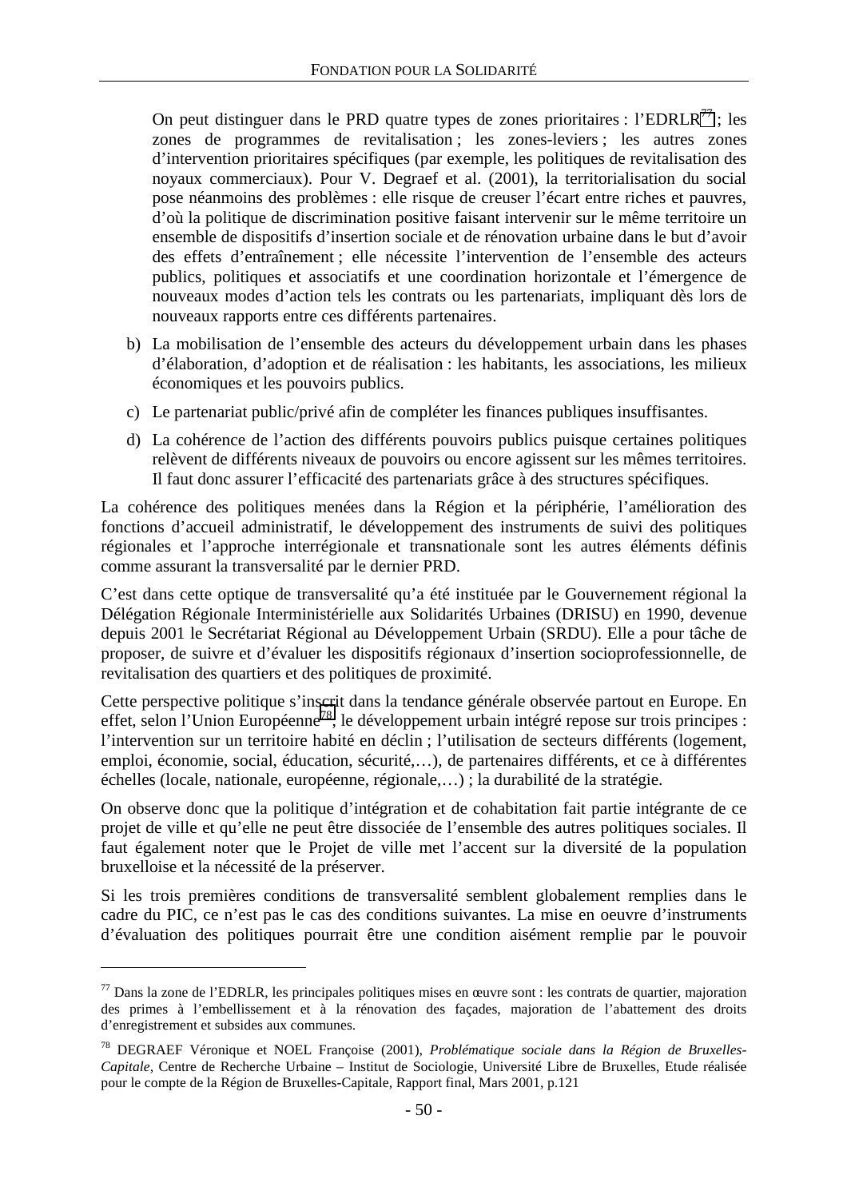On peut distinguer dans le PRD quatre types de zones prioritaires : l'EDRLR[77] ; les zones de programmes de revitalisation ; les zones-leviers ; les autres zones d'intervention prioritaires spécifiques (par exemple, les politiques de revitalisation des noyaux commerciaux). Pour V. Degraef et al. (2001), la territorialisation du social pose néanmoins des problèmes : elle risque de creuser l'écart entre riches et pauvres, d'où la politique de discrimination positive faisant intervenir sur le même territoire un ensemble de dispositifs d'insertion sociale et de rénovation urbaine dans le but d'avoir des effets d'entraînement ; elle nécessite l'intervention de l'ensemble des acteurs publics, politiques et associatifs et une coordination horizontale et l'émergence de nouveaux modes d'action tels les contrats ou les partenariats, impliquant dès lors de nouveaux rapports entre ces différents partenaires.

b) La mobilisation de l'ensemble des acteurs du développement urbain dans les phases d'élaboration, d'adoption et de réalisation : les habitants, les associations, les milieux économiques et les pouvoirs publics.

c) Le partenariat public/privé afin de compléter les finances publiques insuffisantes.

d) La cohérence de l'action des différents pouvoirs publics puisque certaines politiques relèvent de différents niveaux de pouvoirs ou encore agissent sur les mêmes territoires. Il faut donc assurer l'efficacité des partenariats grâce à des structures spécifiques.

La cohérence des politiques menées dans la Région et la périphérie, l'amélioration des fonctions d'accueil administratif, le développement des instruments de suivi des politiques régionales et l'approche interrégionale et transnationale sont les autres éléments définis comme assurant la transversalité par le dernier PRD.

C'est dans cette optique de transversalité qu'a été instituée par le Gouvernement régional la Délégation Régionale Interministérielle aux Solidarités Urbaines (DRISU) en 1990, devenue depuis 2001 le Secrétariat Régional au Développement Urbain (SRDU). Elle a pour tâche de proposer, de suivre et d'évaluer les dispositifs régionaux d'insertion socioprofessionnelle, de revitalisation des quartiers et des politiques de proximité.

Cette perspective politique s'inscrit dans la tendance générale observée partout en Europe. En effet, selon l'Union Européenne[78], le développement urbain intégré repose sur trois principes : l'intervention sur un territoire habité en déclin ; l'utilisation de secteurs différents (logement, emploi, économie, social, éducation, sécurité,…), de partenaires différents, et ce à différentes échelles (locale, nationale, européenne, régionale,…) ; la durabilité de la stratégie.

On observe donc que la politique d'intégration et de cohabitation fait partie intégrante de ce projet de ville et qu'elle ne peut être dissociée de l'ensemble des autres politiques sociales. Il faut également noter que le Projet de ville met l'accent sur la diversité de la population bruxelloise et la nécessité de la préserver.

Si les trois premières conditions de transversalité semblent globalement remplies dans le cadre du PIC, ce n'est pas le cas des conditions suivantes. La mise en oeuvre d'instruments d'évaluation des politiques pourrait être une condition aisément remplie par le pouvoir

---

[77] Dans la zone de l'EDRLR, les principales politiques mises en œuvre sont : les contrats de quartier, majoration des primes à l'embellissement et à la rénovation des façades, majoration de l'abattement des droits d'enregistrement et subsides aux communes.

[78] DEGRAEF Véronique et NOEL Françoise (2001), *Problématique sociale dans la Région de Bruxelles-Capitale*, Centre de Recherche Urbaine – Institut de Sociologie, Université Libre de Bruxelles, Etude réalisée pour le compte de la Région de Bruxelles-Capitale, Rapport final, Mars 2001, p.121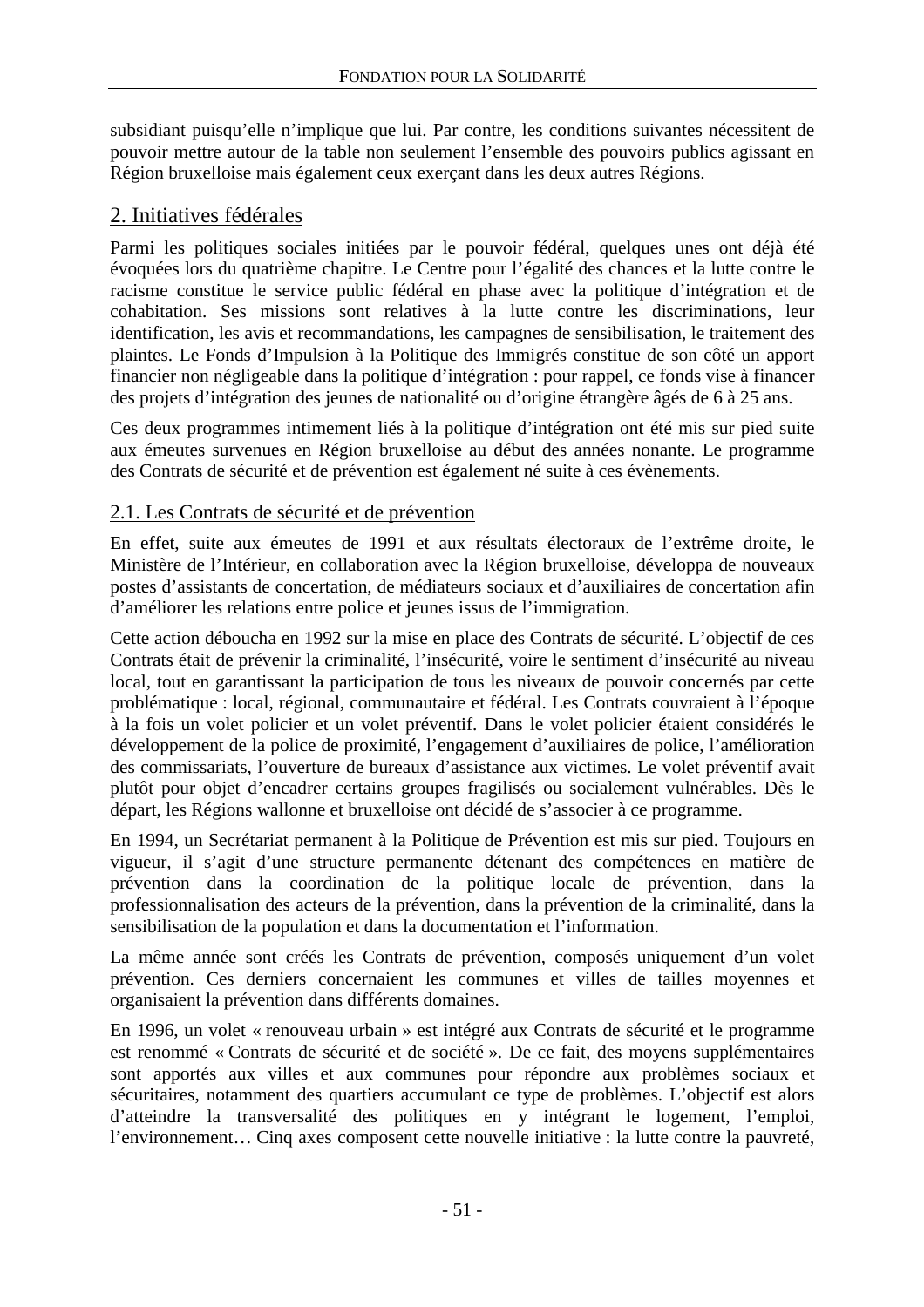subsidiant puisqu'elle n'implique que lui. Par contre, les conditions suivantes nécessitent de pouvoir mettre autour de la table non seulement l'ensemble des pouvoirs publics agissant en Région bruxelloise mais également ceux exerçant dans les deux autres Régions.

## 2. Initiatives fédérales

Parmi les politiques sociales initiées par le pouvoir fédéral, quelques unes ont déjà été évoquées lors du quatrième chapitre. Le Centre pour l'égalité des chances et la lutte contre le racisme constitue le service public fédéral en phase avec la politique d'intégration et de cohabitation. Ses missions sont relatives à la lutte contre les discriminations, leur identification, les avis et recommandations, les campagnes de sensibilisation, le traitement des plaintes. Le Fonds d'Impulsion à la Politique des Immigrés constitue de son côté un apport financier non négligeable dans la politique d'intégration : pour rappel, ce fonds vise à financer des projets d'intégration des jeunes de nationalité ou d'origine étrangère âgés de 6 à 25 ans.

Ces deux programmes intimement liés à la politique d'intégration ont été mis sur pied suite aux émeutes survenues en Région bruxelloise au début des années nonante. Le programme des Contrats de sécurité et de prévention est également né suite à ces évènements.

### 2.1. Les Contrats de sécurité et de prévention

En effet, suite aux émeutes de 1991 et aux résultats électoraux de l'extrême droite, le Ministère de l'Intérieur, en collaboration avec la Région bruxelloise, développa de nouveaux postes d'assistants de concertation, de médiateurs sociaux et d'auxiliaires de concertation afin d'améliorer les relations entre police et jeunes issus de l'immigration.

Cette action déboucha en 1992 sur la mise en place des Contrats de sécurité. L'objectif de ces Contrats était de prévenir la criminalité, l'insécurité, voire le sentiment d'insécurité au niveau local, tout en garantissant la participation de tous les niveaux de pouvoir concernés par cette problématique : local, régional, communautaire et fédéral. Les Contrats couvraient à l'époque à la fois un volet policier et un volet préventif. Dans le volet policier étaient considérés le développement de la police de proximité, l'engagement d'auxiliaires de police, l'amélioration des commissariats, l'ouverture de bureaux d'assistance aux victimes. Le volet préventif avait plutôt pour objet d'encadrer certains groupes fragilisés ou socialement vulnérables. Dès le départ, les Régions wallonne et bruxelloise ont décidé de s'associer à ce programme.

En 1994, un Secrétariat permanent à la Politique de Prévention est mis sur pied. Toujours en vigueur, il s'agit d'une structure permanente détenant des compétences en matière de prévention dans la coordination de la politique locale de prévention, dans la professionnalisation des acteurs de la prévention, dans la prévention de la criminalité, dans la sensibilisation de la population et dans la documentation et l'information.

La même année sont créés les Contrats de prévention, composés uniquement d'un volet prévention. Ces derniers concernaient les communes et villes de tailles moyennes et organisaient la prévention dans différents domaines.

En 1996, un volet « renouveau urbain » est intégré aux Contrats de sécurité et le programme est renommé « Contrats de sécurité et de société ». De ce fait, des moyens supplémentaires sont apportés aux villes et aux communes pour répondre aux problèmes sociaux et sécuritaires, notamment des quartiers accumulant ce type de problèmes. L'objectif est alors d'atteindre la transversalité des politiques en y intégrant le logement, l'emploi, l'environnement… Cinq axes composent cette nouvelle initiative : la lutte contre la pauvreté,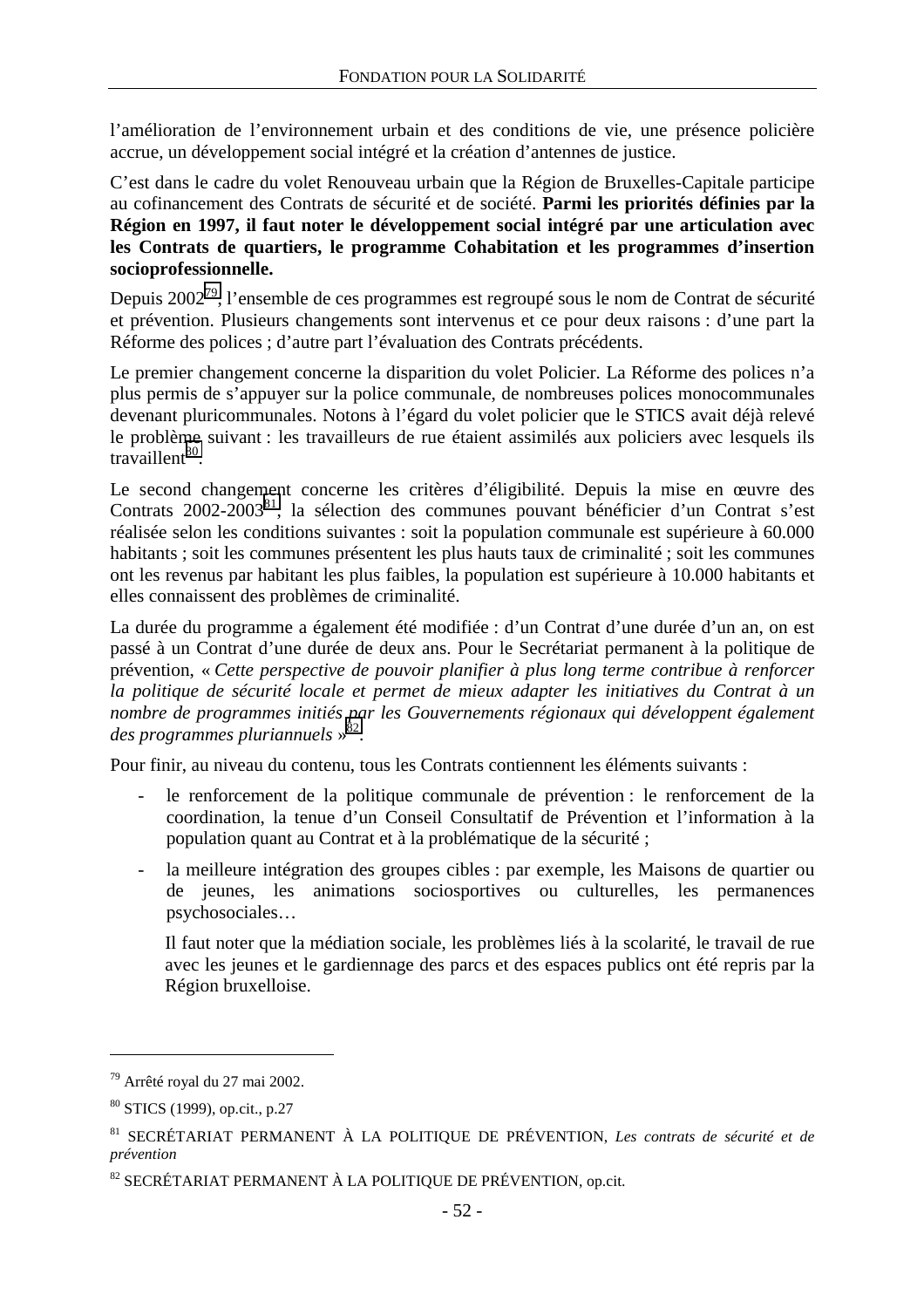l'amélioration de l'environnement urbain et des conditions de vie, une présence policière accrue, un développement social intégré et la création d'antennes de justice.

C'est dans le cadre du volet Renouveau urbain que la Région de Bruxelles-Capitale participe au cofinancement des Contrats de sécurité et de société. **Parmi les priorités définies par la Région en 1997, il faut noter le développement social intégré par une articulation avec les Contrats de quartiers, le programme Cohabitation et les programmes d'insertion socioprofessionnelle.**

Depuis 2002[79], l'ensemble de ces programmes est regroupé sous le nom de Contrat de sécurité et prévention. Plusieurs changements sont intervenus et ce pour deux raisons : d'une part la Réforme des polices ; d'autre part l'évaluation des Contrats précédents.

Le premier changement concerne la disparition du volet Policier. La Réforme des polices n'a plus permis de s'appuyer sur la police communale, de nombreuses polices monocommunales devenant pluricommunales. Notons à l'égard du volet policier que le STICS avait déjà relevé le problème suivant : les travailleurs de rue étaient assimilés aux policiers avec lesquels ils travaillent[80].

Le second changement concerne les critères d'éligibilité. Depuis la mise en œuvre des Contrats 2002-2003[81], la sélection des communes pouvant bénéficier d'un Contrat s'est réalisée selon les conditions suivantes : soit la population communale est supérieure à 60.000 habitants ; soit les communes présentent les plus hauts taux de criminalité ; soit les communes ont les revenus par habitant les plus faibles, la population est supérieure à 10.000 habitants et elles connaissent des problèmes de criminalité.

La durée du programme a également été modifiée : d'un Contrat d'une durée d'un an, on est passé à un Contrat d'une durée de deux ans. Pour le Secrétariat permanent à la politique de prévention, « *Cette perspective de pouvoir planifier à plus long terme contribue à renforcer la politique de sécurité locale et permet de mieux adapter les initiatives du Contrat à un nombre de programmes initiés par les Gouvernements régionaux qui développent également des programmes pluriannuels* »[82].

Pour finir, au niveau du contenu, tous les Contrats contiennent les éléments suivants :

- le renforcement de la politique communale de prévention : le renforcement de la coordination, la tenue d'un Conseil Consultatif de Prévention et l'information à la population quant au Contrat et à la problématique de la sécurité ;
- la meilleure intégration des groupes cibles : par exemple, les Maisons de quartier ou de jeunes, les animations sociosportives ou culturelles, les permanences psychosociales…

  Il faut noter que la médiation sociale, les problèmes liés à la scolarité, le travail de rue avec les jeunes et le gardiennage des parcs et des espaces publics ont été repris par la Région bruxelloise.

---

[79] Arrêté royal du 27 mai 2002.

[80] STICS (1999), op.cit., p.27

[81] SECRÉTARIAT PERMANENT À LA POLITIQUE DE PRÉVENTION, *Les contrats de sécurité et de prévention*

[82] SECRÉTARIAT PERMANENT À LA POLITIQUE DE PRÉVENTION, op.cit.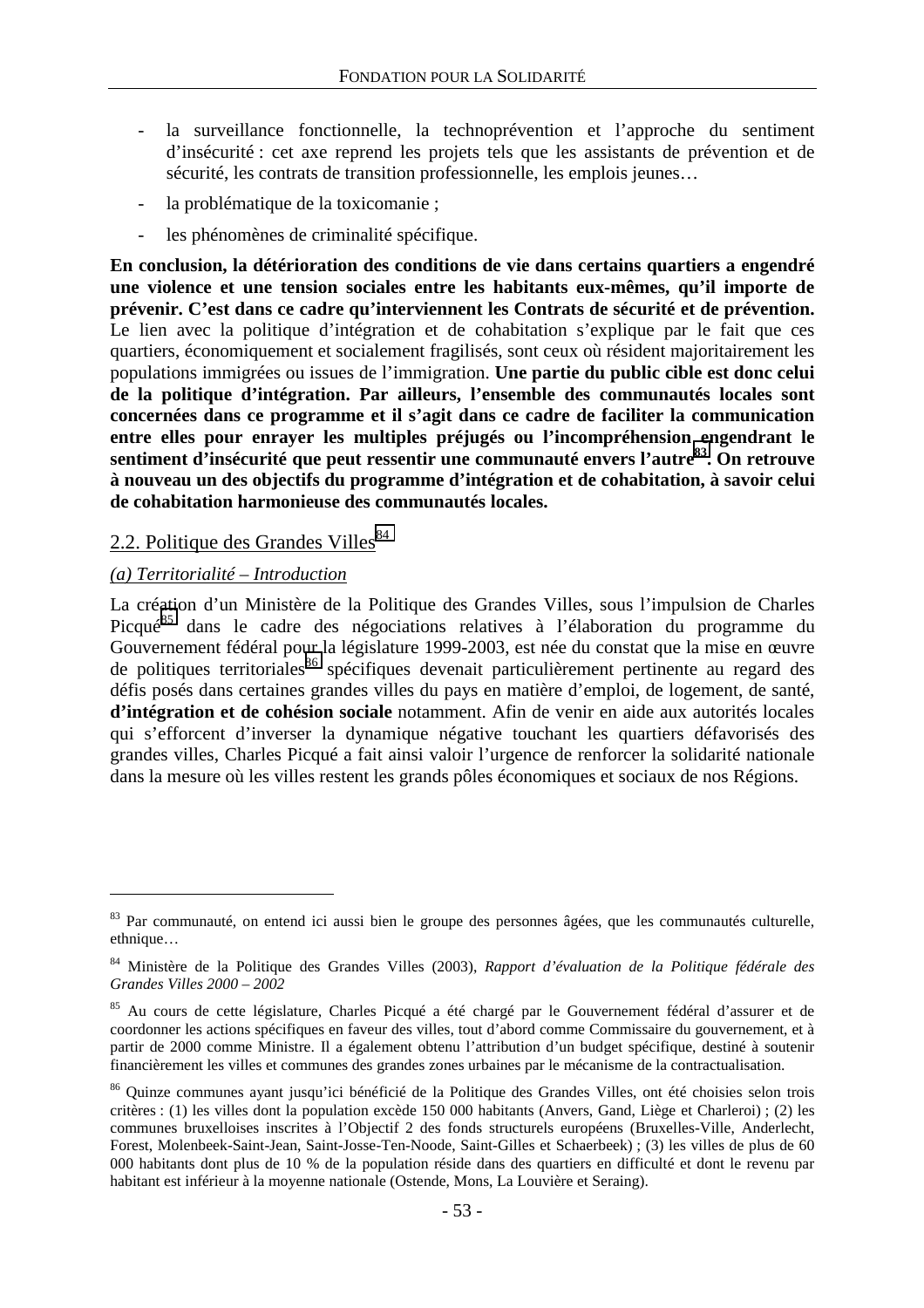- la surveillance fonctionnelle, la technoprévention et l'approche du sentiment d'insécurité : cet axe reprend les projets tels que les assistants de prévention et de sécurité, les contrats de transition professionnelle, les emplois jeunes…
- la problématique de la toxicomanie ;
- les phénomènes de criminalité spécifique.

**En conclusion, la détérioration des conditions de vie dans certains quartiers a engendré une violence et une tension sociales entre les habitants eux-mêmes, qu'il importe de prévenir. C'est dans ce cadre qu'interviennent les Contrats de sécurité et de prévention.** Le lien avec la politique d'intégration et de cohabitation s'explique par le fait que ces quartiers, économiquement et socialement fragilisés, sont ceux où résident majoritairement les populations immigrées ou issues de l'immigration. **Une partie du public cible est donc celui de la politique d'intégration. Par ailleurs, l'ensemble des communautés locales sont concernées dans ce programme et il s'agit dans ce cadre de faciliter la communication entre elles pour enrayer les multiples préjugés ou l'incompréhension engendrant le sentiment d'insécurité que peut ressentir une communauté envers l'autre[83]. On retrouve à nouveau un des objectifs du programme d'intégration et de cohabitation, à savoir celui de cohabitation harmonieuse des communautés locales.**

## 2.2. Politique des Grandes Villes[84]

*(a) Territorialité – Introduction*

La création d'un Ministère de la Politique des Grandes Villes, sous l'impulsion de Charles Picqué[85] dans le cadre des négociations relatives à l'élaboration du programme du Gouvernement fédéral pour la législature 1999-2003, est née du constat que la mise en œuvre de politiques territoriales[86] spécifiques devenait particulièrement pertinente au regard des défis posés dans certaines grandes villes du pays en matière d'emploi, de logement, de santé, **d'intégration et de cohésion sociale** notamment. Afin de venir en aide aux autorités locales qui s'efforcent d'inverser la dynamique négative touchant les quartiers défavorisés des grandes villes, Charles Picqué a fait ainsi valoir l'urgence de renforcer la solidarité nationale dans la mesure où les villes restent les grands pôles économiques et sociaux de nos Régions.

---

[83] Par communauté, on entend ici aussi bien le groupe des personnes âgées, que les communautés culturelle, ethnique…

[84] Ministère de la Politique des Grandes Villes (2003), *Rapport d'évaluation de la Politique fédérale des Grandes Villes 2000 – 2002*

[85] Au cours de cette législature, Charles Picqué a été chargé par le Gouvernement fédéral d'assurer et de coordonner les actions spécifiques en faveur des villes, tout d'abord comme Commissaire du gouvernement, et à partir de 2000 comme Ministre. Il a également obtenu l'attribution d'un budget spécifique, destiné à soutenir financièrement les villes et communes des grandes zones urbaines par le mécanisme de la contractualisation.

[86] Quinze communes ayant jusqu'ici bénéficié de la Politique des Grandes Villes, ont été choisies selon trois critères : (1) les villes dont la population excède 150 000 habitants (Anvers, Gand, Liège et Charleroi) ; (2) les communes bruxelloises inscrites à l'Objectif 2 des fonds structurels européens (Bruxelles-Ville, Anderlecht, Forest, Molenbeek-Saint-Jean, Saint-Josse-Ten-Noode, Saint-Gilles et Schaerbeek) ; (3) les villes de plus de 60 000 habitants dont plus de 10 % de la population réside dans des quartiers en difficulté et dont le revenu par habitant est inférieur à la moyenne nationale (Ostende, Mons, La Louvière et Seraing).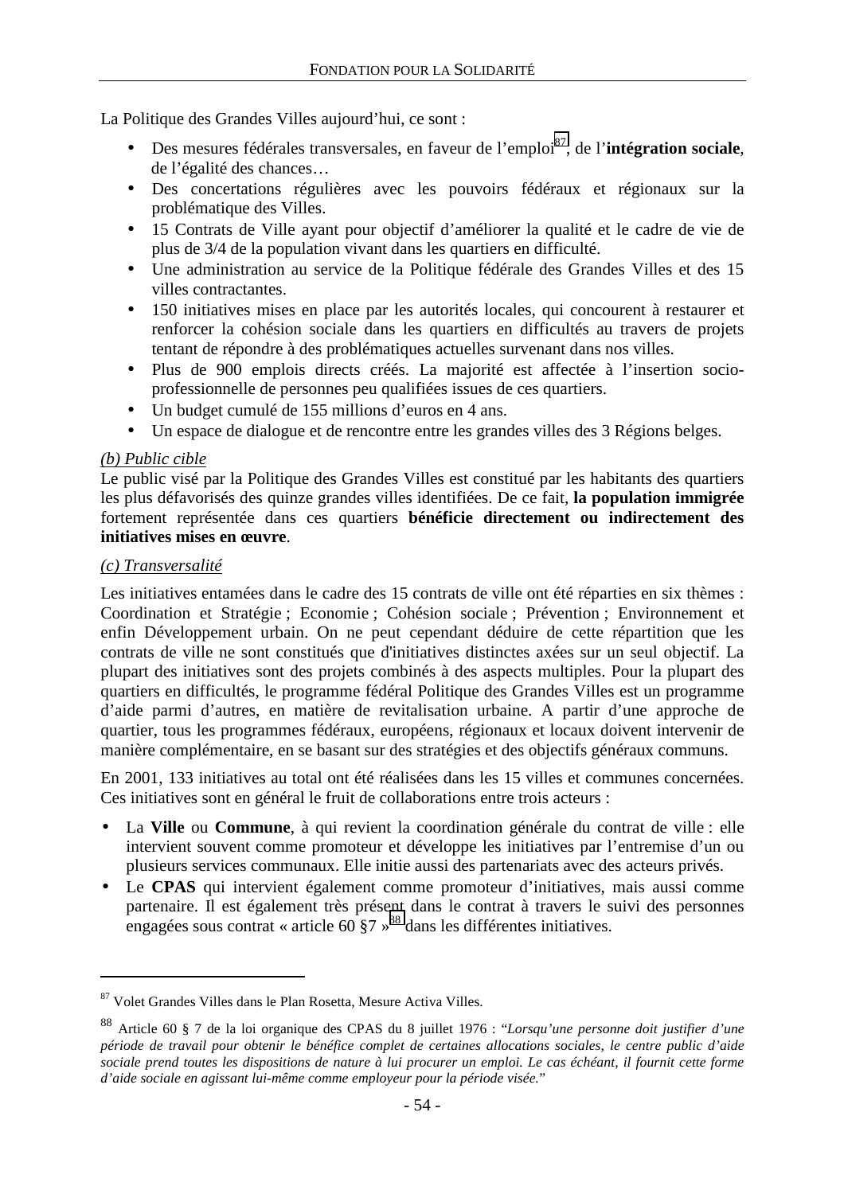La Politique des Grandes Villes aujourd'hui, ce sont :

- Des mesures fédérales transversales, en faveur de l'emploi[87], de l'**intégration sociale**, de l'égalité des chances…
- Des concertations régulières avec les pouvoirs fédéraux et régionaux sur la problématique des Villes.
- 15 Contrats de Ville ayant pour objectif d'améliorer la qualité et le cadre de vie de plus de 3/4 de la population vivant dans les quartiers en difficulté.
- Une administration au service de la Politique fédérale des Grandes Villes et des 15 villes contractantes.
- 150 initiatives mises en place par les autorités locales, qui concourent à restaurer et renforcer la cohésion sociale dans les quartiers en difficultés au travers de projets tentant de répondre à des problématiques actuelles survenant dans nos villes.
- Plus de 900 emplois directs créés. La majorité est affectée à l'insertion socio-professionnelle de personnes peu qualifiées issues de ces quartiers.
- Un budget cumulé de 155 millions d'euros en 4 ans.
- Un espace de dialogue et de rencontre entre les grandes villes des 3 Régions belges.

*(b) Public cible*

Le public visé par la Politique des Grandes Villes est constitué par les habitants des quartiers les plus défavorisés des quinze grandes villes identifiées. De ce fait, **la population immigrée** fortement représentée dans ces quartiers **bénéficie directement ou indirectement des initiatives mises en œuvre**.

*(c) Transversalité*

Les initiatives entamées dans le cadre des 15 contrats de ville ont été réparties en six thèmes : Coordination et Stratégie ; Economie ; Cohésion sociale ; Prévention ; Environnement et enfin Développement urbain. On ne peut cependant déduire de cette répartition que les contrats de ville ne sont constitués que d'initiatives distinctes axées sur un seul objectif. La plupart des initiatives sont des projets combinés à des aspects multiples. Pour la plupart des quartiers en difficultés, le programme fédéral Politique des Grandes Villes est un programme d'aide parmi d'autres, en matière de revitalisation urbaine. A partir d'une approche de quartier, tous les programmes fédéraux, européens, régionaux et locaux doivent intervenir de manière complémentaire, en se basant sur des stratégies et des objectifs généraux communs.

En 2001, 133 initiatives au total ont été réalisées dans les 15 villes et communes concernées. Ces initiatives sont en général le fruit de collaborations entre trois acteurs :

- La **Ville** ou **Commune**, à qui revient la coordination générale du contrat de ville : elle intervient souvent comme promoteur et développe les initiatives par l'entremise d'un ou plusieurs services communaux. Elle initie aussi des partenariats avec des acteurs privés.
- Le **CPAS** qui intervient également comme promoteur d'initiatives, mais aussi comme partenaire. Il est également très présent dans le contrat à travers le suivi des personnes engagées sous contrat « article 60 §7 »[88] dans les différentes initiatives.

---

[87] Volet Grandes Villes dans le Plan Rosetta, Mesure Activa Villes.

[88] Article 60 § 7 de la loi organique des CPAS du 8 juillet 1976 : "*Lorsqu'une personne doit justifier d'une période de travail pour obtenir le bénéfice complet de certaines allocations sociales, le centre public d'aide sociale prend toutes les dispositions de nature à lui procurer un emploi. Le cas échéant, il fournit cette forme d'aide sociale en agissant lui-même comme employeur pour la période visée.*"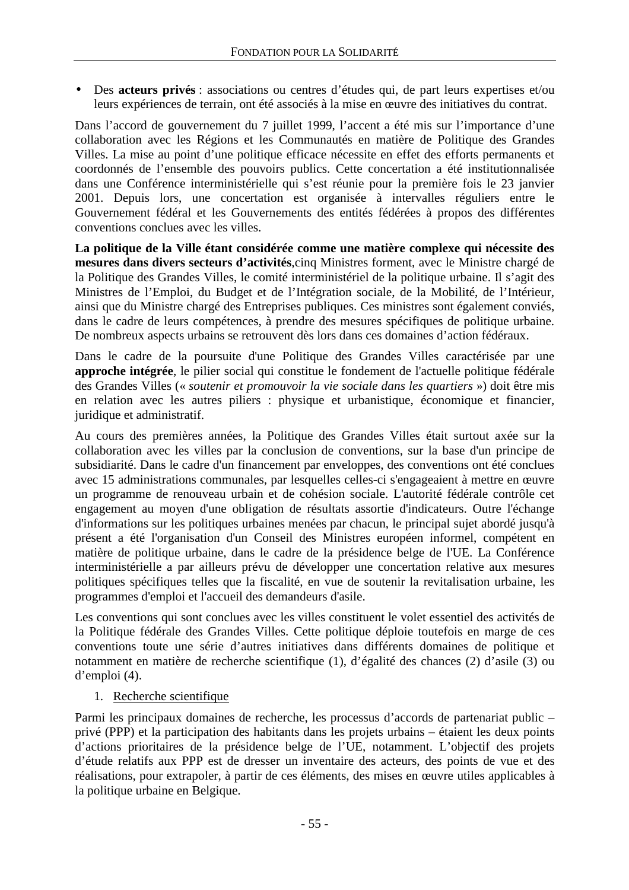- Des **acteurs privés** : associations ou centres d'études qui, de part leurs expertises et/ou leurs expériences de terrain, ont été associés à la mise en œuvre des initiatives du contrat.

Dans l'accord de gouvernement du 7 juillet 1999, l'accent a été mis sur l'importance d'une collaboration avec les Régions et les Communautés en matière de Politique des Grandes Villes. La mise au point d'une politique efficace nécessite en effet des efforts permanents et coordonnés de l'ensemble des pouvoirs publics. Cette concertation a été institutionnalisée dans une Conférence interministérielle qui s'est réunie pour la première fois le 23 janvier 2001. Depuis lors, une concertation est organisée à intervalles réguliers entre le Gouvernement fédéral et les Gouvernements des entités fédérées à propos des différentes conventions conclues avec les villes.

**La politique de la Ville étant considérée comme une matière complexe qui nécessite des mesures dans divers secteurs d'activités**,cinq Ministres forment, avec le Ministre chargé de la Politique des Grandes Villes, le comité interministériel de la politique urbaine. Il s'agit des Ministres de l'Emploi, du Budget et de l'Intégration sociale, de la Mobilité, de l'Intérieur, ainsi que du Ministre chargé des Entreprises publiques. Ces ministres sont également conviés, dans le cadre de leurs compétences, à prendre des mesures spécifiques de politique urbaine. De nombreux aspects urbains se retrouvent dès lors dans ces domaines d'action fédéraux.

Dans le cadre de la poursuite d'une Politique des Grandes Villes caractérisée par une **approche intégrée**, le pilier social qui constitue le fondement de l'actuelle politique fédérale des Grandes Villes (« *soutenir et promouvoir la vie sociale dans les quartiers* ») doit être mis en relation avec les autres piliers : physique et urbanistique, économique et financier, juridique et administratif.

Au cours des premières années, la Politique des Grandes Villes était surtout axée sur la collaboration avec les villes par la conclusion de conventions, sur la base d'un principe de subsidiarité. Dans le cadre d'un financement par enveloppes, des conventions ont été conclues avec 15 administrations communales, par lesquelles celles-ci s'engageaient à mettre en œuvre un programme de renouveau urbain et de cohésion sociale. L'autorité fédérale contrôle cet engagement au moyen d'une obligation de résultats assortie d'indicateurs. Outre l'échange d'informations sur les politiques urbaines menées par chacun, le principal sujet abordé jusqu'à présent a été l'organisation d'un Conseil des Ministres européen informel, compétent en matière de politique urbaine, dans le cadre de la présidence belge de l'UE. La Conférence interministérielle a par ailleurs prévu de développer une concertation relative aux mesures politiques spécifiques telles que la fiscalité, en vue de soutenir la revitalisation urbaine, les programmes d'emploi et l'accueil des demandeurs d'asile.

Les conventions qui sont conclues avec les villes constituent le volet essentiel des activités de la Politique fédérale des Grandes Villes. Cette politique déploie toutefois en marge de ces conventions toute une série d'autres initiatives dans différents domaines de politique et notamment en matière de recherche scientifique (1), d'égalité des chances (2) d'asile (3) ou d'emploi (4).

1. <u>Recherche scientifique</u>

Parmi les principaux domaines de recherche, les processus d'accords de partenariat public – privé (PPP) et la participation des habitants dans les projets urbains – étaient les deux points d'actions prioritaires de la présidence belge de l'UE, notamment. L'objectif des projets d'étude relatifs aux PPP est de dresser un inventaire des acteurs, des points de vue et des réalisations, pour extrapoler, à partir de ces éléments, des mises en œuvre utiles applicables à la politique urbaine en Belgique.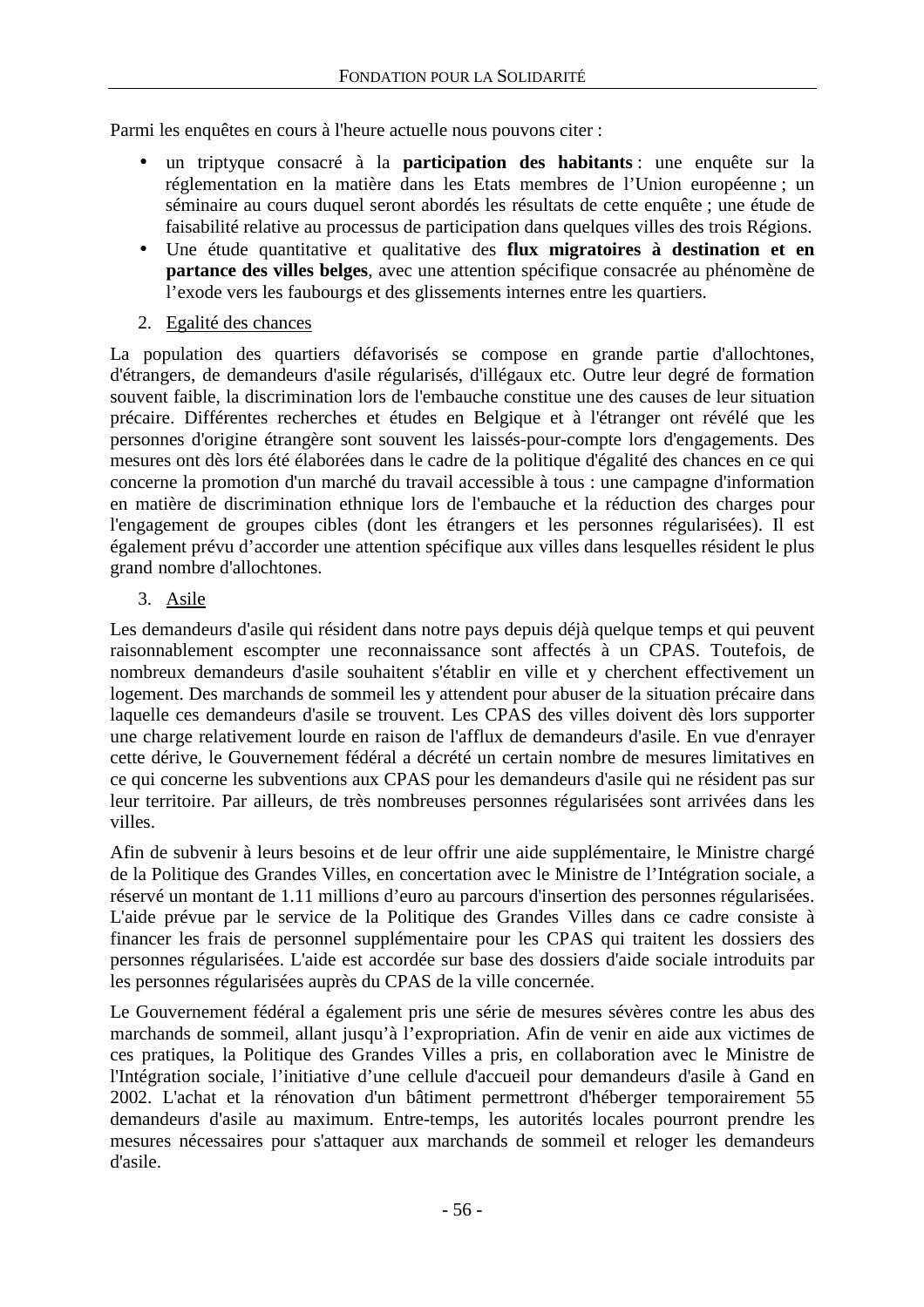Parmi les enquêtes en cours à l'heure actuelle nous pouvons citer :

- un triptyque consacré à la **participation des habitants** : une enquête sur la réglementation en la matière dans les Etats membres de l'Union européenne ; un séminaire au cours duquel seront abordés les résultats de cette enquête ; une étude de faisabilité relative au processus de participation dans quelques villes des trois Régions.
- Une étude quantitative et qualitative des **flux migratoires à destination et en partance des villes belges**, avec une attention spécifique consacrée au phénomène de l'exode vers les faubourgs et des glissements internes entre les quartiers.

2. Egalité des chances

La population des quartiers défavorisés se compose en grande partie d'allochtones, d'étrangers, de demandeurs d'asile régularisés, d'illégaux etc. Outre leur degré de formation souvent faible, la discrimination lors de l'embauche constitue une des causes de leur situation précaire. Différentes recherches et études en Belgique et à l'étranger ont révélé que les personnes d'origine étrangère sont souvent les laissés-pour-compte lors d'engagements. Des mesures ont dès lors été élaborées dans le cadre de la politique d'égalité des chances en ce qui concerne la promotion d'un marché du travail accessible à tous : une campagne d'information en matière de discrimination ethnique lors de l'embauche et la réduction des charges pour l'engagement de groupes cibles (dont les étrangers et les personnes régularisées). Il est également prévu d'accorder une attention spécifique aux villes dans lesquelles résident le plus grand nombre d'allochtones.

3. Asile

Les demandeurs d'asile qui résident dans notre pays depuis déjà quelque temps et qui peuvent raisonnablement escompter une reconnaissance sont affectés à un CPAS. Toutefois, de nombreux demandeurs d'asile souhaitent s'établir en ville et y cherchent effectivement un logement. Des marchands de sommeil les y attendent pour abuser de la situation précaire dans laquelle ces demandeurs d'asile se trouvent. Les CPAS des villes doivent dès lors supporter une charge relativement lourde en raison de l'afflux de demandeurs d'asile. En vue d'enrayer cette dérive, le Gouvernement fédéral a décrété un certain nombre de mesures limitatives en ce qui concerne les subventions aux CPAS pour les demandeurs d'asile qui ne résident pas sur leur territoire. Par ailleurs, de très nombreuses personnes régularisées sont arrivées dans les villes.

Afin de subvenir à leurs besoins et de leur offrir une aide supplémentaire, le Ministre chargé de la Politique des Grandes Villes, en concertation avec le Ministre de l'Intégration sociale, a réservé un montant de 1.11 millions d'euro au parcours d'insertion des personnes régularisées. L'aide prévue par le service de la Politique des Grandes Villes dans ce cadre consiste à financer les frais de personnel supplémentaire pour les CPAS qui traitent les dossiers des personnes régularisées. L'aide est accordée sur base des dossiers d'aide sociale introduits par les personnes régularisées auprès du CPAS de la ville concernée.

Le Gouvernement fédéral a également pris une série de mesures sévères contre les abus des marchands de sommeil, allant jusqu'à l'expropriation. Afin de venir en aide aux victimes de ces pratiques, la Politique des Grandes Villes a pris, en collaboration avec le Ministre de l'Intégration sociale, l'initiative d'une cellule d'accueil pour demandeurs d'asile à Gand en 2002. L'achat et la rénovation d'un bâtiment permettront d'héberger temporairement 55 demandeurs d'asile au maximum. Entre-temps, les autorités locales pourront prendre les mesures nécessaires pour s'attaquer aux marchands de sommeil et reloger les demandeurs d'asile.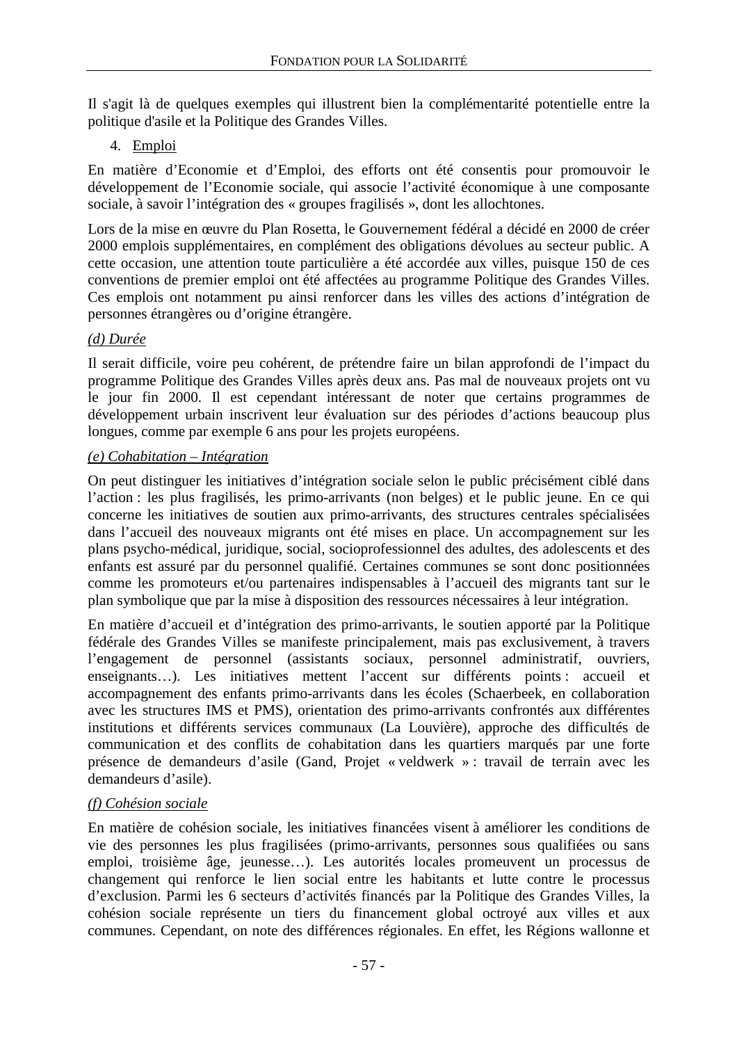Il s'agit là de quelques exemples qui illustrent bien la complémentarité potentielle entre la politique d'asile et la Politique des Grandes Villes.

4. Emploi

En matière d'Economie et d'Emploi, des efforts ont été consentis pour promouvoir le développement de l'Economie sociale, qui associe l'activité économique à une composante sociale, à savoir l'intégration des « groupes fragilisés », dont les allochtones.

Lors de la mise en œuvre du Plan Rosetta, le Gouvernement fédéral a décidé en 2000 de créer 2000 emplois supplémentaires, en complément des obligations dévolues au secteur public. A cette occasion, une attention toute particulière a été accordée aux villes, puisque 150 de ces conventions de premier emploi ont été affectées au programme Politique des Grandes Villes. Ces emplois ont notamment pu ainsi renforcer dans les villes des actions d'intégration de personnes étrangères ou d'origine étrangère.

*(d) Durée*

Il serait difficile, voire peu cohérent, de prétendre faire un bilan approfondi de l'impact du programme Politique des Grandes Villes après deux ans. Pas mal de nouveaux projets ont vu le jour fin 2000. Il est cependant intéressant de noter que certains programmes de développement urbain inscrivent leur évaluation sur des périodes d'actions beaucoup plus longues, comme par exemple 6 ans pour les projets européens.

*(e) Cohabitation – Intégration*

On peut distinguer les initiatives d'intégration sociale selon le public précisément ciblé dans l'action : les plus fragilisés, les primo-arrivants (non belges) et le public jeune. En ce qui concerne les initiatives de soutien aux primo-arrivants, des structures centrales spécialisées dans l'accueil des nouveaux migrants ont été mises en place. Un accompagnement sur les plans psycho-médical, juridique, social, socioprofessionnel des adultes, des adolescents et des enfants est assuré par du personnel qualifié. Certaines communes se sont donc positionnées comme les promoteurs et/ou partenaires indispensables à l'accueil des migrants tant sur le plan symbolique que par la mise à disposition des ressources nécessaires à leur intégration.

En matière d'accueil et d'intégration des primo-arrivants, le soutien apporté par la Politique fédérale des Grandes Villes se manifeste principalement, mais pas exclusivement, à travers l'engagement de personnel (assistants sociaux, personnel administratif, ouvriers, enseignants…). Les initiatives mettent l'accent sur différents points : accueil et accompagnement des enfants primo-arrivants dans les écoles (Schaerbeek, en collaboration avec les structures IMS et PMS), orientation des primo-arrivants confrontés aux différentes institutions et différents services communaux (La Louvière), approche des difficultés de communication et des conflits de cohabitation dans les quartiers marqués par une forte présence de demandeurs d'asile (Gand, Projet « veldwerk » : travail de terrain avec les demandeurs d'asile).

*(f) Cohésion sociale*

En matière de cohésion sociale, les initiatives financées visent à améliorer les conditions de vie des personnes les plus fragilisées (primo-arrivants, personnes sous qualifiées ou sans emploi, troisième âge, jeunesse…). Les autorités locales promeuvent un processus de changement qui renforce le lien social entre les habitants et lutte contre le processus d'exclusion. Parmi les 6 secteurs d'activités financés par la Politique des Grandes Villes, la cohésion sociale représente un tiers du financement global octroyé aux villes et aux communes. Cependant, on note des différences régionales. En effet, les Régions wallonne et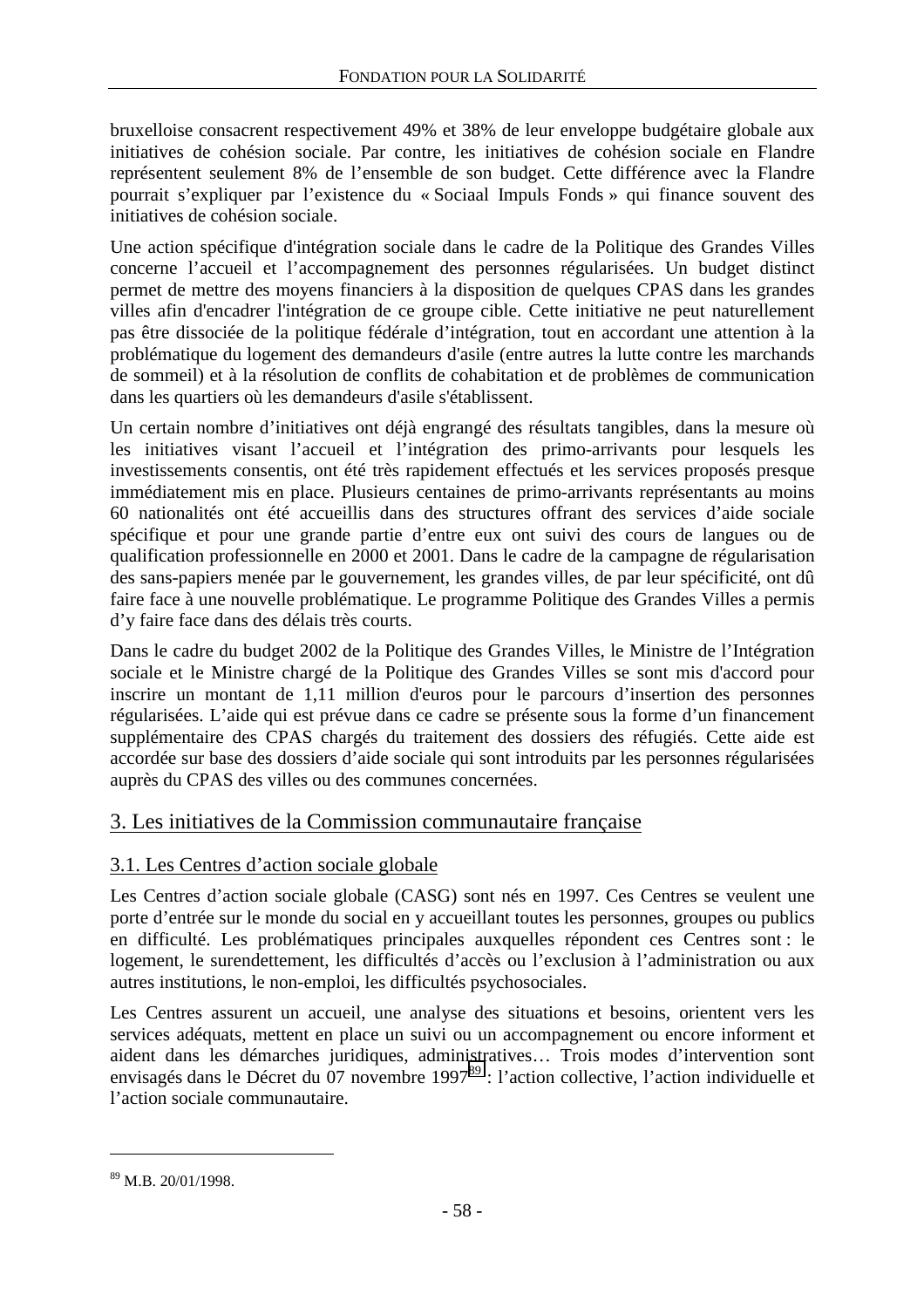bruxelloise consacrent respectivement 49% et 38% de leur enveloppe budgétaire globale aux initiatives de cohésion sociale. Par contre, les initiatives de cohésion sociale en Flandre représentent seulement 8% de l'ensemble de son budget. Cette différence avec la Flandre pourrait s'expliquer par l'existence du « Sociaal Impuls Fonds » qui finance souvent des initiatives de cohésion sociale.

Une action spécifique d'intégration sociale dans le cadre de la Politique des Grandes Villes concerne l'accueil et l'accompagnement des personnes régularisées. Un budget distinct permet de mettre des moyens financiers à la disposition de quelques CPAS dans les grandes villes afin d'encadrer l'intégration de ce groupe cible. Cette initiative ne peut naturellement pas être dissociée de la politique fédérale d'intégration, tout en accordant une attention à la problématique du logement des demandeurs d'asile (entre autres la lutte contre les marchands de sommeil) et à la résolution de conflits de cohabitation et de problèmes de communication dans les quartiers où les demandeurs d'asile s'établissent.

Un certain nombre d'initiatives ont déjà engrangé des résultats tangibles, dans la mesure où les initiatives visant l'accueil et l'intégration des primo-arrivants pour lesquels les investissements consentis, ont été très rapidement effectués et les services proposés presque immédiatement mis en place. Plusieurs centaines de primo-arrivants représentants au moins 60 nationalités ont été accueillis dans des structures offrant des services d'aide sociale spécifique et pour une grande partie d'entre eux ont suivi des cours de langues ou de qualification professionnelle en 2000 et 2001. Dans le cadre de la campagne de régularisation des sans-papiers menée par le gouvernement, les grandes villes, de par leur spécificité, ont dû faire face à une nouvelle problématique. Le programme Politique des Grandes Villes a permis d'y faire face dans des délais très courts.

Dans le cadre du budget 2002 de la Politique des Grandes Villes, le Ministre de l'Intégration sociale et le Ministre chargé de la Politique des Grandes Villes se sont mis d'accord pour inscrire un montant de 1,11 million d'euros pour le parcours d'insertion des personnes régularisées. L'aide qui est prévue dans ce cadre se présente sous la forme d'un financement supplémentaire des CPAS chargés du traitement des dossiers des réfugiés. Cette aide est accordée sur base des dossiers d'aide sociale qui sont introduits par les personnes régularisées auprès du CPAS des villes ou des communes concernées.

## 3. Les initiatives de la Commission communautaire française

### 3.1. Les Centres d'action sociale globale

Les Centres d'action sociale globale (CASG) sont nés en 1997. Ces Centres se veulent une porte d'entrée sur le monde du social en y accueillant toutes les personnes, groupes ou publics en difficulté. Les problématiques principales auxquelles répondent ces Centres sont : le logement, le surendettement, les difficultés d'accès ou l'exclusion à l'administration ou aux autres institutions, le non-emploi, les difficultés psychosociales.

Les Centres assurent un accueil, une analyse des situations et besoins, orientent vers les services adéquats, mettent en place un suivi ou un accompagnement ou encore informent et aident dans les démarches juridiques, administratives… Trois modes d'intervention sont envisagés dans le Décret du 07 novembre 1997[89] : l'action collective, l'action individuelle et l'action sociale communautaire.

---

[89] M.B. 20/01/1998.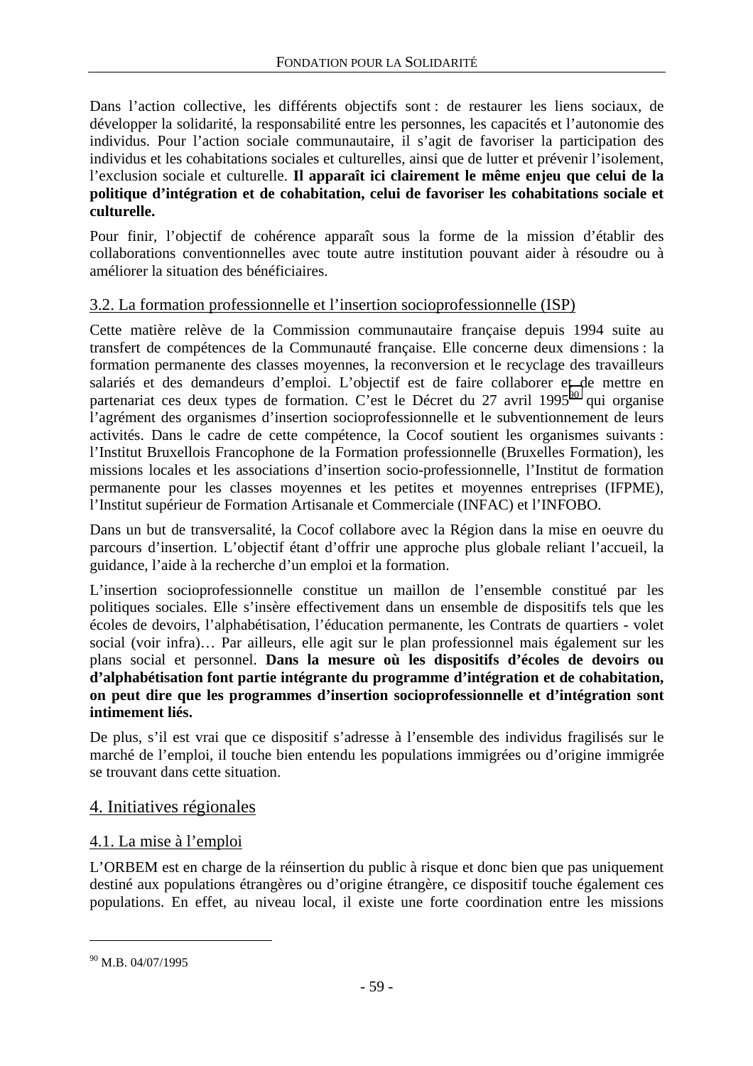Dans l'action collective, les différents objectifs sont : de restaurer les liens sociaux, de développer la solidarité, la responsabilité entre les personnes, les capacités et l'autonomie des individus. Pour l'action sociale communautaire, il s'agit de favoriser la participation des individus et les cohabitations sociales et culturelles, ainsi que de lutter et prévenir l'isolement, l'exclusion sociale et culturelle. **Il apparaît ici clairement le même enjeu que celui de la politique d'intégration et de cohabitation, celui de favoriser les cohabitations sociale et culturelle.**

Pour finir, l'objectif de cohérence apparaît sous la forme de la mission d'établir des collaborations conventionnelles avec toute autre institution pouvant aider à résoudre ou à améliorer la situation des bénéficiaires.

### 3.2. La formation professionnelle et l'insertion socioprofessionnelle (ISP)

Cette matière relève de la Commission communautaire française depuis 1994 suite au transfert de compétences de la Communauté française. Elle concerne deux dimensions : la formation permanente des classes moyennes, la reconversion et le recyclage des travailleurs salariés et des demandeurs d'emploi. L'objectif est de faire collaborer et de mettre en partenariat ces deux types de formation. C'est le Décret du 27 avril 1995[90] qui organise l'agrément des organismes d'insertion socioprofessionnelle et le subventionnement de leurs activités. Dans le cadre de cette compétence, la Cocof soutient les organismes suivants : l'Institut Bruxellois Francophone de la Formation professionnelle (Bruxelles Formation), les missions locales et les associations d'insertion socio-professionnelle, l'Institut de formation permanente pour les classes moyennes et les petites et moyennes entreprises (IFPME), l'Institut supérieur de Formation Artisanale et Commerciale (INFAC) et l'INFOBO.

Dans un but de transversalité, la Cocof collabore avec la Région dans la mise en oeuvre du parcours d'insertion. L'objectif étant d'offrir une approche plus globale reliant l'accueil, la guidance, l'aide à la recherche d'un emploi et la formation.

L'insertion socioprofessionnelle constitue un maillon de l'ensemble constitué par les politiques sociales. Elle s'insère effectivement dans un ensemble de dispositifs tels que les écoles de devoirs, l'alphabétisation, l'éducation permanente, les Contrats de quartiers - volet social (voir infra)… Par ailleurs, elle agit sur le plan professionnel mais également sur les plans social et personnel. **Dans la mesure où les dispositifs d'écoles de devoirs ou d'alphabétisation font partie intégrante du programme d'intégration et de cohabitation, on peut dire que les programmes d'insertion socioprofessionnelle et d'intégration sont intimement liés.**

De plus, s'il est vrai que ce dispositif s'adresse à l'ensemble des individus fragilisés sur le marché de l'emploi, il touche bien entendu les populations immigrées ou d'origine immigrée se trouvant dans cette situation.

## 4. Initiatives régionales

### 4.1. La mise à l'emploi

L'ORBEM est en charge de la réinsertion du public à risque et donc bien que pas uniquement destiné aux populations étrangères ou d'origine étrangère, ce dispositif touche également ces populations. En effet, au niveau local, il existe une forte coordination entre les missions

[90] M.B. 04/07/1995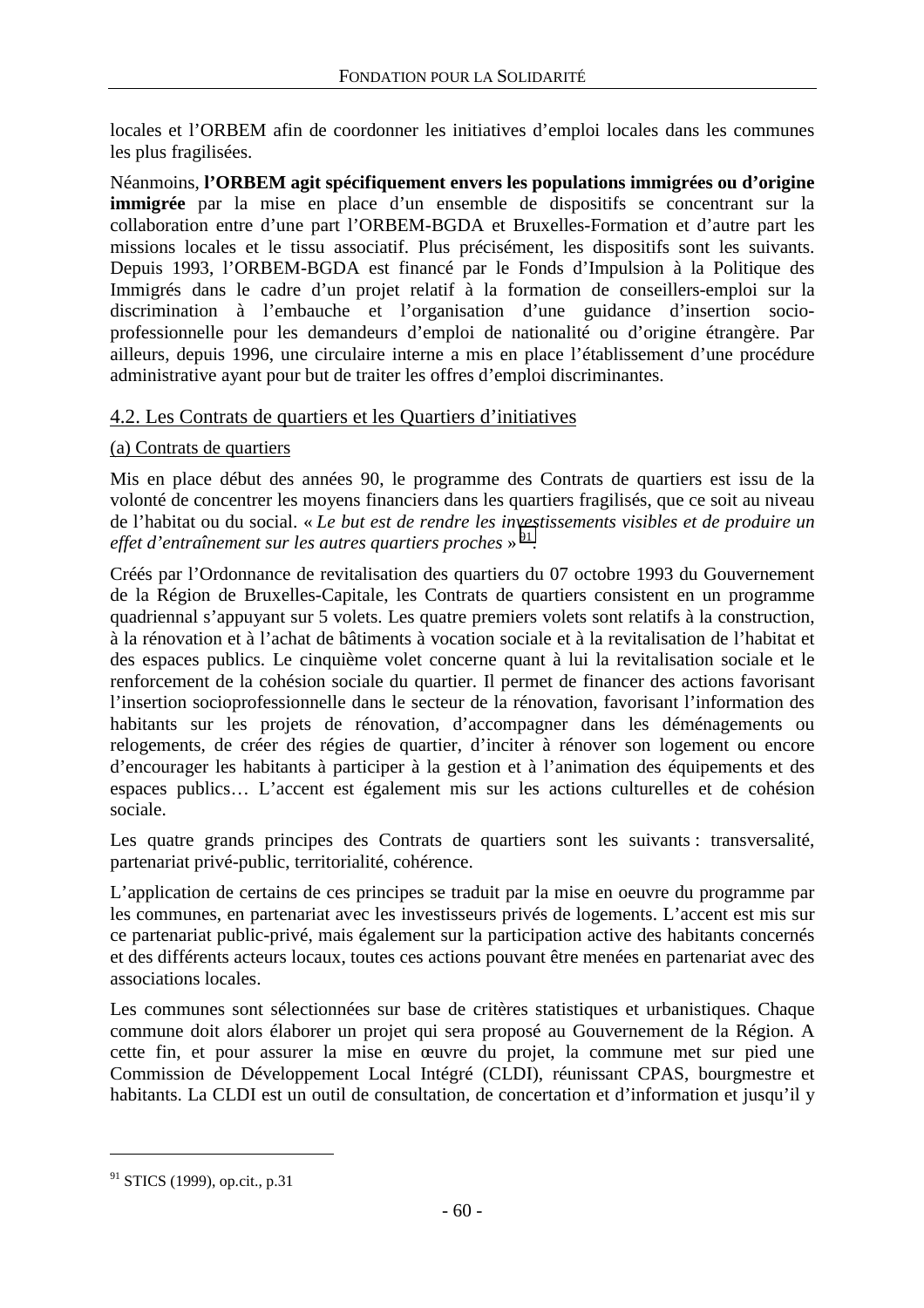locales et l'ORBEM afin de coordonner les initiatives d'emploi locales dans les communes les plus fragilisées.

Néanmoins, **l'ORBEM agit spécifiquement envers les populations immigrées ou d'origine immigrée** par la mise en place d'un ensemble de dispositifs se concentrant sur la collaboration entre d'une part l'ORBEM-BGDA et Bruxelles-Formation et d'autre part les missions locales et le tissu associatif. Plus précisément, les dispositifs sont les suivants. Depuis 1993, l'ORBEM-BGDA est financé par le Fonds d'Impulsion à la Politique des Immigrés dans le cadre d'un projet relatif à la formation de conseillers-emploi sur la discrimination à l'embauche et l'organisation d'une guidance d'insertion socio-professionnelle pour les demandeurs d'emploi de nationalité ou d'origine étrangère. Par ailleurs, depuis 1996, une circulaire interne a mis en place l'établissement d'une procédure administrative ayant pour but de traiter les offres d'emploi discriminantes.

## 4.2. Les Contrats de quartiers et les Quartiers d'initiatives

### (a) Contrats de quartiers

Mis en place début des années 90, le programme des Contrats de quartiers est issu de la volonté de concentrer les moyens financiers dans les quartiers fragilisés, que ce soit au niveau de l'habitat ou du social. « *Le but est de rendre les investissements visibles et de produire un effet d'entraînement sur les autres quartiers proches* »[91].

Créés par l'Ordonnance de revitalisation des quartiers du 07 octobre 1993 du Gouvernement de la Région de Bruxelles-Capitale, les Contrats de quartiers consistent en un programme quadriennal s'appuyant sur 5 volets. Les quatre premiers volets sont relatifs à la construction, à la rénovation et à l'achat de bâtiments à vocation sociale et à la revitalisation de l'habitat et des espaces publics. Le cinquième volet concerne quant à lui la revitalisation sociale et le renforcement de la cohésion sociale du quartier. Il permet de financer des actions favorisant l'insertion socioprofessionnelle dans le secteur de la rénovation, favorisant l'information des habitants sur les projets de rénovation, d'accompagner dans les déménagements ou relogements, de créer des régies de quartier, d'inciter à rénover son logement ou encore d'encourager les habitants à participer à la gestion et à l'animation des équipements et des espaces publics… L'accent est également mis sur les actions culturelles et de cohésion sociale.

Les quatre grands principes des Contrats de quartiers sont les suivants : transversalité, partenariat privé-public, territorialité, cohérence.

L'application de certains de ces principes se traduit par la mise en oeuvre du programme par les communes, en partenariat avec les investisseurs privés de logements. L'accent est mis sur ce partenariat public-privé, mais également sur la participation active des habitants concernés et des différents acteurs locaux, toutes ces actions pouvant être menées en partenariat avec des associations locales.

Les communes sont sélectionnées sur base de critères statistiques et urbanistiques. Chaque commune doit alors élaborer un projet qui sera proposé au Gouvernement de la Région. A cette fin, et pour assurer la mise en œuvre du projet, la commune met sur pied une Commission de Développement Local Intégré (CLDI), réunissant CPAS, bourgmestre et habitants. La CLDI est un outil de consultation, de concertation et d'information et jusqu'il y

---

[91] STICS (1999), op.cit., p.31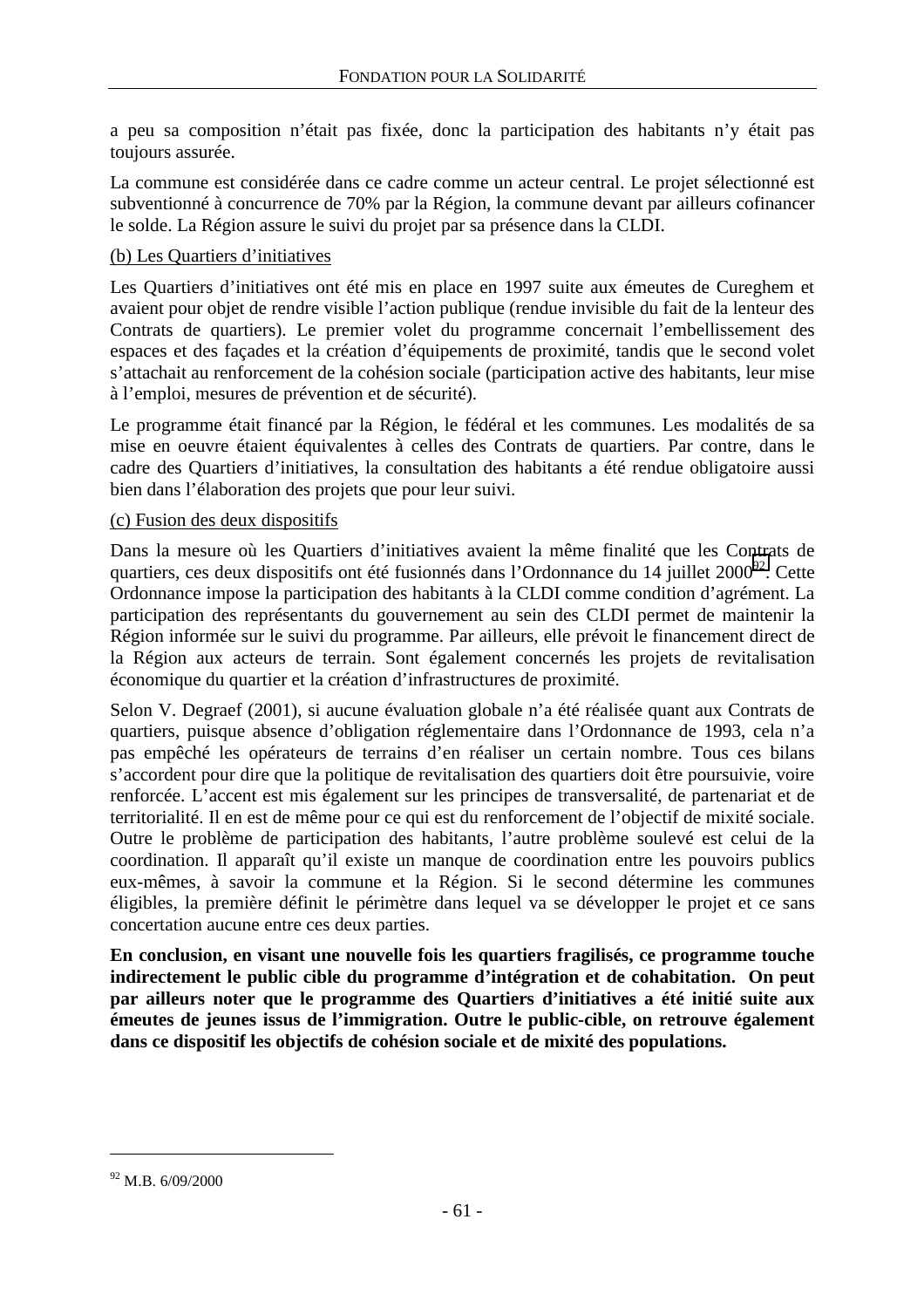a peu sa composition n'était pas fixée, donc la participation des habitants n'y était pas toujours assurée.

La commune est considérée dans ce cadre comme un acteur central. Le projet sélectionné est subventionné à concurrence de 70% par la Région, la commune devant par ailleurs cofinancer le solde. La Région assure le suivi du projet par sa présence dans la CLDI.

<u>(b) Les Quartiers d'initiatives</u>

Les Quartiers d'initiatives ont été mis en place en 1997 suite aux émeutes de Cureghem et avaient pour objet de rendre visible l'action publique (rendue invisible du fait de la lenteur des Contrats de quartiers). Le premier volet du programme concernait l'embellissement des espaces et des façades et la création d'équipements de proximité, tandis que le second volet s'attachait au renforcement de la cohésion sociale (participation active des habitants, leur mise à l'emploi, mesures de prévention et de sécurité).

Le programme était financé par la Région, le fédéral et les communes. Les modalités de sa mise en oeuvre étaient équivalentes à celles des Contrats de quartiers. Par contre, dans le cadre des Quartiers d'initiatives, la consultation des habitants a été rendue obligatoire aussi bien dans l'élaboration des projets que pour leur suivi.

<u>(c) Fusion des deux dispositifs</u>

Dans la mesure où les Quartiers d'initiatives avaient la même finalité que les Contrats de quartiers, ces deux dispositifs ont été fusionnés dans l'Ordonnance du 14 juillet 2000[92]. Cette Ordonnance impose la participation des habitants à la CLDI comme condition d'agrément. La participation des représentants du gouvernement au sein des CLDI permet de maintenir la Région informée sur le suivi du programme. Par ailleurs, elle prévoit le financement direct de la Région aux acteurs de terrain. Sont également concernés les projets de revitalisation économique du quartier et la création d'infrastructures de proximité.

Selon V. Degraef (2001), si aucune évaluation globale n'a été réalisée quant aux Contrats de quartiers, puisque absence d'obligation réglementaire dans l'Ordonnance de 1993, cela n'a pas empêché les opérateurs de terrains d'en réaliser un certain nombre. Tous ces bilans s'accordent pour dire que la politique de revitalisation des quartiers doit être poursuivie, voire renforcée. L'accent est mis également sur les principes de transversalité, de partenariat et de territorialité. Il en est de même pour ce qui est du renforcement de l'objectif de mixité sociale. Outre le problème de participation des habitants, l'autre problème soulevé est celui de la coordination. Il apparaît qu'il existe un manque de coordination entre les pouvoirs publics eux-mêmes, à savoir la commune et la Région. Si le second détermine les communes éligibles, la première définit le périmètre dans lequel va se développer le projet et ce sans concertation aucune entre ces deux parties.

**En conclusion, en visant une nouvelle fois les quartiers fragilisés, ce programme touche indirectement le public cible du programme d'intégration et de cohabitation. On peut par ailleurs noter que le programme des Quartiers d'initiatives a été initié suite aux émeutes de jeunes issus de l'immigration. Outre le public-cible, on retrouve également dans ce dispositif les objectifs de cohésion sociale et de mixité des populations.**

---

[92] M.B. 6/09/2000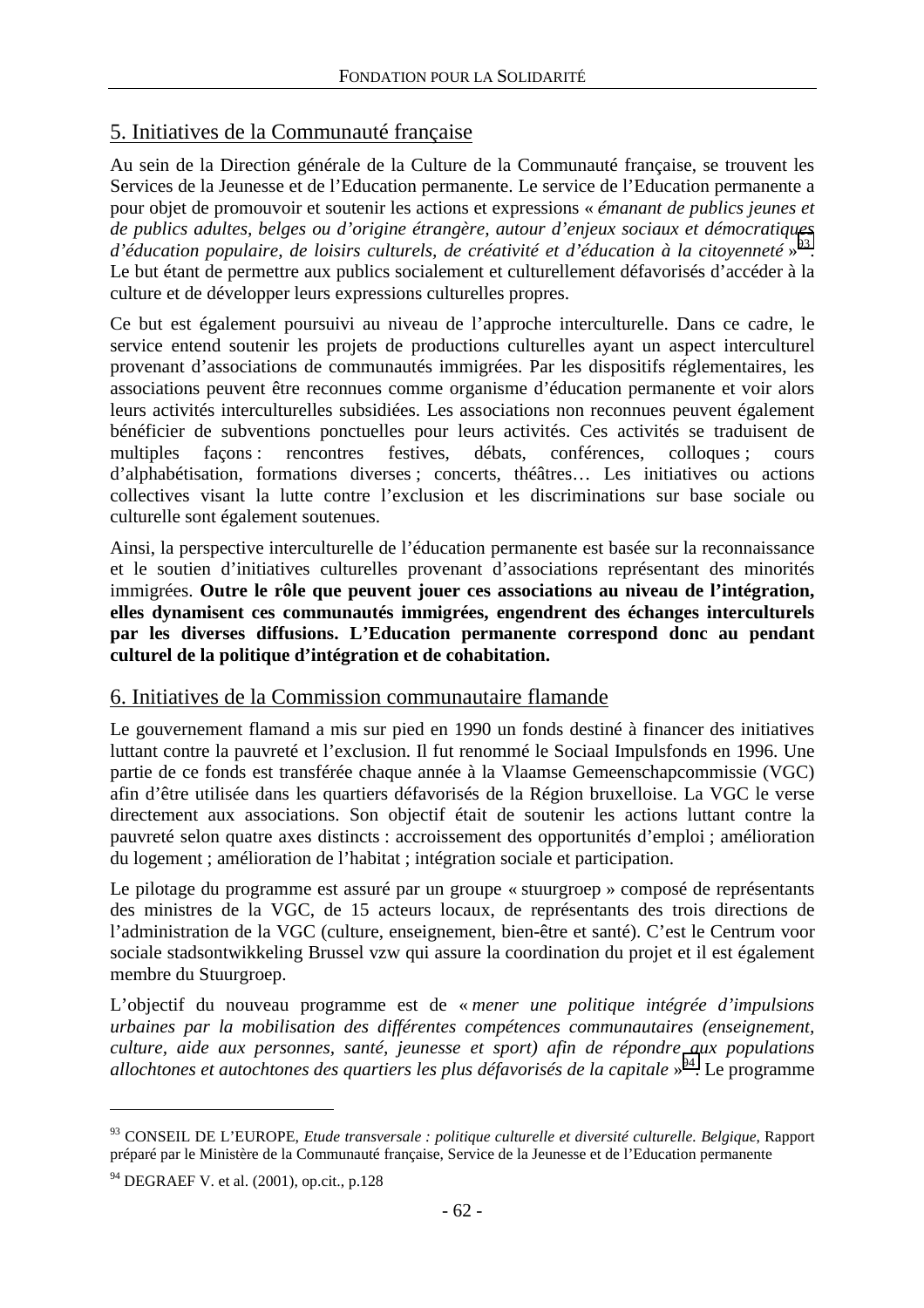## 5. Initiatives de la Communauté française

Au sein de la Direction générale de la Culture de la Communauté française, se trouvent les Services de la Jeunesse et de l'Education permanente. Le service de l'Education permanente a pour objet de promouvoir et soutenir les actions et expressions « *émanant de publics jeunes et de publics adultes, belges ou d'origine étrangère, autour d'enjeux sociaux et démocratiques d'éducation populaire, de loisirs culturels, de créativité et d'éducation à la citoyenneté* »[93]. Le but étant de permettre aux publics socialement et culturellement défavorisés d'accéder à la culture et de développer leurs expressions culturelles propres.

Ce but est également poursuivi au niveau de l'approche interculturelle. Dans ce cadre, le service entend soutenir les projets de productions culturelles ayant un aspect interculturel provenant d'associations de communautés immigrées. Par les dispositifs réglementaires, les associations peuvent être reconnues comme organisme d'éducation permanente et voir alors leurs activités interculturelles subsidiées. Les associations non reconnues peuvent également bénéficier de subventions ponctuelles pour leurs activités. Ces activités se traduisent de multiples façons : rencontres festives, débats, conférences, colloques ; cours d'alphabétisation, formations diverses ; concerts, théâtres… Les initiatives ou actions collectives visant la lutte contre l'exclusion et les discriminations sur base sociale ou culturelle sont également soutenues.

Ainsi, la perspective interculturelle de l'éducation permanente est basée sur la reconnaissance et le soutien d'initiatives culturelles provenant d'associations représentant des minorités immigrées. **Outre le rôle que peuvent jouer ces associations au niveau de l'intégration, elles dynamisent ces communautés immigrées, engendrent des échanges interculturels par les diverses diffusions. L'Education permanente correspond donc au pendant culturel de la politique d'intégration et de cohabitation.**

## 6. Initiatives de la Commission communautaire flamande

Le gouvernement flamand a mis sur pied en 1990 un fonds destiné à financer des initiatives luttant contre la pauvreté et l'exclusion. Il fut renommé le Sociaal Impulsfonds en 1996. Une partie de ce fonds est transférée chaque année à la Vlaamse Gemeenschapcommissie (VGC) afin d'être utilisée dans les quartiers défavorisés de la Région bruxelloise. La VGC le verse directement aux associations. Son objectif était de soutenir les actions luttant contre la pauvreté selon quatre axes distincts : accroissement des opportunités d'emploi ; amélioration du logement ; amélioration de l'habitat ; intégration sociale et participation.

Le pilotage du programme est assuré par un groupe « stuurgroep » composé de représentants des ministres de la VGC, de 15 acteurs locaux, de représentants des trois directions de l'administration de la VGC (culture, enseignement, bien-être et santé). C'est le Centrum voor sociale stadsontwikkeling Brussel vzw qui assure la coordination du projet et il est également membre du Stuurgroep.

L'objectif du nouveau programme est de « *mener une politique intégrée d'impulsions urbaines par la mobilisation des différentes compétences communautaires (enseignement, culture, aide aux personnes, santé, jeunesse et sport) afin de répondre aux populations allochtones et autochtones des quartiers les plus défavorisés de la capitale* »[94]. Le programme

---

[93] CONSEIL DE L'EUROPE, *Etude transversale : politique culturelle et diversité culturelle. Belgique,* Rapport préparé par le Ministère de la Communauté française, Service de la Jeunesse et de l'Education permanente

[94] DEGRAEF V. et al. (2001), op.cit., p.128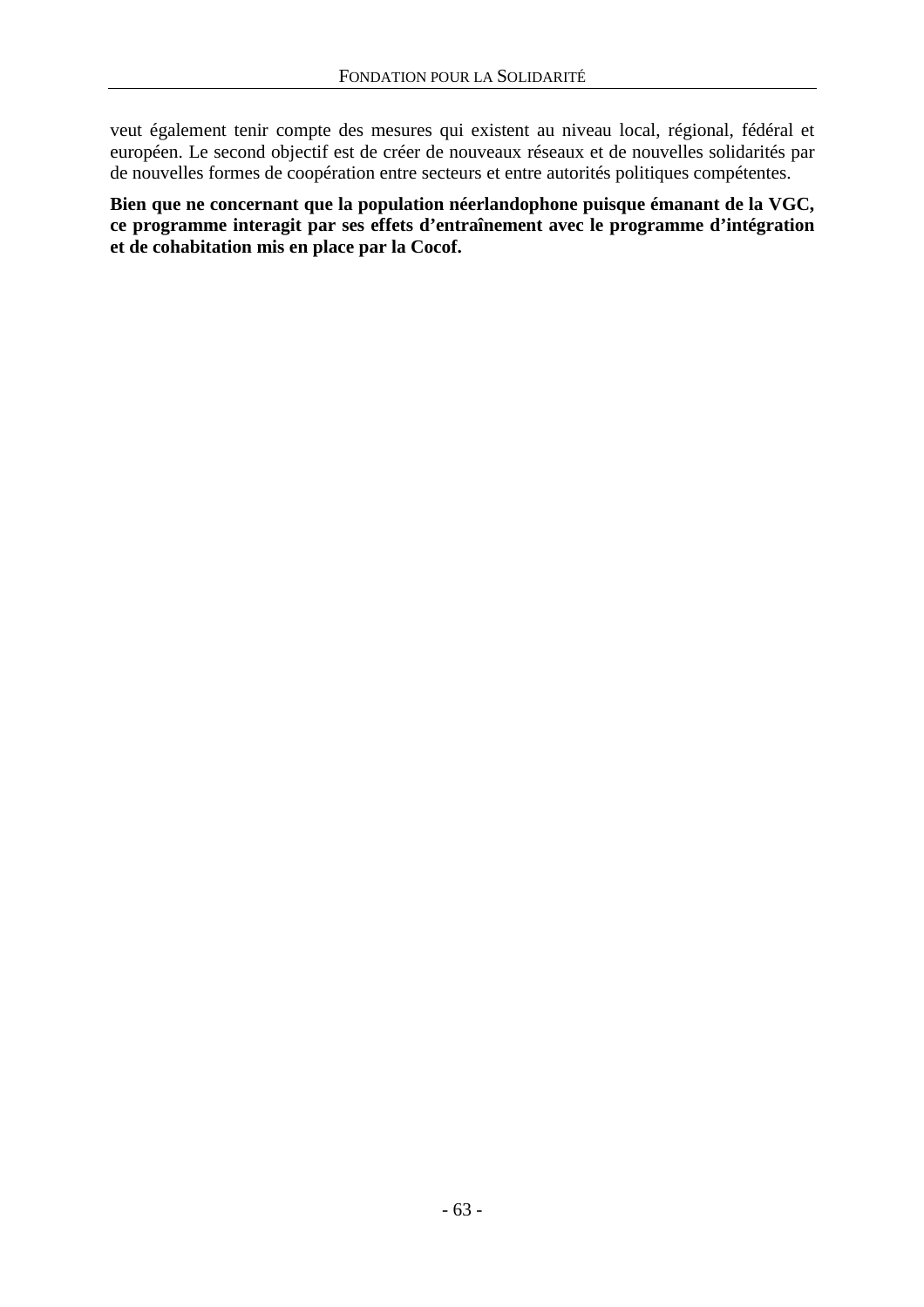veut également tenir compte des mesures qui existent au niveau local, régional, fédéral et européen. Le second objectif est de créer de nouveaux réseaux et de nouvelles solidarités par de nouvelles formes de coopération entre secteurs et entre autorités politiques compétentes.

**Bien que ne concernant que la population néerlandophone puisque émanant de la VGC, ce programme interagit par ses effets d'entraînement avec le programme d'intégration et de cohabitation mis en place par la Cocof.**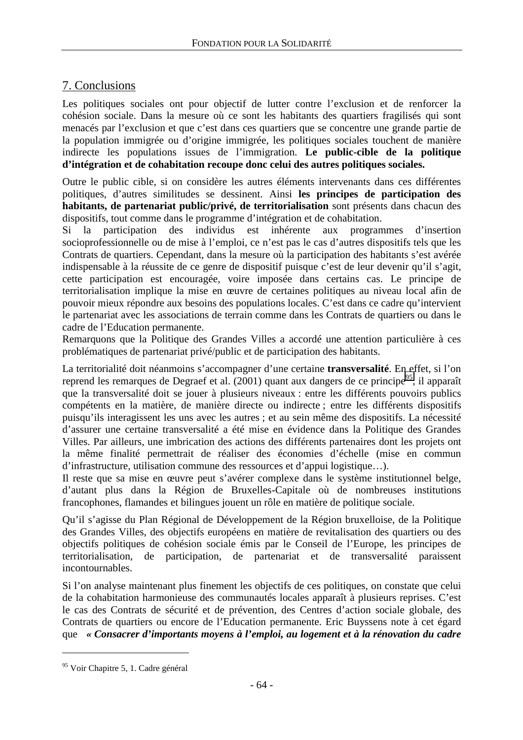## 7. Conclusions

Les politiques sociales ont pour objectif de lutter contre l'exclusion et de renforcer la cohésion sociale. Dans la mesure où ce sont les habitants des quartiers fragilisés qui sont menacés par l'exclusion et que c'est dans ces quartiers que se concentre une grande partie de la population immigrée ou d'origine immigrée, les politiques sociales touchent de manière indirecte les populations issues de l'immigration. **Le public-cible de la politique d'intégration et de cohabitation recoupe donc celui des autres politiques sociales.**

Outre le public cible, si on considère les autres éléments intervenants dans ces différentes politiques, d'autres similitudes se dessinent. Ainsi **les principes de participation des habitants, de partenariat public/privé, de territorialisation** sont présents dans chacun des dispositifs, tout comme dans le programme d'intégration et de cohabitation.
Si la participation des individus est inhérente aux programmes d'insertion socioprofessionnelle ou de mise à l'emploi, ce n'est pas le cas d'autres dispositifs tels que les Contrats de quartiers. Cependant, dans la mesure où la participation des habitants s'est avérée indispensable à la réussite de ce genre de dispositif puisque c'est de leur devenir qu'il s'agit, cette participation est encouragée, voire imposée dans certains cas. Le principe de territorialisation implique la mise en œuvre de certaines politiques au niveau local afin de pouvoir mieux répondre aux besoins des populations locales. C'est dans ce cadre qu'intervient le partenariat avec les associations de terrain comme dans les Contrats de quartiers ou dans le cadre de l'Education permanente.
Remarquons que la Politique des Grandes Villes a accordé une attention particulière à ces problématiques de partenariat privé/public et de participation des habitants.

La territorialité doit néanmoins s'accompagner d'une certaine **transversalité**. En effet, si l'on reprend les remarques de Degraef et al. (2001) quant aux dangers de ce principe[95], il apparaît que la transversalité doit se jouer à plusieurs niveaux : entre les différents pouvoirs publics compétents en la matière, de manière directe ou indirecte ; entre les différents dispositifs puisqu'ils interagissent les uns avec les autres ; et au sein même des dispositifs. La nécessité d'assurer une certaine transversalité a été mise en évidence dans la Politique des Grandes Villes. Par ailleurs, une imbrication des actions des différents partenaires dont les projets ont la même finalité permettrait de réaliser des économies d'échelle (mise en commun d'infrastructure, utilisation commune des ressources et d'appui logistique…).
Il reste que sa mise en œuvre peut s'avérer complexe dans le système institutionnel belge, d'autant plus dans la Région de Bruxelles-Capitale où de nombreuses institutions francophones, flamandes et bilingues jouent un rôle en matière de politique sociale.

Qu'il s'agisse du Plan Régional de Développement de la Région bruxelloise, de la Politique des Grandes Villes, des objectifs européens en matière de revitalisation des quartiers ou des objectifs politiques de cohésion sociale émis par le Conseil de l'Europe, les principes de territorialisation, de participation, de partenariat et de transversalité paraissent incontournables.

Si l'on analyse maintenant plus finement les objectifs de ces politiques, on constate que celui de la cohabitation harmonieuse des communautés locales apparaît à plusieurs reprises. C'est le cas des Contrats de sécurité et de prévention, des Centres d'action sociale globale, des Contrats de quartiers ou encore de l'Education permanente. Eric Buyssens note à cet égard que ***« Consacrer d'importants moyens à l'emploi, au logement et à la rénovation du cadre***

---

[95] Voir Chapitre 5, 1. Cadre général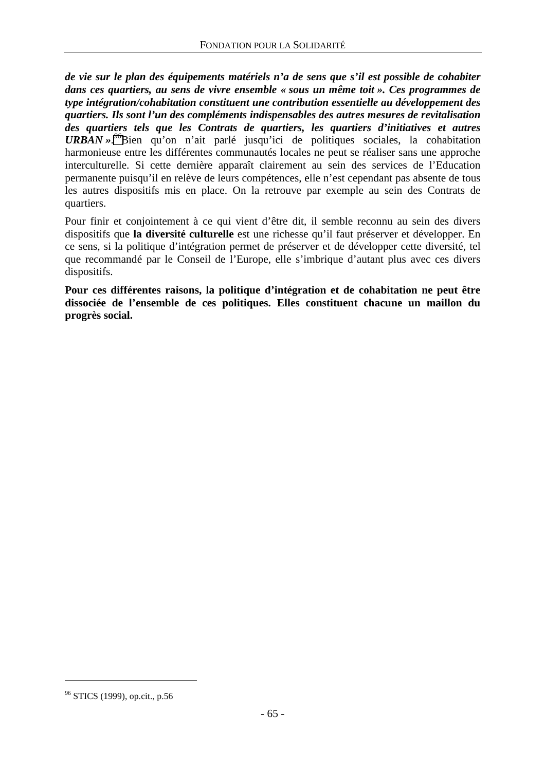***de vie sur le plan des équipements matériels n'a de sens que s'il est possible de cohabiter dans ces quartiers, au sens de vivre ensemble « sous un même toit ». Ces programmes de type intégration/cohabitation constituent une contribution essentielle au développement des quartiers. Ils sont l'un des compléments indispensables des autres mesures de revitalisation des quartiers tels que les Contrats de quartiers, les quartiers d'initiatives et autres URBAN ».***[96] Bien qu'on n'ait parlé jusqu'ici de politiques sociales, la cohabitation harmonieuse entre les différentes communautés locales ne peut se réaliser sans une approche interculturelle. Si cette dernière apparaît clairement au sein des services de l'Education permanente puisqu'il en relève de leurs compétences, elle n'est cependant pas absente de tous les autres dispositifs mis en place. On la retrouve par exemple au sein des Contrats de quartiers.

Pour finir et conjointement à ce qui vient d'être dit, il semble reconnu au sein des divers dispositifs que **la diversité culturelle** est une richesse qu'il faut préserver et développer. En ce sens, si la politique d'intégration permet de préserver et de développer cette diversité, tel que recommandé par le Conseil de l'Europe, elle s'imbrique d'autant plus avec ces divers dispositifs.

**Pour ces différentes raisons, la politique d'intégration et de cohabitation ne peut être dissociée de l'ensemble de ces politiques. Elles constituent chacune un maillon du progrès social.**

---

[96] STICS (1999), op.cit., p.56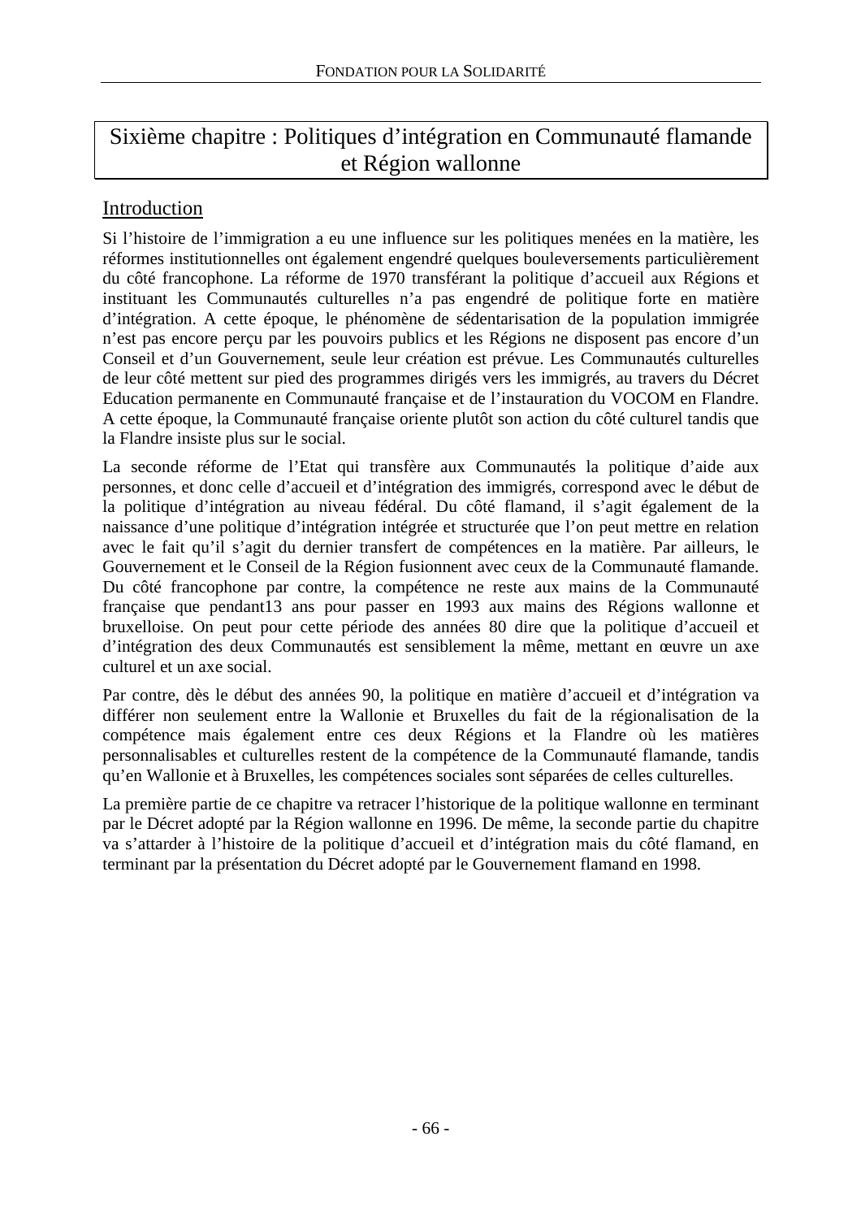# Sixième chapitre : Politiques d'intégration en Communauté flamande et Région wallonne

## Introduction

Si l'histoire de l'immigration a eu une influence sur les politiques menées en la matière, les réformes institutionnelles ont également engendré quelques bouleversements particulièrement du côté francophone. La réforme de 1970 transférant la politique d'accueil aux Régions et instituant les Communautés culturelles n'a pas engendré de politique forte en matière d'intégration. A cette époque, le phénomène de sédentarisation de la population immigrée n'est pas encore perçu par les pouvoirs publics et les Régions ne disposent pas encore d'un Conseil et d'un Gouvernement, seule leur création est prévue. Les Communautés culturelles de leur côté mettent sur pied des programmes dirigés vers les immigrés, au travers du Décret Education permanente en Communauté française et de l'instauration du VOCOM en Flandre. A cette époque, la Communauté française oriente plutôt son action du côté culturel tandis que la Flandre insiste plus sur le social.

La seconde réforme de l'Etat qui transfère aux Communautés la politique d'aide aux personnes, et donc celle d'accueil et d'intégration des immigrés, correspond avec le début de la politique d'intégration au niveau fédéral. Du côté flamand, il s'agit également de la naissance d'une politique d'intégration intégrée et structurée que l'on peut mettre en relation avec le fait qu'il s'agit du dernier transfert de compétences en la matière. Par ailleurs, le Gouvernement et le Conseil de la Région fusionnent avec ceux de la Communauté flamande. Du côté francophone par contre, la compétence ne reste aux mains de la Communauté française que pendant13 ans pour passer en 1993 aux mains des Régions wallonne et bruxelloise. On peut pour cette période des années 80 dire que la politique d'accueil et d'intégration des deux Communautés est sensiblement la même, mettant en œuvre un axe culturel et un axe social.

Par contre, dès le début des années 90, la politique en matière d'accueil et d'intégration va différer non seulement entre la Wallonie et Bruxelles du fait de la régionalisation de la compétence mais également entre ces deux Régions et la Flandre où les matières personnalisables et culturelles restent de la compétence de la Communauté flamande, tandis qu'en Wallonie et à Bruxelles, les compétences sociales sont séparées de celles culturelles.

La première partie de ce chapitre va retracer l'historique de la politique wallonne en terminant par le Décret adopté par la Région wallonne en 1996. De même, la seconde partie du chapitre va s'attarder à l'histoire de la politique d'accueil et d'intégration mais du côté flamand, en terminant par la présentation du Décret adopté par le Gouvernement flamand en 1998.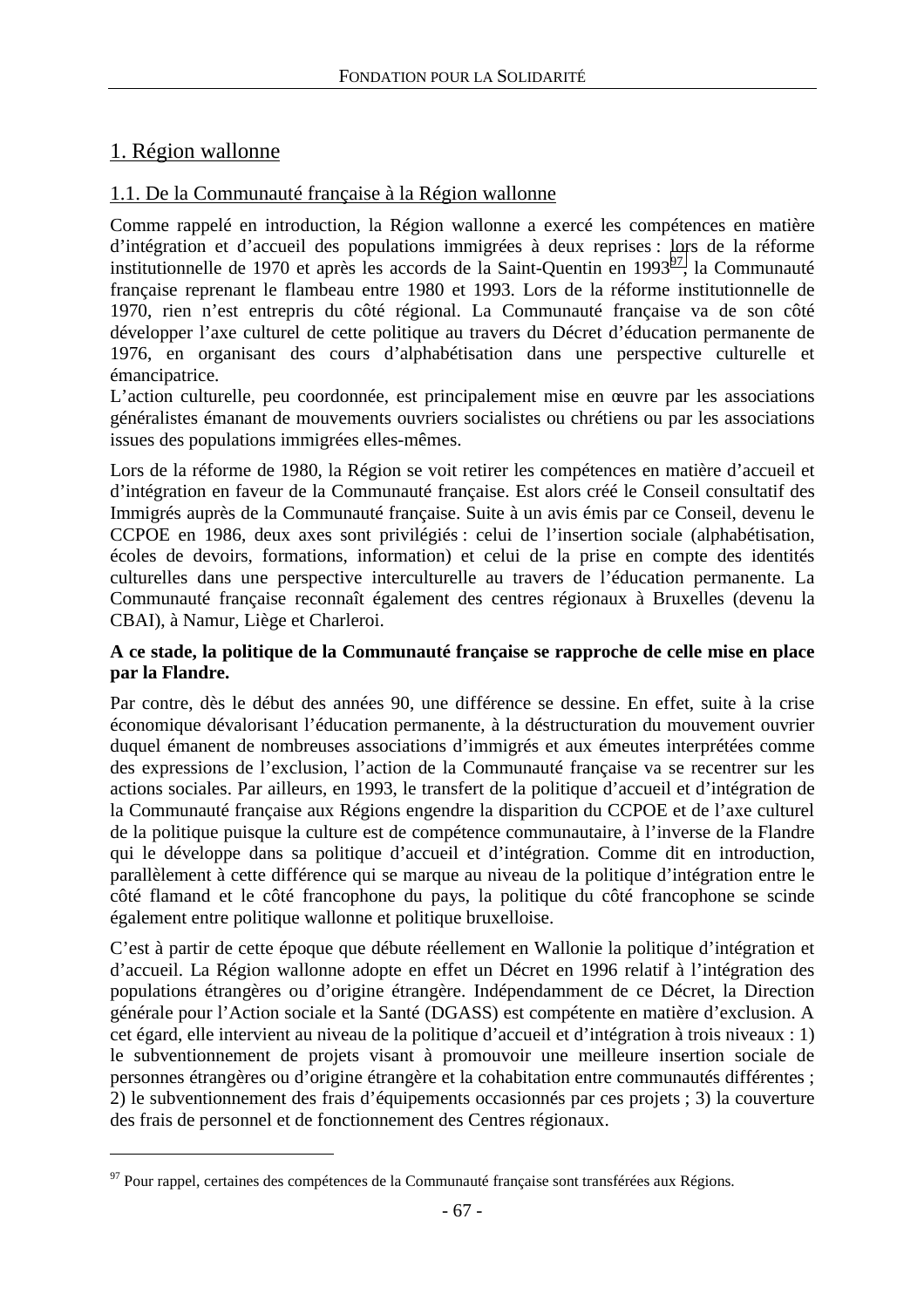# 1. Région wallonne

## 1.1. De la Communauté française à la Région wallonne

Comme rappelé en introduction, la Région wallonne a exercé les compétences en matière d'intégration et d'accueil des populations immigrées à deux reprises : lors de la réforme institutionnelle de 1970 et après les accords de la Saint-Quentin en 1993[97], la Communauté française reprenant le flambeau entre 1980 et 1993. Lors de la réforme institutionnelle de 1970, rien n'est entrepris du côté régional. La Communauté française va de son côté développer l'axe culturel de cette politique au travers du Décret d'éducation permanente de 1976, en organisant des cours d'alphabétisation dans une perspective culturelle et émancipatrice.
L'action culturelle, peu coordonnée, est principalement mise en œuvre par les associations généralistes émanant de mouvements ouvriers socialistes ou chrétiens ou par les associations issues des populations immigrées elles-mêmes.

Lors de la réforme de 1980, la Région se voit retirer les compétences en matière d'accueil et d'intégration en faveur de la Communauté française. Est alors créé le Conseil consultatif des Immigrés auprès de la Communauté française. Suite à un avis émis par ce Conseil, devenu le CCPOE en 1986, deux axes sont privilégiés : celui de l'insertion sociale (alphabétisation, écoles de devoirs, formations, information) et celui de la prise en compte des identités culturelles dans une perspective interculturelle au travers de l'éducation permanente. La Communauté française reconnaît également des centres régionaux à Bruxelles (devenu la CBAI), à Namur, Liège et Charleroi.

**A ce stade, la politique de la Communauté française se rapproche de celle mise en place par la Flandre.**

Par contre, dès le début des années 90, une différence se dessine. En effet, suite à la crise économique dévalorisant l'éducation permanente, à la déstructuration du mouvement ouvrier duquel émanent de nombreuses associations d'immigrés et aux émeutes interprétées comme des expressions de l'exclusion, l'action de la Communauté française va se recentrer sur les actions sociales. Par ailleurs, en 1993, le transfert de la politique d'accueil et d'intégration de la Communauté française aux Régions engendre la disparition du CCPOE et de l'axe culturel de la politique puisque la culture est de compétence communautaire, à l'inverse de la Flandre qui le développe dans sa politique d'accueil et d'intégration. Comme dit en introduction, parallèlement à cette différence qui se marque au niveau de la politique d'intégration entre le côté flamand et le côté francophone du pays, la politique du côté francophone se scinde également entre politique wallonne et politique bruxelloise.

C'est à partir de cette époque que débute réellement en Wallonie la politique d'intégration et d'accueil. La Région wallonne adopte en effet un Décret en 1996 relatif à l'intégration des populations étrangères ou d'origine étrangère. Indépendamment de ce Décret, la Direction générale pour l'Action sociale et la Santé (DGASS) est compétente en matière d'exclusion. A cet égard, elle intervient au niveau de la politique d'accueil et d'intégration à trois niveaux : 1) le subventionnement de projets visant à promouvoir une meilleure insertion sociale de personnes étrangères ou d'origine étrangère et la cohabitation entre communautés différentes ; 2) le subventionnement des frais d'équipements occasionnés par ces projets ; 3) la couverture des frais de personnel et de fonctionnement des Centres régionaux.

---

[97] Pour rappel, certaines des compétences de la Communauté française sont transférées aux Régions.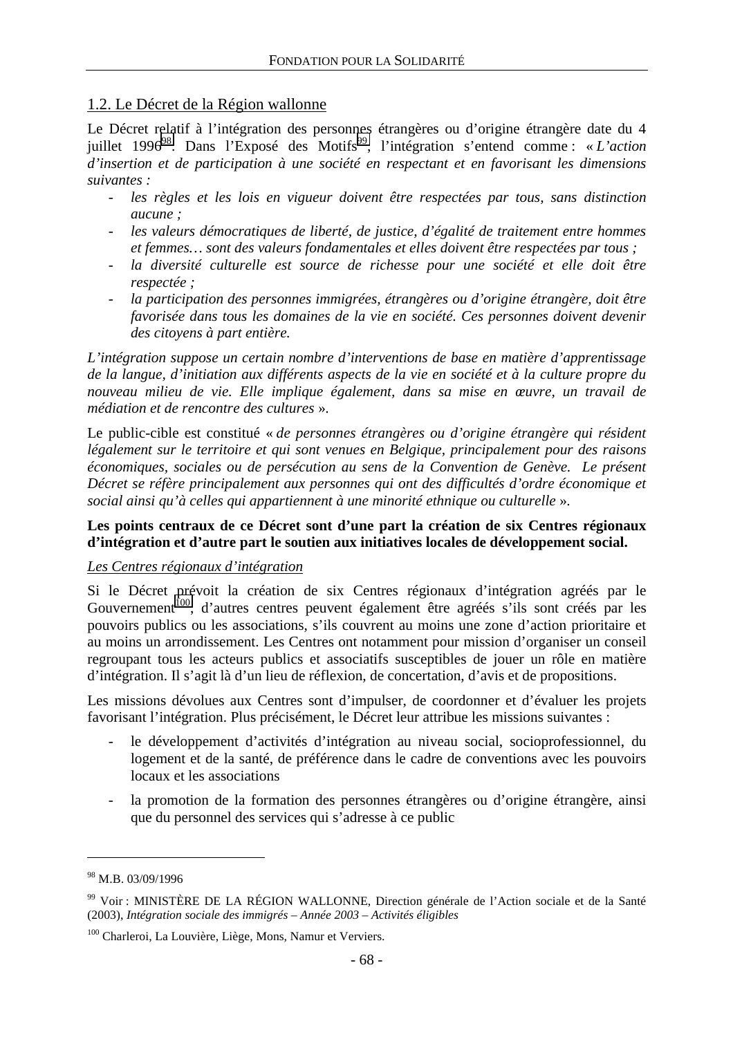## 1.2. Le Décret de la Région wallonne

Le Décret relatif à l'intégration des personnes étrangères ou d'origine étrangère date du 4 juillet 1996[98]. Dans l'Exposé des Motifs[99], l'intégration s'entend comme : « *L'action d'insertion et de participation à une société en respectant et en favorisant les dimensions suivantes :*

- *les règles et les lois en vigueur doivent être respectées par tous, sans distinction aucune ;*
- *les valeurs démocratiques de liberté, de justice, d'égalité de traitement entre hommes et femmes… sont des valeurs fondamentales et elles doivent être respectées par tous ;*
- *la diversité culturelle est source de richesse pour une société et elle doit être respectée ;*
- *la participation des personnes immigrées, étrangères ou d'origine étrangère, doit être favorisée dans tous les domaines de la vie en société. Ces personnes doivent devenir des citoyens à part entière.*

*L'intégration suppose un certain nombre d'interventions de base en matière d'apprentissage de la langue, d'initiation aux différents aspects de la vie en société et à la culture propre du nouveau milieu de vie. Elle implique également, dans sa mise en œuvre, un travail de médiation et de rencontre des cultures* ».

Le public-cible est constitué « *de personnes étrangères ou d'origine étrangère qui résident légalement sur le territoire et qui sont venues en Belgique, principalement pour des raisons économiques, sociales ou de persécution au sens de la Convention de Genève. Le présent Décret se réfère principalement aux personnes qui ont des difficultés d'ordre économique et social ainsi qu'à celles qui appartiennent à une minorité ethnique ou culturelle* ».

**Les points centraux de ce Décret sont d'une part la création de six Centres régionaux d'intégration et d'autre part le soutien aux initiatives locales de développement social.**

*Les Centres régionaux d'intégration*

Si le Décret prévoit la création de six Centres régionaux d'intégration agréés par le Gouvernement[100], d'autres centres peuvent également être agréés s'ils sont créés par les pouvoirs publics ou les associations, s'ils couvrent au moins une zone d'action prioritaire et au moins un arrondissement. Les Centres ont notamment pour mission d'organiser un conseil regroupant tous les acteurs publics et associatifs susceptibles de jouer un rôle en matière d'intégration. Il s'agit là d'un lieu de réflexion, de concertation, d'avis et de propositions.

Les missions dévolues aux Centres sont d'impulser, de coordonner et d'évaluer les projets favorisant l'intégration. Plus précisément, le Décret leur attribue les missions suivantes :

- le développement d'activités d'intégration au niveau social, socioprofessionnel, du logement et de la santé, de préférence dans le cadre de conventions avec les pouvoirs locaux et les associations
- la promotion de la formation des personnes étrangères ou d'origine étrangère, ainsi que du personnel des services qui s'adresse à ce public

---

[98] M.B. 03/09/1996

[99] Voir : MINISTÈRE DE LA RÉGION WALLONNE, Direction générale de l'Action sociale et de la Santé (2003), *Intégration sociale des immigrés – Année 2003 – Activités éligibles*

[100] Charleroi, La Louvière, Liège, Mons, Namur et Verviers.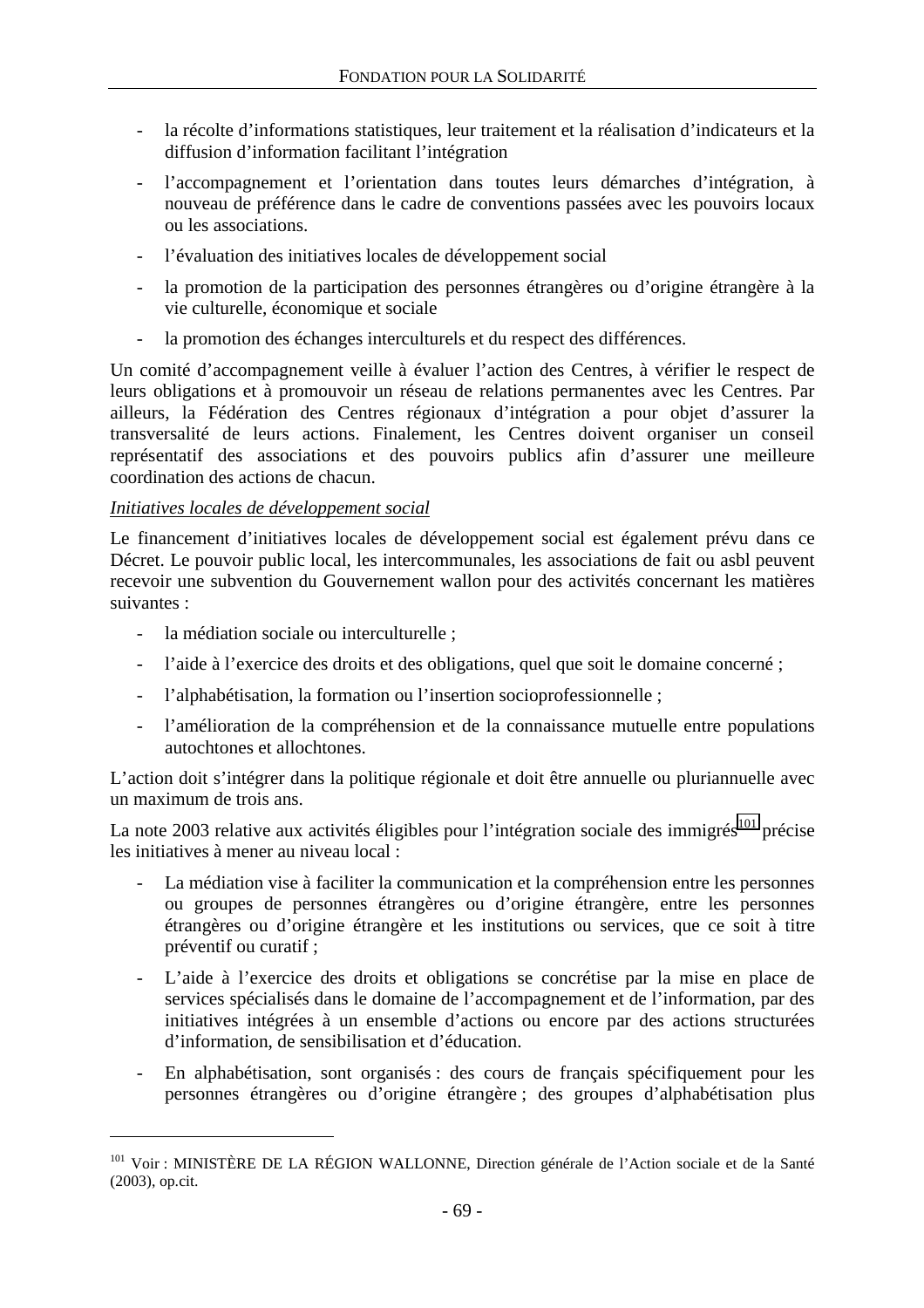- la récolte d'informations statistiques, leur traitement et la réalisation d'indicateurs et la diffusion d'information facilitant l'intégration
- l'accompagnement et l'orientation dans toutes leurs démarches d'intégration, à nouveau de préférence dans le cadre de conventions passées avec les pouvoirs locaux ou les associations.
- l'évaluation des initiatives locales de développement social
- la promotion de la participation des personnes étrangères ou d'origine étrangère à la vie culturelle, économique et sociale
- la promotion des échanges interculturels et du respect des différences.

Un comité d'accompagnement veille à évaluer l'action des Centres, à vérifier le respect de leurs obligations et à promouvoir un réseau de relations permanentes avec les Centres. Par ailleurs, la Fédération des Centres régionaux d'intégration a pour objet d'assurer la transversalité de leurs actions. Finalement, les Centres doivent organiser un conseil représentatif des associations et des pouvoirs publics afin d'assurer une meilleure coordination des actions de chacun.

*Initiatives locales de développement social*

Le financement d'initiatives locales de développement social est également prévu dans ce Décret. Le pouvoir public local, les intercommunales, les associations de fait ou asbl peuvent recevoir une subvention du Gouvernement wallon pour des activités concernant les matières suivantes :

- la médiation sociale ou interculturelle ;
- l'aide à l'exercice des droits et des obligations, quel que soit le domaine concerné ;
- l'alphabétisation, la formation ou l'insertion socioprofessionnelle ;
- l'amélioration de la compréhension et de la connaissance mutuelle entre populations autochtones et allochtones.

L'action doit s'intégrer dans la politique régionale et doit être annuelle ou pluriannuelle avec un maximum de trois ans.

La note 2003 relative aux activités éligibles pour l'intégration sociale des immigrés[101] précise les initiatives à mener au niveau local :

- La médiation vise à faciliter la communication et la compréhension entre les personnes ou groupes de personnes étrangères ou d'origine étrangère, entre les personnes étrangères ou d'origine étrangère et les institutions ou services, que ce soit à titre préventif ou curatif ;
- L'aide à l'exercice des droits et obligations se concrétise par la mise en place de services spécialisés dans le domaine de l'accompagnement et de l'information, par des initiatives intégrées à un ensemble d'actions ou encore par des actions structurées d'information, de sensibilisation et d'éducation.
- En alphabétisation, sont organisés : des cours de français spécifiquement pour les personnes étrangères ou d'origine étrangère ; des groupes d'alphabétisation plus

[101] Voir : MINISTÈRE DE LA RÉGION WALLONNE, Direction générale de l'Action sociale et de la Santé (2003), op.cit.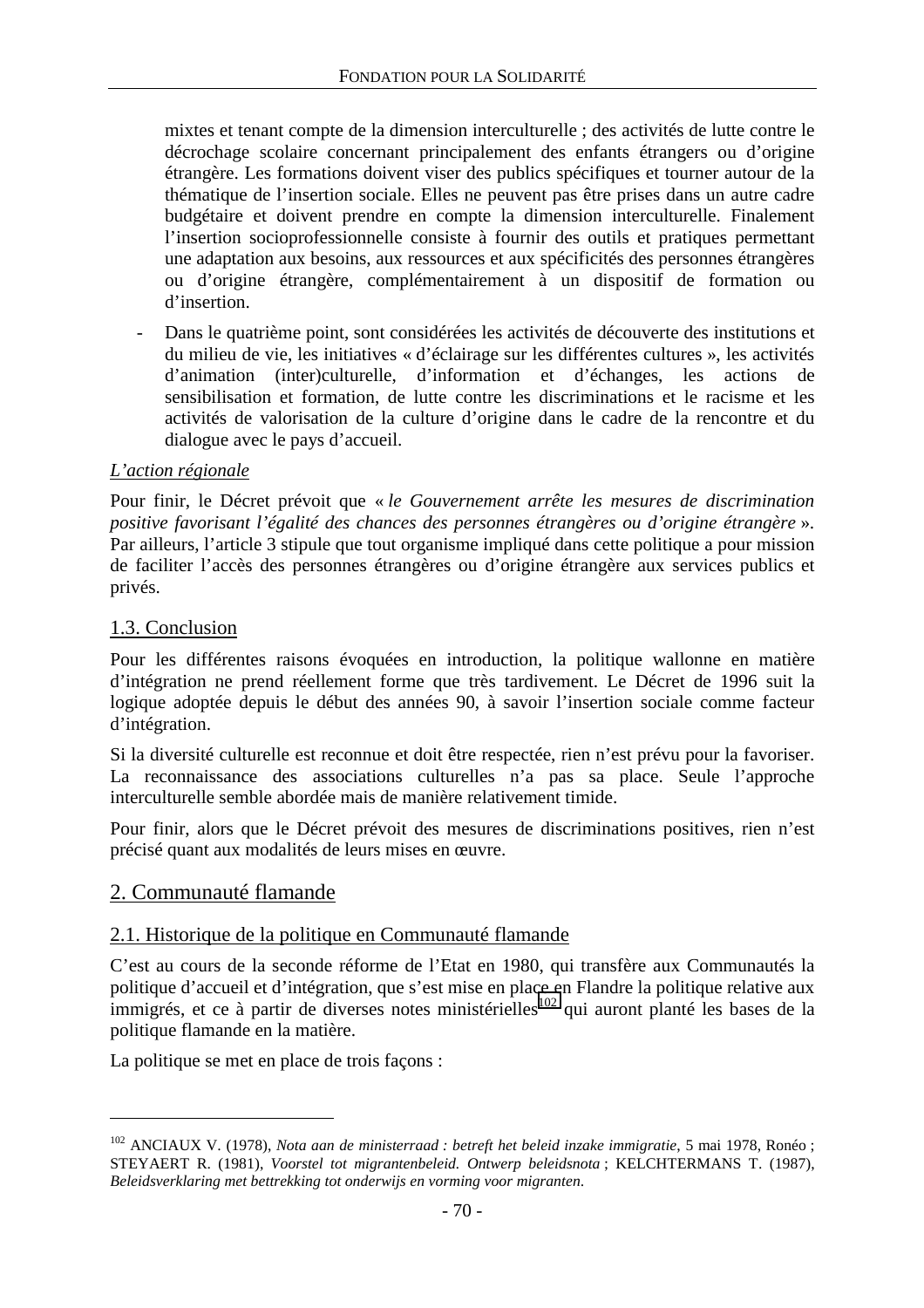mixtes et tenant compte de la dimension interculturelle ; des activités de lutte contre le décrochage scolaire concernant principalement des enfants étrangers ou d'origine étrangère. Les formations doivent viser des publics spécifiques et tourner autour de la thématique de l'insertion sociale. Elles ne peuvent pas être prises dans un autre cadre budgétaire et doivent prendre en compte la dimension interculturelle. Finalement l'insertion socioprofessionnelle consiste à fournir des outils et pratiques permettant une adaptation aux besoins, aux ressources et aux spécificités des personnes étrangères ou d'origine étrangère, complémentairement à un dispositif de formation ou d'insertion.

- Dans le quatrième point, sont considérées les activités de découverte des institutions et du milieu de vie, les initiatives « d'éclairage sur les différentes cultures », les activités d'animation (inter)culturelle, d'information et d'échanges, les actions de sensibilisation et formation, de lutte contre les discriminations et le racisme et les activités de valorisation de la culture d'origine dans le cadre de la rencontre et du dialogue avec le pays d'accueil.

*L'action régionale*

Pour finir, le Décret prévoit que « *le Gouvernement arrête les mesures de discrimination positive favorisant l'égalité des chances des personnes étrangères ou d'origine étrangère* ». Par ailleurs, l'article 3 stipule que tout organisme impliqué dans cette politique a pour mission de faciliter l'accès des personnes étrangères ou d'origine étrangère aux services publics et privés.

### 1.3. Conclusion

Pour les différentes raisons évoquées en introduction, la politique wallonne en matière d'intégration ne prend réellement forme que très tardivement. Le Décret de 1996 suit la logique adoptée depuis le début des années 90, à savoir l'insertion sociale comme facteur d'intégration.

Si la diversité culturelle est reconnue et doit être respectée, rien n'est prévu pour la favoriser. La reconnaissance des associations culturelles n'a pas sa place. Seule l'approche interculturelle semble abordée mais de manière relativement timide.

Pour finir, alors que le Décret prévoit des mesures de discriminations positives, rien n'est précisé quant aux modalités de leurs mises en œuvre.

## 2. Communauté flamande

### 2.1. Historique de la politique en Communauté flamande

C'est au cours de la seconde réforme de l'Etat en 1980, qui transfère aux Communautés la politique d'accueil et d'intégration, que s'est mise en place en Flandre la politique relative aux immigrés, et ce à partir de diverses notes ministérielles[102] qui auront planté les bases de la politique flamande en la matière.

La politique se met en place de trois façons :

---

[102] ANCIAUX V. (1978), *Nota aan de ministerraad : betreft het beleid inzake immigratie*, 5 mai 1978, Ronéo ; STEYAERT R. (1981), *Voorstel tot migrantenbeleid. Ontwerp beleidsnota* ; KELCHTERMANS T. (1987), *Beleidsverklaring met bettrekking tot onderwijs en vorming voor migranten*.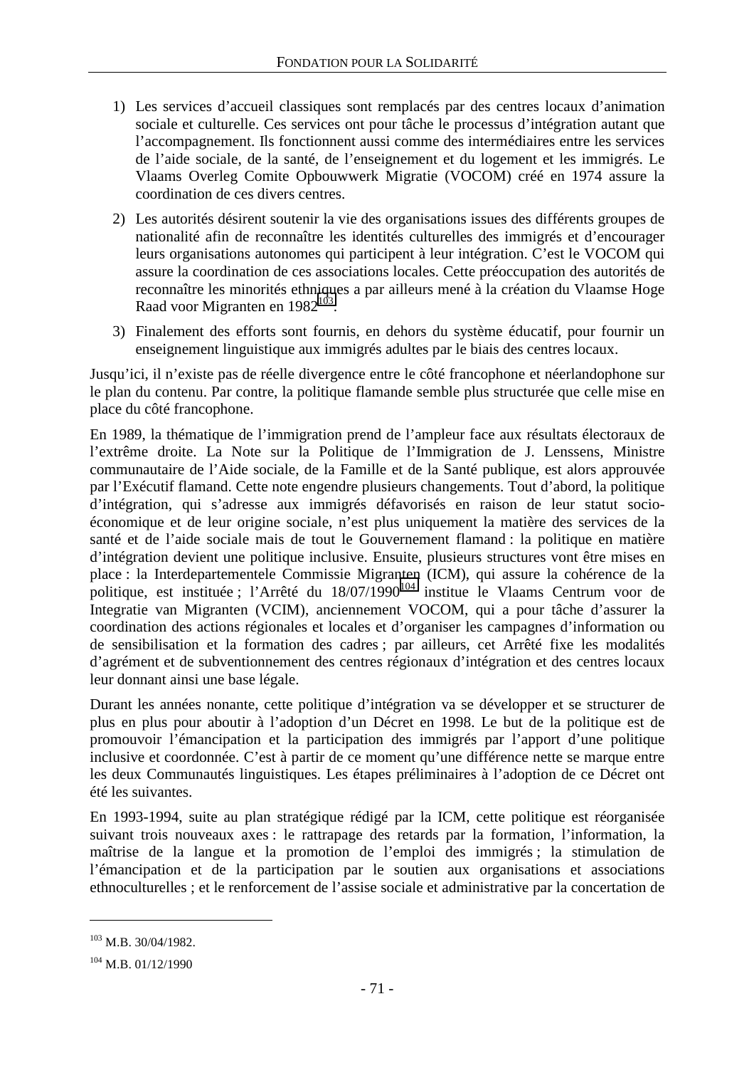1) Les services d'accueil classiques sont remplacés par des centres locaux d'animation sociale et culturelle. Ces services ont pour tâche le processus d'intégration autant que l'accompagnement. Ils fonctionnent aussi comme des intermédiaires entre les services de l'aide sociale, de la santé, de l'enseignement et du logement et les immigrés. Le Vlaams Overleg Comite Opbouwwerk Migratie (VOCOM) créé en 1974 assure la coordination de ces divers centres.

2) Les autorités désirent soutenir la vie des organisations issues des différents groupes de nationalité afin de reconnaître les identités culturelles des immigrés et d'encourager leurs organisations autonomes qui participent à leur intégration. C'est le VOCOM qui assure la coordination de ces associations locales. Cette préoccupation des autorités de reconnaître les minorités ethniques a par ailleurs mené à la création du Vlaamse Hoge Raad voor Migranten en 1982[103].

3) Finalement des efforts sont fournis, en dehors du système éducatif, pour fournir un enseignement linguistique aux immigrés adultes par le biais des centres locaux.

Jusqu'ici, il n'existe pas de réelle divergence entre le côté francophone et néerlandophone sur le plan du contenu. Par contre, la politique flamande semble plus structurée que celle mise en place du côté francophone.

En 1989, la thématique de l'immigration prend de l'ampleur face aux résultats électoraux de l'extrême droite. La Note sur la Politique de l'Immigration de J. Lenssens, Ministre communautaire de l'Aide sociale, de la Famille et de la Santé publique, est alors approuvée par l'Exécutif flamand. Cette note engendre plusieurs changements. Tout d'abord, la politique d'intégration, qui s'adresse aux immigrés défavorisés en raison de leur statut socio-économique et de leur origine sociale, n'est plus uniquement la matière des services de la santé et de l'aide sociale mais de tout le Gouvernement flamand : la politique en matière d'intégration devient une politique inclusive. Ensuite, plusieurs structures vont être mises en place : la Interdepartementele Commissie Migranten (ICM), qui assure la cohérence de la politique, est instituée ; l'Arrêté du 18/07/1990[104] institue le Vlaams Centrum voor de Integratie van Migranten (VCIM), anciennement VOCOM, qui a pour tâche d'assurer la coordination des actions régionales et locales et d'organiser les campagnes d'information ou de sensibilisation et la formation des cadres ; par ailleurs, cet Arrêté fixe les modalités d'agrément et de subventionnement des centres régionaux d'intégration et des centres locaux leur donnant ainsi une base légale.

Durant les années nonante, cette politique d'intégration va se développer et se structurer de plus en plus pour aboutir à l'adoption d'un Décret en 1998. Le but de la politique est de promouvoir l'émancipation et la participation des immigrés par l'apport d'une politique inclusive et coordonnée. C'est à partir de ce moment qu'une différence nette se marque entre les deux Communautés linguistiques. Les étapes préliminaires à l'adoption de ce Décret ont été les suivantes.

En 1993-1994, suite au plan stratégique rédigé par la ICM, cette politique est réorganisée suivant trois nouveaux axes : le rattrapage des retards par la formation, l'information, la maîtrise de la langue et la promotion de l'emploi des immigrés ; la stimulation de l'émancipation et de la participation par le soutien aux organisations et associations ethnoculturelles ; et le renforcement de l'assise sociale et administrative par la concertation de

---

[103] M.B. 30/04/1982.

[104] M.B. 01/12/1990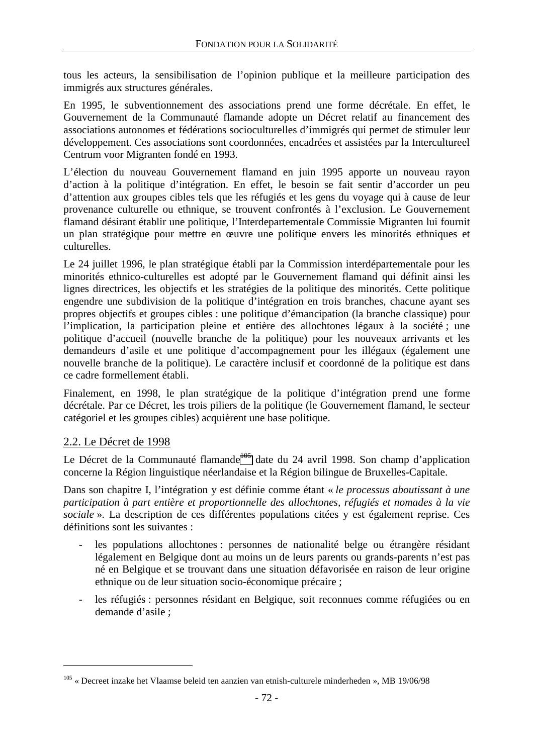tous les acteurs, la sensibilisation de l'opinion publique et la meilleure participation des immigrés aux structures générales.

En 1995, le subventionnement des associations prend une forme décrétale. En effet, le Gouvernement de la Communauté flamande adopte un Décret relatif au financement des associations autonomes et fédérations socioculturelles d'immigrés qui permet de stimuler leur développement. Ces associations sont coordonnées, encadrées et assistées par la Intercultureel Centrum voor Migranten fondé en 1993.

L'élection du nouveau Gouvernement flamand en juin 1995 apporte un nouveau rayon d'action à la politique d'intégration. En effet, le besoin se fait sentir d'accorder un peu d'attention aux groupes cibles tels que les réfugiés et les gens du voyage qui à cause de leur provenance culturelle ou ethnique, se trouvent confrontés à l'exclusion. Le Gouvernement flamand désirant établir une politique, l'Interdepartementale Commissie Migranten lui fournit un plan stratégique pour mettre en œuvre une politique envers les minorités ethniques et culturelles.

Le 24 juillet 1996, le plan stratégique établi par la Commission interdépartementale pour les minorités ethnico-culturelles est adopté par le Gouvernement flamand qui définit ainsi les lignes directrices, les objectifs et les stratégies de la politique des minorités. Cette politique engendre une subdivision de la politique d'intégration en trois branches, chacune ayant ses propres objectifs et groupes cibles : une politique d'émancipation (la branche classique) pour l'implication, la participation pleine et entière des allochtones légaux à la société ; une politique d'accueil (nouvelle branche de la politique) pour les nouveaux arrivants et les demandeurs d'asile et une politique d'accompagnement pour les illégaux (également une nouvelle branche de la politique). Le caractère inclusif et coordonné de la politique est dans ce cadre formellement établi.

Finalement, en 1998, le plan stratégique de la politique d'intégration prend une forme décrétale. Par ce Décret, les trois piliers de la politique (le Gouvernement flamand, le secteur catégoriel et les groupes cibles) acquièrent une base politique.

## 2.2. Le Décret de 1998

Le Décret de la Communauté flamande[105] date du 24 avril 1998. Son champ d'application concerne la Région linguistique néerlandaise et la Région bilingue de Bruxelles-Capitale.

Dans son chapitre I, l'intégration y est définie comme étant « *le processus aboutissant à une participation à part entière et proportionnelle des allochtones, réfugiés et nomades à la vie sociale* ». La description de ces différentes populations citées y est également reprise. Ces définitions sont les suivantes :

- les populations allochtones : personnes de nationalité belge ou étrangère résidant légalement en Belgique dont au moins un de leurs parents ou grands-parents n'est pas né en Belgique et se trouvant dans une situation défavorisée en raison de leur origine ethnique ou de leur situation socio-économique précaire ;
- les réfugiés : personnes résidant en Belgique, soit reconnues comme réfugiées ou en demande d'asile ;

---

[105] « Decreet inzake het Vlaamse beleid ten aanzien van etnish-culturele minderheden », MB 19/06/98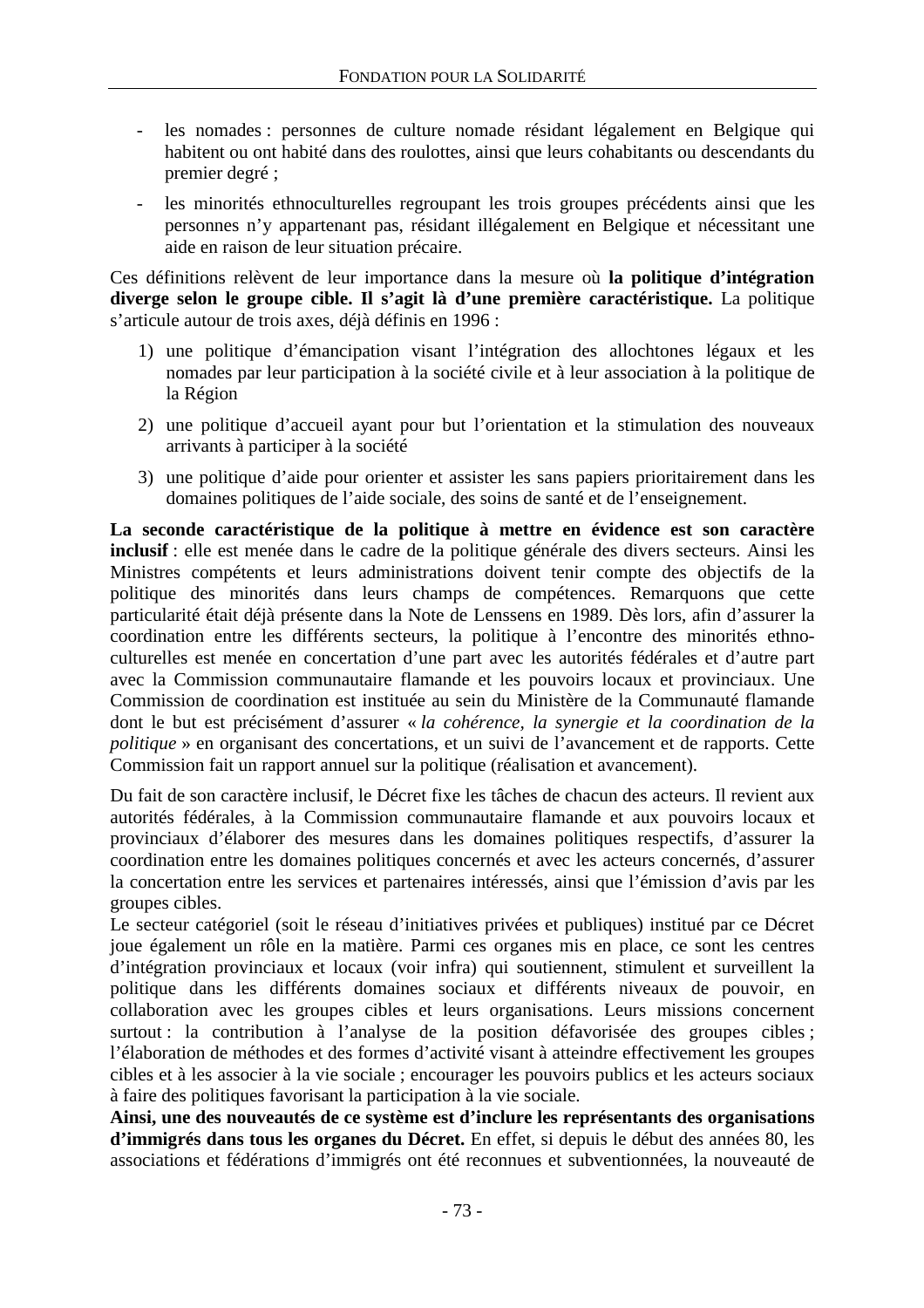- les nomades : personnes de culture nomade résidant légalement en Belgique qui habitent ou ont habité dans des roulottes, ainsi que leurs cohabitants ou descendants du premier degré ;
- les minorités ethnoculturelles regroupant les trois groupes précédents ainsi que les personnes n'y appartenant pas, résidant illégalement en Belgique et nécessitant une aide en raison de leur situation précaire.

Ces définitions relèvent de leur importance dans la mesure où **la politique d'intégration diverge selon le groupe cible. Il s'agit là d'une première caractéristique.** La politique s'articule autour de trois axes, déjà définis en 1996 :

1) une politique d'émancipation visant l'intégration des allochtones légaux et les nomades par leur participation à la société civile et à leur association à la politique de la Région
2) une politique d'accueil ayant pour but l'orientation et la stimulation des nouveaux arrivants à participer à la société
3) une politique d'aide pour orienter et assister les sans papiers prioritairement dans les domaines politiques de l'aide sociale, des soins de santé et de l'enseignement.

**La seconde caractéristique de la politique à mettre en évidence est son caractère inclusif** : elle est menée dans le cadre de la politique générale des divers secteurs. Ainsi les Ministres compétents et leurs administrations doivent tenir compte des objectifs de la politique des minorités dans leurs champs de compétences. Remarquons que cette particularité était déjà présente dans la Note de Lenssens en 1989. Dès lors, afin d'assurer la coordination entre les différents secteurs, la politique à l'encontre des minorités ethno-culturelles est menée en concertation d'une part avec les autorités fédérales et d'autre part avec la Commission communautaire flamande et les pouvoirs locaux et provinciaux. Une Commission de coordination est instituée au sein du Ministère de la Communauté flamande dont le but est précisément d'assurer « *la cohérence, la synergie et la coordination de la politique* » en organisant des concertations, et un suivi de l'avancement et de rapports. Cette Commission fait un rapport annuel sur la politique (réalisation et avancement).

Du fait de son caractère inclusif, le Décret fixe les tâches de chacun des acteurs. Il revient aux autorités fédérales, à la Commission communautaire flamande et aux pouvoirs locaux et provinciaux d'élaborer des mesures dans les domaines politiques respectifs, d'assurer la coordination entre les domaines politiques concernés et avec les acteurs concernés, d'assurer la concertation entre les services et partenaires intéressés, ainsi que l'émission d'avis par les groupes cibles.

Le secteur catégoriel (soit le réseau d'initiatives privées et publiques) institué par ce Décret joue également un rôle en la matière. Parmi ces organes mis en place, ce sont les centres d'intégration provinciaux et locaux (voir infra) qui soutiennent, stimulent et surveillent la politique dans les différents domaines sociaux et différents niveaux de pouvoir, en collaboration avec les groupes cibles et leurs organisations. Leurs missions concernent surtout : la contribution à l'analyse de la position défavorisée des groupes cibles ; l'élaboration de méthodes et des formes d'activité visant à atteindre effectivement les groupes cibles et à les associer à la vie sociale ; encourager les pouvoirs publics et les acteurs sociaux à faire des politiques favorisant la participation à la vie sociale.

**Ainsi, une des nouveautés de ce système est d'inclure les représentants des organisations d'immigrés dans tous les organes du Décret.** En effet, si depuis le début des années 80, les associations et fédérations d'immigrés ont été reconnues et subventionnées, la nouveauté de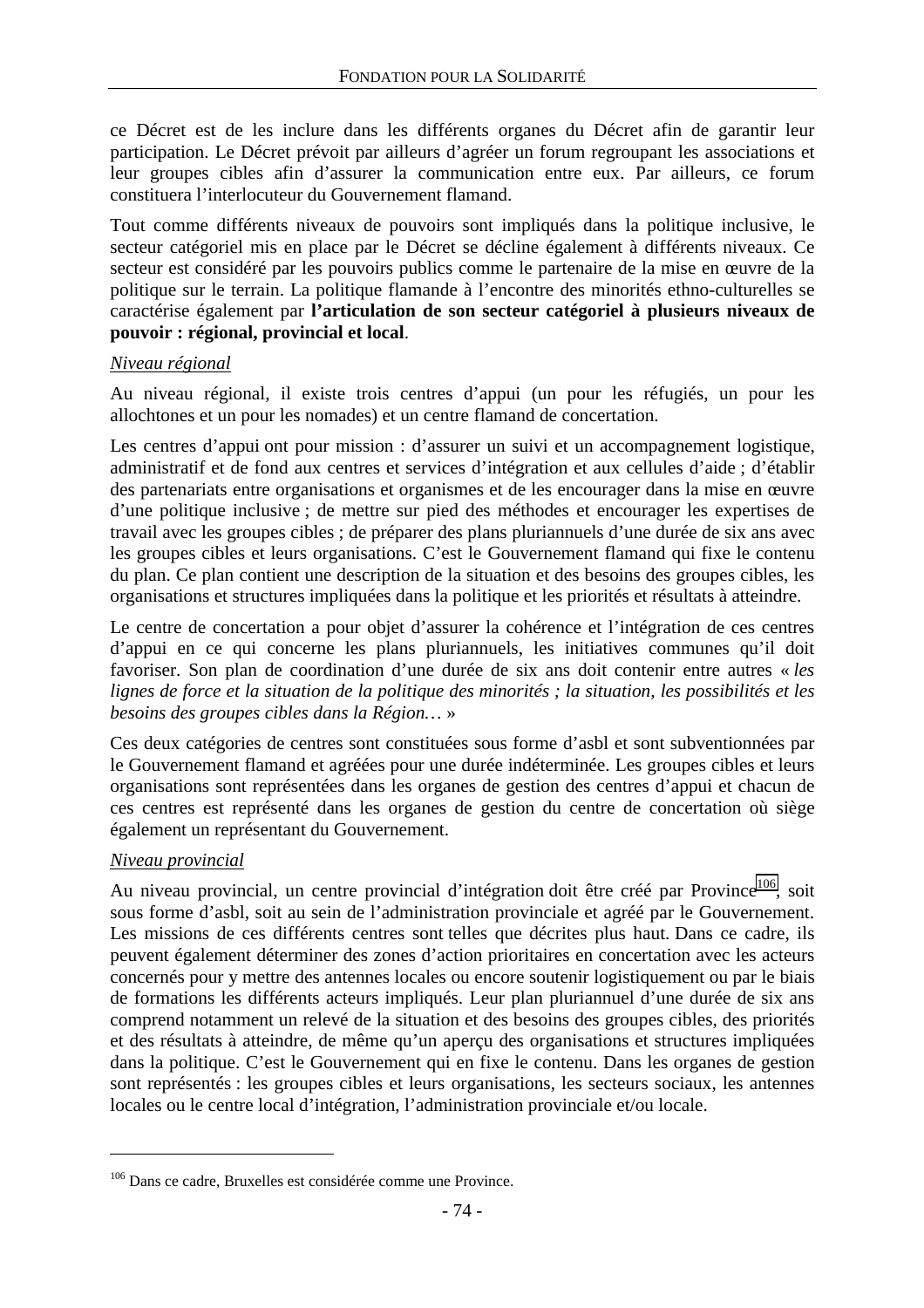ce Décret est de les inclure dans les différents organes du Décret afin de garantir leur participation. Le Décret prévoit par ailleurs d'agréer un forum regroupant les associations et leur groupes cibles afin d'assurer la communication entre eux. Par ailleurs, ce forum constituera l'interlocuteur du Gouvernement flamand.

Tout comme différents niveaux de pouvoirs sont impliqués dans la politique inclusive, le secteur catégoriel mis en place par le Décret se décline également à différents niveaux. Ce secteur est considéré par les pouvoirs publics comme le partenaire de la mise en œuvre de la politique sur le terrain. La politique flamande à l'encontre des minorités ethno-culturelles se caractérise également par **l'articulation de son secteur catégoriel à plusieurs niveaux de pouvoir : régional, provincial et local**.

*Niveau régional*

Au niveau régional, il existe trois centres d'appui (un pour les réfugiés, un pour les allochtones et un pour les nomades) et un centre flamand de concertation.

Les centres d'appui ont pour mission : d'assurer un suivi et un accompagnement logistique, administratif et de fond aux centres et services d'intégration et aux cellules d'aide ; d'établir des partenariats entre organisations et organismes et de les encourager dans la mise en œuvre d'une politique inclusive ; de mettre sur pied des méthodes et encourager les expertises de travail avec les groupes cibles ; de préparer des plans pluriannuels d'une durée de six ans avec les groupes cibles et leurs organisations. C'est le Gouvernement flamand qui fixe le contenu du plan. Ce plan contient une description de la situation et des besoins des groupes cibles, les organisations et structures impliquées dans la politique et les priorités et résultats à atteindre.

Le centre de concertation a pour objet d'assurer la cohérence et l'intégration de ces centres d'appui en ce qui concerne les plans pluriannuels, les initiatives communes qu'il doit favoriser. Son plan de coordination d'une durée de six ans doit contenir entre autres « *les lignes de force et la situation de la politique des minorités ; la situation, les possibilités et les besoins des groupes cibles dans la Région…* »

Ces deux catégories de centres sont constituées sous forme d'asbl et sont subventionnées par le Gouvernement flamand et agréées pour une durée indéterminée. Les groupes cibles et leurs organisations sont représentées dans les organes de gestion des centres d'appui et chacun de ces centres est représenté dans les organes de gestion du centre de concertation où siège également un représentant du Gouvernement.

*Niveau provincial*

Au niveau provincial, un centre provincial d'intégration doit être créé par Province[106], soit sous forme d'asbl, soit au sein de l'administration provinciale et agréé par le Gouvernement. Les missions de ces différents centres sont telles que décrites plus haut. Dans ce cadre, ils peuvent également déterminer des zones d'action prioritaires en concertation avec les acteurs concernés pour y mettre des antennes locales ou encore soutenir logistiquement ou par le biais de formations les différents acteurs impliqués. Leur plan pluriannuel d'une durée de six ans comprend notamment un relevé de la situation et des besoins des groupes cibles, des priorités et des résultats à atteindre, de même qu'un aperçu des organisations et structures impliquées dans la politique. C'est le Gouvernement qui en fixe le contenu. Dans les organes de gestion sont représentés : les groupes cibles et leurs organisations, les secteurs sociaux, les antennes locales ou le centre local d'intégration, l'administration provinciale et/ou locale.

---

[106] Dans ce cadre, Bruxelles est considérée comme une Province.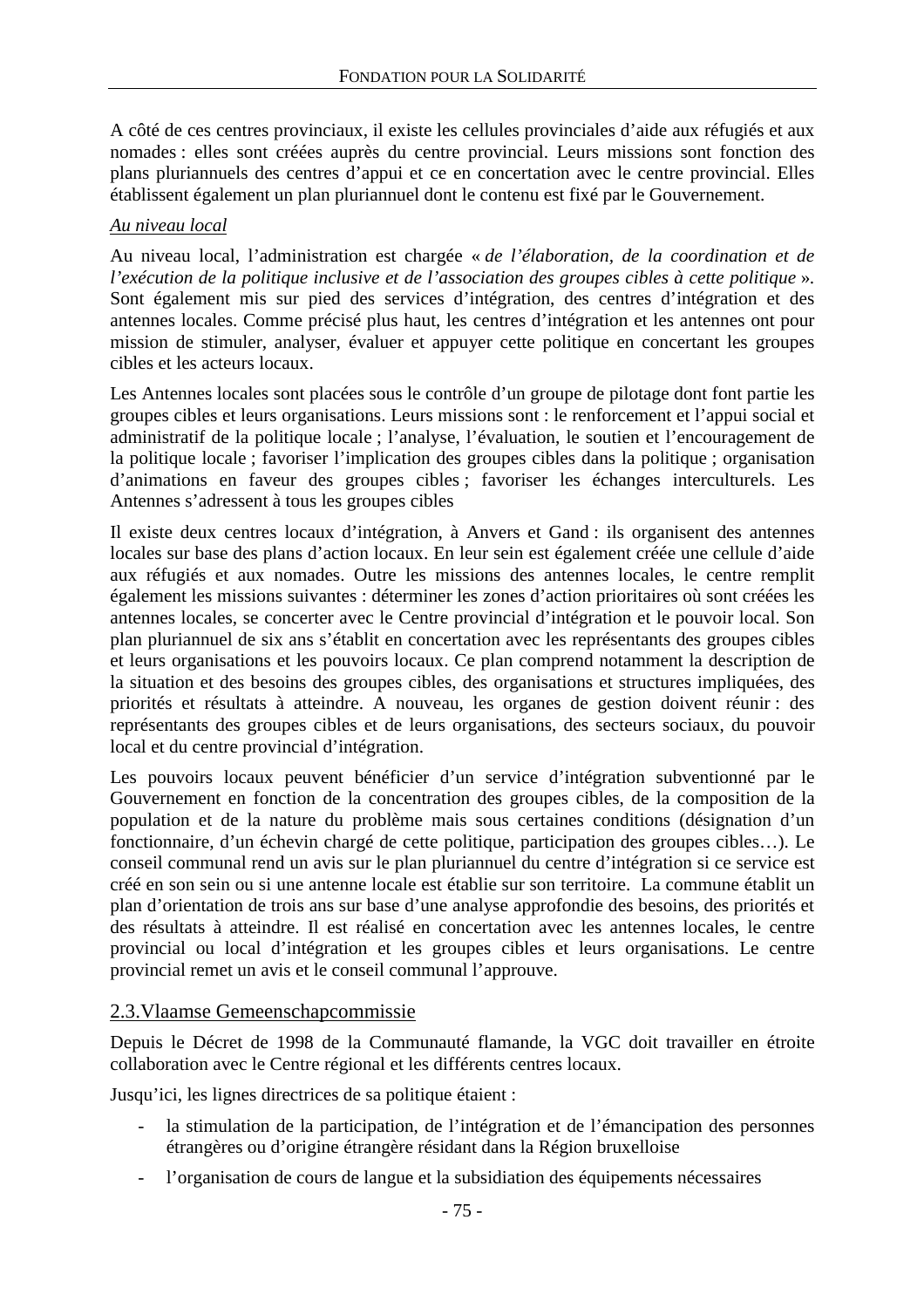A côté de ces centres provinciaux, il existe les cellules provinciales d'aide aux réfugiés et aux nomades : elles sont créées auprès du centre provincial. Leurs missions sont fonction des plans pluriannuels des centres d'appui et ce en concertation avec le centre provincial. Elles établissent également un plan pluriannuel dont le contenu est fixé par le Gouvernement.

*Au niveau local*

Au niveau local, l'administration est chargée « *de l'élaboration, de la coordination et de l'exécution de la politique inclusive et de l'association des groupes cibles à cette politique* ». Sont également mis sur pied des services d'intégration, des centres d'intégration et des antennes locales. Comme précisé plus haut, les centres d'intégration et les antennes ont pour mission de stimuler, analyser, évaluer et appuyer cette politique en concertant les groupes cibles et les acteurs locaux.

Les Antennes locales sont placées sous le contrôle d'un groupe de pilotage dont font partie les groupes cibles et leurs organisations. Leurs missions sont : le renforcement et l'appui social et administratif de la politique locale ; l'analyse, l'évaluation, le soutien et l'encouragement de la politique locale ; favoriser l'implication des groupes cibles dans la politique ; organisation d'animations en faveur des groupes cibles ; favoriser les échanges interculturels. Les Antennes s'adressent à tous les groupes cibles

Il existe deux centres locaux d'intégration, à Anvers et Gand : ils organisent des antennes locales sur base des plans d'action locaux. En leur sein est également créée une cellule d'aide aux réfugiés et aux nomades. Outre les missions des antennes locales, le centre remplit également les missions suivantes : déterminer les zones d'action prioritaires où sont créées les antennes locales, se concerter avec le Centre provincial d'intégration et le pouvoir local. Son plan pluriannuel de six ans s'établit en concertation avec les représentants des groupes cibles et leurs organisations et les pouvoirs locaux. Ce plan comprend notamment la description de la situation et des besoins des groupes cibles, des organisations et structures impliquées, des priorités et résultats à atteindre. A nouveau, les organes de gestion doivent réunir : des représentants des groupes cibles et de leurs organisations, des secteurs sociaux, du pouvoir local et du centre provincial d'intégration.

Les pouvoirs locaux peuvent bénéficier d'un service d'intégration subventionné par le Gouvernement en fonction de la concentration des groupes cibles, de la composition de la population et de la nature du problème mais sous certaines conditions (désignation d'un fonctionnaire, d'un échevin chargé de cette politique, participation des groupes cibles…). Le conseil communal rend un avis sur le plan pluriannuel du centre d'intégration si ce service est créé en son sein ou si une antenne locale est établie sur son territoire. La commune établit un plan d'orientation de trois ans sur base d'une analyse approfondie des besoins, des priorités et des résultats à atteindre. Il est réalisé en concertation avec les antennes locales, le centre provincial ou local d'intégration et les groupes cibles et leurs organisations. Le centre provincial remet un avis et le conseil communal l'approuve.

## 2.3.Vlaamse Gemeenschapcommissie

Depuis le Décret de 1998 de la Communauté flamande, la VGC doit travailler en étroite collaboration avec le Centre régional et les différents centres locaux.

Jusqu'ici, les lignes directrices de sa politique étaient :

- la stimulation de la participation, de l'intégration et de l'émancipation des personnes étrangères ou d'origine étrangère résidant dans la Région bruxelloise
- l'organisation de cours de langue et la subsidiation des équipements nécessaires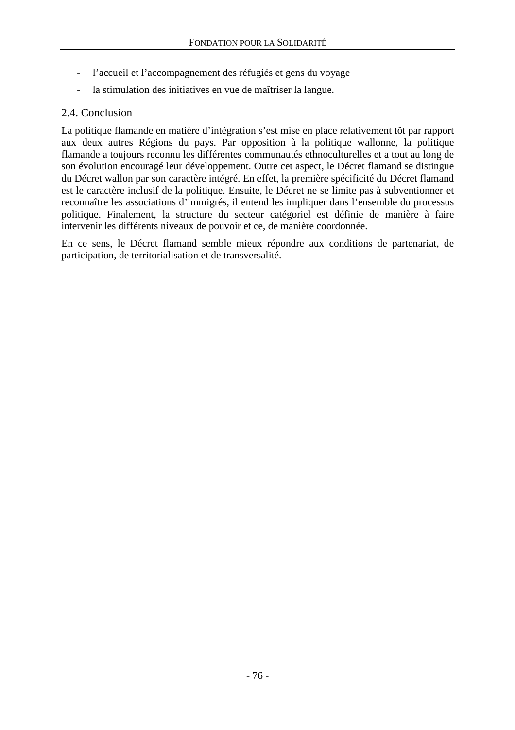- l'accueil et l'accompagnement des réfugiés et gens du voyage
- la stimulation des initiatives en vue de maîtriser la langue.

## 2.4. Conclusion

La politique flamande en matière d'intégration s'est mise en place relativement tôt par rapport aux deux autres Régions du pays. Par opposition à la politique wallonne, la politique flamande a toujours reconnu les différentes communautés ethnoculturelles et a tout au long de son évolution encouragé leur développement. Outre cet aspect, le Décret flamand se distingue du Décret wallon par son caractère intégré. En effet, la première spécificité du Décret flamand est le caractère inclusif de la politique. Ensuite, le Décret ne se limite pas à subventionner et reconnaître les associations d'immigrés, il entend les impliquer dans l'ensemble du processus politique. Finalement, la structure du secteur catégoriel est définie de manière à faire intervenir les différents niveaux de pouvoir et ce, de manière coordonnée.

En ce sens, le Décret flamand semble mieux répondre aux conditions de partenariat, de participation, de territorialisation et de transversalité.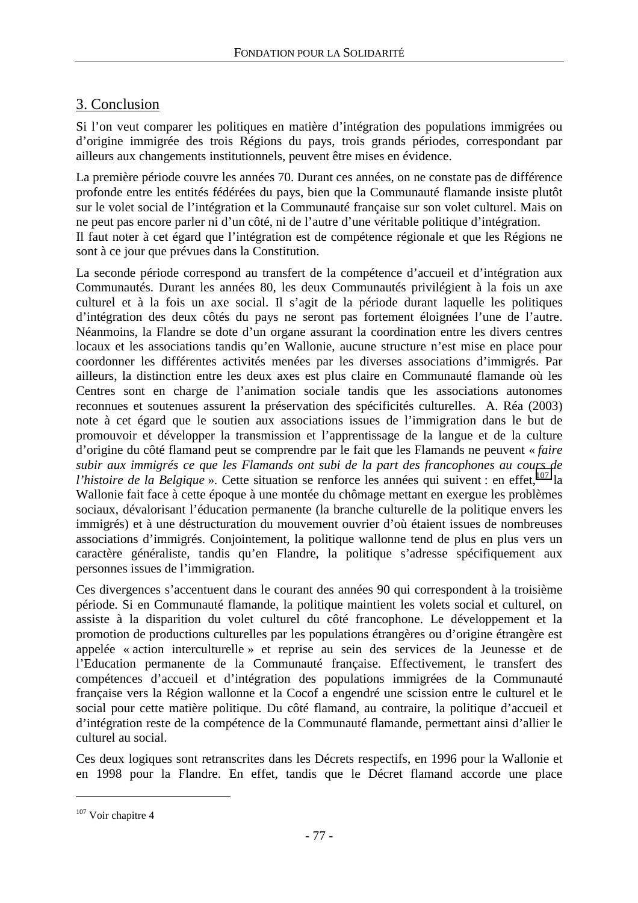## 3. Conclusion

Si l'on veut comparer les politiques en matière d'intégration des populations immigrées ou d'origine immigrée des trois Régions du pays, trois grands périodes, correspondant par ailleurs aux changements institutionnels, peuvent être mises en évidence.

La première période couvre les années 70. Durant ces années, on ne constate pas de différence profonde entre les entités fédérées du pays, bien que la Communauté flamande insiste plutôt sur le volet social de l'intégration et la Communauté française sur son volet culturel. Mais on ne peut pas encore parler ni d'un côté, ni de l'autre d'une véritable politique d'intégration.
Il faut noter à cet égard que l'intégration est de compétence régionale et que les Régions ne sont à ce jour que prévues dans la Constitution.

La seconde période correspond au transfert de la compétence d'accueil et d'intégration aux Communautés. Durant les années 80, les deux Communautés privilégient à la fois un axe culturel et à la fois un axe social. Il s'agit de la période durant laquelle les politiques d'intégration des deux côtés du pays ne seront pas fortement éloignées l'une de l'autre. Néanmoins, la Flandre se dote d'un organe assurant la coordination entre les divers centres locaux et les associations tandis qu'en Wallonie, aucune structure n'est mise en place pour coordonner les différentes activités menées par les diverses associations d'immigrés. Par ailleurs, la distinction entre les deux axes est plus claire en Communauté flamande où les Centres sont en charge de l'animation sociale tandis que les associations autonomes reconnues et soutenues assurent la préservation des spécificités culturelles. A. Réa (2003) note à cet égard que le soutien aux associations issues de l'immigration dans le but de promouvoir et développer la transmission et l'apprentissage de la langue et de la culture d'origine du côté flamand peut se comprendre par le fait que les Flamands ne peuvent « *faire subir aux immigrés ce que les Flamands ont subi de la part des francophones au cours de l'histoire de la Belgique* ». Cette situation se renforce les années qui suivent : en effet,[107] la Wallonie fait face à cette époque à une montée du chômage mettant en exergue les problèmes sociaux, dévalorisant l'éducation permanente (la branche culturelle de la politique envers les immigrés) et à une déstructuration du mouvement ouvrier d'où étaient issues de nombreuses associations d'immigrés. Conjointement, la politique wallonne tend de plus en plus vers un caractère généraliste, tandis qu'en Flandre, la politique s'adresse spécifiquement aux personnes issues de l'immigration.

Ces divergences s'accentuent dans le courant des années 90 qui correspondent à la troisième période. Si en Communauté flamande, la politique maintient les volets social et culturel, on assiste à la disparition du volet culturel du côté francophone. Le développement et la promotion de productions culturelles par les populations étrangères ou d'origine étrangère est appelée « action interculturelle » et reprise au sein des services de la Jeunesse et de l'Education permanente de la Communauté française. Effectivement, le transfert des compétences d'accueil et d'intégration des populations immigrées de la Communauté française vers la Région wallonne et la Cocof a engendré une scission entre le culturel et le social pour cette matière politique. Du côté flamand, au contraire, la politique d'accueil et d'intégration reste de la compétence de la Communauté flamande, permettant ainsi d'allier le culturel au social.

Ces deux logiques sont retranscrites dans les Décrets respectifs, en 1996 pour la Wallonie et en 1998 pour la Flandre. En effet, tandis que le Décret flamand accorde une place

---

[107] Voir chapitre 4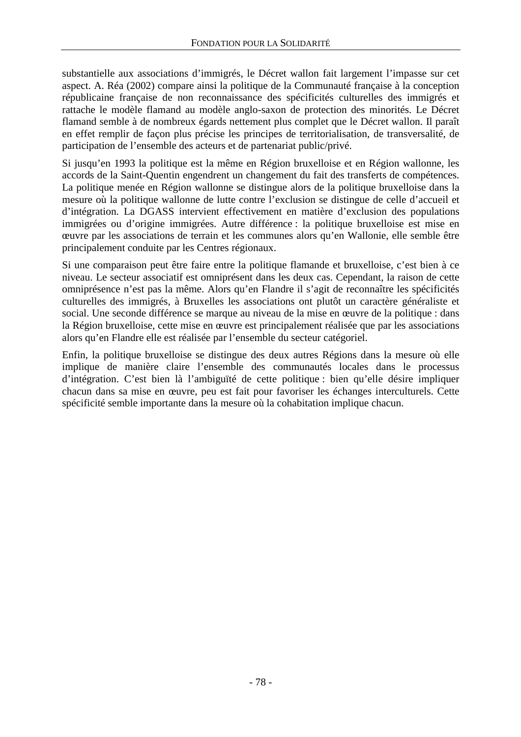substantielle aux associations d'immigrés, le Décret wallon fait largement l'impasse sur cet aspect. A. Réa (2002) compare ainsi la politique de la Communauté française à la conception républicaine française de non reconnaissance des spécificités culturelles des immigrés et rattache le modèle flamand au modèle anglo-saxon de protection des minorités. Le Décret flamand semble à de nombreux égards nettement plus complet que le Décret wallon. Il paraît en effet remplir de façon plus précise les principes de territorialisation, de transversalité, de participation de l'ensemble des acteurs et de partenariat public/privé.

Si jusqu'en 1993 la politique est la même en Région bruxelloise et en Région wallonne, les accords de la Saint-Quentin engendrent un changement du fait des transferts de compétences. La politique menée en Région wallonne se distingue alors de la politique bruxelloise dans la mesure où la politique wallonne de lutte contre l'exclusion se distingue de celle d'accueil et d'intégration. La DGASS intervient effectivement en matière d'exclusion des populations immigrées ou d'origine immigrées. Autre différence : la politique bruxelloise est mise en œuvre par les associations de terrain et les communes alors qu'en Wallonie, elle semble être principalement conduite par les Centres régionaux.

Si une comparaison peut être faire entre la politique flamande et bruxelloise, c'est bien à ce niveau. Le secteur associatif est omniprésent dans les deux cas. Cependant, la raison de cette omniprésence n'est pas la même. Alors qu'en Flandre il s'agit de reconnaître les spécificités culturelles des immigrés, à Bruxelles les associations ont plutôt un caractère généraliste et social. Une seconde différence se marque au niveau de la mise en œuvre de la politique : dans la Région bruxelloise, cette mise en œuvre est principalement réalisée que par les associations alors qu'en Flandre elle est réalisée par l'ensemble du secteur catégoriel.

Enfin, la politique bruxelloise se distingue des deux autres Régions dans la mesure où elle implique de manière claire l'ensemble des communautés locales dans le processus d'intégration. C'est bien là l'ambiguïté de cette politique : bien qu'elle désire impliquer chacun dans sa mise en œuvre, peu est fait pour favoriser les échanges interculturels. Cette spécificité semble importante dans la mesure où la cohabitation implique chacun.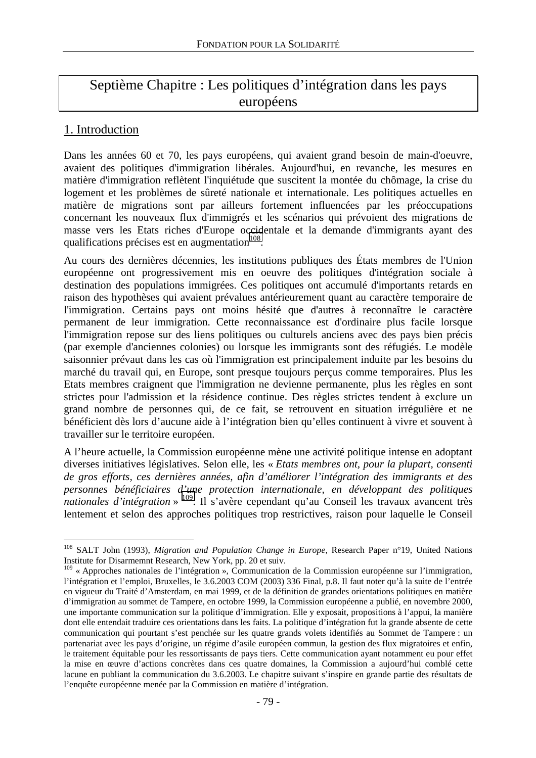# Septième Chapitre : Les politiques d'intégration dans les pays européens

## 1. Introduction

Dans les années 60 et 70, les pays européens, qui avaient grand besoin de main-d'oeuvre, avaient des politiques d'immigration libérales. Aujourd'hui, en revanche, les mesures en matière d'immigration reflètent l'inquiétude que suscitent la montée du chômage, la crise du logement et les problèmes de sûreté nationale et internationale. Les politiques actuelles en matière de migrations sont par ailleurs fortement influencées par les préoccupations concernant les nouveaux flux d'immigrés et les scénarios qui prévoient des migrations de masse vers les Etats riches d'Europe occidentale et la demande d'immigrants ayant des qualifications précises est en augmentation[108].

Au cours des dernières décennies, les institutions publiques des États membres de l'Union européenne ont progressivement mis en oeuvre des politiques d'intégration sociale à destination des populations immigrées. Ces politiques ont accumulé d'importants retards en raison des hypothèses qui avaient prévalues antérieurement quant au caractère temporaire de l'immigration. Certains pays ont moins hésité que d'autres à reconnaître le caractère permanent de leur immigration. Cette reconnaissance est d'ordinaire plus facile lorsque l'immigration repose sur des liens politiques ou culturels anciens avec des pays bien précis (par exemple d'anciennes colonies) ou lorsque les immigrants sont des réfugiés. Le modèle saisonnier prévaut dans les cas où l'immigration est principalement induite par les besoins du marché du travail qui, en Europe, sont presque toujours perçus comme temporaires. Plus les Etats membres craignent que l'immigration ne devienne permanente, plus les règles en sont strictes pour l'admission et la résidence continue. Des règles strictes tendent à exclure un grand nombre de personnes qui, de ce fait, se retrouvent en situation irrégulière et ne bénéficient dès lors d'aucune aide à l'intégration bien qu'elles continuent à vivre et souvent à travailler sur le territoire européen.

A l'heure actuelle, la Commission européenne mène une activité politique intense en adoptant diverses initiatives législatives. Selon elle, les « *Etats membres ont, pour la plupart, consenti de gros efforts, ces dernières années, afin d'améliorer l'intégration des immigrants et des personnes bénéficiaires d'une protection internationale, en développant des politiques nationales d'intégration* » [109]. Il s'avère cependant qu'au Conseil les travaux avancent très lentement et selon des approches politiques trop restrictives, raison pour laquelle le Conseil

---

[108] SALT John (1993), *Migration and Population Change in Europe*, Research Paper n°19, United Nations Institute for Disarmemnt Research, New York, pp. 20 et suiv.

[109] « Approches nationales de l'intégration », Communication de la Commission européenne sur l'immigration, l'intégration et l'emploi, Bruxelles, le 3.6.2003 COM (2003) 336 Final, p.8. Il faut noter qu'à la suite de l'entrée en vigueur du Traité d'Amsterdam, en mai 1999, et de la définition de grandes orientations politiques en matière d'immigration au sommet de Tampere, en octobre 1999, la Commission européenne a publié, en novembre 2000, une importante communication sur la politique d'immigration. Elle y exposait, propositions à l'appui, la manière dont elle entendait traduire ces orientations dans les faits. La politique d'intégration fut la grande absente de cette communication qui pourtant s'est penchée sur les quatre grands volets identifiés au Sommet de Tampere : un partenariat avec les pays d'origine, un régime d'asile européen commun, la gestion des flux migratoires et enfin, le traitement équitable pour les ressortissants de pays tiers. Cette communication ayant notamment eu pour effet la mise en œuvre d'actions concrètes dans ces quatre domaines, la Commission a aujourd'hui comblé cette lacune en publiant la communication du 3.6.2003. Le chapitre suivant s'inspire en grande partie des résultats de l'enquête européenne menée par la Commission en matière d'intégration.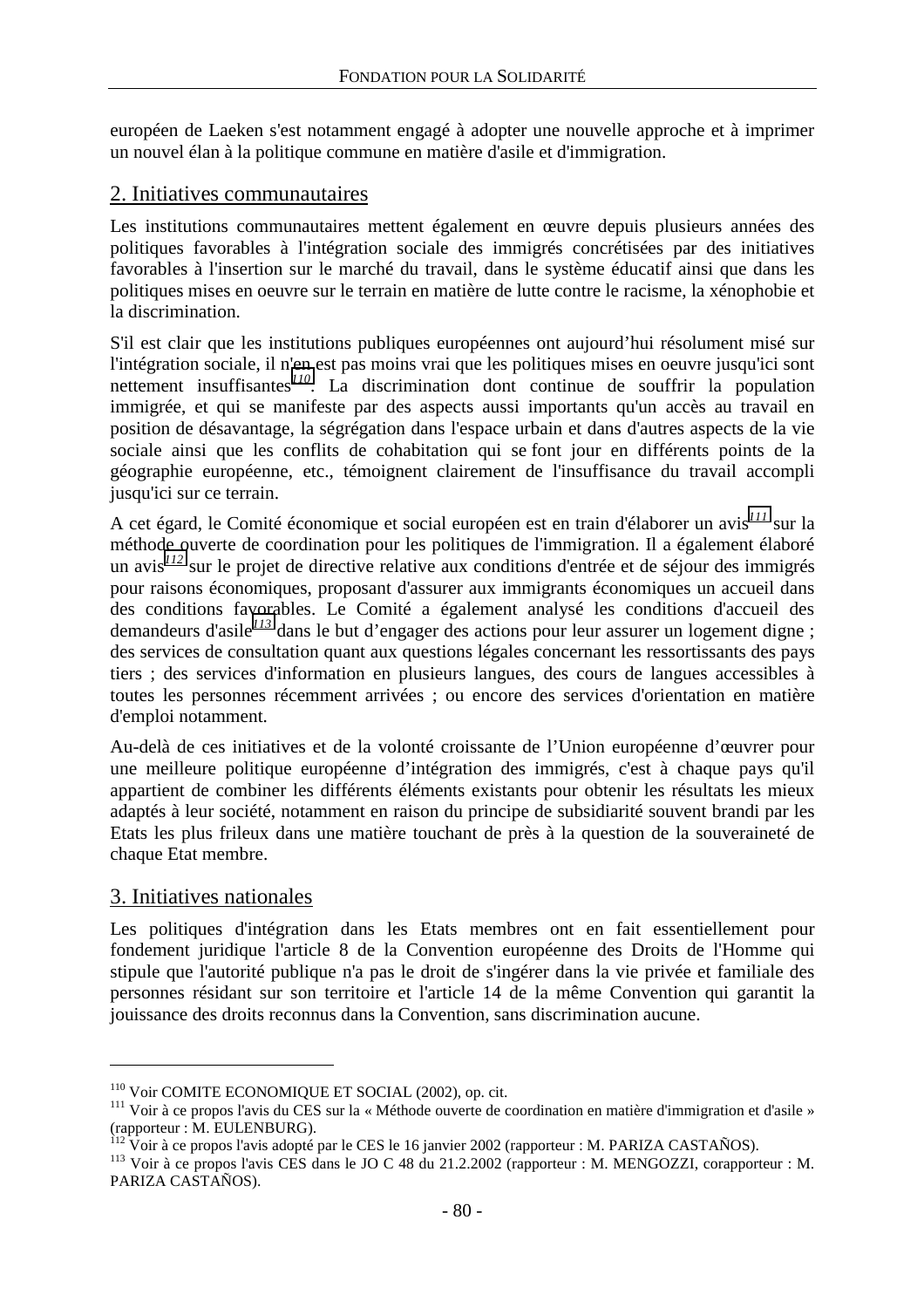européen de Laeken s'est notamment engagé à adopter une nouvelle approche et à imprimer un nouvel élan à la politique commune en matière d'asile et d'immigration.

## 2. Initiatives communautaires

Les institutions communautaires mettent également en œuvre depuis plusieurs années des politiques favorables à l'intégration sociale des immigrés concrétisées par des initiatives favorables à l'insertion sur le marché du travail, dans le système éducatif ainsi que dans les politiques mises en oeuvre sur le terrain en matière de lutte contre le racisme, la xénophobie et la discrimination.

S'il est clair que les institutions publiques européennes ont aujourd'hui résolument misé sur l'intégration sociale, il n'en est pas moins vrai que les politiques mises en oeuvre jusqu'ici sont nettement insuffisantes[110]. La discrimination dont continue de souffrir la population immigrée, et qui se manifeste par des aspects aussi importants qu'un accès au travail en position de désavantage, la ségrégation dans l'espace urbain et dans d'autres aspects de la vie sociale ainsi que les conflits de cohabitation qui se font jour en différents points de la géographie européenne, etc., témoignent clairement de l'insuffisance du travail accompli jusqu'ici sur ce terrain.

A cet égard, le Comité économique et social européen est en train d'élaborer un avis[111] sur la méthode ouverte de coordination pour les politiques de l'immigration. Il a également élaboré un avis[112] sur le projet de directive relative aux conditions d'entrée et de séjour des immigrés pour raisons économiques, proposant d'assurer aux immigrants économiques un accueil dans des conditions favorables. Le Comité a également analysé les conditions d'accueil des demandeurs d'asile[113] dans le but d'engager des actions pour leur assurer un logement digne ; des services de consultation quant aux questions légales concernant les ressortissants des pays tiers ; des services d'information en plusieurs langues, des cours de langues accessibles à toutes les personnes récemment arrivées ; ou encore des services d'orientation en matière d'emploi notamment.

Au-delà de ces initiatives et de la volonté croissante de l'Union européenne d'œuvrer pour une meilleure politique européenne d'intégration des immigrés, c'est à chaque pays qu'il appartient de combiner les différents éléments existants pour obtenir les résultats les mieux adaptés à leur société, notamment en raison du principe de subsidiarité souvent brandi par les Etats les plus frileux dans une matière touchant de près à la question de la souveraineté de chaque Etat membre.

## 3. Initiatives nationales

Les politiques d'intégration dans les Etats membres ont en fait essentiellement pour fondement juridique l'article 8 de la Convention européenne des Droits de l'Homme qui stipule que l'autorité publique n'a pas le droit de s'ingérer dans la vie privée et familiale des personnes résidant sur son territoire et l'article 14 de la même Convention qui garantit la jouissance des droits reconnus dans la Convention, sans discrimination aucune.

---

[110] Voir COMITE ECONOMIQUE ET SOCIAL (2002), op. cit.

[111] Voir à ce propos l'avis du CES sur la « Méthode ouverte de coordination en matière d'immigration et d'asile » (rapporteur : M. EULENBURG).

[112] Voir à ce propos l'avis adopté par le CES le 16 janvier 2002 (rapporteur : M. PARIZA CASTAÑOS).

[113] Voir à ce propos l'avis CES dans le JO C 48 du 21.2.2002 (rapporteur : M. MENGOZZI, corapporteur : M. PARIZA CASTAÑOS).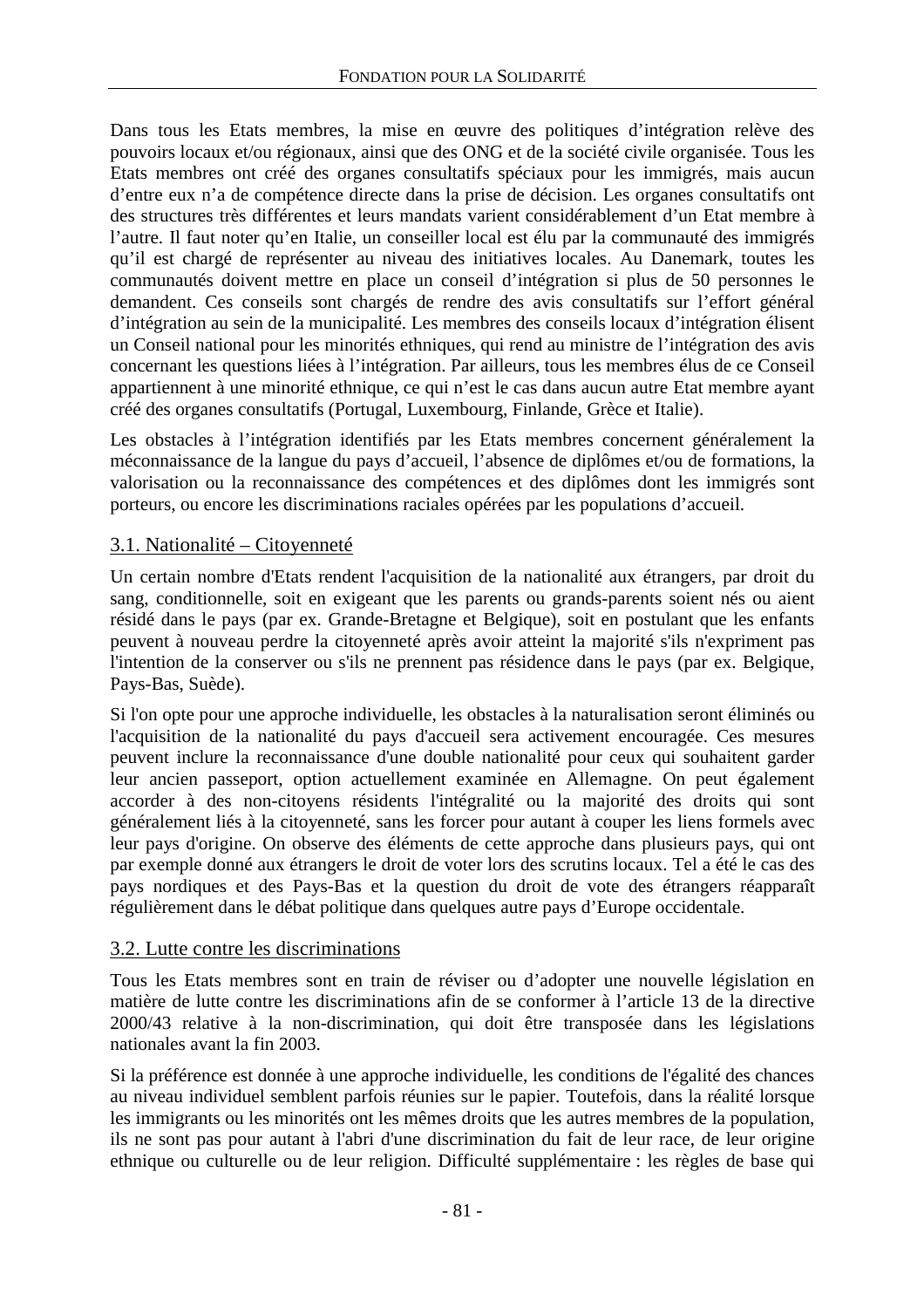Dans tous les Etats membres, la mise en œuvre des politiques d'intégration relève des pouvoirs locaux et/ou régionaux, ainsi que des ONG et de la société civile organisée. Tous les Etats membres ont créé des organes consultatifs spéciaux pour les immigrés, mais aucun d'entre eux n'a de compétence directe dans la prise de décision. Les organes consultatifs ont des structures très différentes et leurs mandats varient considérablement d'un Etat membre à l'autre. Il faut noter qu'en Italie, un conseiller local est élu par la communauté des immigrés qu'il est chargé de représenter au niveau des initiatives locales. Au Danemark, toutes les communautés doivent mettre en place un conseil d'intégration si plus de 50 personnes le demandent. Ces conseils sont chargés de rendre des avis consultatifs sur l'effort général d'intégration au sein de la municipalité. Les membres des conseils locaux d'intégration élisent un Conseil national pour les minorités ethniques, qui rend au ministre de l'intégration des avis concernant les questions liées à l'intégration. Par ailleurs, tous les membres élus de ce Conseil appartiennent à une minorité ethnique, ce qui n'est le cas dans aucun autre Etat membre ayant créé des organes consultatifs (Portugal, Luxembourg, Finlande, Grèce et Italie).

Les obstacles à l'intégration identifiés par les Etats membres concernent généralement la méconnaissance de la langue du pays d'accueil, l'absence de diplômes et/ou de formations, la valorisation ou la reconnaissance des compétences et des diplômes dont les immigrés sont porteurs, ou encore les discriminations raciales opérées par les populations d'accueil.

## 3.1. Nationalité – Citoyenneté

Un certain nombre d'Etats rendent l'acquisition de la nationalité aux étrangers, par droit du sang, conditionnelle, soit en exigeant que les parents ou grands-parents soient nés ou aient résidé dans le pays (par ex. Grande-Bretagne et Belgique), soit en postulant que les enfants peuvent à nouveau perdre la citoyenneté après avoir atteint la majorité s'ils n'expriment pas l'intention de la conserver ou s'ils ne prennent pas résidence dans le pays (par ex. Belgique, Pays-Bas, Suède).

Si l'on opte pour une approche individuelle, les obstacles à la naturalisation seront éliminés ou l'acquisition de la nationalité du pays d'accueil sera activement encouragée. Ces mesures peuvent inclure la reconnaissance d'une double nationalité pour ceux qui souhaitent garder leur ancien passeport, option actuellement examinée en Allemagne. On peut également accorder à des non-citoyens résidents l'intégralité ou la majorité des droits qui sont généralement liés à la citoyenneté, sans les forcer pour autant à couper les liens formels avec leur pays d'origine. On observe des éléments de cette approche dans plusieurs pays, qui ont par exemple donné aux étrangers le droit de voter lors des scrutins locaux. Tel a été le cas des pays nordiques et des Pays-Bas et la question du droit de vote des étrangers réapparaît régulièrement dans le débat politique dans quelques autre pays d'Europe occidentale.

## 3.2. Lutte contre les discriminations

Tous les Etats membres sont en train de réviser ou d'adopter une nouvelle législation en matière de lutte contre les discriminations afin de se conformer à l'article 13 de la directive 2000/43 relative à la non-discrimination, qui doit être transposée dans les législations nationales avant la fin 2003.

Si la préférence est donnée à une approche individuelle, les conditions de l'égalité des chances au niveau individuel semblent parfois réunies sur le papier. Toutefois, dans la réalité lorsque les immigrants ou les minorités ont les mêmes droits que les autres membres de la population, ils ne sont pas pour autant à l'abri d'une discrimination du fait de leur race, de leur origine ethnique ou culturelle ou de leur religion. Difficulté supplémentaire : les règles de base qui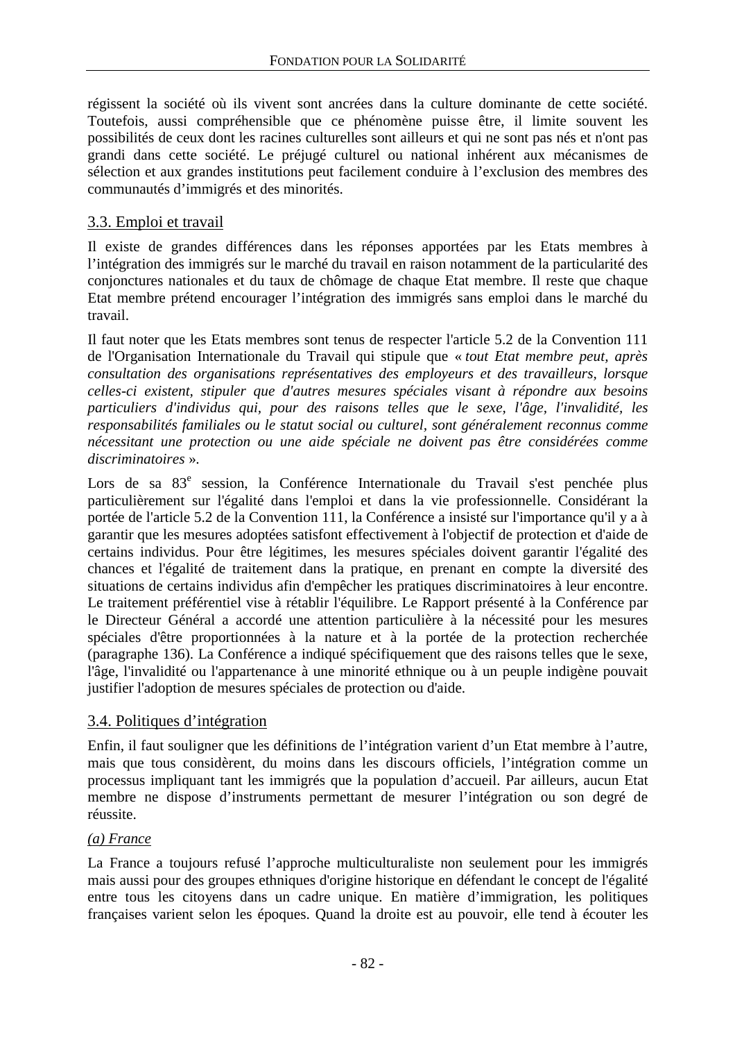régissent la société où ils vivent sont ancrées dans la culture dominante de cette société. Toutefois, aussi compréhensible que ce phénomène puisse être, il limite souvent les possibilités de ceux dont les racines culturelles sont ailleurs et qui ne sont pas nés et n'ont pas grandi dans cette société. Le préjugé culturel ou national inhérent aux mécanismes de sélection et aux grandes institutions peut facilement conduire à l'exclusion des membres des communautés d'immigrés et des minorités.

### 3.3. Emploi et travail

Il existe de grandes différences dans les réponses apportées par les Etats membres à l'intégration des immigrés sur le marché du travail en raison notamment de la particularité des conjonctures nationales et du taux de chômage de chaque Etat membre. Il reste que chaque Etat membre prétend encourager l'intégration des immigrés sans emploi dans le marché du travail.

Il faut noter que les Etats membres sont tenus de respecter l'article 5.2 de la Convention 111 de l'Organisation Internationale du Travail qui stipule que « *tout Etat membre peut, après consultation des organisations représentatives des employeurs et des travailleurs, lorsque celles-ci existent, stipuler que d'autres mesures spéciales visant à répondre aux besoins particuliers d'individus qui, pour des raisons telles que le sexe, l'âge, l'invalidité, les responsabilités familiales ou le statut social ou culturel, sont généralement reconnus comme nécessitant une protection ou une aide spéciale ne doivent pas être considérées comme discriminatoires* ».

Lors de sa 83e session, la Conférence Internationale du Travail s'est penchée plus particulièrement sur l'égalité dans l'emploi et dans la vie professionnelle. Considérant la portée de l'article 5.2 de la Convention 111, la Conférence a insisté sur l'importance qu'il y a à garantir que les mesures adoptées satisfont effectivement à l'objectif de protection et d'aide de certains individus. Pour être légitimes, les mesures spéciales doivent garantir l'égalité des chances et l'égalité de traitement dans la pratique, en prenant en compte la diversité des situations de certains individus afin d'empêcher les pratiques discriminatoires à leur encontre. Le traitement préférentiel vise à rétablir l'équilibre. Le Rapport présenté à la Conférence par le Directeur Général a accordé une attention particulière à la nécessité pour les mesures spéciales d'être proportionnées à la nature et à la portée de la protection recherchée (paragraphe 136). La Conférence a indiqué spécifiquement que des raisons telles que le sexe, l'âge, l'invalidité ou l'appartenance à une minorité ethnique ou à un peuple indigène pouvait justifier l'adoption de mesures spéciales de protection ou d'aide.

### 3.4. Politiques d'intégration

Enfin, il faut souligner que les définitions de l'intégration varient d'un Etat membre à l'autre, mais que tous considèrent, du moins dans les discours officiels, l'intégration comme un processus impliquant tant les immigrés que la population d'accueil. Par ailleurs, aucun Etat membre ne dispose d'instruments permettant de mesurer l'intégration ou son degré de réussite.

#### *(a) France*

La France a toujours refusé l'approche multiculturaliste non seulement pour les immigrés mais aussi pour des groupes ethniques d'origine historique en défendant le concept de l'égalité entre tous les citoyens dans un cadre unique. En matière d'immigration, les politiques françaises varient selon les époques. Quand la droite est au pouvoir, elle tend à écouter les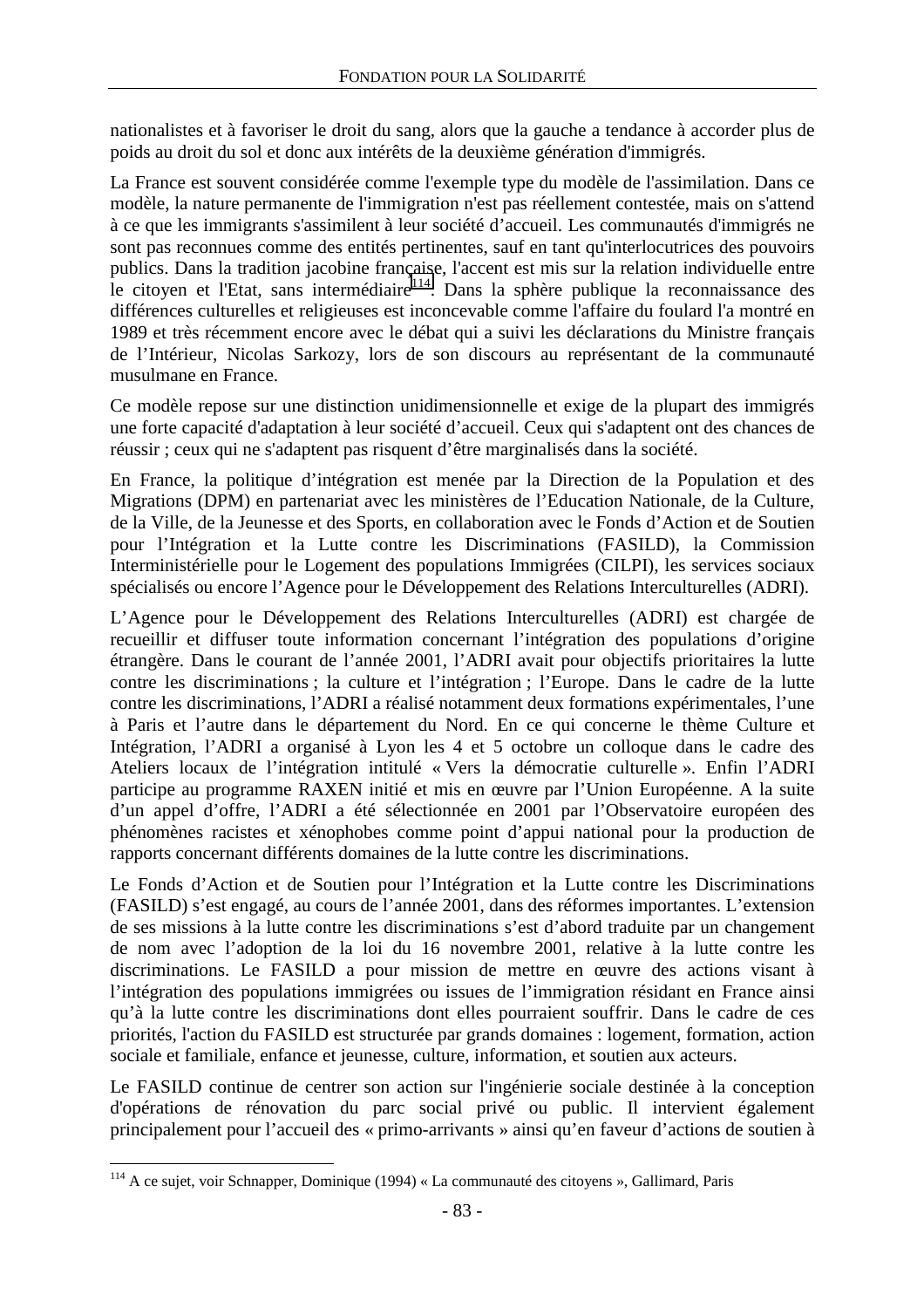nationalistes et à favoriser le droit du sang, alors que la gauche a tendance à accorder plus de poids au droit du sol et donc aux intérêts de la deuxième génération d'immigrés.

La France est souvent considérée comme l'exemple type du modèle de l'assimilation. Dans ce modèle, la nature permanente de l'immigration n'est pas réellement contestée, mais on s'attend à ce que les immigrants s'assimilent à leur société d'accueil. Les communautés d'immigrés ne sont pas reconnues comme des entités pertinentes, sauf en tant qu'interlocutrices des pouvoirs publics. Dans la tradition jacobine française, l'accent est mis sur la relation individuelle entre le citoyen et l'Etat, sans intermédiaire[114]. Dans la sphère publique la reconnaissance des différences culturelles et religieuses est inconcevable comme l'affaire du foulard l'a montré en 1989 et très récemment encore avec le débat qui a suivi les déclarations du Ministre français de l'Intérieur, Nicolas Sarkozy, lors de son discours au représentant de la communauté musulmane en France.

Ce modèle repose sur une distinction unidimensionnelle et exige de la plupart des immigrés une forte capacité d'adaptation à leur société d'accueil. Ceux qui s'adaptent ont des chances de réussir ; ceux qui ne s'adaptent pas risquent d'être marginalisés dans la société.

En France, la politique d'intégration est menée par la Direction de la Population et des Migrations (DPM) en partenariat avec les ministères de l'Education Nationale, de la Culture, de la Ville, de la Jeunesse et des Sports, en collaboration avec le Fonds d'Action et de Soutien pour l'Intégration et la Lutte contre les Discriminations (FASILD), la Commission Interministérielle pour le Logement des populations Immigrées (CILPI), les services sociaux spécialisés ou encore l'Agence pour le Développement des Relations Interculturelles (ADRI).

L'Agence pour le Développement des Relations Interculturelles (ADRI) est chargée de recueillir et diffuser toute information concernant l'intégration des populations d'origine étrangère. Dans le courant de l'année 2001, l'ADRI avait pour objectifs prioritaires la lutte contre les discriminations ; la culture et l'intégration ; l'Europe. Dans le cadre de la lutte contre les discriminations, l'ADRI a réalisé notamment deux formations expérimentales, l'une à Paris et l'autre dans le département du Nord. En ce qui concerne le thème Culture et Intégration, l'ADRI a organisé à Lyon les 4 et 5 octobre un colloque dans le cadre des Ateliers locaux de l'intégration intitulé « Vers la démocratie culturelle ». Enfin l'ADRI participe au programme RAXEN initié et mis en œuvre par l'Union Européenne. A la suite d'un appel d'offre, l'ADRI a été sélectionnée en 2001 par l'Observatoire européen des phénomènes racistes et xénophobes comme point d'appui national pour la production de rapports concernant différents domaines de la lutte contre les discriminations.

Le Fonds d'Action et de Soutien pour l'Intégration et la Lutte contre les Discriminations (FASILD) s'est engagé, au cours de l'année 2001, dans des réformes importantes. L'extension de ses missions à la lutte contre les discriminations s'est d'abord traduite par un changement de nom avec l'adoption de la loi du 16 novembre 2001, relative à la lutte contre les discriminations. Le FASILD a pour mission de mettre en œuvre des actions visant à l'intégration des populations immigrées ou issues de l'immigration résidant en France ainsi qu'à la lutte contre les discriminations dont elles pourraient souffrir. Dans le cadre de ces priorités, l'action du FASILD est structurée par grands domaines : logement, formation, action sociale et familiale, enfance et jeunesse, culture, information, et soutien aux acteurs.

Le FASILD continue de centrer son action sur l'ingénierie sociale destinée à la conception d'opérations de rénovation du parc social privé ou public. Il intervient également principalement pour l'accueil des « primo-arrivants » ainsi qu'en faveur d'actions de soutien à

---

[114] A ce sujet, voir Schnapper, Dominique (1994) « La communauté des citoyens », Gallimard, Paris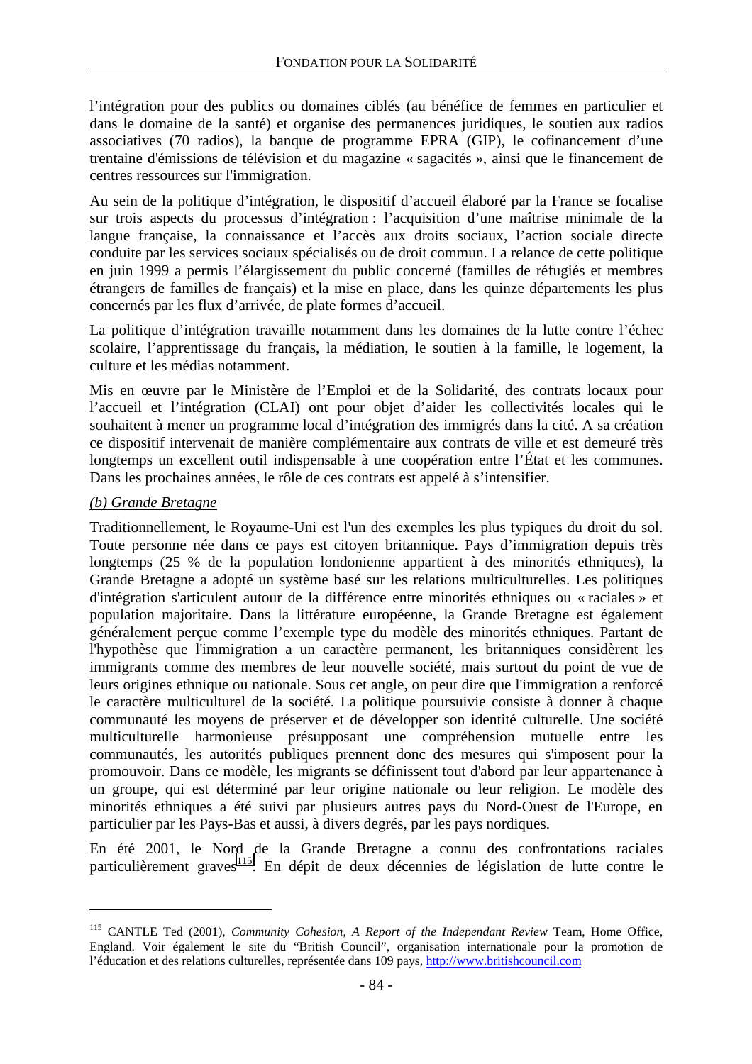l'intégration pour des publics ou domaines ciblés (au bénéfice de femmes en particulier et dans le domaine de la santé) et organise des permanences juridiques, le soutien aux radios associatives (70 radios), la banque de programme EPRA (GIP), le cofinancement d'une trentaine d'émissions de télévision et du magazine « sagacités », ainsi que le financement de centres ressources sur l'immigration.

Au sein de la politique d'intégration, le dispositif d'accueil élaboré par la France se focalise sur trois aspects du processus d'intégration : l'acquisition d'une maîtrise minimale de la langue française, la connaissance et l'accès aux droits sociaux, l'action sociale directe conduite par les services sociaux spécialisés ou de droit commun. La relance de cette politique en juin 1999 a permis l'élargissement du public concerné (familles de réfugiés et membres étrangers de familles de français) et la mise en place, dans les quinze départements les plus concernés par les flux d'arrivée, de plate formes d'accueil.

La politique d'intégration travaille notamment dans les domaines de la lutte contre l'échec scolaire, l'apprentissage du français, la médiation, le soutien à la famille, le logement, la culture et les médias notamment.

Mis en œuvre par le Ministère de l'Emploi et de la Solidarité, des contrats locaux pour l'accueil et l'intégration (CLAI) ont pour objet d'aider les collectivités locales qui le souhaitent à mener un programme local d'intégration des immigrés dans la cité. A sa création ce dispositif intervenait de manière complémentaire aux contrats de ville et est demeuré très longtemps un excellent outil indispensable à une coopération entre l'État et les communes. Dans les prochaines années, le rôle de ces contrats est appelé à s'intensifier.

*(b) Grande Bretagne*

Traditionnellement, le Royaume-Uni est l'un des exemples les plus typiques du droit du sol. Toute personne née dans ce pays est citoyen britannique. Pays d'immigration depuis très longtemps (25 % de la population londonienne appartient à des minorités ethniques), la Grande Bretagne a adopté un système basé sur les relations multiculturelles. Les politiques d'intégration s'articulent autour de la différence entre minorités ethniques ou « raciales » et population majoritaire. Dans la littérature européenne, la Grande Bretagne est également généralement perçue comme l'exemple type du modèle des minorités ethniques. Partant de l'hypothèse que l'immigration a un caractère permanent, les britanniques considèrent les immigrants comme des membres de leur nouvelle société, mais surtout du point de vue de leurs origines ethnique ou nationale. Sous cet angle, on peut dire que l'immigration a renforcé le caractère multiculturel de la société. La politique poursuivie consiste à donner à chaque communauté les moyens de préserver et de développer son identité culturelle. Une société multiculturelle harmonieuse présupposant une compréhension mutuelle entre les communautés, les autorités publiques prennent donc des mesures qui s'imposent pour la promouvoir. Dans ce modèle, les migrants se définissent tout d'abord par leur appartenance à un groupe, qui est déterminé par leur origine nationale ou leur religion. Le modèle des minorités ethniques a été suivi par plusieurs autres pays du Nord-Ouest de l'Europe, en particulier par les Pays-Bas et aussi, à divers degrés, par les pays nordiques.

En été 2001, le Nord de la Grande Bretagne a connu des confrontations raciales particulièrement graves[115]. En dépit de deux décennies de législation de lutte contre le

---

[115] CANTLE Ted (2001), *Community Cohesion, A Report of the Independant Review* Team, Home Office, England. Voir également le site du "British Council", organisation internationale pour la promotion de l'éducation et des relations culturelles, représentée dans 109 pays, http://www.britishcouncil.com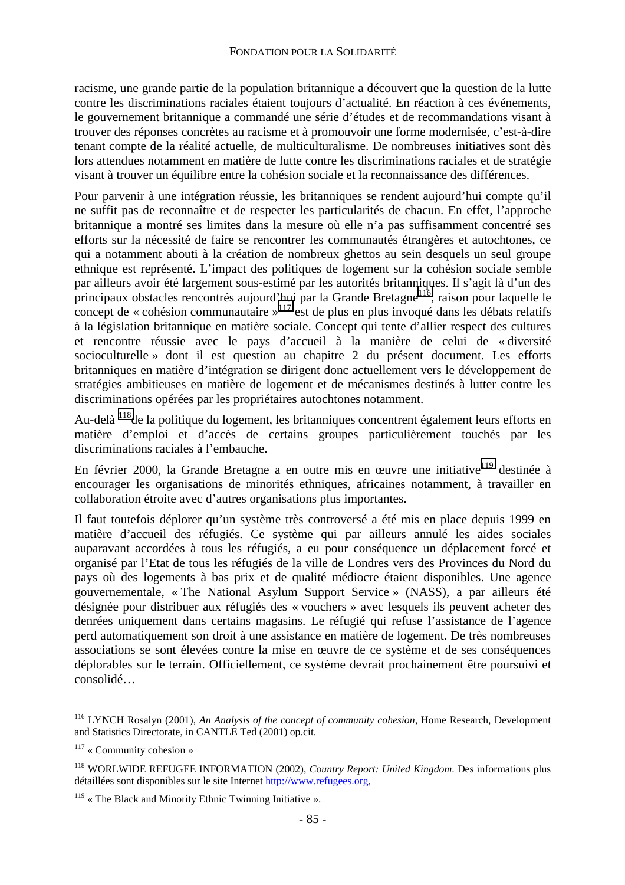racisme, une grande partie de la population britannique a découvert que la question de la lutte contre les discriminations raciales étaient toujours d'actualité. En réaction à ces événements, le gouvernement britannique a commandé une série d'études et de recommandations visant à trouver des réponses concrètes au racisme et à promouvoir une forme modernisée, c'est-à-dire tenant compte de la réalité actuelle, de multiculturalisme. De nombreuses initiatives sont dès lors attendues notamment en matière de lutte contre les discriminations raciales et de stratégie visant à trouver un équilibre entre la cohésion sociale et la reconnaissance des différences.

Pour parvenir à une intégration réussie, les britanniques se rendent aujourd'hui compte qu'il ne suffit pas de reconnaître et de respecter les particularités de chacun. En effet, l'approche britannique a montré ses limites dans la mesure où elle n'a pas suffisamment concentré ses efforts sur la nécessité de faire se rencontrer les communautés étrangères et autochtones, ce qui a notamment abouti à la création de nombreux ghettos au sein desquels un seul groupe ethnique est représenté. L'impact des politiques de logement sur la cohésion sociale semble par ailleurs avoir été largement sous-estimé par les autorités britanniques. Il s'agit là d'un des principaux obstacles rencontrés aujourd'hui par la Grande Bretagne[116], raison pour laquelle le concept de « cohésion communautaire »[117] est de plus en plus invoqué dans les débats relatifs à la législation britannique en matière sociale. Concept qui tente d'allier respect des cultures et rencontre réussie avec le pays d'accueil à la manière de celui de « diversité socioculturelle » dont il est question au chapitre 2 du présent document. Les efforts britanniques en matière d'intégration se dirigent donc actuellement vers le développement de stratégies ambitieuses en matière de logement et de mécanismes destinés à lutter contre les discriminations opérées par les propriétaires autochtones notamment.

Au-delà [118]de la politique du logement, les britanniques concentrent également leurs efforts en matière d'emploi et d'accès de certains groupes particulièrement touchés par les discriminations raciales à l'embauche.

En février 2000, la Grande Bretagne a en outre mis en œuvre une initiative[119] destinée à encourager les organisations de minorités ethniques, africaines notamment, à travailler en collaboration étroite avec d'autres organisations plus importantes.

Il faut toutefois déplorer qu'un système très controversé a été mis en place depuis 1999 en matière d'accueil des réfugiés. Ce système qui par ailleurs annulé les aides sociales auparavant accordées à tous les réfugiés, a eu pour conséquence un déplacement forcé et organisé par l'Etat de tous les réfugiés de la ville de Londres vers des Provinces du Nord du pays où des logements à bas prix et de qualité médiocre étaient disponibles. Une agence gouvernementale, « The National Asylum Support Service » (NASS), a par ailleurs été désignée pour distribuer aux réfugiés des « vouchers » avec lesquels ils peuvent acheter des denrées uniquement dans certains magasins. Le réfugié qui refuse l'assistance de l'agence perd automatiquement son droit à une assistance en matière de logement. De très nombreuses associations se sont élevées contre la mise en œuvre de ce système et de ses conséquences déplorables sur le terrain. Officiellement, ce système devrait prochainement être poursuivi et consolidé…

---

[116] LYNCH Rosalyn (2001), *An Analysis of the concept of community cohesion*, Home Research, Development and Statistics Directorate, in CANTLE Ted (2001) op.cit.

[117] « Community cohesion »

[118] WORLWIDE REFUGEE INFORMATION (2002), *Country Report: United Kingdom*. Des informations plus détaillées sont disponibles sur le site Internet http://www.refugees.org,

[119] « The Black and Minority Ethnic Twinning Initiative ».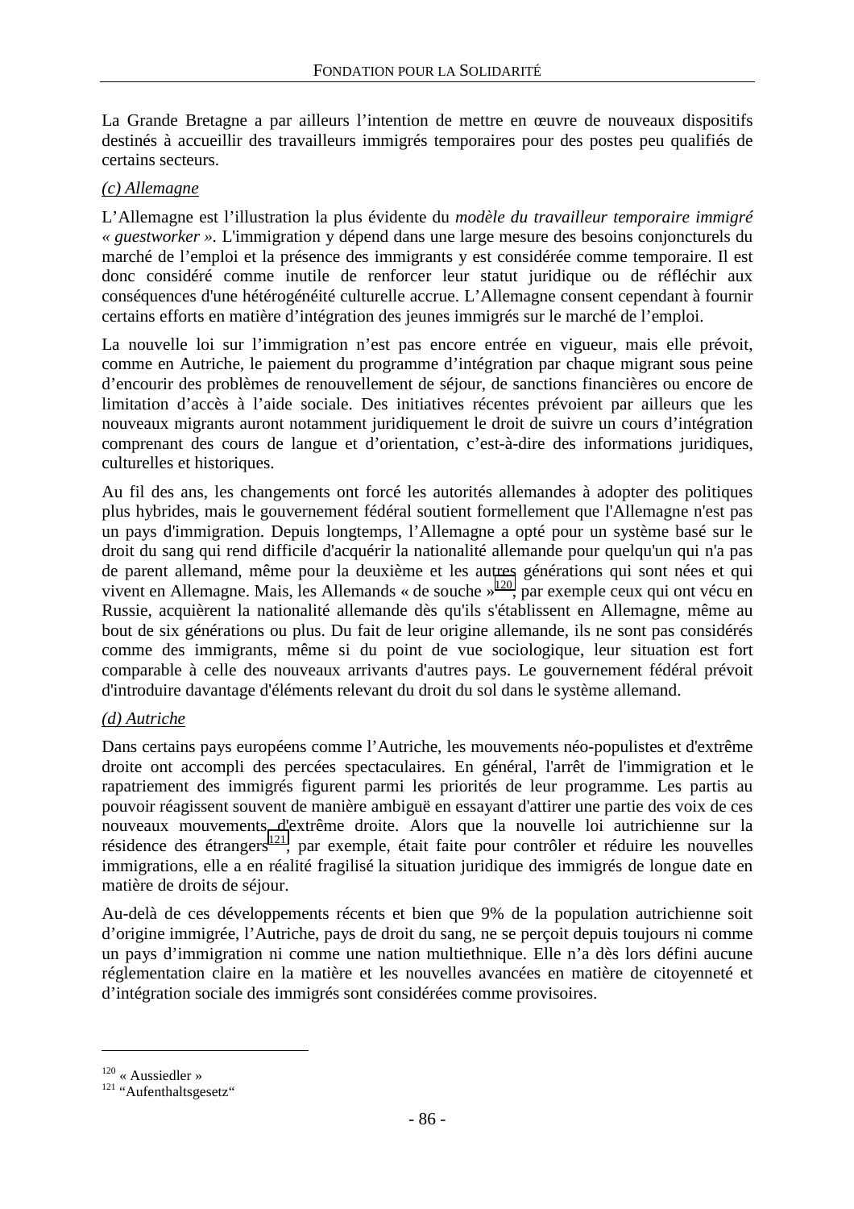La Grande Bretagne a par ailleurs l'intention de mettre en œuvre de nouveaux dispositifs destinés à accueillir des travailleurs immigrés temporaires pour des postes peu qualifiés de certains secteurs.

*(c) Allemagne*

L'Allemagne est l'illustration la plus évidente du *modèle du travailleur temporaire immigré « guestworker »*. L'immigration y dépend dans une large mesure des besoins conjoncturels du marché de l'emploi et la présence des immigrants y est considérée comme temporaire. Il est donc considéré comme inutile de renforcer leur statut juridique ou de réfléchir aux conséquences d'une hétérogénéité culturelle accrue. L'Allemagne consent cependant à fournir certains efforts en matière d'intégration des jeunes immigrés sur le marché de l'emploi.

La nouvelle loi sur l'immigration n'est pas encore entrée en vigueur, mais elle prévoit, comme en Autriche, le paiement du programme d'intégration par chaque migrant sous peine d'encourir des problèmes de renouvellement de séjour, de sanctions financières ou encore de limitation d'accès à l'aide sociale. Des initiatives récentes prévoient par ailleurs que les nouveaux migrants auront notamment juridiquement le droit de suivre un cours d'intégration comprenant des cours de langue et d'orientation, c'est-à-dire des informations juridiques, culturelles et historiques.

Au fil des ans, les changements ont forcé les autorités allemandes à adopter des politiques plus hybrides, mais le gouvernement fédéral soutient formellement que l'Allemagne n'est pas un pays d'immigration. Depuis longtemps, l'Allemagne a opté pour un système basé sur le droit du sang qui rend difficile d'acquérir la nationalité allemande pour quelqu'un qui n'a pas de parent allemand, même pour la deuxième et les autres générations qui sont nées et qui vivent en Allemagne. Mais, les Allemands « de souche »[120], par exemple ceux qui ont vécu en Russie, acquièrent la nationalité allemande dès qu'ils s'établissent en Allemagne, même au bout de six générations ou plus. Du fait de leur origine allemande, ils ne sont pas considérés comme des immigrants, même si du point de vue sociologique, leur situation est fort comparable à celle des nouveaux arrivants d'autres pays. Le gouvernement fédéral prévoit d'introduire davantage d'éléments relevant du droit du sol dans le système allemand.

*(d) Autriche*

Dans certains pays européens comme l'Autriche, les mouvements néo-populistes et d'extrême droite ont accompli des percées spectaculaires. En général, l'arrêt de l'immigration et le rapatriement des immigrés figurent parmi les priorités de leur programme. Les partis au pouvoir réagissent souvent de manière ambiguë en essayant d'attirer une partie des voix de ces nouveaux mouvements d'extrême droite. Alors que la nouvelle loi autrichienne sur la résidence des étrangers[121], par exemple, était faite pour contrôler et réduire les nouvelles immigrations, elle a en réalité fragilisé la situation juridique des immigrés de longue date en matière de droits de séjour.

Au-delà de ces développements récents et bien que 9% de la population autrichienne soit d'origine immigrée, l'Autriche, pays de droit du sang, ne se perçoit depuis toujours ni comme un pays d'immigration ni comme une nation multiethnique. Elle n'a dès lors défini aucune réglementation claire en la matière et les nouvelles avancées en matière de citoyenneté et d'intégration sociale des immigrés sont considérées comme provisoires.

---

[120] « Aussiedler »

[121] "Aufenthaltsgesetz"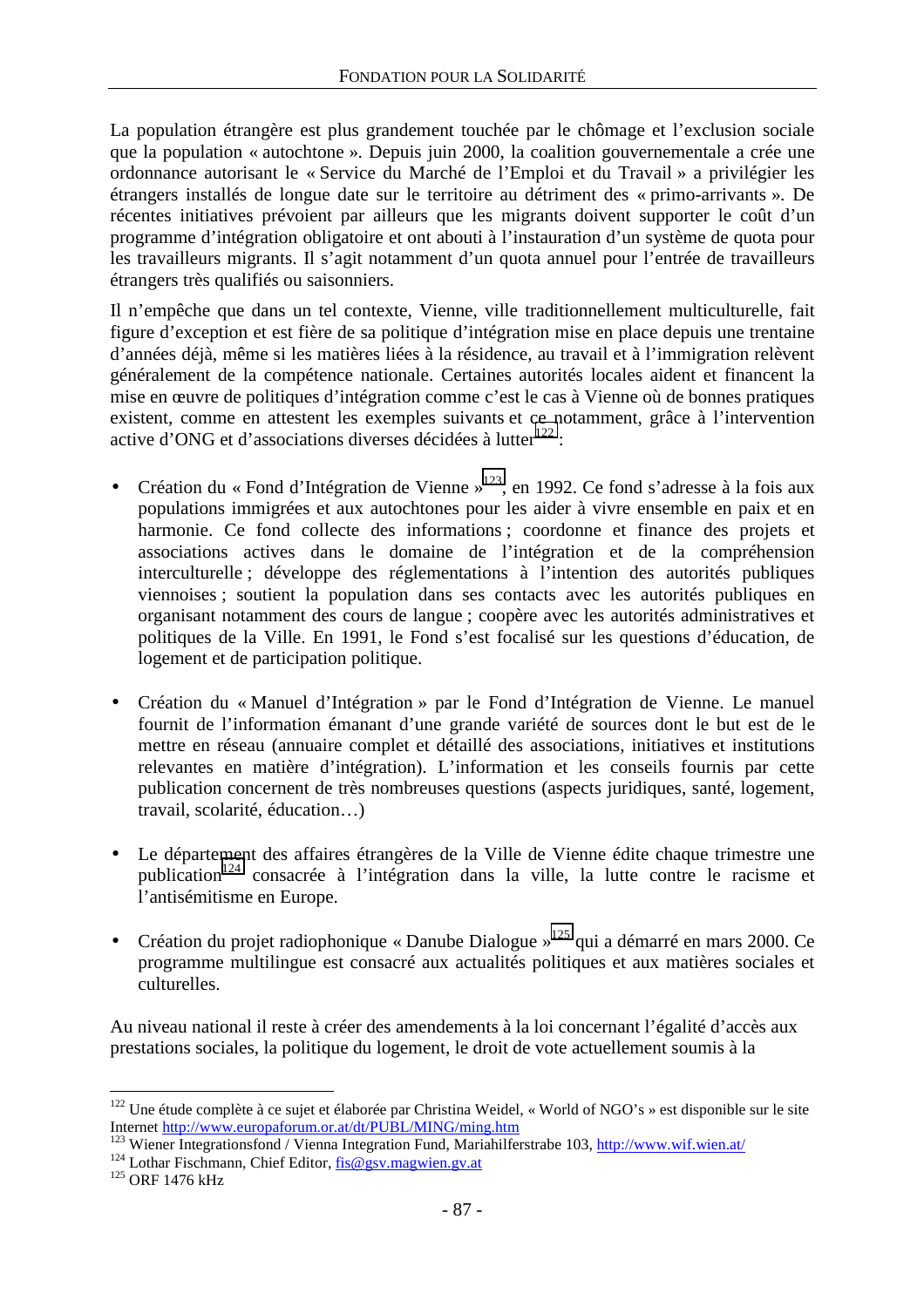La population étrangère est plus grandement touchée par le chômage et l'exclusion sociale que la population « autochtone ». Depuis juin 2000, la coalition gouvernementale a crée une ordonnance autorisant le « Service du Marché de l'Emploi et du Travail » à privilégier les étrangers installés de longue date sur le territoire au détriment des « primo-arrivants ». De récentes initiatives prévoient par ailleurs que les migrants doivent supporter le coût d'un programme d'intégration obligatoire et ont abouti à l'instauration d'un système de quota pour les travailleurs migrants. Il s'agit notamment d'un quota annuel pour l'entrée de travailleurs étrangers très qualifiés ou saisonniers.

Il n'empêche que dans un tel contexte, Vienne, ville traditionnellement multiculturelle, fait figure d'exception et est fière de sa politique d'intégration mise en place depuis une trentaine d'années déjà, même si les matières liées à la résidence, au travail et à l'immigration relèvent généralement de la compétence nationale. Certaines autorités locales aident et financent la mise en œuvre de politiques d'intégration comme c'est le cas à Vienne où de bonnes pratiques existent, comme en attestent les exemples suivants et ce notamment, grâce à l'intervention active d'ONG et d'associations diverses décidées à lutter[122] :

- Création du « Fond d'Intégration de Vienne »[123], en 1992. Ce fond s'adresse à la fois aux populations immigrées et aux autochtones pour les aider à vivre ensemble en paix et en harmonie. Ce fond collecte des informations ; coordonne et finance des projets et associations actives dans le domaine de l'intégration et de la compréhension interculturelle ; développe des réglementations à l'intention des autorités publiques viennoises ; soutient la population dans ses contacts avec les autorités publiques en organisant notamment des cours de langue ; coopère avec les autorités administratives et politiques de la Ville. En 1991, le Fond s'est focalisé sur les questions d'éducation, de logement et de participation politique.

- Création du « Manuel d'Intégration » par le Fond d'Intégration de Vienne. Le manuel fournit de l'information émanant d'une grande variété de sources dont le but est de le mettre en réseau (annuaire complet et détaillé des associations, initiatives et institutions relevantes en matière d'intégration). L'information et les conseils fournis par cette publication concernent de très nombreuses questions (aspects juridiques, santé, logement, travail, scolarité, éducation…)

- Le département des affaires étrangères de la Ville de Vienne édite chaque trimestre une publication[124] consacrée à l'intégration dans la ville, la lutte contre le racisme et l'antisémitisme en Europe.

- Création du projet radiophonique « Danube Dialogue »[125] qui a démarré en mars 2000. Ce programme multilingue est consacré aux actualités politiques et aux matières sociales et culturelles.

Au niveau national il reste à créer des amendements à la loi concernant l'égalité d'accès aux prestations sociales, la politique du logement, le droit de vote actuellement soumis à la

---

[122] Une étude complète à ce sujet et élaborée par Christina Weidel, « World of NGO's » est disponible sur le site Internet http://www.europaforum.or.at/dt/PUBL/MING/ming.htm

[123] Wiener Integrationsfond / Vienna Integration Fund, Mariahilferstrabe 103, http://www.wif.wien.at/

[124] Lothar Fischmann, Chief Editor, fis@gsv.magwien.gv.at

[125] ORF 1476 kHz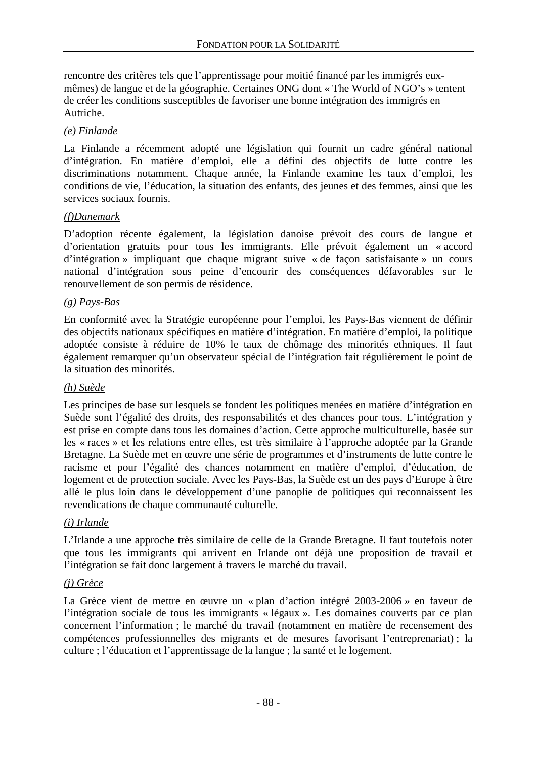rencontre des critères tels que l'apprentissage pour moitié financé par les immigrés eux-mêmes) de langue et de la géographie. Certaines ONG dont « The World of NGO's » tentent de créer les conditions susceptibles de favoriser une bonne intégration des immigrés en Autriche.

*(e) Finlande*

La Finlande a récemment adopté une législation qui fournit un cadre général national d'intégration. En matière d'emploi, elle a défini des objectifs de lutte contre les discriminations notamment. Chaque année, la Finlande examine les taux d'emploi, les conditions de vie, l'éducation, la situation des enfants, des jeunes et des femmes, ainsi que les services sociaux fournis.

*(f)Danemark*

D'adoption récente également, la législation danoise prévoit des cours de langue et d'orientation gratuits pour tous les immigrants. Elle prévoit également un « accord d'intégration » impliquant que chaque migrant suive « de façon satisfaisante » un cours national d'intégration sous peine d'encourir des conséquences défavorables sur le renouvellement de son permis de résidence.

*(g) Pays-Bas*

En conformité avec la Stratégie européenne pour l'emploi, les Pays-Bas viennent de définir des objectifs nationaux spécifiques en matière d'intégration. En matière d'emploi, la politique adoptée consiste à réduire de 10% le taux de chômage des minorités ethniques. Il faut également remarquer qu'un observateur spécial de l'intégration fait régulièrement le point de la situation des minorités.

*(h) Suède*

Les principes de base sur lesquels se fondent les politiques menées en matière d'intégration en Suède sont l'égalité des droits, des responsabilités et des chances pour tous. L'intégration y est prise en compte dans tous les domaines d'action. Cette approche multiculturelle, basée sur les « races » et les relations entre elles, est très similaire à l'approche adoptée par la Grande Bretagne. La Suède met en œuvre une série de programmes et d'instruments de lutte contre le racisme et pour l'égalité des chances notamment en matière d'emploi, d'éducation, de logement et de protection sociale. Avec les Pays-Bas, la Suède est un des pays d'Europe à être allé le plus loin dans le développement d'une panoplie de politiques qui reconnaissent les revendications de chaque communauté culturelle.

*(i) Irlande*

L'Irlande a une approche très similaire de celle de la Grande Bretagne. Il faut toutefois noter que tous les immigrants qui arrivent en Irlande ont déjà une proposition de travail et l'intégration se fait donc largement à travers le marché du travail.

*(j) Grèce*

La Grèce vient de mettre en œuvre un « plan d'action intégré 2003-2006 » en faveur de l'intégration sociale de tous les immigrants « légaux ». Les domaines couverts par ce plan concernent l'information ; le marché du travail (notamment en matière de recensement des compétences professionnelles des migrants et de mesures favorisant l'entreprenariat) ; la culture ; l'éducation et l'apprentissage de la langue ; la santé et le logement.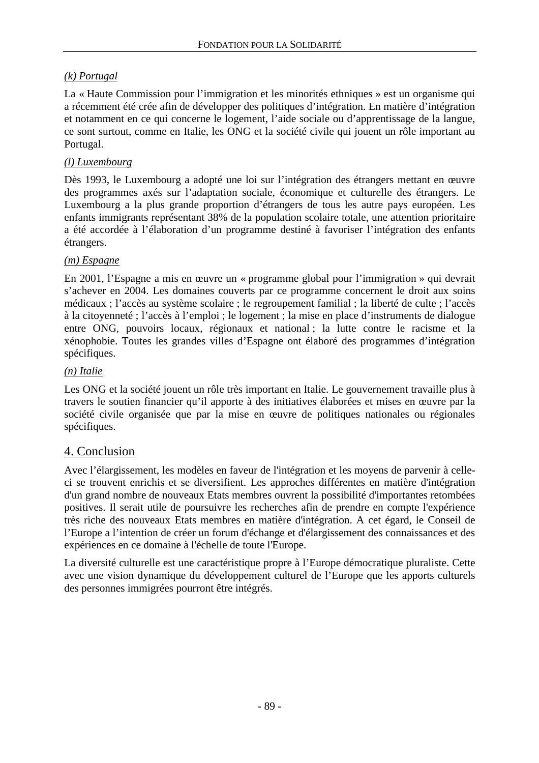*(k) Portugal*

La « Haute Commission pour l'immigration et les minorités ethniques » est un organisme qui a récemment été crée afin de développer des politiques d'intégration. En matière d'intégration et notamment en ce qui concerne le logement, l'aide sociale ou d'apprentissage de la langue, ce sont surtout, comme en Italie, les ONG et la société civile qui jouent un rôle important au Portugal.

*(l) Luxembourg*

Dès 1993, le Luxembourg a adopté une loi sur l'intégration des étrangers mettant en œuvre des programmes axés sur l'adaptation sociale, économique et culturelle des étrangers. Le Luxembourg a la plus grande proportion d'étrangers de tous les autre pays européen. Les enfants immigrants représentant 38% de la population scolaire totale, une attention prioritaire a été accordée à l'élaboration d'un programme destiné à favoriser l'intégration des enfants étrangers.

*(m) Espagne*

En 2001, l'Espagne a mis en œuvre un « programme global pour l'immigration » qui devrait s'achever en 2004. Les domaines couverts par ce programme concernent le droit aux soins médicaux ; l'accès au système scolaire ; le regroupement familial ; la liberté de culte ; l'accès à la citoyenneté ; l'accès à l'emploi ; le logement ; la mise en place d'instruments de dialogue entre ONG, pouvoirs locaux, régionaux et national ; la lutte contre le racisme et la xénophobie. Toutes les grandes villes d'Espagne ont élaboré des programmes d'intégration spécifiques.

*(n) Italie*

Les ONG et la société jouent un rôle très important en Italie. Le gouvernement travaille plus à travers le soutien financier qu'il apporte à des initiatives élaborées et mises en œuvre par la société civile organisée que par la mise en œuvre de politiques nationales ou régionales spécifiques.

## 4. Conclusion

Avec l'élargissement, les modèles en faveur de l'intégration et les moyens de parvenir à celle-ci se trouvent enrichis et se diversifient. Les approches différentes en matière d'intégration d'un grand nombre de nouveaux Etats membres ouvrent la possibilité d'importantes retombées positives. Il serait utile de poursuivre les recherches afin de prendre en compte l'expérience très riche des nouveaux Etats membres en matière d'intégration. A cet égard, le Conseil de l'Europe a l'intention de créer un forum d'échange et d'élargissement des connaissances et des expériences en ce domaine à l'échelle de toute l'Europe.

La diversité culturelle est une caractéristique propre à l'Europe démocratique pluraliste. Cette avec une vision dynamique du développement culturel de l'Europe que les apports culturels des personnes immigrées pourront être intégrés.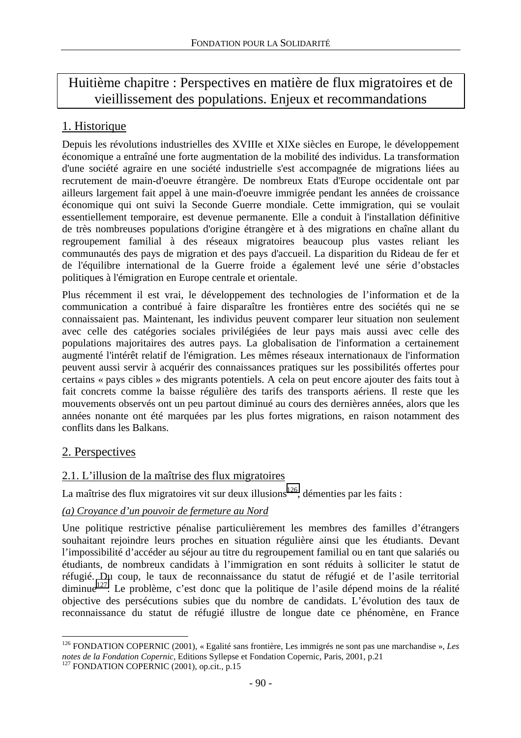# Huitième chapitre : Perspectives en matière de flux migratoires et de vieillissement des populations. Enjeux et recommandations

## 1. Historique

Depuis les révolutions industrielles des XVIIIe et XIXe siècles en Europe, le développement économique a entraîné une forte augmentation de la mobilité des individus. La transformation d'une société agraire en une société industrielle s'est accompagnée de migrations liées au recrutement de main-d'oeuvre étrangère. De nombreux Etats d'Europe occidentale ont par ailleurs largement fait appel à une main-d'oeuvre immigrée pendant les années de croissance économique qui ont suivi la Seconde Guerre mondiale. Cette immigration, qui se voulait essentiellement temporaire, est devenue permanente. Elle a conduit à l'installation définitive de très nombreuses populations d'origine étrangère et à des migrations en chaîne allant du regroupement familial à des réseaux migratoires beaucoup plus vastes reliant les communautés des pays de migration et des pays d'accueil. La disparition du Rideau de fer et de l'équilibre international de la Guerre froide a également levé une série d'obstacles politiques à l'émigration en Europe centrale et orientale.

Plus récemment il est vrai, le développement des technologies de l'information et de la communication a contribué à faire disparaître les frontières entre des sociétés qui ne se connaissaient pas. Maintenant, les individus peuvent comparer leur situation non seulement avec celle des catégories sociales privilégiées de leur pays mais aussi avec celle des populations majoritaires des autres pays. La globalisation de l'information a certainement augmenté l'intérêt relatif de l'émigration. Les mêmes réseaux internationaux de l'information peuvent aussi servir à acquérir des connaissances pratiques sur les possibilités offertes pour certains « pays cibles » des migrants potentiels. A cela on peut encore ajouter des faits tout à fait concrets comme la baisse régulière des tarifs des transports aériens. Il reste que les mouvements observés ont un peu partout diminué au cours des dernières années, alors que les années nonante ont été marquées par les plus fortes migrations, en raison notamment des conflits dans les Balkans.

## 2. Perspectives

### 2.1. L'illusion de la maîtrise des flux migratoires

La maîtrise des flux migratoires vit sur deux illusions[126], démenties par les faits :

*(a) Croyance d'un pouvoir de fermeture au Nord*

Une politique restrictive pénalise particulièrement les membres des familles d'étrangers souhaitant rejoindre leurs proches en situation régulière ainsi que les étudiants. Devant l'impossibilité d'accéder au séjour au titre du regroupement familial ou en tant que salariés ou étudiants, de nombreux candidats à l'immigration en sont réduits à solliciter le statut de réfugié. Du coup, le taux de reconnaissance du statut de réfugié et de l'asile territorial diminue[127]. Le problème, c'est donc que la politique de l'asile dépend moins de la réalité objective des persécutions subies que du nombre de candidats. L'évolution des taux de reconnaissance du statut de réfugié illustre de longue date ce phénomène, en France

---

[126] FONDATION COPERNIC (2001), « Egalité sans frontière, Les immigrés ne sont pas une marchandise », *Les notes de la Fondation Copernic*, Editions Syllepse et Fondation Copernic, Paris, 2001, p.21

[127] FONDATION COPERNIC (2001), op.cit., p.15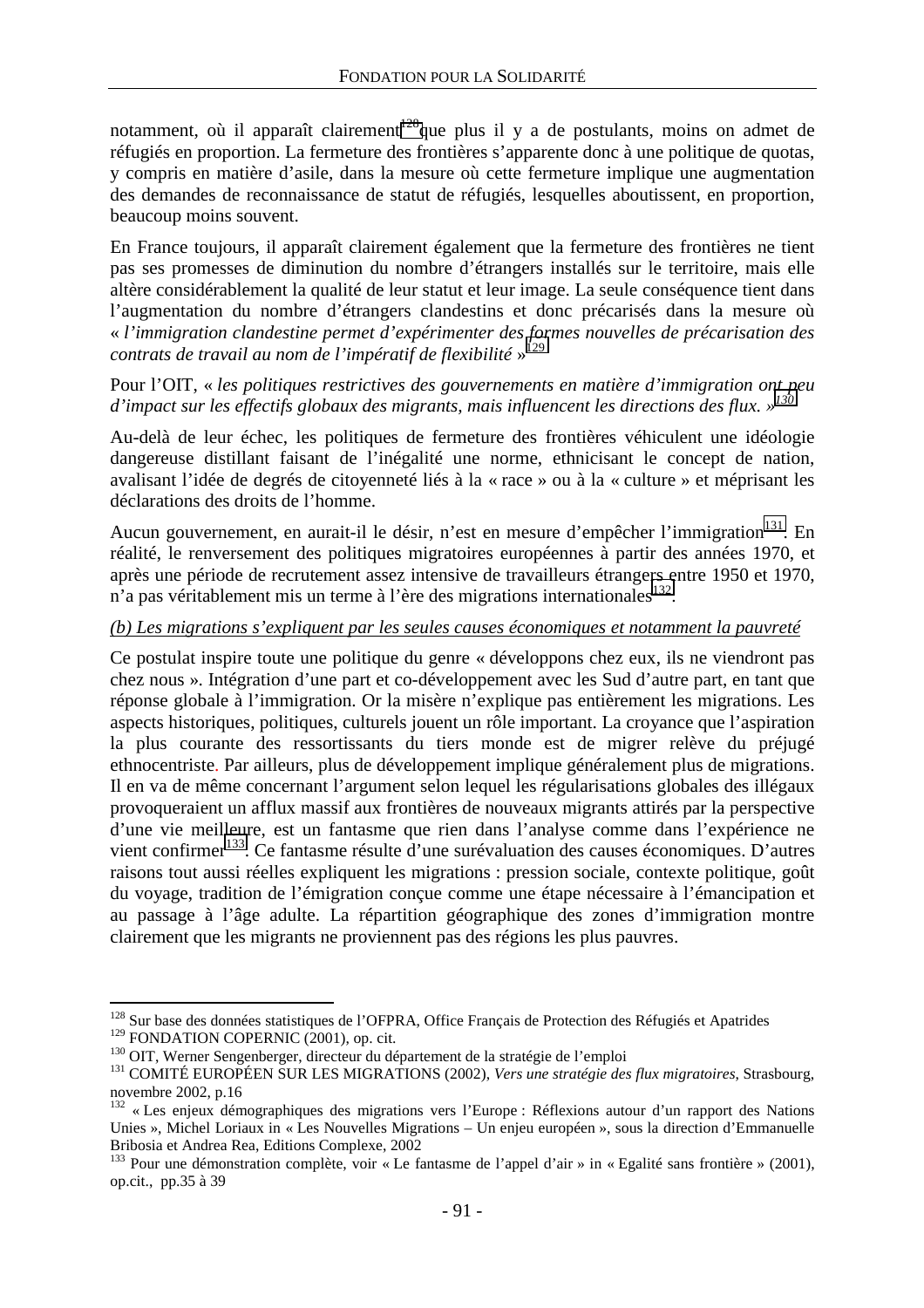notamment, où il apparaît clairement[128] que plus il y a de postulants, moins on admet de réfugiés en proportion. La fermeture des frontières s'apparente donc à une politique de quotas, y compris en matière d'asile, dans la mesure où cette fermeture implique une augmentation des demandes de reconnaissance de statut de réfugiés, lesquelles aboutissent, en proportion, beaucoup moins souvent.

En France toujours, il apparaît clairement également que la fermeture des frontières ne tient pas ses promesses de diminution du nombre d'étrangers installés sur le territoire, mais elle altère considérablement la qualité de leur statut et leur image. La seule conséquence tient dans l'augmentation du nombre d'étrangers clandestins et donc précarisés dans la mesure où « *l'immigration clandestine permet d'expérimenter des formes nouvelles de précarisation des contrats de travail au nom de l'impératif de flexibilité* »[129].

Pour l'OIT, « *les politiques restrictives des gouvernements en matière d'immigration ont peu d'impact sur les effectifs globaux des migrants, mais influencent les directions des flux.* »[130]

Au-delà de leur échec, les politiques de fermeture des frontières véhiculent une idéologie dangereuse distillant faisant de l'inégalité une norme, ethnicisant le concept de nation, avalisant l'idée de degrés de citoyenneté liés à la « race » ou à la « culture » et méprisant les déclarations des droits de l'homme.

Aucun gouvernement, en aurait-il le désir, n'est en mesure d'empêcher l'immigration[131]. En réalité, le renversement des politiques migratoires européennes à partir des années 1970, et après une période de recrutement assez intensive de travailleurs étrangers entre 1950 et 1970, n'a pas véritablement mis un terme à l'ère des migrations internationales[132].

*(b) Les migrations s'expliquent par les seules causes économiques et notamment la pauvreté*

Ce postulat inspire toute une politique du genre « développons chez eux, ils ne viendront pas chez nous ». Intégration d'une part et co-développement avec les Sud d'autre part, en tant que réponse globale à l'immigration. Or la misère n'explique pas entièrement les migrations. Les aspects historiques, politiques, culturels jouent un rôle important. La croyance que l'aspiration la plus courante des ressortissants du tiers monde est de migrer relève du préjugé ethnocentriste. Par ailleurs, plus de développement implique généralement plus de migrations. Il en va de même concernant l'argument selon lequel les régularisations globales des illégaux provoqueraient un afflux massif aux frontières de nouveaux migrants attirés par la perspective d'une vie meilleure, est un fantasme que rien dans l'analyse comme dans l'expérience ne vient confirmer[133]. Ce fantasme résulte d'une surévaluation des causes économiques. D'autres raisons tout aussi réelles expliquent les migrations : pression sociale, contexte politique, goût du voyage, tradition de l'émigration conçue comme une étape nécessaire à l'émancipation et au passage à l'âge adulte. La répartition géographique des zones d'immigration montre clairement que les migrants ne proviennent pas des régions les plus pauvres.

---

[128] Sur base des données statistiques de l'OFPRA, Office Français de Protection des Réfugiés et Apatrides

[129] FONDATION COPERNIC (2001), op. cit.

[130] OIT, Werner Sengenberger, directeur du département de la stratégie de l'emploi

[131] COMITÉ EUROPÉEN SUR LES MIGRATIONS (2002), *Vers une stratégie des flux migratoires,* Strasbourg, novembre 2002, p.16

[132] « Les enjeux démographiques des migrations vers l'Europe : Réflexions autour d'un rapport des Nations Unies », Michel Loriaux in « Les Nouvelles Migrations – Un enjeu européen », sous la direction d'Emmanuelle Bribosia et Andrea Rea, Editions Complexe, 2002

[133] Pour une démonstration complète, voir « Le fantasme de l'appel d'air » in « Egalité sans frontière » (2001), op.cit., pp.35 à 39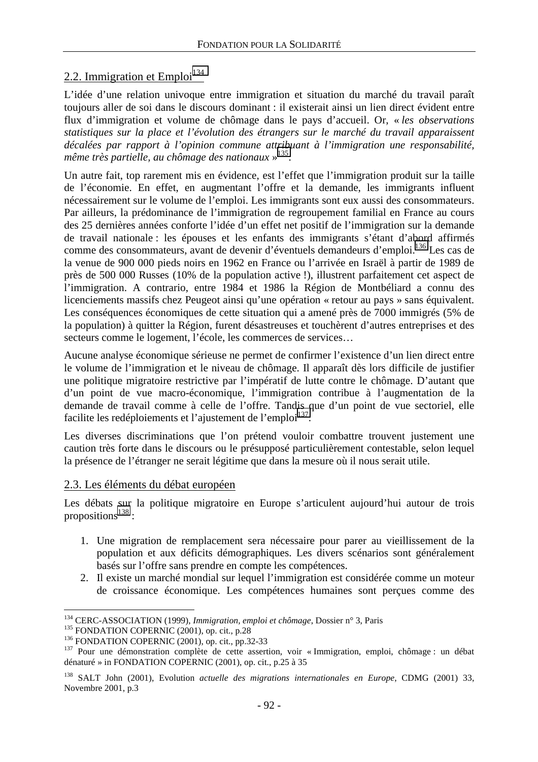## 2.2. Immigration et Emploi[134]

L'idée d'une relation univoque entre immigration et situation du marché du travail paraît toujours aller de soi dans le discours dominant : il existerait ainsi un lien direct évident entre flux d'immigration et volume de chômage dans le pays d'accueil. Or, « *les observations statistiques sur la place et l'évolution des étrangers sur le marché du travail apparaissent décalées par rapport à l'opinion commune attribuant à l'immigration une responsabilité, même très partielle, au chômage des nationaux* »[135].

Un autre fait, top rarement mis en évidence, est l'effet que l'immigration produit sur la taille de l'économie. En effet, en augmentant l'offre et la demande, les immigrants influent nécessairement sur le volume de l'emploi. Les immigrants sont eux aussi des consommateurs. Par ailleurs, la prédominance de l'immigration de regroupement familial en France au cours des 25 dernières années conforte l'idée d'un effet net positif de l'immigration sur la demande de travail nationale : les épouses et les enfants des immigrants s'étant d'abord affirmés comme des consommateurs, avant de devenir d'éventuels demandeurs d'emploi.[136] Les cas de la venue de 900 000 pieds noirs en 1962 en France ou l'arrivée en Israël à partir de 1989 de près de 500 000 Russes (10% de la population active !), illustrent parfaitement cet aspect de l'immigration. A contrario, entre 1984 et 1986 la Région de Montbéliard a connu des licenciements massifs chez Peugeot ainsi qu'une opération « retour au pays » sans équivalent. Les conséquences économiques de cette situation qui a amené près de 7000 immigrés (5% de la population) à quitter la Région, furent désastreuses et touchèrent d'autres entreprises et des secteurs comme le logement, l'école, les commerces de services…

Aucune analyse économique sérieuse ne permet de confirmer l'existence d'un lien direct entre le volume de l'immigration et le niveau de chômage. Il apparaît dès lors difficile de justifier une politique migratoire restrictive par l'impératif de lutte contre le chômage. D'autant que d'un point de vue macro-économique, l'immigration contribue à l'augmentation de la demande de travail comme à celle de l'offre. Tandis que d'un point de vue sectoriel, elle facilite les redéploiements et l'ajustement de l'emploi[137].

Les diverses discriminations que l'on prétend vouloir combattre trouvent justement une caution très forte dans le discours ou le présupposé particulièrement contestable, selon lequel la présence de l'étranger ne serait légitime que dans la mesure où il nous serait utile.

## 2.3. Les éléments du débat européen

Les débats sur la politique migratoire en Europe s'articulent aujourd'hui autour de trois propositions[138] :

1. Une migration de remplacement sera nécessaire pour parer au vieillissement de la population et aux déficits démographiques. Les divers scénarios sont généralement basés sur l'offre sans prendre en compte les compétences.
2. Il existe un marché mondial sur lequel l'immigration est considérée comme un moteur de croissance économique. Les compétences humaines sont perçues comme des

---

[134] CERC-ASSOCIATION (1999), *Immigration, emploi et chômage*, Dossier n° 3, Paris

[135] FONDATION COPERNIC (2001), op. cit., p.28

[136] FONDATION COPERNIC (2001), op. cit., pp.32-33

[137] Pour une démonstration complète de cette assertion, voir « Immigration, emploi, chômage : un débat dénaturé » in FONDATION COPERNIC (2001), op. cit., p.25 à 35

[138] SALT John (2001), Evolution *actuelle des migrations internationales en Europe*, CDMG (2001) 33, Novembre 2001, p.3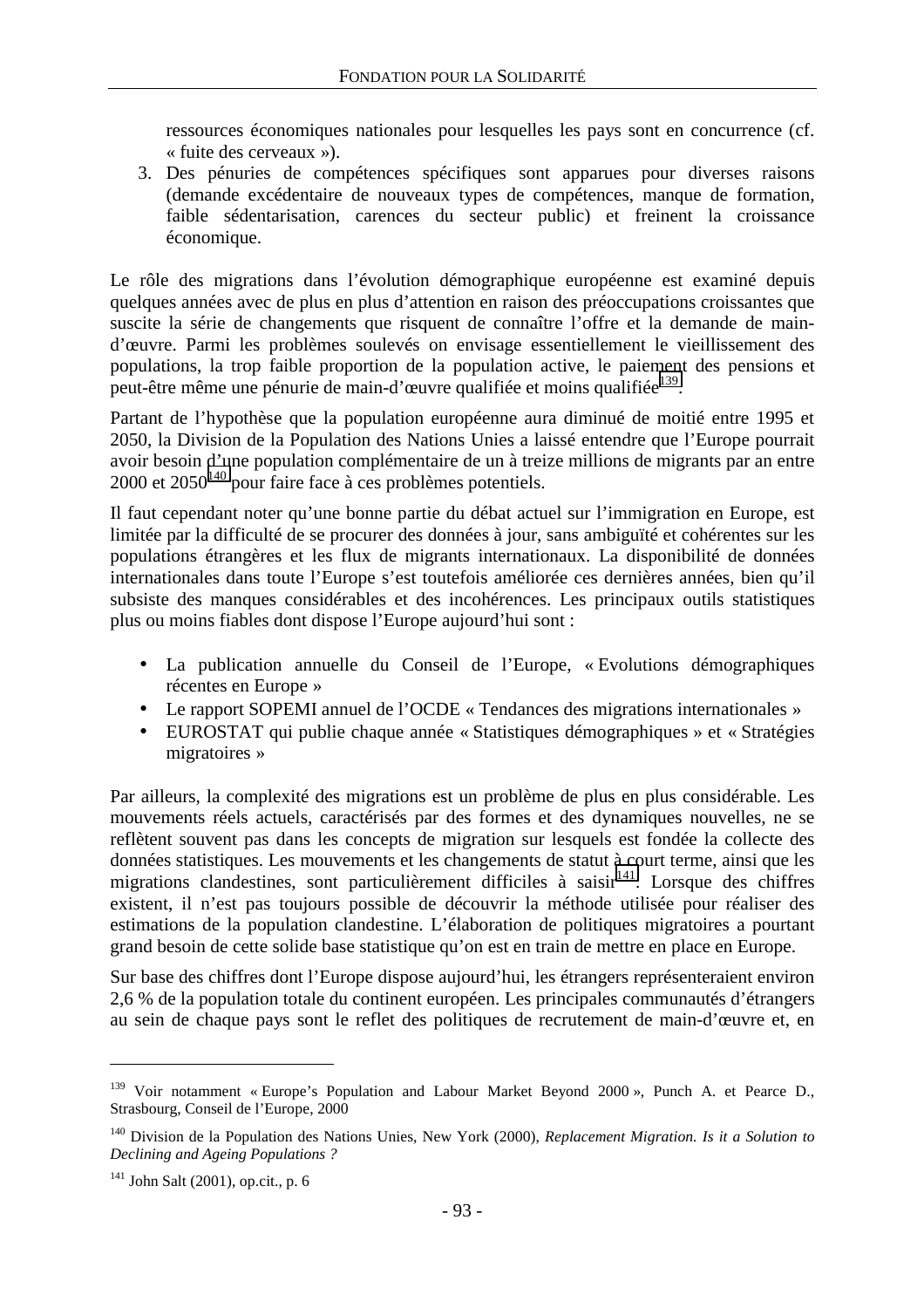ressources économiques nationales pour lesquelles les pays sont en concurrence (cf. « fuite des cerveaux »).

3. Des pénuries de compétences spécifiques sont apparues pour diverses raisons (demande excédentaire de nouveaux types de compétences, manque de formation, faible sédentarisation, carences du secteur public) et freinent la croissance économique.

Le rôle des migrations dans l'évolution démographique européenne est examiné depuis quelques années avec de plus en plus d'attention en raison des préoccupations croissantes que suscite la série de changements que risquent de connaître l'offre et la demande de main-d'œuvre. Parmi les problèmes soulevés on envisage essentiellement le vieillissement des populations, la trop faible proportion de la population active, le paiement des pensions et peut-être même une pénurie de main-d'œuvre qualifiée et moins qualifiée[139].

Partant de l'hypothèse que la population européenne aura diminué de moitié entre 1995 et 2050, la Division de la Population des Nations Unies a laissé entendre que l'Europe pourrait avoir besoin d'une population complémentaire de un à treize millions de migrants par an entre 2000 et 2050[140] pour faire face à ces problèmes potentiels.

Il faut cependant noter qu'une bonne partie du débat actuel sur l'immigration en Europe, est limitée par la difficulté de se procurer des données à jour, sans ambiguïté et cohérentes sur les populations étrangères et les flux de migrants internationaux. La disponibilité de données internationales dans toute l'Europe s'est toutefois améliorée ces dernières années, bien qu'il subsiste des manques considérables et des incohérences. Les principaux outils statistiques plus ou moins fiables dont dispose l'Europe aujourd'hui sont :

- La publication annuelle du Conseil de l'Europe, « Evolutions démographiques récentes en Europe »
- Le rapport SOPEMI annuel de l'OCDE « Tendances des migrations internationales »
- EUROSTAT qui publie chaque année « Statistiques démographiques » et « Stratégies migratoires »

Par ailleurs, la complexité des migrations est un problème de plus en plus considérable. Les mouvements réels actuels, caractérisés par des formes et des dynamiques nouvelles, ne se reflètent souvent pas dans les concepts de migration sur lesquels est fondée la collecte des données statistiques. Les mouvements et les changements de statut à court terme, ainsi que les migrations clandestines, sont particulièrement difficiles à saisir[141]. Lorsque des chiffres existent, il n'est pas toujours possible de découvrir la méthode utilisée pour réaliser des estimations de la population clandestine. L'élaboration de politiques migratoires a pourtant grand besoin de cette solide base statistique qu'on est en train de mettre en place en Europe.

Sur base des chiffres dont l'Europe dispose aujourd'hui, les étrangers représenteraient environ 2,6 % de la population totale du continent européen. Les principales communautés d'étrangers au sein de chaque pays sont le reflet des politiques de recrutement de main-d'œuvre et, en

---

[139] Voir notamment « Europe's Population and Labour Market Beyond 2000 », Punch A. et Pearce D., Strasbourg, Conseil de l'Europe, 2000

[140] Division de la Population des Nations Unies, New York (2000), *Replacement Migration. Is it a Solution to Declining and Ageing Populations ?*

[141] John Salt (2001), op.cit., p. 6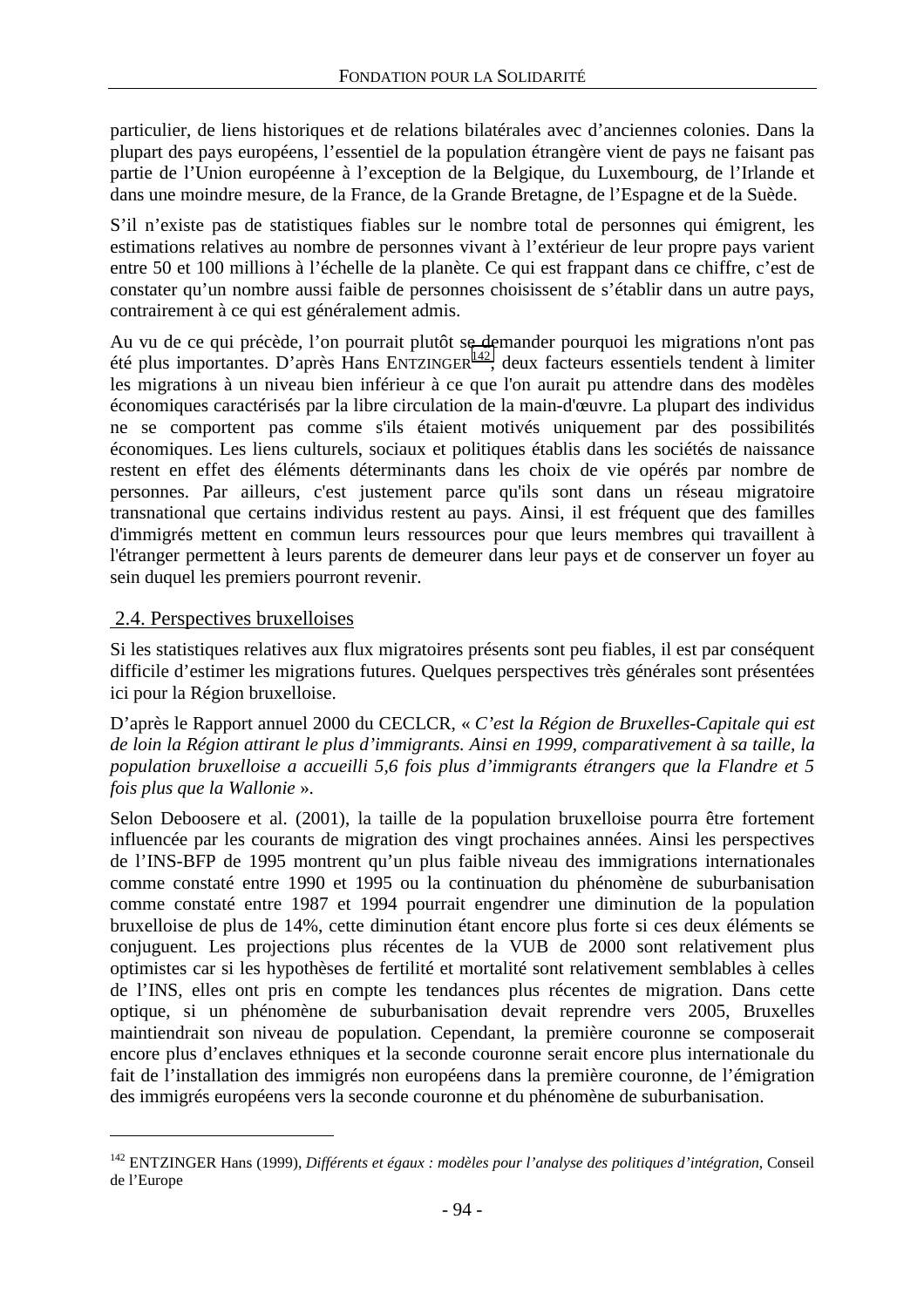particulier, de liens historiques et de relations bilatérales avec d'anciennes colonies. Dans la plupart des pays européens, l'essentiel de la population étrangère vient de pays ne faisant pas partie de l'Union européenne à l'exception de la Belgique, du Luxembourg, de l'Irlande et dans une moindre mesure, de la France, de la Grande Bretagne, de l'Espagne et de la Suède.

S'il n'existe pas de statistiques fiables sur le nombre total de personnes qui émigrent, les estimations relatives au nombre de personnes vivant à l'extérieur de leur propre pays varient entre 50 et 100 millions à l'échelle de la planète. Ce qui est frappant dans ce chiffre, c'est de constater qu'un nombre aussi faible de personnes choisissent de s'établir dans un autre pays, contrairement à ce qui est généralement admis.

Au vu de ce qui précède, l'on pourrait plutôt se demander pourquoi les migrations n'ont pas été plus importantes. D'après Hans ENTZINGER[142], deux facteurs essentiels tendent à limiter les migrations à un niveau bien inférieur à ce que l'on aurait pu attendre dans des modèles économiques caractérisés par la libre circulation de la main-d'œuvre. La plupart des individus ne se comportent pas comme s'ils étaient motivés uniquement par des possibilités économiques. Les liens culturels, sociaux et politiques établis dans les sociétés de naissance restent en effet des éléments déterminants dans les choix de vie opérés par nombre de personnes. Par ailleurs, c'est justement parce qu'ils sont dans un réseau migratoire transnational que certains individus restent au pays. Ainsi, il est fréquent que des familles d'immigrés mettent en commun leurs ressources pour que leurs membres qui travaillent à l'étranger permettent à leurs parents de demeurer dans leur pays et de conserver un foyer au sein duquel les premiers pourront revenir.

## 2.4. Perspectives bruxelloises

Si les statistiques relatives aux flux migratoires présents sont peu fiables, il est par conséquent difficile d'estimer les migrations futures. Quelques perspectives très générales sont présentées ici pour la Région bruxelloise.

D'après le Rapport annuel 2000 du CECLCR, « *C'est la Région de Bruxelles-Capitale qui est de loin la Région attirant le plus d'immigrants. Ainsi en 1999, comparativement à sa taille, la population bruxelloise a accueilli 5,6 fois plus d'immigrants étrangers que la Flandre et 5 fois plus que la Wallonie* ».

Selon Deboosere et al. (2001), la taille de la population bruxelloise pourra être fortement influencée par les courants de migration des vingt prochaines années. Ainsi les perspectives de l'INS-BFP de 1995 montrent qu'un plus faible niveau des immigrations internationales comme constaté entre 1990 et 1995 ou la continuation du phénomène de suburbanisation comme constaté entre 1987 et 1994 pourrait engendrer une diminution de la population bruxelloise de plus de 14%, cette diminution étant encore plus forte si ces deux éléments se conjuguent. Les projections plus récentes de la VUB de 2000 sont relativement plus optimistes car si les hypothèses de fertilité et mortalité sont relativement semblables à celles de l'INS, elles ont pris en compte les tendances plus récentes de migration. Dans cette optique, si un phénomène de suburbanisation devait reprendre vers 2005, Bruxelles maintiendrait son niveau de population. Cependant, la première couronne se composerait encore plus d'enclaves ethniques et la seconde couronne serait encore plus internationale du fait de l'installation des immigrés non européens dans la première couronne, de l'émigration des immigrés européens vers la seconde couronne et du phénomène de suburbanisation.

---

[142] ENTZINGER Hans (1999), *Différents et égaux : modèles pour l'analyse des politiques d'intégration*, Conseil de l'Europe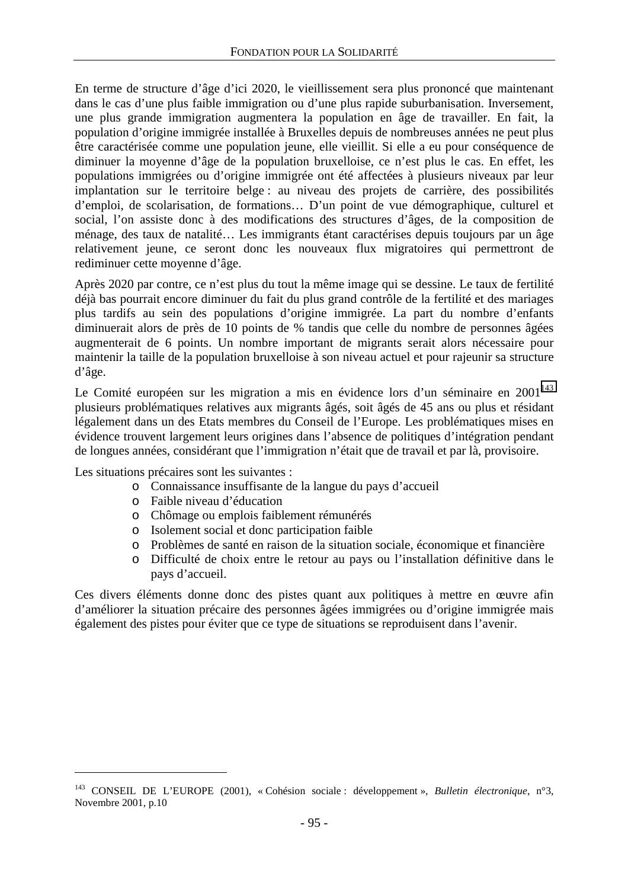En terme de structure d'âge d'ici 2020, le vieillissement sera plus prononcé que maintenant dans le cas d'une plus faible immigration ou d'une plus rapide suburbanisation. Inversement, une plus grande immigration augmentera la population en âge de travailler. En fait, la population d'origine immigrée installée à Bruxelles depuis de nombreuses années ne peut plus être caractérisée comme une population jeune, elle vieillit. Si elle a eu pour conséquence de diminuer la moyenne d'âge de la population bruxelloise, ce n'est plus le cas. En effet, les populations immigrées ou d'origine immigrée ont été affectées à plusieurs niveaux par leur implantation sur le territoire belge : au niveau des projets de carrière, des possibilités d'emploi, de scolarisation, de formations… D'un point de vue démographique, culturel et social, l'on assiste donc à des modifications des structures d'âges, de la composition de ménage, des taux de natalité… Les immigrants étant caractérises depuis toujours par un âge relativement jeune, ce seront donc les nouveaux flux migratoires qui permettront de rediminuer cette moyenne d'âge.

Après 2020 par contre, ce n'est plus du tout la même image qui se dessine. Le taux de fertilité déjà bas pourrait encore diminuer du fait du plus grand contrôle de la fertilité et des mariages plus tardifs au sein des populations d'origine immigrée. La part du nombre d'enfants diminuerait alors de près de 10 points de % tandis que celle du nombre de personnes âgées augmenterait de 6 points. Un nombre important de migrants serait alors nécessaire pour maintenir la taille de la population bruxelloise à son niveau actuel et pour rajeunir sa structure d'âge.

Le Comité européen sur les migration a mis en évidence lors d'un séminaire en 2001[143] plusieurs problématiques relatives aux migrants âgés, soit âgés de 45 ans ou plus et résidant légalement dans un des Etats membres du Conseil de l'Europe. Les problématiques mises en évidence trouvent largement leurs origines dans l'absence de politiques d'intégration pendant de longues années, considérant que l'immigration n'était que de travail et par là, provisoire.

Les situations précaires sont les suivantes :

- Connaissance insuffisante de la langue du pays d'accueil
- Faible niveau d'éducation
- Chômage ou emplois faiblement rémunérés
- Isolement social et donc participation faible
- Problèmes de santé en raison de la situation sociale, économique et financière
- Difficulté de choix entre le retour au pays ou l'installation définitive dans le pays d'accueil.

Ces divers éléments donne donc des pistes quant aux politiques à mettre en œuvre afin d'améliorer la situation précaire des personnes âgées immigrées ou d'origine immigrée mais également des pistes pour éviter que ce type de situations se reproduisent dans l'avenir.

---

[143] CONSEIL DE L'EUROPE (2001), « Cohésion sociale : développement », *Bulletin électronique*, n°3, Novembre 2001, p.10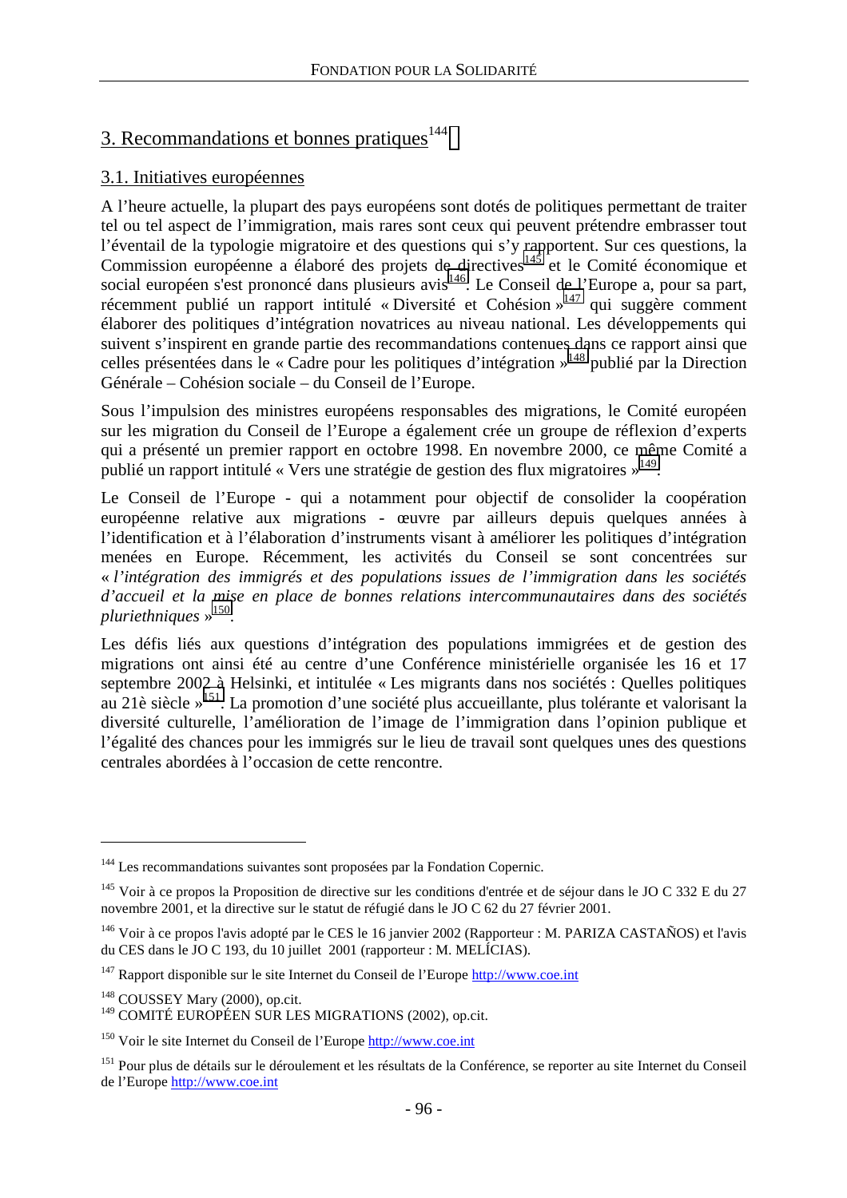## 3. Recommandations et bonnes pratiques[144]

### 3.1. Initiatives européennes

A l'heure actuelle, la plupart des pays européens sont dotés de politiques permettant de traiter tel ou tel aspect de l'immigration, mais rares sont ceux qui peuvent prétendre embrasser tout l'éventail de la typologie migratoire et des questions qui s'y rapportent. Sur ces questions, la Commission européenne a élaboré des projets de directives[145] et le Comité économique et social européen s'est prononcé dans plusieurs avis[146]. Le Conseil de l'Europe a, pour sa part, récemment publié un rapport intitulé « Diversité et Cohésion »[147] qui suggère comment élaborer des politiques d'intégration novatrices au niveau national. Les développements qui suivent s'inspirent en grande partie des recommandations contenues dans ce rapport ainsi que celles présentées dans le « Cadre pour les politiques d'intégration »[148] publié par la Direction Générale – Cohésion sociale – du Conseil de l'Europe.

Sous l'impulsion des ministres européens responsables des migrations, le Comité européen sur les migration du Conseil de l'Europe a également crée un groupe de réflexion d'experts qui a présenté un premier rapport en octobre 1998. En novembre 2000, ce même Comité a publié un rapport intitulé « Vers une stratégie de gestion des flux migratoires »[149].

Le Conseil de l'Europe - qui a notamment pour objectif de consolider la coopération européenne relative aux migrations - œuvre par ailleurs depuis quelques années à l'identification et à l'élaboration d'instruments visant à améliorer les politiques d'intégration menées en Europe. Récemment, les activités du Conseil se sont concentrées sur « *l'intégration des immigrés et des populations issues de l'immigration dans les sociétés d'accueil et la mise en place de bonnes relations intercommunautaires dans des sociétés pluriethniques* »[150].

Les défis liés aux questions d'intégration des populations immigrées et de gestion des migrations ont ainsi été au centre d'une Conférence ministérielle organisée les 16 et 17 septembre 2002 à Helsinki, et intitulée « Les migrants dans nos sociétés : Quelles politiques au 21è siècle »[151]. La promotion d'une société plus accueillante, plus tolérante et valorisant la diversité culturelle, l'amélioration de l'image de l'immigration dans l'opinion publique et l'égalité des chances pour les immigrés sur le lieu de travail sont quelques unes des questions centrales abordées à l'occasion de cette rencontre.

---

[144] Les recommandations suivantes sont proposées par la Fondation Copernic.

[145] Voir à ce propos la Proposition de directive sur les conditions d'entrée et de séjour dans le JO C 332 E du 27 novembre 2001, et la directive sur le statut de réfugié dans le JO C 62 du 27 février 2001.

[146] Voir à ce propos l'avis adopté par le CES le 16 janvier 2002 (Rapporteur : M. PARIZA CASTAÑOS) et l'avis du CES dans le JO C 193, du 10 juillet 2001 (rapporteur : M. MELÍCIAS).

[147] Rapport disponible sur le site Internet du Conseil de l'Europe http://www.coe.int

[148] COUSSEY Mary (2000), op.cit.

[149] COMITÉ EUROPÉEN SUR LES MIGRATIONS (2002), op.cit.

[150] Voir le site Internet du Conseil de l'Europe http://www.coe.int

[151] Pour plus de détails sur le déroulement et les résultats de la Conférence, se reporter au site Internet du Conseil de l'Europe http://www.coe.int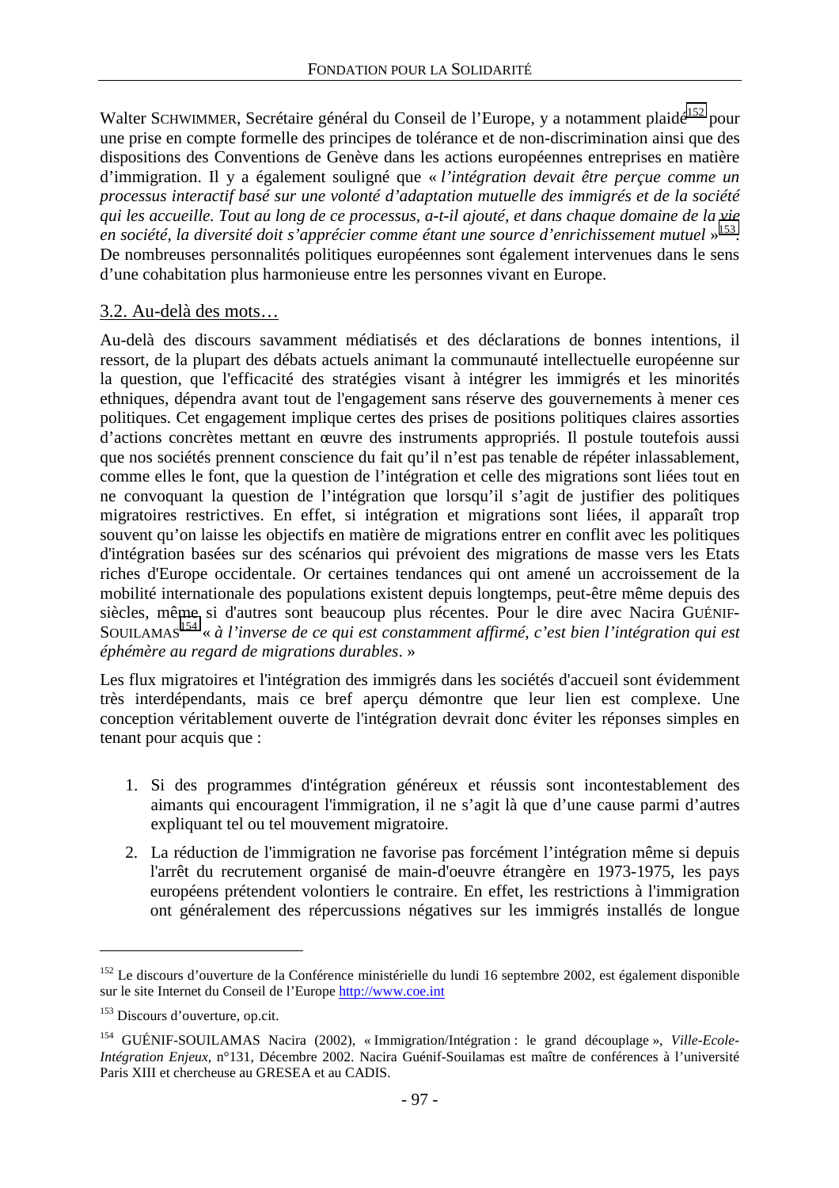Walter SCHWIMMER, Secrétaire général du Conseil de l'Europe, y a notamment plaidé[152] pour une prise en compte formelle des principes de tolérance et de non-discrimination ainsi que des dispositions des Conventions de Genève dans les actions européennes entreprises en matière d'immigration. Il y a également souligné que « *l'intégration devait être perçue comme un processus interactif basé sur une volonté d'adaptation mutuelle des immigrés et de la société qui les accueille. Tout au long de ce processus, a-t-il ajouté, et dans chaque domaine de la vie en société, la diversité doit s'apprécier comme étant une source d'enrichissement mutuel* »[153]. De nombreuses personnalités politiques européennes sont également intervenues dans le sens d'une cohabitation plus harmonieuse entre les personnes vivant en Europe.

### 3.2. Au-delà des mots…

Au-delà des discours savamment médiatisés et des déclarations de bonnes intentions, il ressort, de la plupart des débats actuels animant la communauté intellectuelle européenne sur la question, que l'efficacité des stratégies visant à intégrer les immigrés et les minorités ethniques, dépendra avant tout de l'engagement sans réserve des gouvernements à mener ces politiques. Cet engagement implique certes des prises de positions politiques claires assorties d'actions concrètes mettant en œuvre des instruments appropriés. Il postule toutefois aussi que nos sociétés prennent conscience du fait qu'il n'est pas tenable de répéter inlassablement, comme elles le font, que la question de l'intégration et celle des migrations sont liées tout en ne convoquant la question de l'intégration que lorsqu'il s'agit de justifier des politiques migratoires restrictives. En effet, si intégration et migrations sont liées, il apparaît trop souvent qu'on laisse les objectifs en matière de migrations entrer en conflit avec les politiques d'intégration basées sur des scénarios qui prévoient des migrations de masse vers les Etats riches d'Europe occidentale. Or certaines tendances qui ont amené un accroissement de la mobilité internationale des populations existent depuis longtemps, peut-être même depuis des siècles, même si d'autres sont beaucoup plus récentes. Pour le dire avec Nacira GUÉNIF-SOUILAMAS[154] « *à l'inverse de ce qui est constamment affirmé, c'est bien l'intégration qui est éphémère au regard de migrations durables*. »

Les flux migratoires et l'intégration des immigrés dans les sociétés d'accueil sont évidemment très interdépendants, mais ce bref aperçu démontre que leur lien est complexe. Une conception véritablement ouverte de l'intégration devrait donc éviter les réponses simples en tenant pour acquis que :

1. Si des programmes d'intégration généreux et réussis sont incontestablement des aimants qui encouragent l'immigration, il ne s'agit là que d'une cause parmi d'autres expliquant tel ou tel mouvement migratoire.
2. La réduction de l'immigration ne favorise pas forcément l'intégration même si depuis l'arrêt du recrutement organisé de main-d'oeuvre étrangère en 1973-1975, les pays européens prétendent volontiers le contraire. En effet, les restrictions à l'immigration ont généralement des répercussions négatives sur les immigrés installés de longue

---

[152] Le discours d'ouverture de la Conférence ministérielle du lundi 16 septembre 2002, est également disponible sur le site Internet du Conseil de l'Europe http://www.coe.int

[153] Discours d'ouverture, op.cit.

[154] GUÉNIF-SOUILAMAS Nacira (2002), « Immigration/Intégration : le grand découplage », *Ville-Ecole-Intégration Enjeux*, n°131, Décembre 2002. Nacira Guénif-Souilamas est maître de conférences à l'université Paris XIII et chercheuse au GRESEA et au CADIS.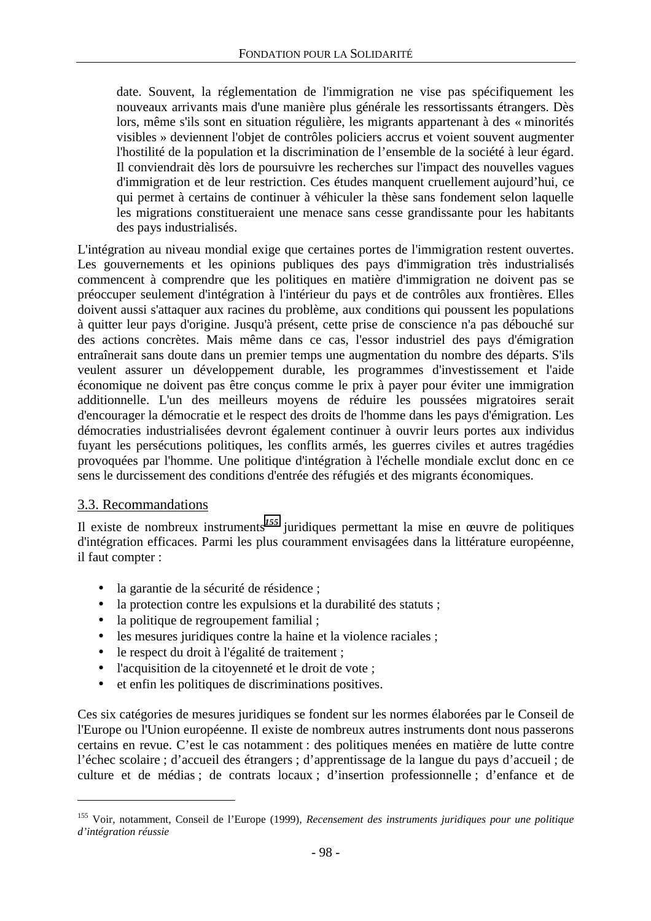date. Souvent, la réglementation de l'immigration ne vise pas spécifiquement les nouveaux arrivants mais d'une manière plus générale les ressortissants étrangers. Dès lors, même s'ils sont en situation régulière, les migrants appartenant à des « minorités visibles » deviennent l'objet de contrôles policiers accrus et voient souvent augmenter l'hostilité de la population et la discrimination de l'ensemble de la société à leur égard. Il conviendrait dès lors de poursuivre les recherches sur l'impact des nouvelles vagues d'immigration et de leur restriction. Ces études manquent cruellement aujourd'hui, ce qui permet à certains de continuer à véhiculer la thèse sans fondement selon laquelle les migrations constitueraient une menace sans cesse grandissante pour les habitants des pays industrialisés.

L'intégration au niveau mondial exige que certaines portes de l'immigration restent ouvertes. Les gouvernements et les opinions publiques des pays d'immigration très industrialisés commencent à comprendre que les politiques en matière d'immigration ne doivent pas se préoccuper seulement d'intégration à l'intérieur du pays et de contrôles aux frontières. Elles doivent aussi s'attaquer aux racines du problème, aux conditions qui poussent les populations à quitter leur pays d'origine. Jusqu'à présent, cette prise de conscience n'a pas débouché sur des actions concrètes. Mais même dans ce cas, l'essor industriel des pays d'émigration entraînerait sans doute dans un premier temps une augmentation du nombre des départs. S'ils veulent assurer un développement durable, les programmes d'investissement et l'aide économique ne doivent pas être conçus comme le prix à payer pour éviter une immigration additionnelle. L'un des meilleurs moyens de réduire les poussées migratoires serait d'encourager la démocratie et le respect des droits de l'homme dans les pays d'émigration. Les démocraties industrialisées devront également continuer à ouvrir leurs portes aux individus fuyant les persécutions politiques, les conflits armés, les guerres civiles et autres tragédies provoquées par l'homme. Une politique d'intégration à l'échelle mondiale exclut donc en ce sens le durcissement des conditions d'entrée des réfugiés et des migrants économiques.

### 3.3. Recommandations

Il existe de nombreux instruments[155] juridiques permettant la mise en œuvre de politiques d'intégration efficaces. Parmi les plus couramment envisagées dans la littérature européenne, il faut compter :

- la garantie de la sécurité de résidence ;
- la protection contre les expulsions et la durabilité des statuts ;
- la politique de regroupement familial ;
- les mesures juridiques contre la haine et la violence raciales ;
- le respect du droit à l'égalité de traitement ;
- l'acquisition de la citoyenneté et le droit de vote ;
- et enfin les politiques de discriminations positives.

Ces six catégories de mesures juridiques se fondent sur les normes élaborées par le Conseil de l'Europe ou l'Union européenne. Il existe de nombreux autres instruments dont nous passerons certains en revue. C'est le cas notamment : des politiques menées en matière de lutte contre l'échec scolaire ; d'accueil des étrangers ; d'apprentissage de la langue du pays d'accueil ; de culture et de médias ; de contrats locaux ; d'insertion professionnelle ; d'enfance et de

---

[155] Voir, notamment, Conseil de l'Europe (1999), *Recensement des instruments juridiques pour une politique d'intégration réussie*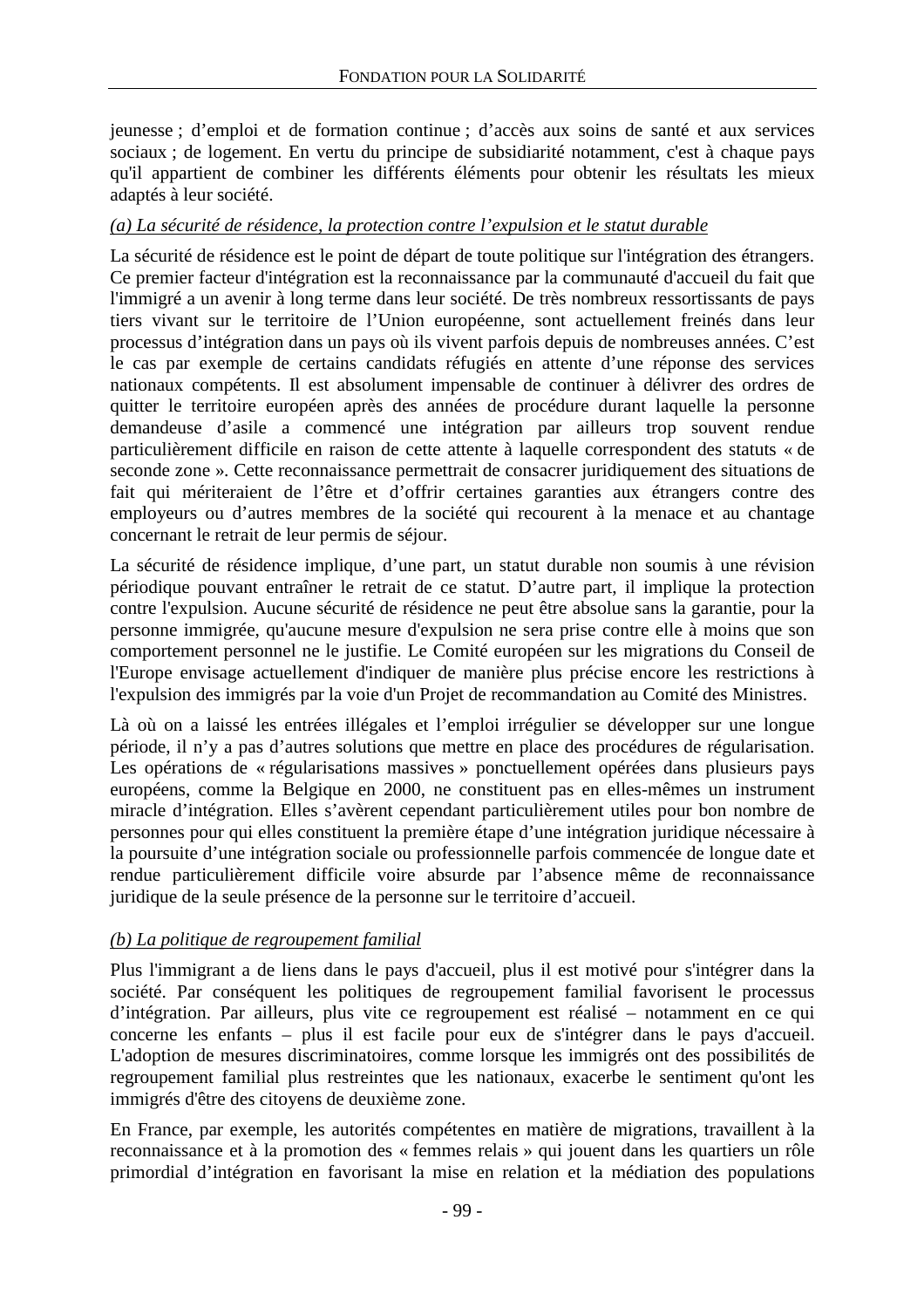jeunesse ; d'emploi et de formation continue ; d'accès aux soins de santé et aux services sociaux ; de logement. En vertu du principe de subsidiarité notamment, c'est à chaque pays qu'il appartient de combiner les différents éléments pour obtenir les résultats les mieux adaptés à leur société.

*(a) La sécurité de résidence, la protection contre l'expulsion et le statut durable*

La sécurité de résidence est le point de départ de toute politique sur l'intégration des étrangers. Ce premier facteur d'intégration est la reconnaissance par la communauté d'accueil du fait que l'immigré a un avenir à long terme dans leur société. De très nombreux ressortissants de pays tiers vivant sur le territoire de l'Union européenne, sont actuellement freinés dans leur processus d'intégration dans un pays où ils vivent parfois depuis de nombreuses années. C'est le cas par exemple de certains candidats réfugiés en attente d'une réponse des services nationaux compétents. Il est absolument impensable de continuer à délivrer des ordres de quitter le territoire européen après des années de procédure durant laquelle la personne demandeuse d'asile a commencé une intégration par ailleurs trop souvent rendue particulièrement difficile en raison de cette attente à laquelle correspondent des statuts « de seconde zone ». Cette reconnaissance permettrait de consacrer juridiquement des situations de fait qui mériteraient de l'être et d'offrir certaines garanties aux étrangers contre des employeurs ou d'autres membres de la société qui recourent à la menace et au chantage concernant le retrait de leur permis de séjour.

La sécurité de résidence implique, d'une part, un statut durable non soumis à une révision périodique pouvant entraîner le retrait de ce statut. D'autre part, il implique la protection contre l'expulsion. Aucune sécurité de résidence ne peut être absolue sans la garantie, pour la personne immigrée, qu'aucune mesure d'expulsion ne sera prise contre elle à moins que son comportement personnel ne le justifie. Le Comité européen sur les migrations du Conseil de l'Europe envisage actuellement d'indiquer de manière plus précise encore les restrictions à l'expulsion des immigrés par la voie d'un Projet de recommandation au Comité des Ministres.

Là où on a laissé les entrées illégales et l'emploi irrégulier se développer sur une longue période, il n'y a pas d'autres solutions que mettre en place des procédures de régularisation. Les opérations de « régularisations massives » ponctuellement opérées dans plusieurs pays européens, comme la Belgique en 2000, ne constituent pas en elles-mêmes un instrument miracle d'intégration. Elles s'avèrent cependant particulièrement utiles pour bon nombre de personnes pour qui elles constituent la première étape d'une intégration juridique nécessaire à la poursuite d'une intégration sociale ou professionnelle parfois commencée de longue date et rendue particulièrement difficile voire absurde par l'absence même de reconnaissance juridique de la seule présence de la personne sur le territoire d'accueil.

*(b) La politique de regroupement familial*

Plus l'immigrant a de liens dans le pays d'accueil, plus il est motivé pour s'intégrer dans la société. Par conséquent les politiques de regroupement familial favorisent le processus d'intégration. Par ailleurs, plus vite ce regroupement est réalisé – notamment en ce qui concerne les enfants – plus il est facile pour eux de s'intégrer dans le pays d'accueil. L'adoption de mesures discriminatoires, comme lorsque les immigrés ont des possibilités de regroupement familial plus restreintes que les nationaux, exacerbe le sentiment qu'ont les immigrés d'être des citoyens de deuxième zone.

En France, par exemple, les autorités compétentes en matière de migrations, travaillent à la reconnaissance et à la promotion des « femmes relais » qui jouent dans les quartiers un rôle primordial d'intégration en favorisant la mise en relation et la médiation des populations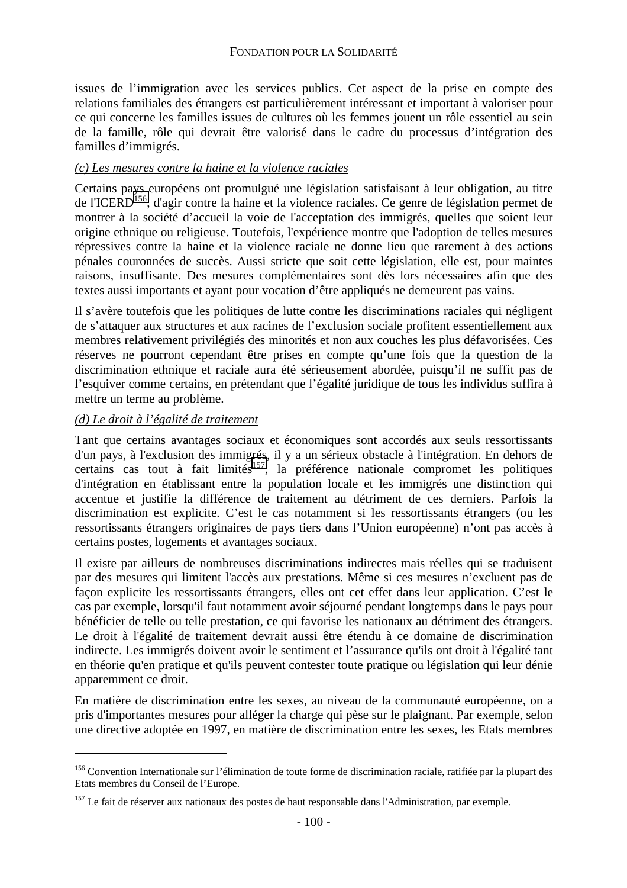issues de l'immigration avec les services publics. Cet aspect de la prise en compte des relations familiales des étrangers est particulièrement intéressant et important à valoriser pour ce qui concerne les familles issues de cultures où les femmes jouent un rôle essentiel au sein de la famille, rôle qui devrait être valorisé dans le cadre du processus d'intégration des familles d'immigrés.

*(c) Les mesures contre la haine et la violence raciales*

Certains pays européens ont promulgué une législation satisfaisant à leur obligation, au titre de l'ICERD[156], d'agir contre la haine et la violence raciales. Ce genre de législation permet de montrer à la société d'accueil la voie de l'acceptation des immigrés, quelles que soient leur origine ethnique ou religieuse. Toutefois, l'expérience montre que l'adoption de telles mesures répressives contre la haine et la violence raciale ne donne lieu que rarement à des actions pénales couronnées de succès. Aussi stricte que soit cette législation, elle est, pour maintes raisons, insuffisante. Des mesures complémentaires sont dès lors nécessaires afin que des textes aussi importants et ayant pour vocation d'être appliqués ne demeurent pas vains.

Il s'avère toutefois que les politiques de lutte contre les discriminations raciales qui négligent de s'attaquer aux structures et aux racines de l'exclusion sociale profitent essentiellement aux membres relativement privilégiés des minorités et non aux couches les plus défavorisées. Ces réserves ne pourront cependant être prises en compte qu'une fois que la question de la discrimination ethnique et raciale aura été sérieusement abordée, puisqu'il ne suffit pas de l'esquiver comme certains, en prétendant que l'égalité juridique de tous les individus suffira à mettre un terme au problème.

*(d) Le droit à l'égalité de traitement*

Tant que certains avantages sociaux et économiques sont accordés aux seuls ressortissants d'un pays, à l'exclusion des immigrés, il y a un sérieux obstacle à l'intégration. En dehors de certains cas tout à fait limités[157], la préférence nationale compromet les politiques d'intégration en établissant entre la population locale et les immigrés une distinction qui accentue et justifie la différence de traitement au détriment de ces derniers. Parfois la discrimination est explicite. C'est le cas notamment si les ressortissants étrangers (ou les ressortissants étrangers originaires de pays tiers dans l'Union européenne) n'ont pas accès à certains postes, logements et avantages sociaux.

Il existe par ailleurs de nombreuses discriminations indirectes mais réelles qui se traduisent par des mesures qui limitent l'accès aux prestations. Même si ces mesures n'excluent pas de façon explicite les ressortissants étrangers, elles ont cet effet dans leur application. C'est le cas par exemple, lorsqu'il faut notamment avoir séjourné pendant longtemps dans le pays pour bénéficier de telle ou telle prestation, ce qui favorise les nationaux au détriment des étrangers. Le droit à l'égalité de traitement devrait aussi être étendu à ce domaine de discrimination indirecte. Les immigrés doivent avoir le sentiment et l'assurance qu'ils ont droit à l'égalité tant en théorie qu'en pratique et qu'ils peuvent contester toute pratique ou législation qui leur dénie apparemment ce droit.

En matière de discrimination entre les sexes, au niveau de la communauté européenne, on a pris d'importantes mesures pour alléger la charge qui pèse sur le plaignant. Par exemple, selon une directive adoptée en 1997, en matière de discrimination entre les sexes, les Etats membres

---

[156] Convention Internationale sur l'élimination de toute forme de discrimination raciale, ratifiée par la plupart des Etats membres du Conseil de l'Europe.

[157] Le fait de réserver aux nationaux des postes de haut responsable dans l'Administration, par exemple.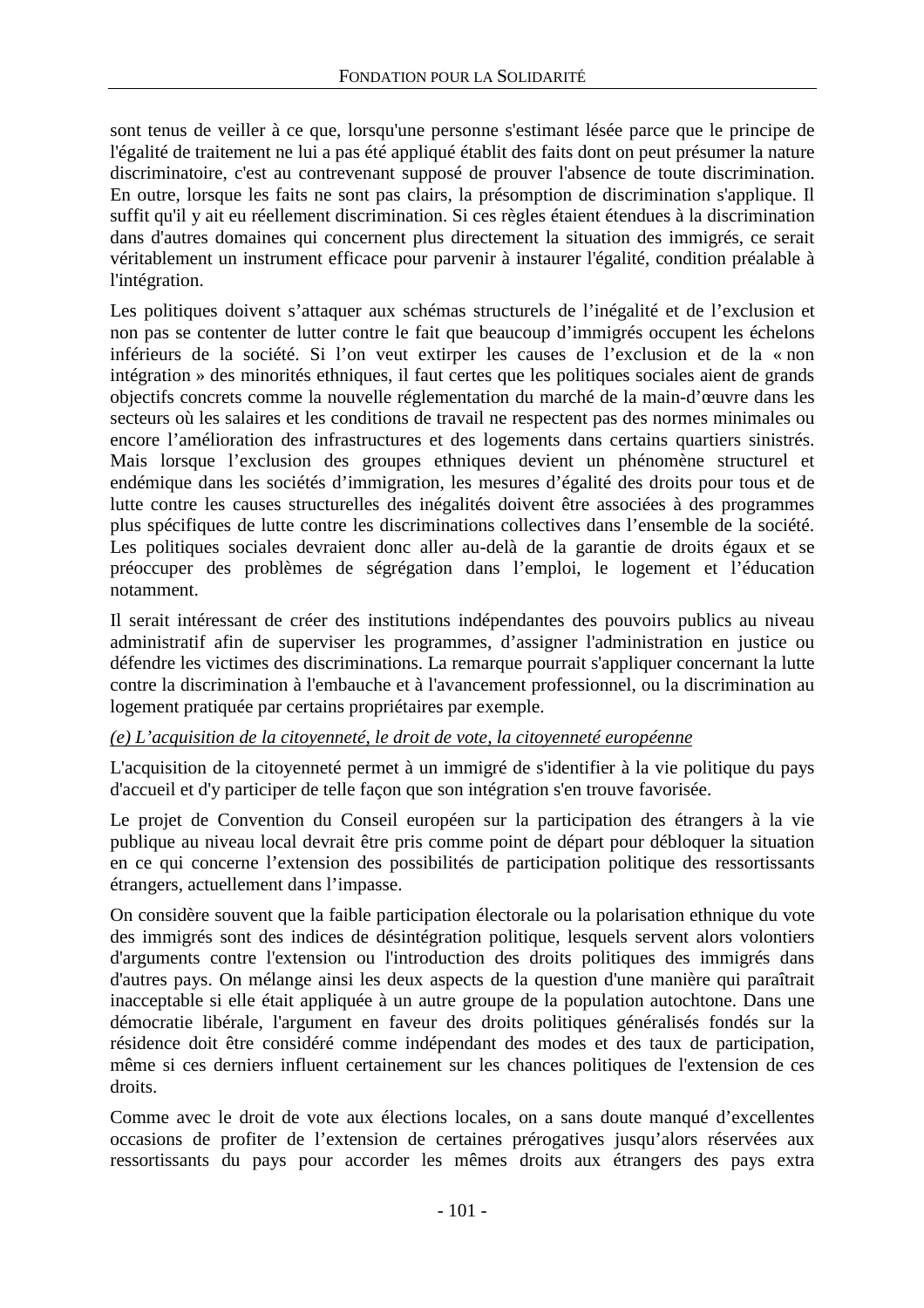sont tenus de veiller à ce que, lorsqu'une personne s'estimant lésée parce que le principe de l'égalité de traitement ne lui a pas été appliqué établit des faits dont on peut présumer la nature discriminatoire, c'est au contrevenant supposé de prouver l'absence de toute discrimination. En outre, lorsque les faits ne sont pas clairs, la présomption de discrimination s'applique. Il suffit qu'il y ait eu réellement discrimination. Si ces règles étaient étendues à la discrimination dans d'autres domaines qui concernent plus directement la situation des immigrés, ce serait véritablement un instrument efficace pour parvenir à instaurer l'égalité, condition préalable à l'intégration.

Les politiques doivent s'attaquer aux schémas structurels de l'inégalité et de l'exclusion et non pas se contenter de lutter contre le fait que beaucoup d'immigrés occupent les échelons inférieurs de la société. Si l'on veut extirper les causes de l'exclusion et de la « non intégration » des minorités ethniques, il faut certes que les politiques sociales aient de grands objectifs concrets comme la nouvelle réglementation du marché de la main-d'œuvre dans les secteurs où les salaires et les conditions de travail ne respectent pas des normes minimales ou encore l'amélioration des infrastructures et des logements dans certains quartiers sinistrés. Mais lorsque l'exclusion des groupes ethniques devient un phénomène structurel et endémique dans les sociétés d'immigration, les mesures d'égalité des droits pour tous et de lutte contre les causes structurelles des inégalités doivent être associées à des programmes plus spécifiques de lutte contre les discriminations collectives dans l'ensemble de la société. Les politiques sociales devraient donc aller au-delà de la garantie de droits égaux et se préoccuper des problèmes de ségrégation dans l'emploi, le logement et l'éducation notamment.

Il serait intéressant de créer des institutions indépendantes des pouvoirs publics au niveau administratif afin de superviser les programmes, d'assigner l'administration en justice ou défendre les victimes des discriminations. La remarque pourrait s'appliquer concernant la lutte contre la discrimination à l'embauche et à l'avancement professionnel, ou la discrimination au logement pratiquée par certains propriétaires par exemple.

*(e) L'acquisition de la citoyenneté, le droit de vote, la citoyenneté européenne*

L'acquisition de la citoyenneté permet à un immigré de s'identifier à la vie politique du pays d'accueil et d'y participer de telle façon que son intégration s'en trouve favorisée.

Le projet de Convention du Conseil européen sur la participation des étrangers à la vie publique au niveau local devrait être pris comme point de départ pour débloquer la situation en ce qui concerne l'extension des possibilités de participation politique des ressortissants étrangers, actuellement dans l'impasse.

On considère souvent que la faible participation électorale ou la polarisation ethnique du vote des immigrés sont des indices de désintégration politique, lesquels servent alors volontiers d'arguments contre l'extension ou l'introduction des droits politiques des immigrés dans d'autres pays. On mélange ainsi les deux aspects de la question d'une manière qui paraîtrait inacceptable si elle était appliquée à un autre groupe de la population autochtone. Dans une démocratie libérale, l'argument en faveur des droits politiques généralisés fondés sur la résidence doit être considéré comme indépendant des modes et des taux de participation, même si ces derniers influent certainement sur les chances politiques de l'extension de ces droits.

Comme avec le droit de vote aux élections locales, on a sans doute manqué d'excellentes occasions de profiter de l'extension de certaines prérogatives jusqu'alors réservées aux ressortissants du pays pour accorder les mêmes droits aux étrangers des pays extra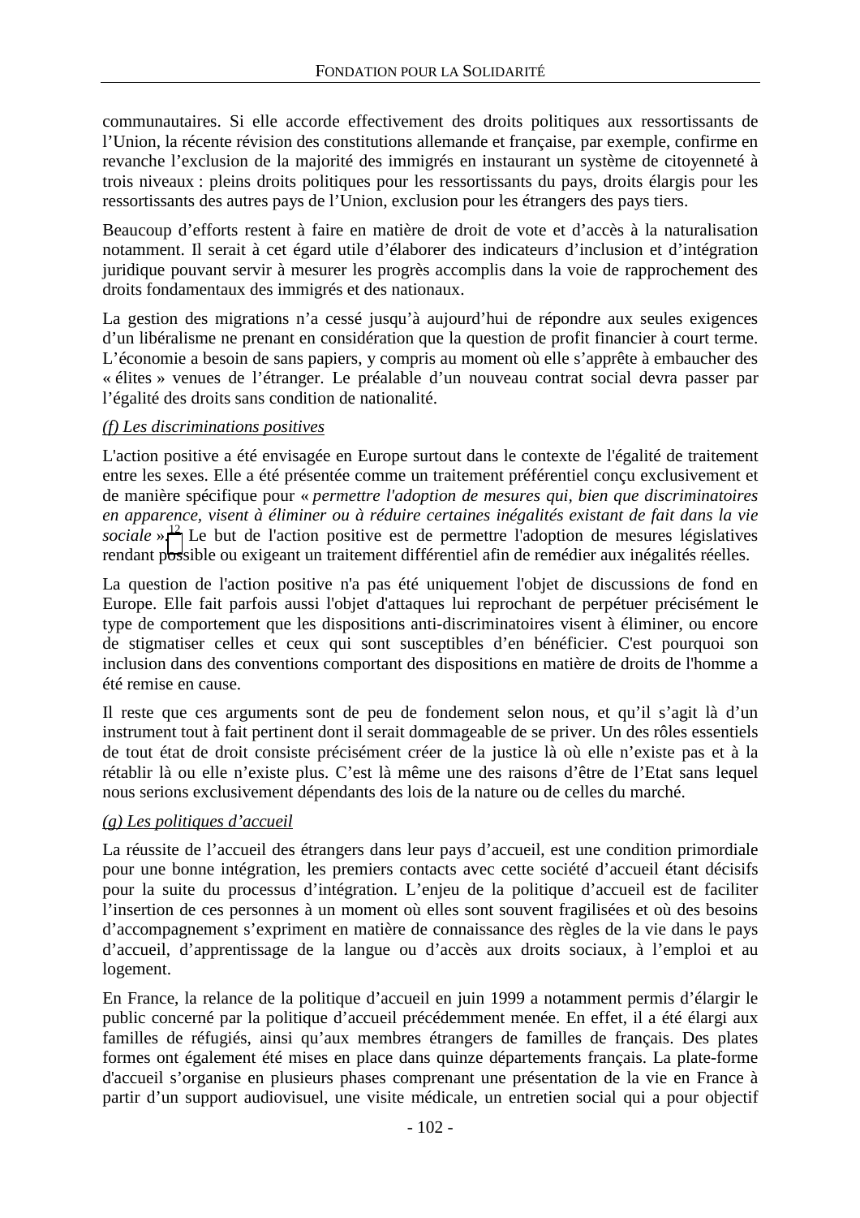communautaires. Si elle accorde effectivement des droits politiques aux ressortissants de l'Union, la récente révision des constitutions allemande et française, par exemple, confirme en revanche l'exclusion de la majorité des immigrés en instaurant un système de citoyenneté à trois niveaux : pleins droits politiques pour les ressortissants du pays, droits élargis pour les ressortissants des autres pays de l'Union, exclusion pour les étrangers des pays tiers.

Beaucoup d'efforts restent à faire en matière de droit de vote et d'accès à la naturalisation notamment. Il serait à cet égard utile d'élaborer des indicateurs d'inclusion et d'intégration juridique pouvant servir à mesurer les progrès accomplis dans la voie de rapprochement des droits fondamentaux des immigrés et des nationaux.

La gestion des migrations n'a cessé jusqu'à aujourd'hui de répondre aux seules exigences d'un libéralisme ne prenant en considération que la question de profit financier à court terme. L'économie a besoin de sans papiers, y compris au moment où elle s'apprête à embaucher des « élites » venues de l'étranger. Le préalable d'un nouveau contrat social devra passer par l'égalité des droits sans condition de nationalité.

*(f) Les discriminations positives*

L'action positive a été envisagée en Europe surtout dans le contexte de l'égalité de traitement entre les sexes. Elle a été présentée comme un traitement préférentiel conçu exclusivement et de manière spécifique pour « *permettre l'adoption de mesures qui, bien que discriminatoires en apparence, visent à éliminer ou à réduire certaines inégalités existant de fait dans la vie sociale* ».[12] Le but de l'action positive est de permettre l'adoption de mesures législatives rendant possible ou exigeant un traitement différentiel afin de remédier aux inégalités réelles.

La question de l'action positive n'a pas été uniquement l'objet de discussions de fond en Europe. Elle fait parfois aussi l'objet d'attaques lui reprochant de perpétuer précisément le type de comportement que les dispositions anti-discriminatoires visent à éliminer, ou encore de stigmatiser celles et ceux qui sont susceptibles d'en bénéficier. C'est pourquoi son inclusion dans des conventions comportant des dispositions en matière de droits de l'homme a été remise en cause.

Il reste que ces arguments sont de peu de fondement selon nous, et qu'il s'agit là d'un instrument tout à fait pertinent dont il serait dommageable de se priver. Un des rôles essentiels de tout état de droit consiste précisément créer de la justice là où elle n'existe pas et à la rétablir là ou elle n'existe plus. C'est là même une des raisons d'être de l'Etat sans lequel nous serions exclusivement dépendants des lois de la nature ou de celles du marché.

*(g) Les politiques d'accueil*

La réussite de l'accueil des étrangers dans leur pays d'accueil, est une condition primordiale pour une bonne intégration, les premiers contacts avec cette société d'accueil étant décisifs pour la suite du processus d'intégration. L'enjeu de la politique d'accueil est de faciliter l'insertion de ces personnes à un moment où elles sont souvent fragilisées et où des besoins d'accompagnement s'expriment en matière de connaissance des règles de la vie dans le pays d'accueil, d'apprentissage de la langue ou d'accès aux droits sociaux, à l'emploi et au logement.

En France, la relance de la politique d'accueil en juin 1999 a notamment permis d'élargir le public concerné par la politique d'accueil précédemment menée. En effet, il a été élargi aux familles de réfugiés, ainsi qu'aux membres étrangers de familles de français. Des plates formes ont également été mises en place dans quinze départements français. La plate-forme d'accueil s'organise en plusieurs phases comprenant une présentation de la vie en France à partir d'un support audiovisuel, une visite médicale, un entretien social qui a pour objectif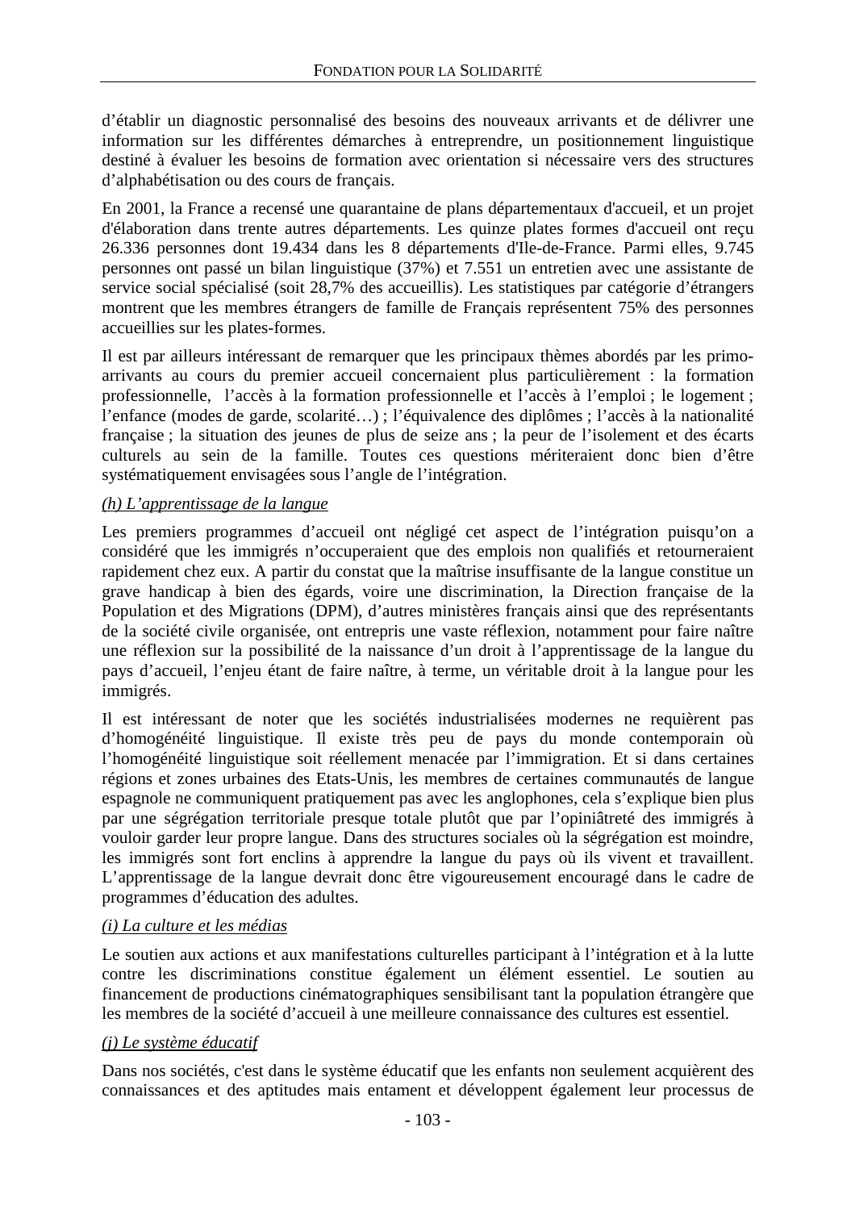d'établir un diagnostic personnalisé des besoins des nouveaux arrivants et de délivrer une information sur les différentes démarches à entreprendre, un positionnement linguistique destiné à évaluer les besoins de formation avec orientation si nécessaire vers des structures d'alphabétisation ou des cours de français.

En 2001, la France a recensé une quarantaine de plans départementaux d'accueil, et un projet d'élaboration dans trente autres départements. Les quinze plates formes d'accueil ont reçu 26.336 personnes dont 19.434 dans les 8 départements d'Ile-de-France. Parmi elles, 9.745 personnes ont passé un bilan linguistique (37%) et 7.551 un entretien avec une assistante de service social spécialisé (soit 28,7% des accueillis). Les statistiques par catégorie d'étrangers montrent que les membres étrangers de famille de Français représentent 75% des personnes accueillies sur les plates-formes.

Il est par ailleurs intéressant de remarquer que les principaux thèmes abordés par les primo-arrivants au cours du premier accueil concernaient plus particulièrement : la formation professionnelle, l'accès à la formation professionnelle et l'accès à l'emploi ; le logement ; l'enfance (modes de garde, scolarité…) ; l'équivalence des diplômes ; l'accès à la nationalité française ; la situation des jeunes de plus de seize ans ; la peur de l'isolement et des écarts culturels au sein de la famille. Toutes ces questions mériteraient donc bien d'être systématiquement envisagées sous l'angle de l'intégration.

*(h) L'apprentissage de la langue*

Les premiers programmes d'accueil ont négligé cet aspect de l'intégration puisqu'on a considéré que les immigrés n'occuperaient que des emplois non qualifiés et retourneraient rapidement chez eux. A partir du constat que la maîtrise insuffisante de la langue constitue un grave handicap à bien des égards, voire une discrimination, la Direction française de la Population et des Migrations (DPM), d'autres ministères français ainsi que des représentants de la société civile organisée, ont entrepris une vaste réflexion, notamment pour faire naître une réflexion sur la possibilité de la naissance d'un droit à l'apprentissage de la langue du pays d'accueil, l'enjeu étant de faire naître, à terme, un véritable droit à la langue pour les immigrés.

Il est intéressant de noter que les sociétés industrialisées modernes ne requièrent pas d'homogénéité linguistique. Il existe très peu de pays du monde contemporain où l'homogénéité linguistique soit réellement menacée par l'immigration. Et si dans certaines régions et zones urbaines des Etats-Unis, les membres de certaines communautés de langue espagnole ne communiquent pratiquement pas avec les anglophones, cela s'explique bien plus par une ségrégation territoriale presque totale plutôt que par l'opiniâtreté des immigrés à vouloir garder leur propre langue. Dans des structures sociales où la ségrégation est moindre, les immigrés sont fort enclins à apprendre la langue du pays où ils vivent et travaillent. L'apprentissage de la langue devrait donc être vigoureusement encouragé dans le cadre de programmes d'éducation des adultes.

*(i) La culture et les médias*

Le soutien aux actions et aux manifestations culturelles participant à l'intégration et à la lutte contre les discriminations constitue également un élément essentiel. Le soutien au financement de productions cinématographiques sensibilisant tant la population étrangère que les membres de la société d'accueil à une meilleure connaissance des cultures est essentiel.

*(j) Le système éducatif*

Dans nos sociétés, c'est dans le système éducatif que les enfants non seulement acquièrent des connaissances et des aptitudes mais entament et développent également leur processus de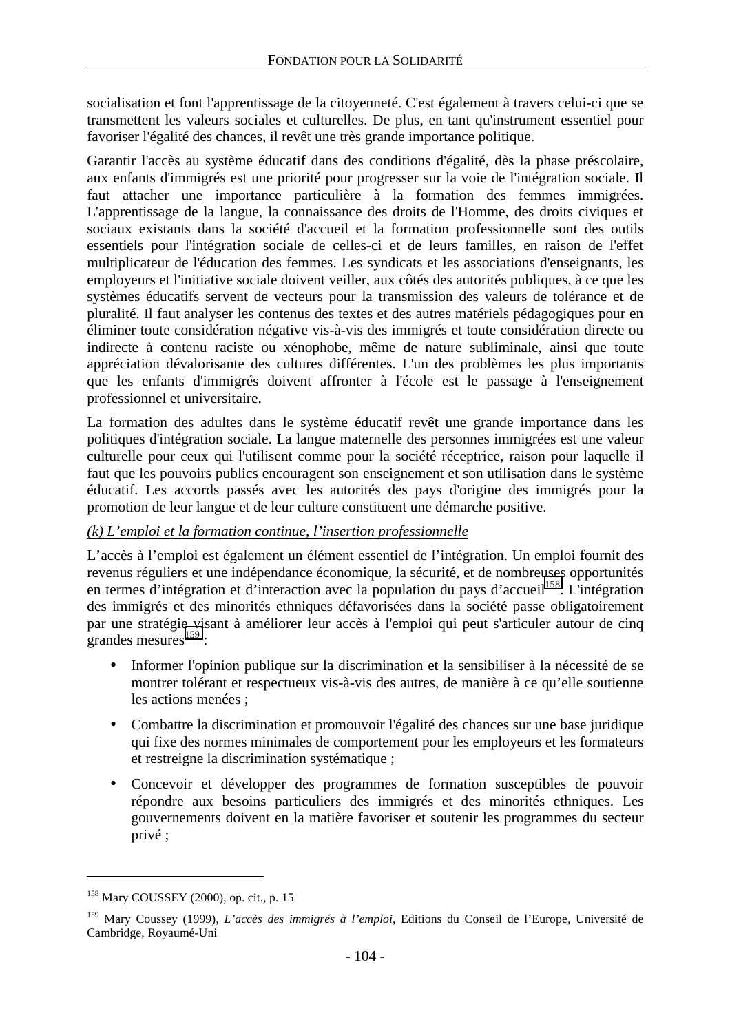socialisation et font l'apprentissage de la citoyenneté. C'est également à travers celui-ci que se transmettent les valeurs sociales et culturelles. De plus, en tant qu'instrument essentiel pour favoriser l'égalité des chances, il revêt une très grande importance politique.

Garantir l'accès au système éducatif dans des conditions d'égalité, dès la phase préscolaire, aux enfants d'immigrés est une priorité pour progresser sur la voie de l'intégration sociale. Il faut attacher une importance particulière à la formation des femmes immigrées. L'apprentissage de la langue, la connaissance des droits de l'Homme, des droits civiques et sociaux existants dans la société d'accueil et la formation professionnelle sont des outils essentiels pour l'intégration sociale de celles-ci et de leurs familles, en raison de l'effet multiplicateur de l'éducation des femmes. Les syndicats et les associations d'enseignants, les employeurs et l'initiative sociale doivent veiller, aux côtés des autorités publiques, à ce que les systèmes éducatifs servent de vecteurs pour la transmission des valeurs de tolérance et de pluralité. Il faut analyser les contenus des textes et des autres matériels pédagogiques pour en éliminer toute considération négative vis-à-vis des immigrés et toute considération directe ou indirecte à contenu raciste ou xénophobe, même de nature subliminale, ainsi que toute appréciation dévalorisante des cultures différentes. L'un des problèmes les plus importants que les enfants d'immigrés doivent affronter à l'école est le passage à l'enseignement professionnel et universitaire.

La formation des adultes dans le système éducatif revêt une grande importance dans les politiques d'intégration sociale. La langue maternelle des personnes immigrées est une valeur culturelle pour ceux qui l'utilisent comme pour la société réceptrice, raison pour laquelle il faut que les pouvoirs publics encouragent son enseignement et son utilisation dans le système éducatif. Les accords passés avec les autorités des pays d'origine des immigrés pour la promotion de leur langue et de leur culture constituent une démarche positive.

*(k) L'emploi et la formation continue, l'insertion professionnelle*

L'accès à l'emploi est également un élément essentiel de l'intégration. Un emploi fournit des revenus réguliers et une indépendance économique, la sécurité, et de nombreuses opportunités en termes d'intégration et d'interaction avec la population du pays d'accueil[158]. L'intégration des immigrés et des minorités ethniques défavorisées dans la société passe obligatoirement par une stratégie visant à améliorer leur accès à l'emploi qui peut s'articuler autour de cinq grandes mesures[159] :

- Informer l'opinion publique sur la discrimination et la sensibiliser à la nécessité de se montrer tolérant et respectueux vis-à-vis des autres, de manière à ce qu'elle soutienne les actions menées ;
- Combattre la discrimination et promouvoir l'égalité des chances sur une base juridique qui fixe des normes minimales de comportement pour les employeurs et les formateurs et restreigne la discrimination systématique ;
- Concevoir et développer des programmes de formation susceptibles de pouvoir répondre aux besoins particuliers des immigrés et des minorités ethniques. Les gouvernements doivent en la matière favoriser et soutenir les programmes du secteur privé ;

---

[158] Mary COUSSEY (2000), op. cit., p. 15

[159] Mary Coussey (1999), *L'accès des immigrés à l'emploi*, Editions du Conseil de l'Europe, Université de Cambridge, Royaume-Uni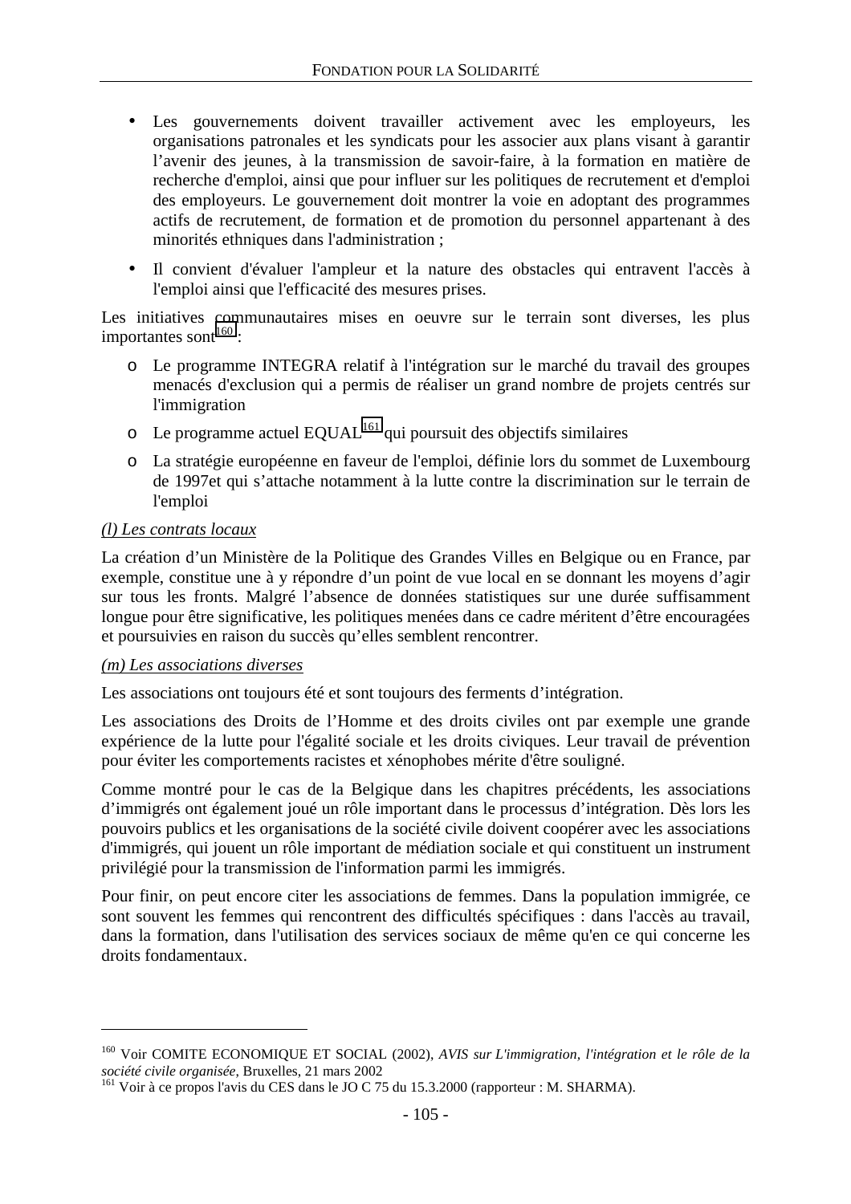- Les gouvernements doivent travailler activement avec les employeurs, les organisations patronales et les syndicats pour les associer aux plans visant à garantir l'avenir des jeunes, à la transmission de savoir-faire, à la formation en matière de recherche d'emploi, ainsi que pour influer sur les politiques de recrutement et d'emploi des employeurs. Le gouvernement doit montrer la voie en adoptant des programmes actifs de recrutement, de formation et de promotion du personnel appartenant à des minorités ethniques dans l'administration ;
- Il convient d'évaluer l'ampleur et la nature des obstacles qui entravent l'accès à l'emploi ainsi que l'efficacité des mesures prises.

Les initiatives communautaires mises en oeuvre sur le terrain sont diverses, les plus importantes sont[160] :

- Le programme INTEGRA relatif à l'intégration sur le marché du travail des groupes menacés d'exclusion qui a permis de réaliser un grand nombre de projets centrés sur l'immigration
- Le programme actuel EQUAL[161] qui poursuit des objectifs similaires
- La stratégie européenne en faveur de l'emploi, définie lors du sommet de Luxembourg de 1997et qui s'attache notamment à la lutte contre la discrimination sur le terrain de l'emploi

*(l) Les contrats locaux*

La création d'un Ministère de la Politique des Grandes Villes en Belgique ou en France, par exemple, constitue une à y répondre d'un point de vue local en se donnant les moyens d'agir sur tous les fronts. Malgré l'absence de données statistiques sur une durée suffisamment longue pour être significative, les politiques menées dans ce cadre méritent d'être encouragées et poursuivies en raison du succès qu'elles semblent rencontrer.

*(m) Les associations diverses*

Les associations ont toujours été et sont toujours des ferments d'intégration.

Les associations des Droits de l'Homme et des droits civiles ont par exemple une grande expérience de la lutte pour l'égalité sociale et les droits civiques. Leur travail de prévention pour éviter les comportements racistes et xénophobes mérite d'être souligné.

Comme montré pour le cas de la Belgique dans les chapitres précédents, les associations d'immigrés ont également joué un rôle important dans le processus d'intégration. Dès lors les pouvoirs publics et les organisations de la société civile doivent coopérer avec les associations d'immigrés, qui jouent un rôle important de médiation sociale et qui constituent un instrument privilégié pour la transmission de l'information parmi les immigrés.

Pour finir, on peut encore citer les associations de femmes. Dans la population immigrée, ce sont souvent les femmes qui rencontrent des difficultés spécifiques : dans l'accès au travail, dans la formation, dans l'utilisation des services sociaux de même qu'en ce qui concerne les droits fondamentaux.

---

[160] Voir COMITE ECONOMIQUE ET SOCIAL (2002), *AVIS sur L'immigration, l'intégration et le rôle de la société civile organisée*, Bruxelles, 21 mars 2002

[161] Voir à ce propos l'avis du CES dans le JO C 75 du 15.3.2000 (rapporteur : M. SHARMA).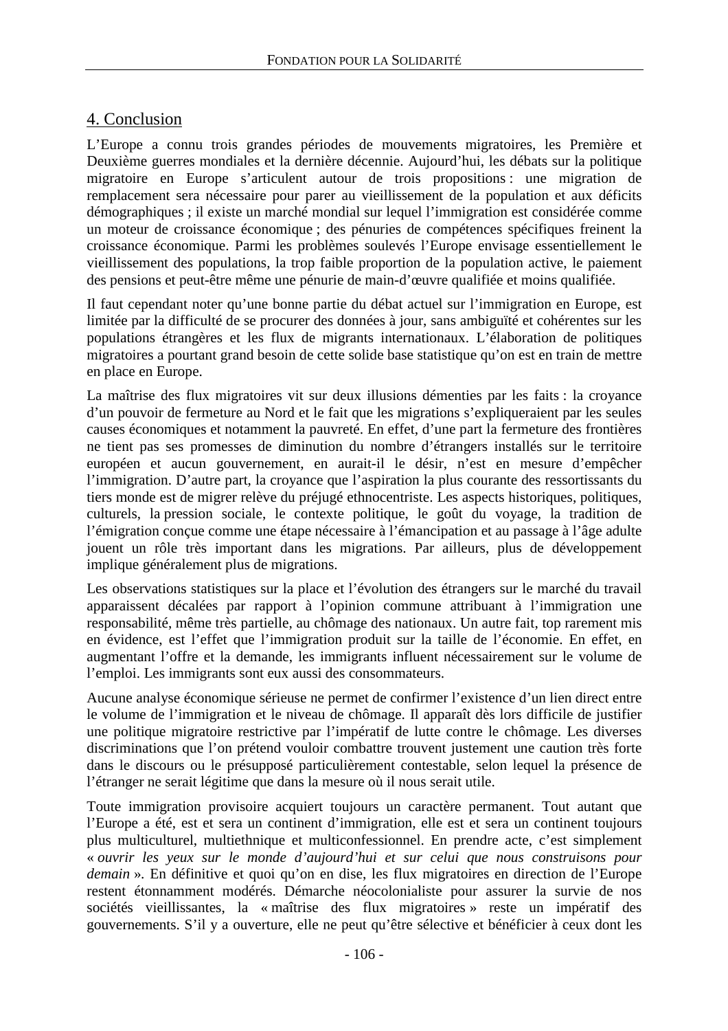## 4. Conclusion

L'Europe a connu trois grandes périodes de mouvements migratoires, les Première et Deuxième guerres mondiales et la dernière décennie. Aujourd'hui, les débats sur la politique migratoire en Europe s'articulent autour de trois propositions : une migration de remplacement sera nécessaire pour parer au vieillissement de la population et aux déficits démographiques ; il existe un marché mondial sur lequel l'immigration est considérée comme un moteur de croissance économique ; des pénuries de compétences spécifiques freinent la croissance économique. Parmi les problèmes soulevés l'Europe envisage essentiellement le vieillissement des populations, la trop faible proportion de la population active, le paiement des pensions et peut-être même une pénurie de main-d'œuvre qualifiée et moins qualifiée.

Il faut cependant noter qu'une bonne partie du débat actuel sur l'immigration en Europe, est limitée par la difficulté de se procurer des données à jour, sans ambiguïté et cohérentes sur les populations étrangères et les flux de migrants internationaux. L'élaboration de politiques migratoires a pourtant grand besoin de cette solide base statistique qu'on est en train de mettre en place en Europe.

La maîtrise des flux migratoires vit sur deux illusions démenties par les faits : la croyance d'un pouvoir de fermeture au Nord et le fait que les migrations s'expliqueraient par les seules causes économiques et notamment la pauvreté. En effet, d'une part la fermeture des frontières ne tient pas ses promesses de diminution du nombre d'étrangers installés sur le territoire européen et aucun gouvernement, en aurait-il le désir, n'est en mesure d'empêcher l'immigration. D'autre part, la croyance que l'aspiration la plus courante des ressortissants du tiers monde est de migrer relève du préjugé ethnocentriste. Les aspects historiques, politiques, culturels, la pression sociale, le contexte politique, le goût du voyage, la tradition de l'émigration conçue comme une étape nécessaire à l'émancipation et au passage à l'âge adulte jouent un rôle très important dans les migrations. Par ailleurs, plus de développement implique généralement plus de migrations.

Les observations statistiques sur la place et l'évolution des étrangers sur le marché du travail apparaissent décalées par rapport à l'opinion commune attribuant à l'immigration une responsabilité, même très partielle, au chômage des nationaux. Un autre fait, top rarement mis en évidence, est l'effet que l'immigration produit sur la taille de l'économie. En effet, en augmentant l'offre et la demande, les immigrants influent nécessairement sur le volume de l'emploi. Les immigrants sont eux aussi des consommateurs.

Aucune analyse économique sérieuse ne permet de confirmer l'existence d'un lien direct entre le volume de l'immigration et le niveau de chômage. Il apparaît dès lors difficile de justifier une politique migratoire restrictive par l'impératif de lutte contre le chômage. Les diverses discriminations que l'on prétend vouloir combattre trouvent justement une caution très forte dans le discours ou le présupposé particulièrement contestable, selon lequel la présence de l'étranger ne serait légitime que dans la mesure où il nous serait utile.

Toute immigration provisoire acquiert toujours un caractère permanent. Tout autant que l'Europe a été, est et sera un continent d'immigration, elle est et sera un continent toujours plus multiculturel, multiethnique et multiconfessionnel. En prendre acte, c'est simplement « *ouvrir les yeux sur le monde d'aujourd'hui et sur celui que nous construisons pour demain* ». En définitive et quoi qu'on en dise, les flux migratoires en direction de l'Europe restent étonnamment modérés. Démarche néocolonialiste pour assurer la survie de nos sociétés vieillissantes, la « maîtrise des flux migratoires » reste un impératif des gouvernements. S'il y a ouverture, elle ne peut qu'être sélective et bénéficier à ceux dont les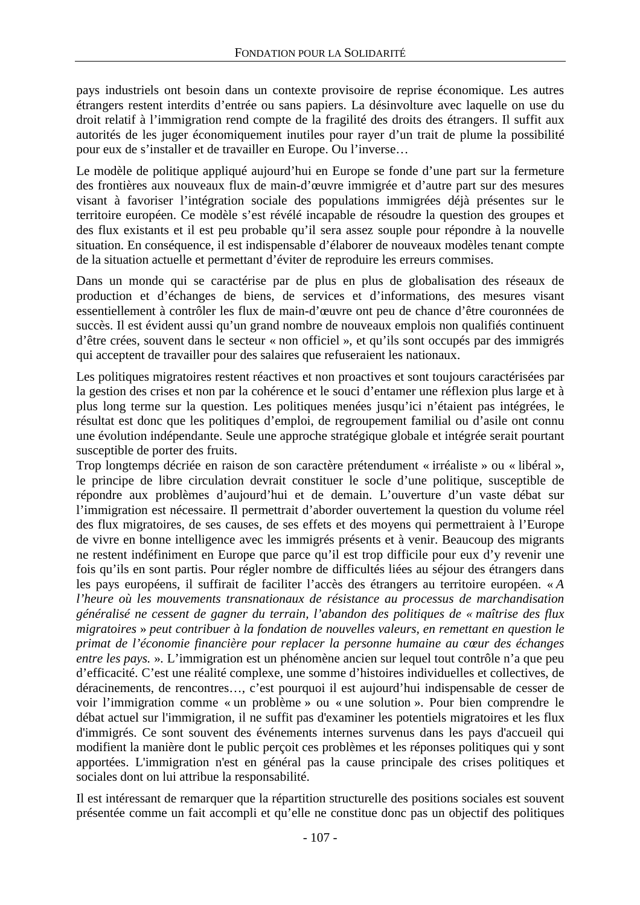pays industriels ont besoin dans un contexte provisoire de reprise économique. Les autres étrangers restent interdits d'entrée ou sans papiers. La désinvolture avec laquelle on use du droit relatif à l'immigration rend compte de la fragilité des droits des étrangers. Il suffit aux autorités de les juger économiquement inutiles pour rayer d'un trait de plume la possibilité pour eux de s'installer et de travailler en Europe. Ou l'inverse…

Le modèle de politique appliqué aujourd'hui en Europe se fonde d'une part sur la fermeture des frontières aux nouveaux flux de main-d'œuvre immigrée et d'autre part sur des mesures visant à favoriser l'intégration sociale des populations immigrées déjà présentes sur le territoire européen. Ce modèle s'est révélé incapable de résoudre la question des groupes et des flux existants et il est peu probable qu'il sera assez souple pour répondre à la nouvelle situation. En conséquence, il est indispensable d'élaborer de nouveaux modèles tenant compte de la situation actuelle et permettant d'éviter de reproduire les erreurs commises.

Dans un monde qui se caractérise par de plus en plus de globalisation des réseaux de production et d'échanges de biens, de services et d'informations, des mesures visant essentiellement à contrôler les flux de main-d'œuvre ont peu de chance d'être couronnées de succès. Il est évident aussi qu'un grand nombre de nouveaux emplois non qualifiés continuent d'être crées, souvent dans le secteur « non officiel », et qu'ils sont occupés par des immigrés qui acceptent de travailler pour des salaires que refuseraient les nationaux.

Les politiques migratoires restent réactives et non proactives et sont toujours caractérisées par la gestion des crises et non par la cohérence et le souci d'entamer une réflexion plus large et à plus long terme sur la question. Les politiques menées jusqu'ici n'étaient pas intégrées, le résultat est donc que les politiques d'emploi, de regroupement familial ou d'asile ont connu une évolution indépendante. Seule une approche stratégique globale et intégrée serait pourtant susceptible de porter des fruits.

Trop longtemps décriée en raison de son caractère prétendument « irréaliste » ou « libéral », le principe de libre circulation devrait constituer le socle d'une politique, susceptible de répondre aux problèmes d'aujourd'hui et de demain. L'ouverture d'un vaste débat sur l'immigration est nécessaire. Il permettrait d'aborder ouvertement la question du volume réel des flux migratoires, de ses causes, de ses effets et des moyens qui permettraient à l'Europe de vivre en bonne intelligence avec les immigrés présents et à venir. Beaucoup des migrants ne restent indéfiniment en Europe que parce qu'il est trop difficile pour eux d'y revenir une fois qu'ils en sont partis. Pour régler nombre de difficultés liées au séjour des étrangers dans les pays européens, il suffirait de faciliter l'accès des étrangers au territoire européen. « *A l'heure où les mouvements transnationaux de résistance au processus de marchandisation généralisé ne cessent de gagner du terrain, l'abandon des politiques de « maîtrise des flux migratoires* » *peut contribuer à la fondation de nouvelles valeurs, en remettant en question le primat de l'économie financière pour replacer la personne humaine au cœur des échanges entre les pays.* ». L'immigration est un phénomène ancien sur lequel tout contrôle n'a que peu d'efficacité. C'est une réalité complexe, une somme d'histoires individuelles et collectives, de déracinements, de rencontres…, c'est pourquoi il est aujourd'hui indispensable de cesser de voir l'immigration comme « un problème » ou « une solution ». Pour bien comprendre le débat actuel sur l'immigration, il ne suffit pas d'examiner les potentiels migratoires et les flux d'immigrés. Ce sont souvent des événements internes survenus dans les pays d'accueil qui modifient la manière dont le public perçoit ces problèmes et les réponses politiques qui y sont apportées. L'immigration n'est en général pas la cause principale des crises politiques et sociales dont on lui attribue la responsabilité.

Il est intéressant de remarquer que la répartition structurelle des positions sociales est souvent présentée comme un fait accompli et qu'elle ne constitue donc pas un objectif des politiques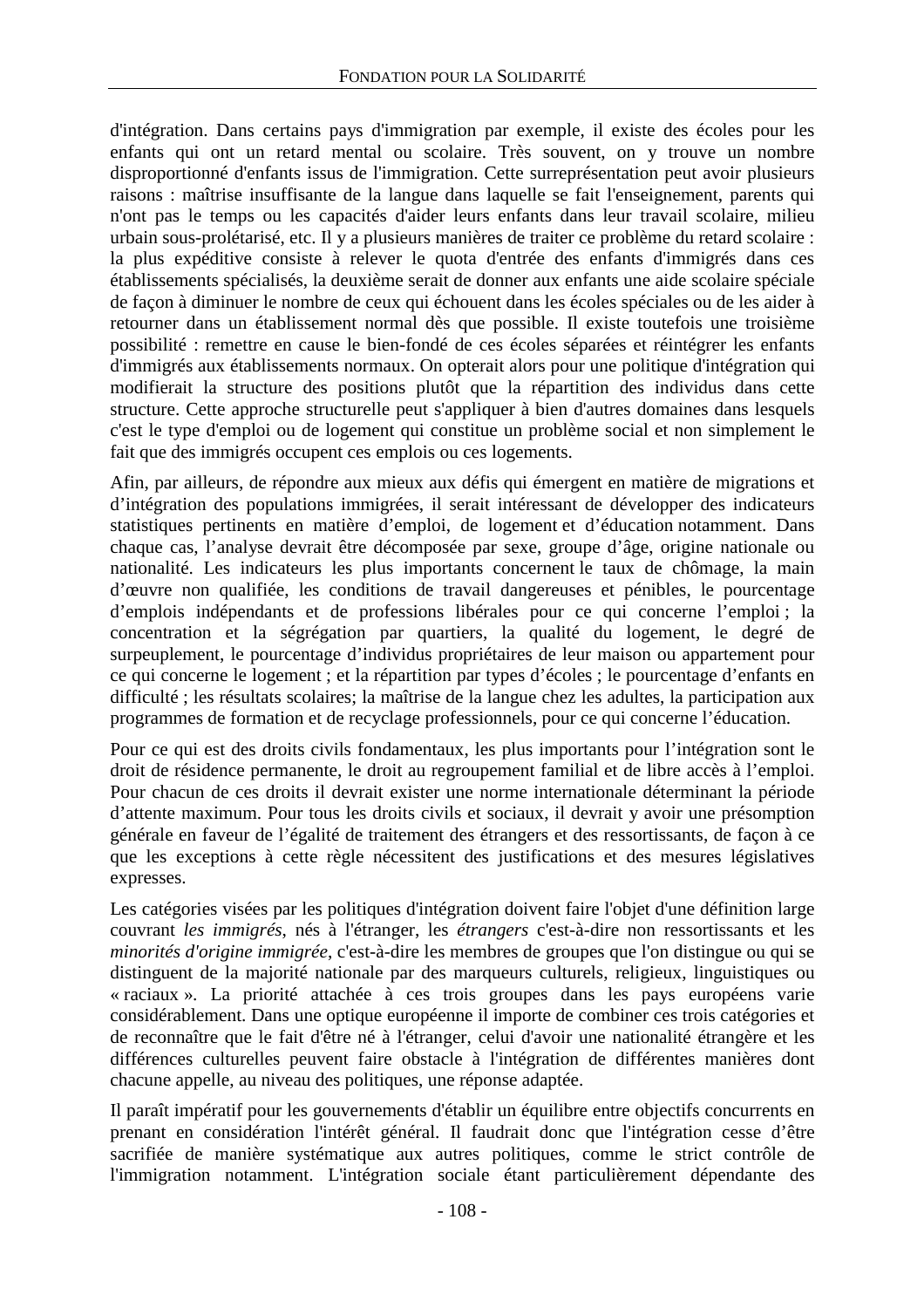d'intégration. Dans certains pays d'immigration par exemple, il existe des écoles pour les enfants qui ont un retard mental ou scolaire. Très souvent, on y trouve un nombre disproportionné d'enfants issus de l'immigration. Cette surreprésentation peut avoir plusieurs raisons : maîtrise insuffisante de la langue dans laquelle se fait l'enseignement, parents qui n'ont pas le temps ou les capacités d'aider leurs enfants dans leur travail scolaire, milieu urbain sous-prolétarisé, etc. Il y a plusieurs manières de traiter ce problème du retard scolaire : la plus expéditive consiste à relever le quota d'entrée des enfants d'immigrés dans ces établissements spécialisés, la deuxième serait de donner aux enfants une aide scolaire spéciale de façon à diminuer le nombre de ceux qui échouent dans les écoles spéciales ou de les aider à retourner dans un établissement normal dès que possible. Il existe toutefois une troisième possibilité : remettre en cause le bien-fondé de ces écoles séparées et réintégrer les enfants d'immigrés aux établissements normaux. On opterait alors pour une politique d'intégration qui modifierait la structure des positions plutôt que la répartition des individus dans cette structure. Cette approche structurelle peut s'appliquer à bien d'autres domaines dans lesquels c'est le type d'emploi ou de logement qui constitue un problème social et non simplement le fait que des immigrés occupent ces emplois ou ces logements.

Afin, par ailleurs, de répondre aux mieux aux défis qui émergent en matière de migrations et d'intégration des populations immigrées, il serait intéressant de développer des indicateurs statistiques pertinents en matière d'emploi, de logement et d'éducation notamment. Dans chaque cas, l'analyse devrait être décomposée par sexe, groupe d'âge, origine nationale ou nationalité. Les indicateurs les plus importants concernent le taux de chômage, la main d'œuvre non qualifiée, les conditions de travail dangereuses et pénibles, le pourcentage d'emplois indépendants et de professions libérales pour ce qui concerne l'emploi ; la concentration et la ségrégation par quartiers, la qualité du logement, le degré de surpeuplement, le pourcentage d'individus propriétaires de leur maison ou appartement pour ce qui concerne le logement ; et la répartition par types d'écoles ; le pourcentage d'enfants en difficulté ; les résultats scolaires; la maîtrise de la langue chez les adultes, la participation aux programmes de formation et de recyclage professionnels, pour ce qui concerne l'éducation.

Pour ce qui est des droits civils fondamentaux, les plus importants pour l'intégration sont le droit de résidence permanente, le droit au regroupement familial et de libre accès à l'emploi. Pour chacun de ces droits il devrait exister une norme internationale déterminant la période d'attente maximum. Pour tous les droits civils et sociaux, il devrait y avoir une présomption générale en faveur de l'égalité de traitement des étrangers et des ressortissants, de façon à ce que les exceptions à cette règle nécessitent des justifications et des mesures législatives expresses.

Les catégories visées par les politiques d'intégration doivent faire l'objet d'une définition large couvrant *les immigrés*, nés à l'étranger, les *étrangers* c'est-à-dire non ressortissants et les *minorités d'origine immigrée*, c'est-à-dire les membres de groupes que l'on distingue ou qui se distinguent de la majorité nationale par des marqueurs culturels, religieux, linguistiques ou « raciaux ». La priorité attachée à ces trois groupes dans les pays européens varie considérablement. Dans une optique européenne il importe de combiner ces trois catégories et de reconnaître que le fait d'être né à l'étranger, celui d'avoir une nationalité étrangère et les différences culturelles peuvent faire obstacle à l'intégration de différentes manières dont chacune appelle, au niveau des politiques, une réponse adaptée.

Il paraît impératif pour les gouvernements d'établir un équilibre entre objectifs concurrents en prenant en considération l'intérêt général. Il faudrait donc que l'intégration cesse d'être sacrifiée de manière systématique aux autres politiques, comme le strict contrôle de l'immigration notamment. L'intégration sociale étant particulièrement dépendante des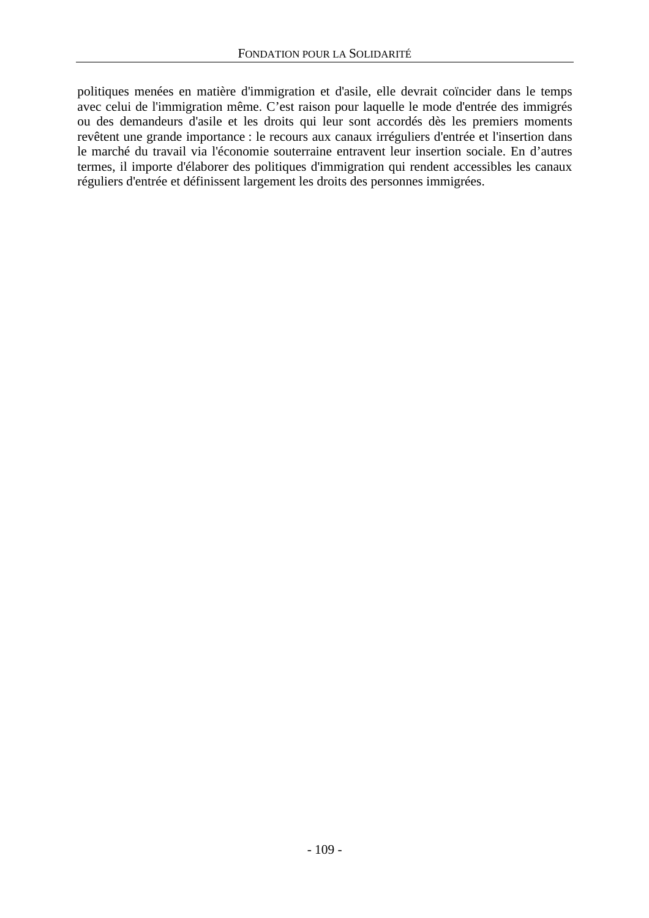politiques menées en matière d'immigration et d'asile, elle devrait coïncider dans le temps avec celui de l'immigration même. C’est raison pour laquelle le mode d'entrée des immigrés ou des demandeurs d'asile et les droits qui leur sont accordés dès les premiers moments revêtent une grande importance : le recours aux canaux irréguliers d'entrée et l'insertion dans le marché du travail via l'économie souterraine entravent leur insertion sociale. En d’autres termes, il importe d'élaborer des politiques d'immigration qui rendent accessibles les canaux réguliers d'entrée et définissent largement les droits des personnes immigrées.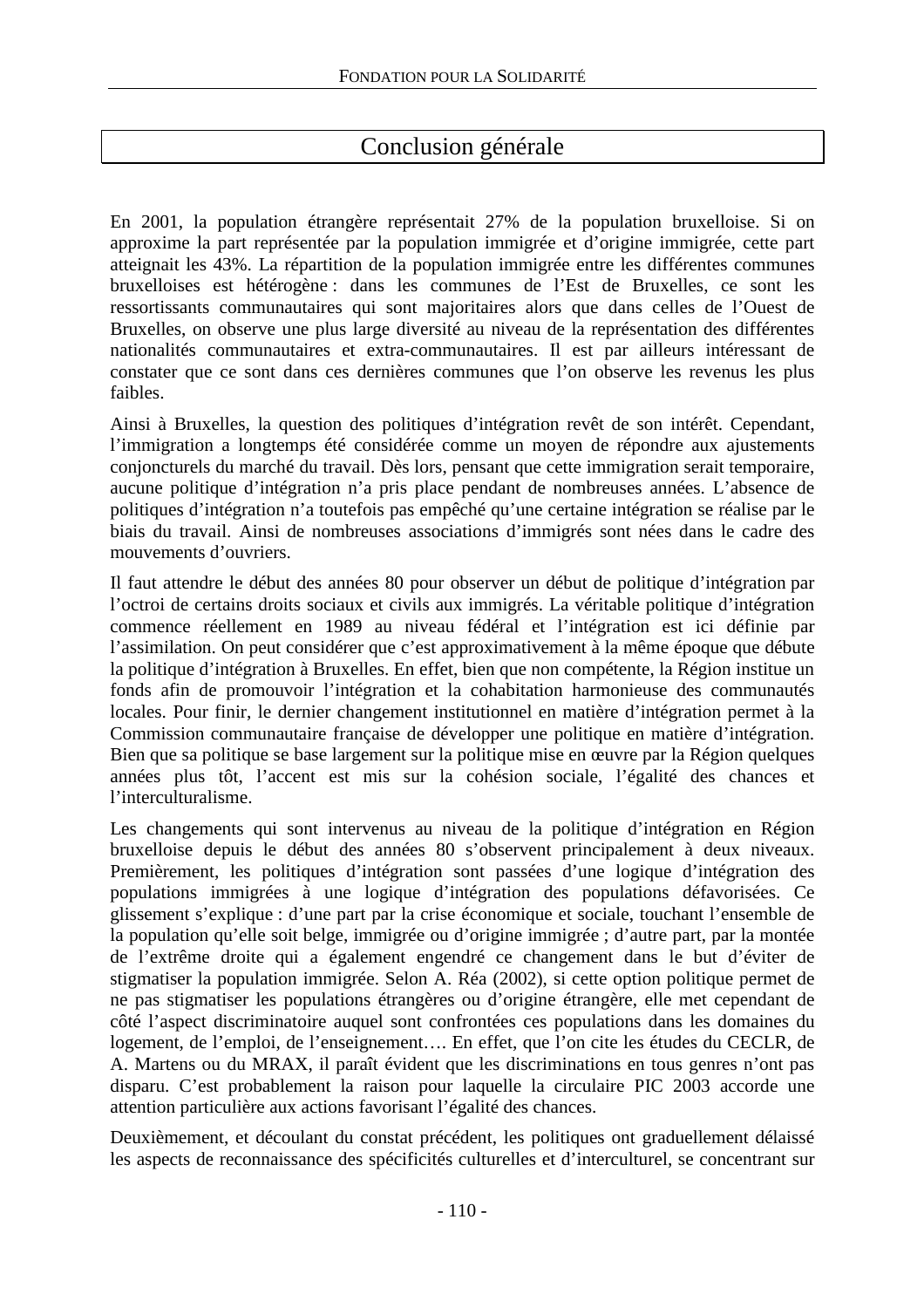# Conclusion générale

En 2001, la population étrangère représentait 27% de la population bruxelloise. Si on approxime la part représentée par la population immigrée et d'origine immigrée, cette part atteignait les 43%. La répartition de la population immigrée entre les différentes communes bruxelloises est hétérogène : dans les communes de l'Est de Bruxelles, ce sont les ressortissants communautaires qui sont majoritaires alors que dans celles de l'Ouest de Bruxelles, on observe une plus large diversité au niveau de la représentation des différentes nationalités communautaires et extra-communautaires. Il est par ailleurs intéressant de constater que ce sont dans ces dernières communes que l'on observe les revenus les plus faibles.

Ainsi à Bruxelles, la question des politiques d'intégration revêt de son intérêt. Cependant, l'immigration a longtemps été considérée comme un moyen de répondre aux ajustements conjoncturels du marché du travail. Dès lors, pensant que cette immigration serait temporaire, aucune politique d'intégration n'a pris place pendant de nombreuses années. L'absence de politiques d'intégration n'a toutefois pas empêché qu'une certaine intégration se réalise par le biais du travail. Ainsi de nombreuses associations d'immigrés sont nées dans le cadre des mouvements d'ouvriers.

Il faut attendre le début des années 80 pour observer un début de politique d'intégration par l'octroi de certains droits sociaux et civils aux immigrés. La véritable politique d'intégration commence réellement en 1989 au niveau fédéral et l'intégration est ici définie par l'assimilation. On peut considérer que c'est approximativement à la même époque que débute la politique d'intégration à Bruxelles. En effet, bien que non compétente, la Région institue un fonds afin de promouvoir l'intégration et la cohabitation harmonieuse des communautés locales. Pour finir, le dernier changement institutionnel en matière d'intégration permet à la Commission communautaire française de développer une politique en matière d'intégration. Bien que sa politique se base largement sur la politique mise en œuvre par la Région quelques années plus tôt, l'accent est mis sur la cohésion sociale, l'égalité des chances et l'interculturalisme.

Les changements qui sont intervenus au niveau de la politique d'intégration en Région bruxelloise depuis le début des années 80 s'observent principalement à deux niveaux. Premièrement, les politiques d'intégration sont passées d'une logique d'intégration des populations immigrées à une logique d'intégration des populations défavorisées. Ce glissement s'explique : d'une part par la crise économique et sociale, touchant l'ensemble de la population qu'elle soit belge, immigrée ou d'origine immigrée ; d'autre part, par la montée de l'extrême droite qui a également engendré ce changement dans le but d'éviter de stigmatiser la population immigrée. Selon A. Réa (2002), si cette option politique permet de ne pas stigmatiser les populations étrangères ou d'origine étrangère, elle met cependant de côté l'aspect discriminatoire auquel sont confrontées ces populations dans les domaines du logement, de l'emploi, de l'enseignement…. En effet, que l'on cite les études du CECLR, de A. Martens ou du MRAX, il paraît évident que les discriminations en tous genres n'ont pas disparu. C'est probablement la raison pour laquelle la circulaire PIC 2003 accorde une attention particulière aux actions favorisant l'égalité des chances.

Deuxièmement, et découlant du constat précédent, les politiques ont graduellement délaissé les aspects de reconnaissance des spécificités culturelles et d'interculturel, se concentrant sur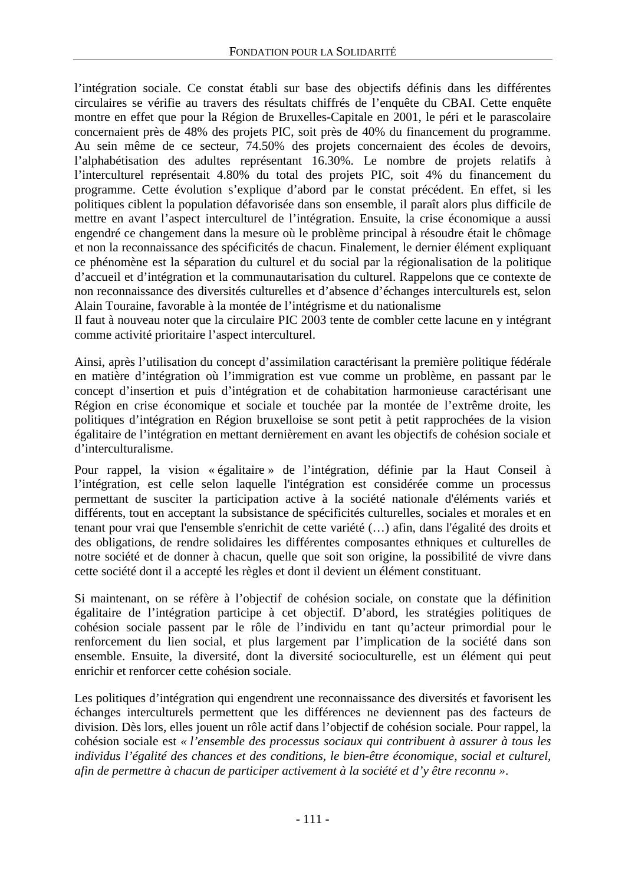l'intégration sociale. Ce constat établi sur base des objectifs définis dans les différentes circulaires se vérifie au travers des résultats chiffrés de l'enquête du CBAI. Cette enquête montre en effet que pour la Région de Bruxelles-Capitale en 2001, le péri et le parascolaire concernaient près de 48% des projets PIC, soit près de 40% du financement du programme. Au sein même de ce secteur, 74.50% des projets concernaient des écoles de devoirs, l'alphabétisation des adultes représentant 16.30%. Le nombre de projets relatifs à l'interculturel représentait 4.80% du total des projets PIC, soit 4% du financement du programme. Cette évolution s'explique d'abord par le constat précédent. En effet, si les politiques ciblent la population défavorisée dans son ensemble, il paraît alors plus difficile de mettre en avant l'aspect interculturel de l'intégration. Ensuite, la crise économique a aussi engendré ce changement dans la mesure où le problème principal à résoudre était le chômage et non la reconnaissance des spécificités de chacun. Finalement, le dernier élément expliquant ce phénomène est la séparation du culturel et du social par la régionalisation de la politique d'accueil et d'intégration et la communautarisation du culturel. Rappelons que ce contexte de non reconnaissance des diversités culturelles et d'absence d'échanges interculturels est, selon Alain Touraine, favorable à la montée de l'intégrisme et du nationalisme
Il faut à nouveau noter que la circulaire PIC 2003 tente de combler cette lacune en y intégrant comme activité prioritaire l'aspect interculturel.

Ainsi, après l'utilisation du concept d'assimilation caractérisant la première politique fédérale en matière d'intégration où l'immigration est vue comme un problème, en passant par le concept d'insertion et puis d'intégration et de cohabitation harmonieuse caractérisant une Région en crise économique et sociale et touchée par la montée de l'extrême droite, les politiques d'intégration en Région bruxelloise se sont petit à petit rapprochées de la vision égalitaire de l'intégration en mettant dernièrement en avant les objectifs de cohésion sociale et d'interculturalisme.

Pour rappel, la vision « égalitaire » de l'intégration, définie par la Haut Conseil à l'intégration, est celle selon laquelle l'intégration est considérée comme un processus permettant de susciter la participation active à la société nationale d'éléments variés et différents, tout en acceptant la subsistance de spécificités culturelles, sociales et morales et en tenant pour vrai que l'ensemble s'enrichit de cette variété (…) afin, dans l'égalité des droits et des obligations, de rendre solidaires les différentes composantes ethniques et culturelles de notre société et de donner à chacun, quelle que soit son origine, la possibilité de vivre dans cette société dont il a accepté les règles et dont il devient un élément constituant.

Si maintenant, on se réfère à l'objectif de cohésion sociale, on constate que la définition égalitaire de l'intégration participe à cet objectif. D'abord, les stratégies politiques de cohésion sociale passent par le rôle de l'individu en tant qu'acteur primordial pour le renforcement du lien social, et plus largement par l'implication de la société dans son ensemble. Ensuite, la diversité, dont la diversité socioculturelle, est un élément qui peut enrichir et renforcer cette cohésion sociale.

Les politiques d'intégration qui engendrent une reconnaissance des diversités et favorisent les échanges interculturels permettent que les différences ne deviennent pas des facteurs de division. Dès lors, elles jouent un rôle actif dans l'objectif de cohésion sociale. Pour rappel, la cohésion sociale est *« l'ensemble des processus sociaux qui contribuent à assurer à tous les individus l'égalité des chances et des conditions, le bien-être économique, social et culturel, afin de permettre à chacun de participer activement à la société et d'y être reconnu ».*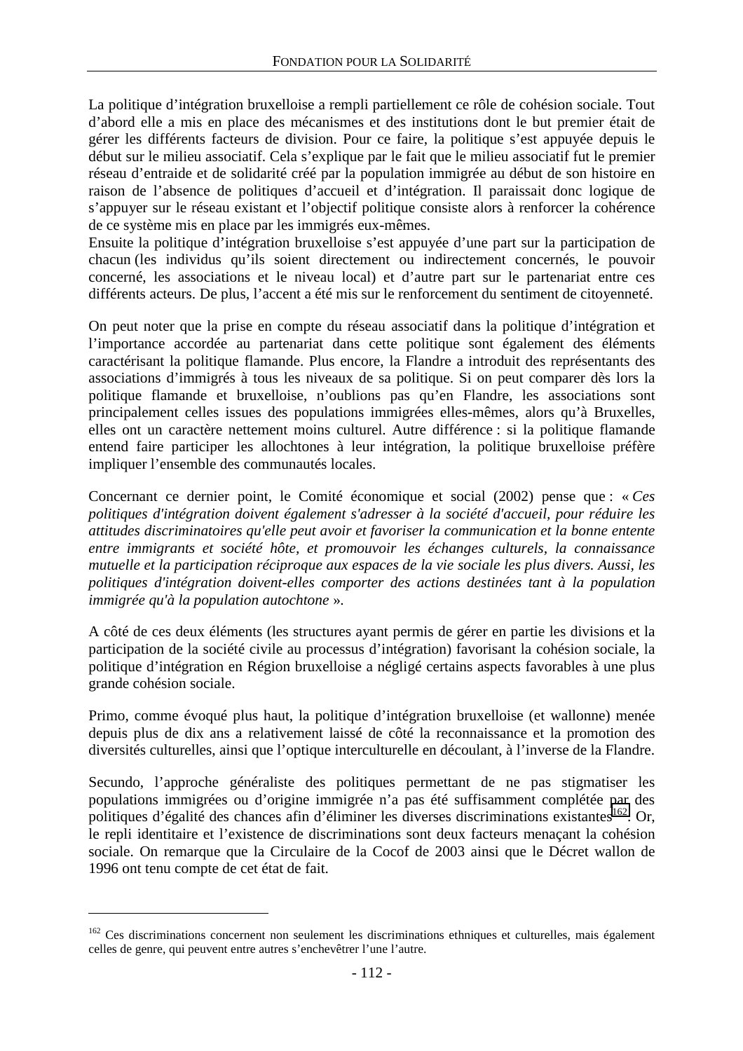La politique d'intégration bruxelloise a rempli partiellement ce rôle de cohésion sociale. Tout d'abord elle a mis en place des mécanismes et des institutions dont le but premier était de gérer les différents facteurs de division. Pour ce faire, la politique s'est appuyée depuis le début sur le milieu associatif. Cela s'explique par le fait que le milieu associatif fut le premier réseau d'entraide et de solidarité créé par la population immigrée au début de son histoire en raison de l'absence de politiques d'accueil et d'intégration. Il paraissait donc logique de s'appuyer sur le réseau existant et l'objectif politique consiste alors à renforcer la cohérence de ce système mis en place par les immigrés eux-mêmes.
Ensuite la politique d'intégration bruxelloise s'est appuyée d'une part sur la participation de chacun (les individus qu'ils soient directement ou indirectement concernés, le pouvoir concerné, les associations et le niveau local) et d'autre part sur le partenariat entre ces différents acteurs. De plus, l'accent a été mis sur le renforcement du sentiment de citoyenneté.

On peut noter que la prise en compte du réseau associatif dans la politique d'intégration et l'importance accordée au partenariat dans cette politique sont également des éléments caractérisant la politique flamande. Plus encore, la Flandre a introduit des représentants des associations d'immigrés à tous les niveaux de sa politique. Si on peut comparer dès lors la politique flamande et bruxelloise, n'oublions pas qu'en Flandre, les associations sont principalement celles issues des populations immigrées elles-mêmes, alors qu'à Bruxelles, elles ont un caractère nettement moins culturel. Autre différence : si la politique flamande entend faire participer les allochtones à leur intégration, la politique bruxelloise préfère impliquer l'ensemble des communautés locales.

Concernant ce dernier point, le Comité économique et social (2002) pense que : « *Ces politiques d'intégration doivent également s'adresser à la société d'accueil, pour réduire les attitudes discriminatoires qu'elle peut avoir et favoriser la communication et la bonne entente entre immigrants et société hôte, et promouvoir les échanges culturels, la connaissance mutuelle et la participation réciproque aux espaces de la vie sociale les plus divers. Aussi, les politiques d'intégration doivent-elles comporter des actions destinées tant à la population immigrée qu'à la population autochtone* ».

A côté de ces deux éléments (les structures ayant permis de gérer en partie les divisions et la participation de la société civile au processus d'intégration) favorisant la cohésion sociale, la politique d'intégration en Région bruxelloise a négligé certains aspects favorables à une plus grande cohésion sociale.

Primo, comme évoqué plus haut, la politique d'intégration bruxelloise (et wallonne) menée depuis plus de dix ans a relativement laissé de côté la reconnaissance et la promotion des diversités culturelles, ainsi que l'optique interculturelle en découlant, à l'inverse de la Flandre.

Secundo, l'approche généraliste des politiques permettant de ne pas stigmatiser les populations immigrées ou d'origine immigrée n'a pas été suffisamment complétée par des politiques d'égalité des chances afin d'éliminer les diverses discriminations existantes[162]. Or, le repli identitaire et l'existence de discriminations sont deux facteurs menaçant la cohésion sociale. On remarque que la Circulaire de la Cocof de 2003 ainsi que le Décret wallon de 1996 ont tenu compte de cet état de fait.

[162] Ces discriminations concernent non seulement les discriminations ethniques et culturelles, mais également celles de genre, qui peuvent entre autres s'enchevêtrer l'une l'autre.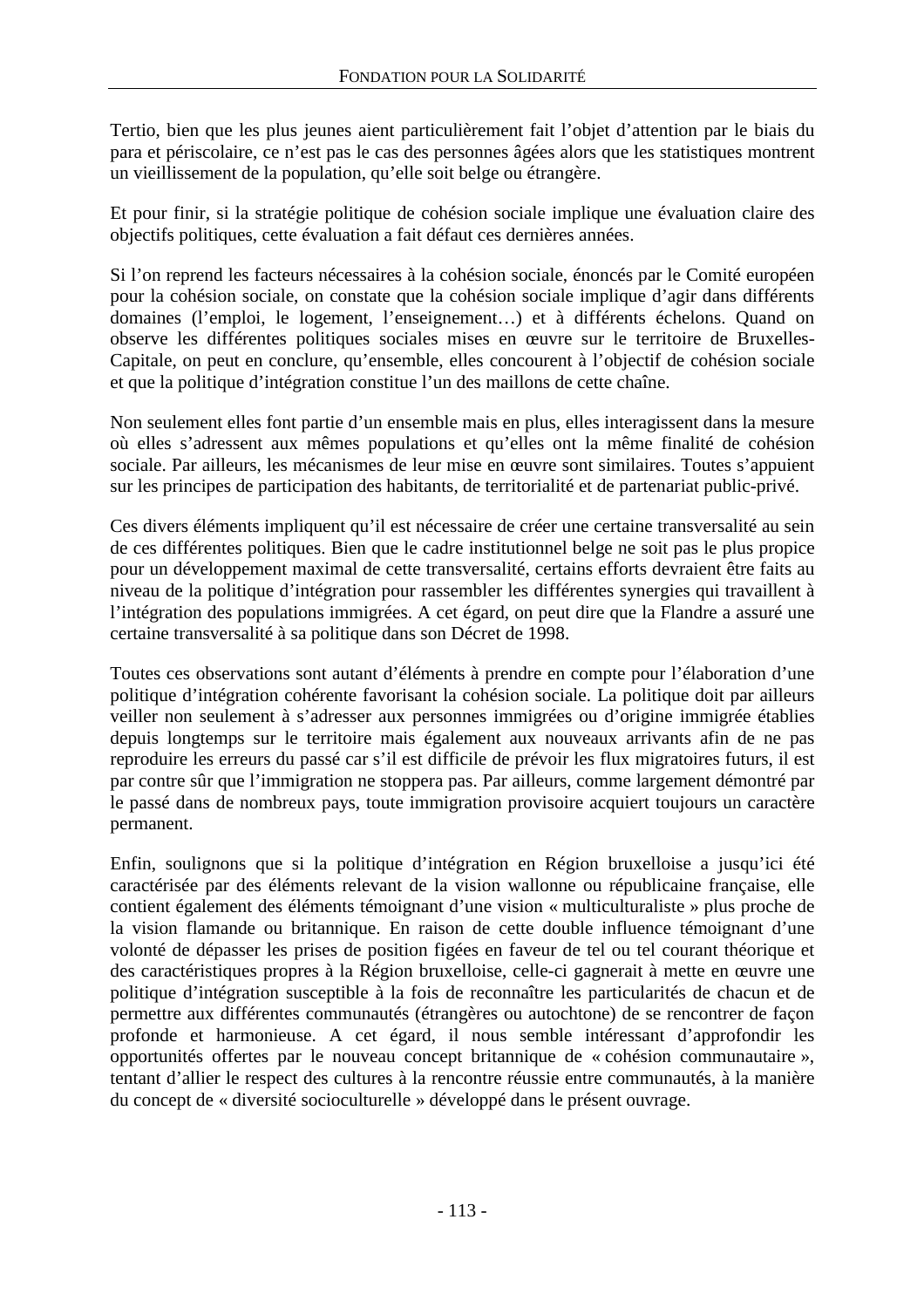Tertio, bien que les plus jeunes aient particulièrement fait l'objet d'attention par le biais du para et périscolaire, ce n'est pas le cas des personnes âgées alors que les statistiques montrent un vieillissement de la population, qu'elle soit belge ou étrangère.

Et pour finir, si la stratégie politique de cohésion sociale implique une évaluation claire des objectifs politiques, cette évaluation a fait défaut ces dernières années.

Si l'on reprend les facteurs nécessaires à la cohésion sociale, énoncés par le Comité européen pour la cohésion sociale, on constate que la cohésion sociale implique d'agir dans différents domaines (l'emploi, le logement, l'enseignement…) et à différents échelons. Quand on observe les différentes politiques sociales mises en œuvre sur le territoire de Bruxelles-Capitale, on peut en conclure, qu'ensemble, elles concourent à l'objectif de cohésion sociale et que la politique d'intégration constitue l'un des maillons de cette chaîne.

Non seulement elles font partie d'un ensemble mais en plus, elles interagissent dans la mesure où elles s'adressent aux mêmes populations et qu'elles ont la même finalité de cohésion sociale. Par ailleurs, les mécanismes de leur mise en œuvre sont similaires. Toutes s'appuient sur les principes de participation des habitants, de territorialité et de partenariat public-privé.

Ces divers éléments impliquent qu'il est nécessaire de créer une certaine transversalité au sein de ces différentes politiques. Bien que le cadre institutionnel belge ne soit pas le plus propice pour un développement maximal de cette transversalité, certains efforts devraient être faits au niveau de la politique d'intégration pour rassembler les différentes synergies qui travaillent à l'intégration des populations immigrées. A cet égard, on peut dire que la Flandre a assuré une certaine transversalité à sa politique dans son Décret de 1998.

Toutes ces observations sont autant d'éléments à prendre en compte pour l'élaboration d'une politique d'intégration cohérente favorisant la cohésion sociale. La politique doit par ailleurs veiller non seulement à s'adresser aux personnes immigrées ou d'origine immigrée établies depuis longtemps sur le territoire mais également aux nouveaux arrivants afin de ne pas reproduire les erreurs du passé car s'il est difficile de prévoir les flux migratoires futurs, il est par contre sûr que l'immigration ne stoppera pas. Par ailleurs, comme largement démontré par le passé dans de nombreux pays, toute immigration provisoire acquiert toujours un caractère permanent.

Enfin, soulignons que si la politique d'intégration en Région bruxelloise a jusqu'ici été caractérisée par des éléments relevant de la vision wallonne ou républicaine française, elle contient également des éléments témoignant d'une vision « multiculturaliste » plus proche de la vision flamande ou britannique. En raison de cette double influence témoignant d'une volonté de dépasser les prises de position figées en faveur de tel ou tel courant théorique et des caractéristiques propres à la Région bruxelloise, celle-ci gagnerait à mette en œuvre une politique d'intégration susceptible à la fois de reconnaître les particularités de chacun et de permettre aux différentes communautés (étrangères ou autochtone) de se rencontrer de façon profonde et harmonieuse. A cet égard, il nous semble intéressant d'approfondir les opportunités offertes par le nouveau concept britannique de « cohésion communautaire », tentant d'allier le respect des cultures à la rencontre réussie entre communautés, à la manière du concept de « diversité socioculturelle » développé dans le présent ouvrage.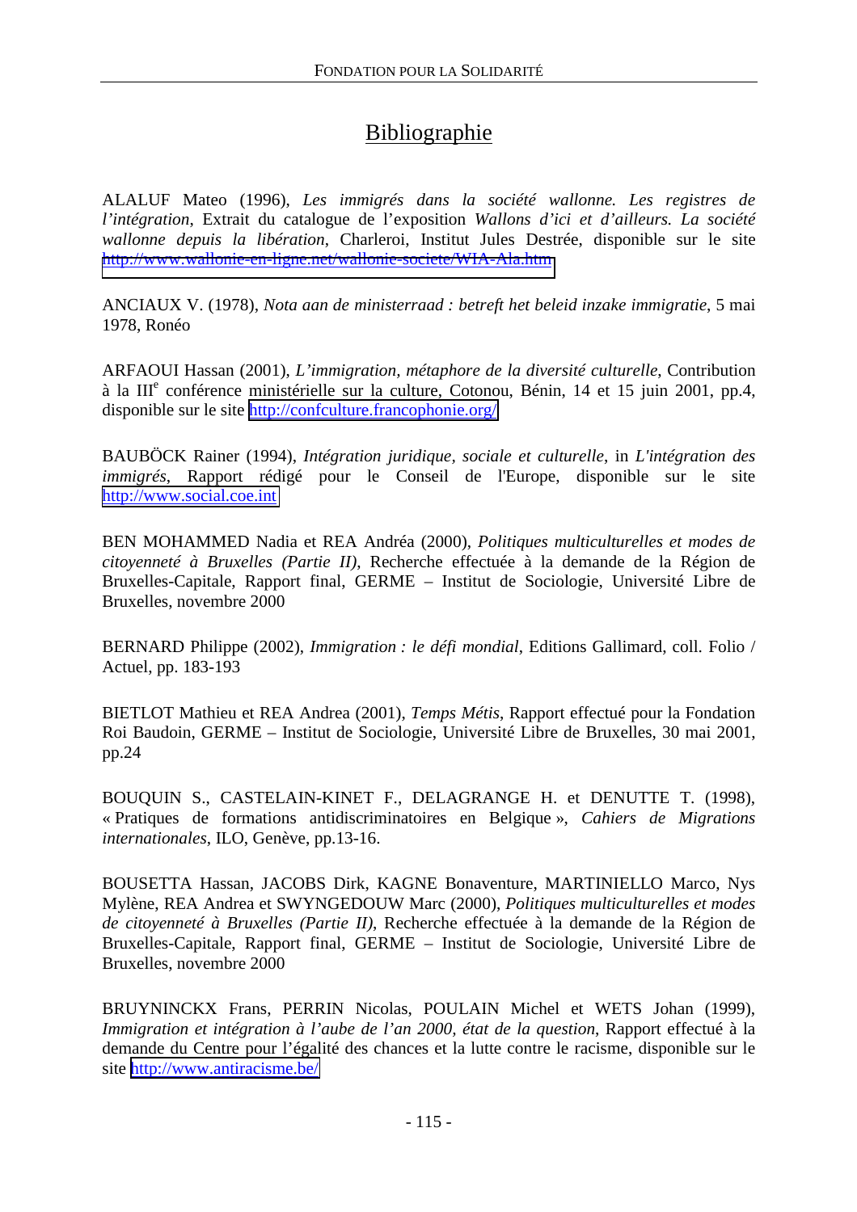# Bibliographie

ALALUF Mateo (1996), *Les immigrés dans la société wallonne. Les registres de l'intégration*, Extrait du catalogue de l'exposition *Wallons d'ici et d'ailleurs. La société wallonne depuis la libération*, Charleroi, Institut Jules Destrée, disponible sur le site http://www.wallonie-en-ligne.net/wallonie-societe/WIA-Ala.htm

ANCIAUX V. (1978), *Nota aan de ministerraad : betreft het beleid inzake immigratie*, 5 mai 1978, Ronéo

ARFAOUI Hassan (2001), *L'immigration, métaphore de la diversité culturelle*, Contribution à la III[e] conférence ministérielle sur la culture, Cotonou, Bénin, 14 et 15 juin 2001, pp.4, disponible sur le site http://confculture.francophonie.org/

BAUBÖCK Rainer (1994), *Intégration juridique, sociale et culturelle*, in *L'intégration des immigrés*, Rapport rédigé pour le Conseil de l'Europe, disponible sur le site http://www.social.coe.int

BEN MOHAMMED Nadia et REA Andréa (2000), *Politiques multiculturelles et modes de citoyenneté à Bruxelles (Partie II)*, Recherche effectuée à la demande de la Région de Bruxelles-Capitale, Rapport final, GERME – Institut de Sociologie, Université Libre de Bruxelles, novembre 2000

BERNARD Philippe (2002), *Immigration : le défi mondial*, Editions Gallimard, coll. Folio / Actuel, pp. 183-193

BIETLOT Mathieu et REA Andrea (2001), *Temps Métis*, Rapport effectué pour la Fondation Roi Baudoin, GERME – Institut de Sociologie, Université Libre de Bruxelles, 30 mai 2001, pp.24

BOUQUIN S., CASTELAIN-KINET F., DELAGRANGE H. et DENUTTE T. (1998), « Pratiques de formations antidiscriminatoires en Belgique », *Cahiers de Migrations internationales*, ILO, Genève, pp.13-16.

BOUSETTA Hassan, JACOBS Dirk, KAGNE Bonaventure, MARTINIELLO Marco, Nys Mylène, REA Andrea et SWYNGEDOUW Marc (2000), *Politiques multiculturelles et modes de citoyenneté à Bruxelles (Partie II)*, Recherche effectuée à la demande de la Région de Bruxelles-Capitale, Rapport final, GERME – Institut de Sociologie, Université Libre de Bruxelles, novembre 2000

BRUYNINCKX Frans, PERRIN Nicolas, POULAIN Michel et WETS Johan (1999), *Immigration et intégration à l'aube de l'an 2000, état de la question*, Rapport effectué à la demande du Centre pour l'égalité des chances et la lutte contre le racisme, disponible sur le site http://www.antiracisme.be/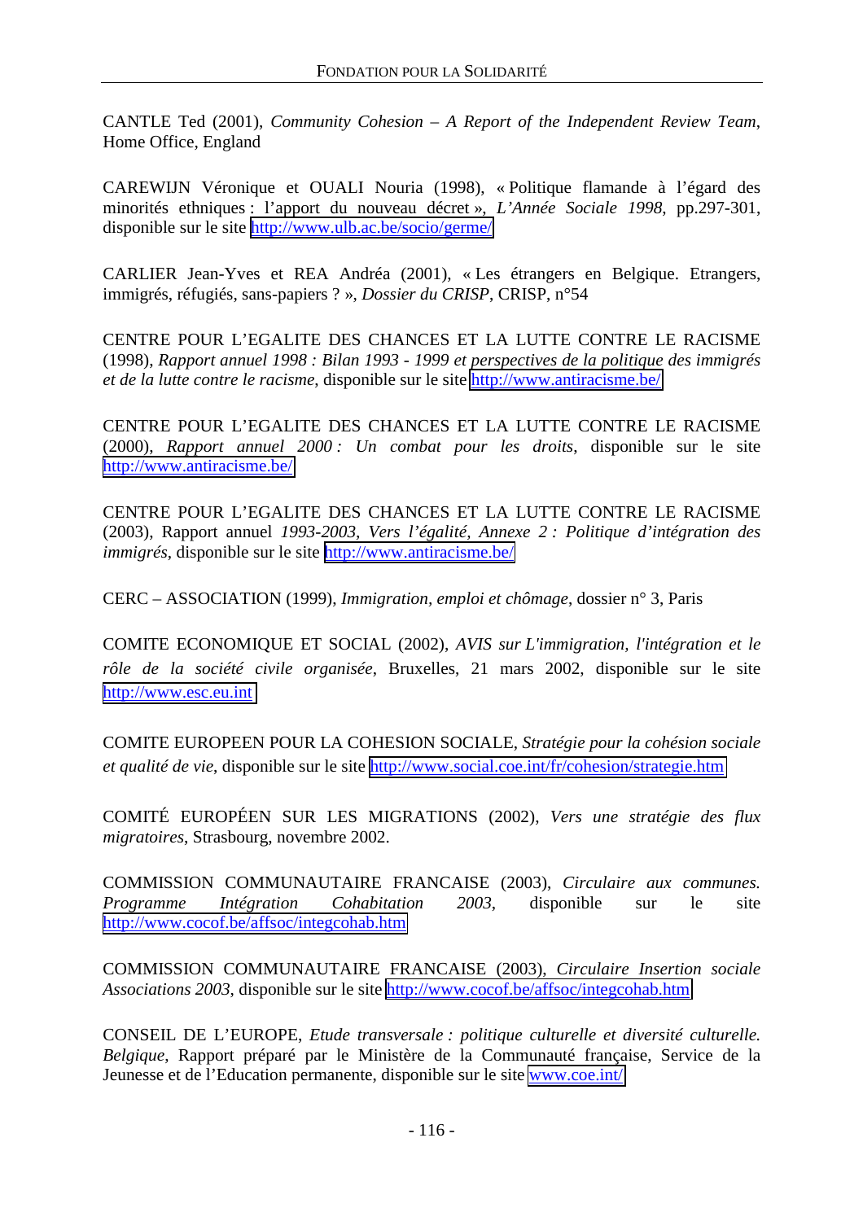CANTLE Ted (2001), *Community Cohesion – A Report of the Independent Review Team*, Home Office, England

CAREWIJN Véronique et OUALI Nouria (1998), « Politique flamande à l'égard des minorités ethniques : l'apport du nouveau décret », *L'Année Sociale 1998*, pp.297-301, disponible sur le site http://www.ulb.ac.be/socio/germe/

CARLIER Jean-Yves et REA Andréa (2001), « Les étrangers en Belgique. Etrangers, immigrés, réfugiés, sans-papiers ? », *Dossier du CRISP*, CRISP, n°54

CENTRE POUR L'EGALITE DES CHANCES ET LA LUTTE CONTRE LE RACISME (1998), *Rapport annuel 1998 : Bilan 1993 - 1999 et perspectives de la politique des immigrés et de la lutte contre le racisme*, disponible sur le site http://www.antiracisme.be/

CENTRE POUR L'EGALITE DES CHANCES ET LA LUTTE CONTRE LE RACISME (2000), *Rapport annuel 2000 : Un combat pour les droits*, disponible sur le site http://www.antiracisme.be/

CENTRE POUR L'EGALITE DES CHANCES ET LA LUTTE CONTRE LE RACISME (2003), Rapport annuel *1993-2003, Vers l'égalité, Annexe 2 : Politique d'intégration des immigrés*, disponible sur le site http://www.antiracisme.be/

CERC – ASSOCIATION (1999), *Immigration, emploi et chômage*, dossier n° 3, Paris

COMITE ECONOMIQUE ET SOCIAL (2002), *AVIS sur L'immigration, l'intégration et le rôle de la société civile organisée*, Bruxelles, 21 mars 2002, disponible sur le site http://www.esc.eu.int

COMITE EUROPEEN POUR LA COHESION SOCIALE, *Stratégie pour la cohésion sociale et qualité de vie*, disponible sur le site http://www.social.coe.int/fr/cohesion/strategie.htm

COMITÉ EUROPÉEN SUR LES MIGRATIONS (2002), *Vers une stratégie des flux migratoires*, Strasbourg, novembre 2002.

COMMISSION COMMUNAUTAIRE FRANCAISE (2003), *Circulaire aux communes. Programme Intégration Cohabitation 2003*, disponible sur le site http://www.cocof.be/affsoc/integcohab.htm

COMMISSION COMMUNAUTAIRE FRANCAISE (2003), *Circulaire Insertion sociale Associations 2003*, disponible sur le site http://www.cocof.be/affsoc/integcohab.htm

CONSEIL DE L'EUROPE, *Etude transversale : politique culturelle et diversité culturelle. Belgique*, Rapport préparé par le Ministère de la Communauté française, Service de la Jeunesse et de l'Education permanente, disponible sur le site www.coe.int/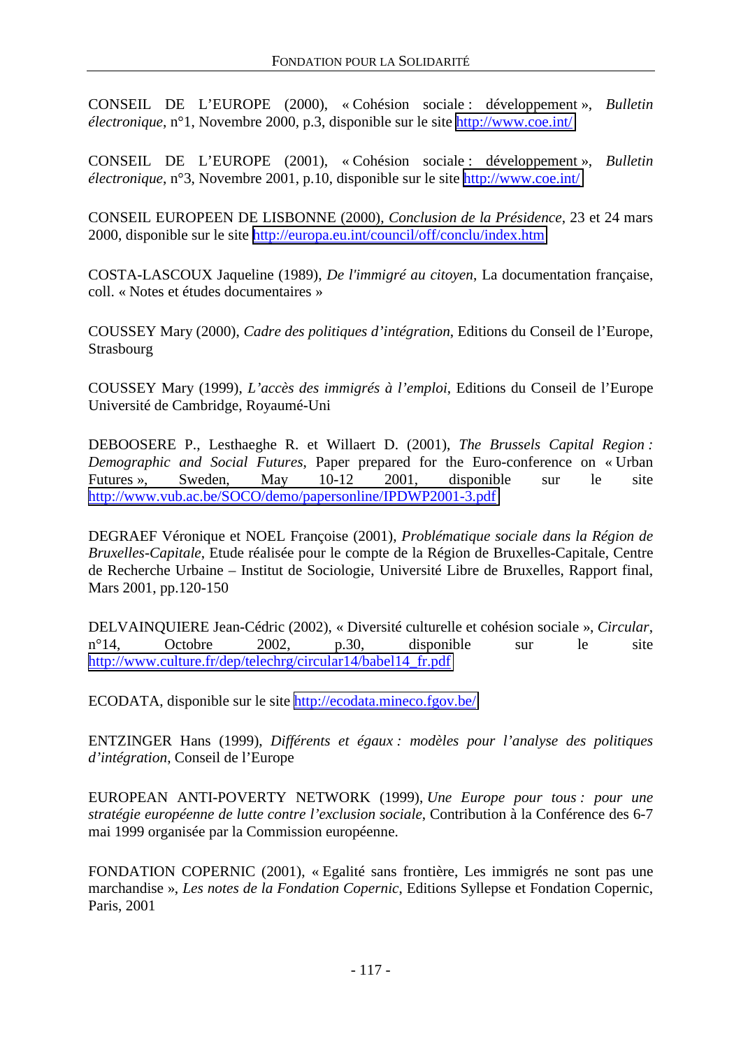CONSEIL DE L'EUROPE (2000), « Cohésion sociale : développement », *Bulletin électronique*, n°1, Novembre 2000, p.3, disponible sur le site http://www.coe.int/

CONSEIL DE L'EUROPE (2001), « Cohésion sociale : développement », *Bulletin électronique*, n°3, Novembre 2001, p.10, disponible sur le site http://www.coe.int/

CONSEIL EUROPEEN DE LISBONNE (2000), *Conclusion de la Présidence*, 23 et 24 mars 2000, disponible sur le site http://europa.eu.int/council/off/conclu/index.htm

COSTA-LASCOUX Jaqueline (1989), *De l'immigré au citoyen*, La documentation française, coll. « Notes et études documentaires »

COUSSEY Mary (2000), *Cadre des politiques d'intégration*, Editions du Conseil de l'Europe, Strasbourg

COUSSEY Mary (1999), *L'accès des immigrés à l'emploi*, Editions du Conseil de l'Europe Université de Cambridge, Royaumé-Uni

DEBOOSERE P., Lesthaeghe R. et Willaert D. (2001), *The Brussels Capital Region : Demographic and Social Futures*, Paper prepared for the Euro-conference on « Urban Futures », Sweden, May 10-12 2001, disponible sur le site http://www.vub.ac.be/SOCO/demo/papersonline/IPDWP2001-3.pdf

DEGRAEF Véronique et NOEL Françoise (2001), *Problématique sociale dans la Région de Bruxelles-Capitale*, Etude réalisée pour le compte de la Région de Bruxelles-Capitale, Centre de Recherche Urbaine – Institut de Sociologie, Université Libre de Bruxelles, Rapport final, Mars 2001, pp.120-150

DELVAINQUIERE Jean-Cédric (2002), « Diversité culturelle et cohésion sociale », *Circular*, n°14, Octobre 2002, p.30, disponible sur le site http://www.culture.fr/dep/telechrg/circular14/babel14_fr.pdf

ECODATA, disponible sur le site http://ecodata.mineco.fgov.be/

ENTZINGER Hans (1999), *Différents et égaux : modèles pour l'analyse des politiques d'intégration*, Conseil de l'Europe

EUROPEAN ANTI-POVERTY NETWORK (1999), *Une Europe pour tous : pour une stratégie européenne de lutte contre l'exclusion sociale*, Contribution à la Conférence des 6-7 mai 1999 organisée par la Commission européenne.

FONDATION COPERNIC (2001), « Egalité sans frontière, Les immigrés ne sont pas une marchandise », *Les notes de la Fondation Copernic*, Editions Syllepse et Fondation Copernic, Paris, 2001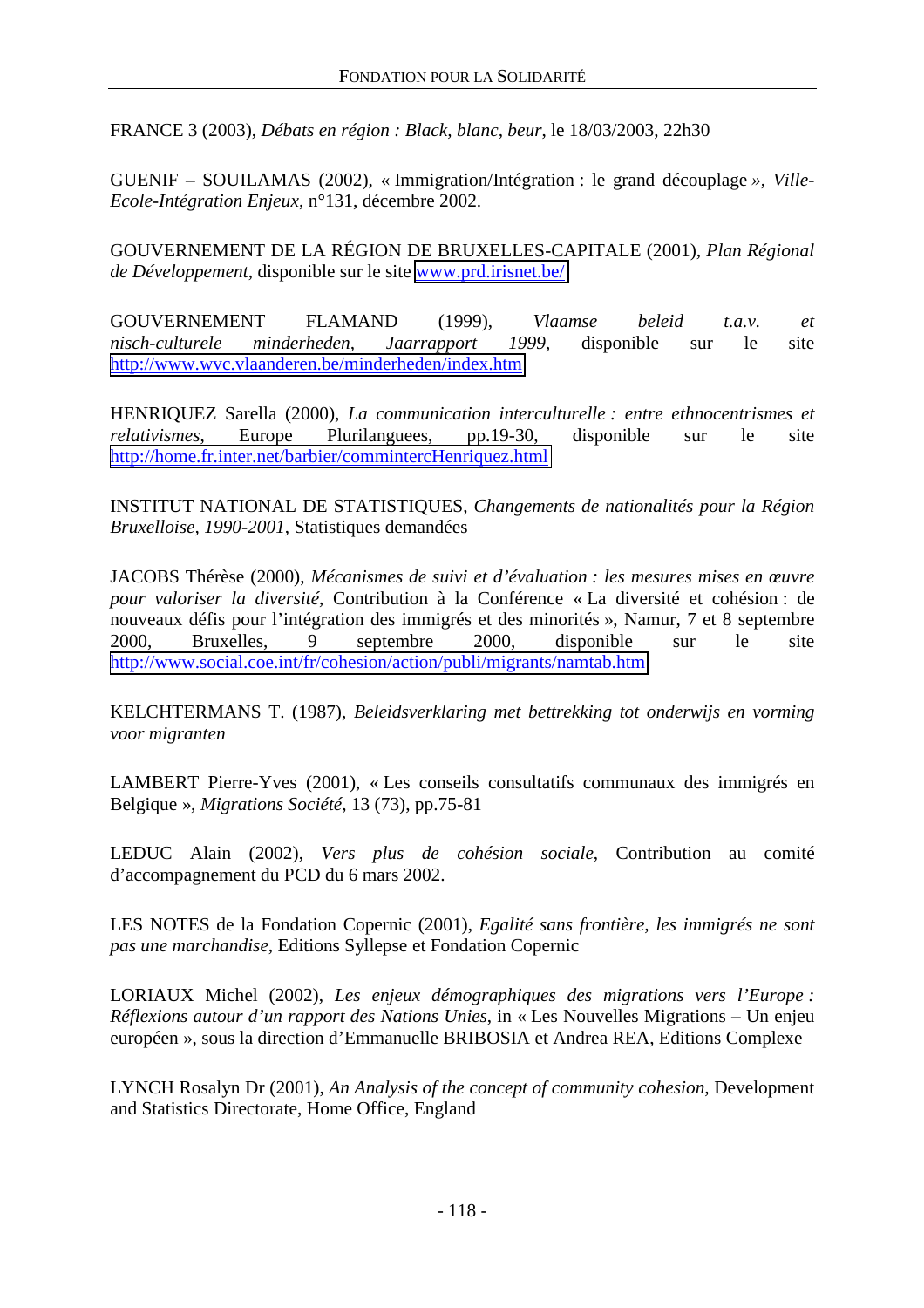FRANCE 3 (2003), *Débats en région : Black, blanc, beur*, le 18/03/2003, 22h30

GUENIF – SOUILAMAS (2002), « Immigration/Intégration : le grand découplage », *Ville-Ecole-Intégration Enjeux*, n°131, décembre 2002.

GOUVERNEMENT DE LA RÉGION DE BRUXELLES-CAPITALE (2001), *Plan Régional de Développement*, disponible sur le site www.prd.irisnet.be/

GOUVERNEMENT FLAMAND (1999), *Vlaamse beleid t.a.v. et nisch-culturele minderheden, Jaarrapport 1999*, disponible sur le site http://www.wvc.vlaanderen.be/minderheden/index.htm

HENRIQUEZ Sarella (2000), *La communication interculturelle : entre ethnocentrismes et relativismes*, Europe Plurilanguees, pp.19-30, disponible sur le site http://home.fr.inter.net/barbier/commintercHenriquez.html

INSTITUT NATIONAL DE STATISTIQUES, *Changements de nationalités pour la Région Bruxelloise, 1990-2001*, Statistiques demandées

JACOBS Thérèse (2000), *Mécanismes de suivi et d'évaluation : les mesures mises en œuvre pour valoriser la diversité*, Contribution à la Conférence « La diversité et cohésion : de nouveaux défis pour l'intégration des immigrés et des minorités », Namur, 7 et 8 septembre 2000, Bruxelles, 9 septembre 2000, disponible sur le site http://www.social.coe.int/fr/cohesion/action/publi/migrants/namtab.htm

KELCHTERMANS T. (1987), *Beleidsverklaring met bettrekking tot onderwijs en vorming voor migranten*

LAMBERT Pierre-Yves (2001), « Les conseils consultatifs communaux des immigrés en Belgique », *Migrations Société*, 13 (73), pp.75-81

LEDUC Alain (2002), *Vers plus de cohésion sociale*, Contribution au comité d'accompagnement du PCD du 6 mars 2002.

LES NOTES de la Fondation Copernic (2001), *Egalité sans frontière, les immigrés ne sont pas une marchandise*, Editions Syllepse et Fondation Copernic

LORIAUX Michel (2002), *Les enjeux démographiques des migrations vers l'Europe : Réflexions autour d'un rapport des Nations Unies*, in « Les Nouvelles Migrations – Un enjeu européen », sous la direction d'Emmanuelle BRIBOSIA et Andrea REA, Editions Complexe

LYNCH Rosalyn Dr (2001), *An Analysis of the concept of community cohesion*, Development and Statistics Directorate, Home Office, England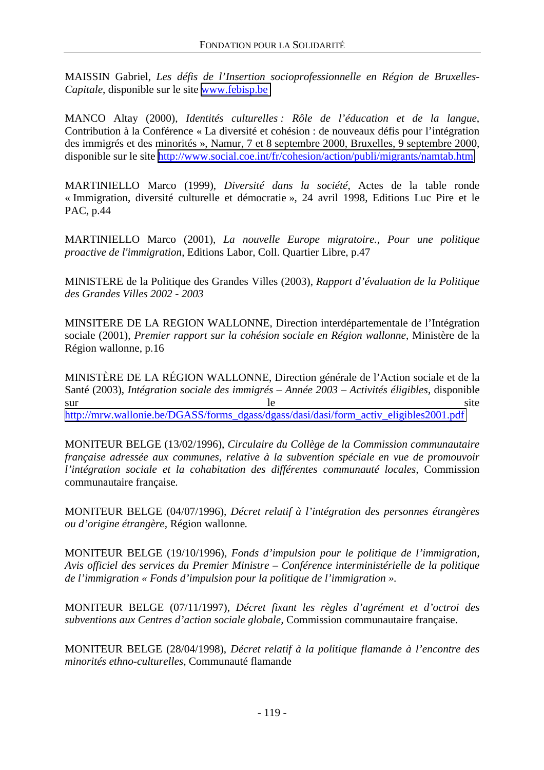MAISSIN Gabriel, *Les défis de l'Insertion socioprofessionnelle en Région de Bruxelles-Capitale*, disponible sur le site www.febisp.be

MANCO Altay (2000), *Identités culturelles : Rôle de l'éducation et de la langue*, Contribution à la Conférence « La diversité et cohésion : de nouveaux défis pour l'intégration des immigrés et des minorités », Namur, 7 et 8 septembre 2000, Bruxelles, 9 septembre 2000, disponible sur le site http://www.social.coe.int/fr/cohesion/action/publi/migrants/namtab.htm

MARTINIELLO Marco (1999), *Diversité dans la société*, Actes de la table ronde « Immigration, diversité culturelle et démocratie », 24 avril 1998, Editions Luc Pire et le PAC, p.44

MARTINIELLO Marco (2001), *La nouvelle Europe migratoire., Pour une politique proactive de l'immigration*, Editions Labor, Coll. Quartier Libre, p.47

MINISTERE de la Politique des Grandes Villes (2003), *Rapport d'évaluation de la Politique des Grandes Villes 2002 - 2003*

MINSITERE DE LA REGION WALLONNE, Direction interdépartementale de l'Intégration sociale (2001), *Premier rapport sur la cohésion sociale en Région wallonne*, Ministère de la Région wallonne, p.16

MINISTÈRE DE LA RÉGION WALLONNE, Direction générale de l'Action sociale et de la Santé (2003), *Intégration sociale des immigrés – Année 2003 – Activités éligibles*, disponible sur le site http://mrw.wallonie.be/DGASS/forms_dgass/dgass/dasi/dasi/form_activ_eligibles2001.pdf

MONITEUR BELGE (13/02/1996), *Circulaire du Collège de la Commission communautaire française adressée aux communes, relative à la subvention spéciale en vue de promouvoir l'intégration sociale et la cohabitation des différentes communauté locales*, Commission communautaire française.

MONITEUR BELGE (04/07/1996), *Décret relatif à l'intégration des personnes étrangères ou d'origine étrangère,* Région wallonne.

MONITEUR BELGE (19/10/1996), *Fonds d'impulsion pour le politique de l'immigration, Avis officiel des services du Premier Ministre – Conférence interministérielle de la politique de l'immigration « Fonds d'impulsion pour la politique de l'immigration ».*

MONITEUR BELGE (07/11/1997), *Décret fixant les règles d'agrément et d'octroi des subventions aux Centres d'action sociale globale,* Commission communautaire française.

MONITEUR BELGE (28/04/1998), *Décret relatif à la politique flamande à l'encontre des minorités ethno-culturelles,* Communauté flamande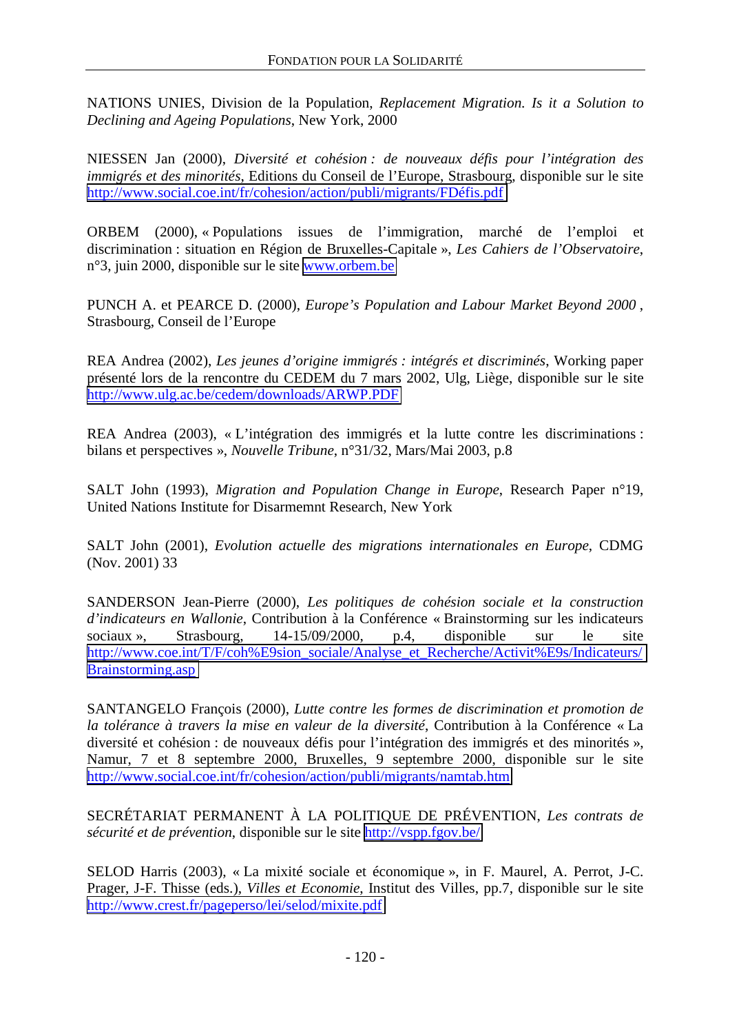NATIONS UNIES, Division de la Population, *Replacement Migration. Is it a Solution to Declining and Ageing Populations*, New York, 2000

NIESSEN Jan (2000), *Diversité et cohésion : de nouveaux défis pour l'intégration des immigrés et des minorités*, Editions du Conseil de l'Europe, Strasbourg, disponible sur le site http://www.social.coe.int/fr/cohesion/action/publi/migrants/FDéfis.pdf

ORBEM (2000), « Populations issues de l'immigration, marché de l'emploi et discrimination : situation en Région de Bruxelles-Capitale », *Les Cahiers de l'Observatoire*, n°3, juin 2000, disponible sur le site www.orbem.be

PUNCH A. et PEARCE D. (2000), *Europe's Population and Labour Market Beyond 2000* , Strasbourg, Conseil de l'Europe

REA Andrea (2002), *Les jeunes d'origine immigrés : intégrés et discriminés*, Working paper présenté lors de la rencontre du CEDEM du 7 mars 2002, Ulg, Liège, disponible sur le site http://www.ulg.ac.be/cedem/downloads/ARWP.PDF

REA Andrea (2003), « L'intégration des immigrés et la lutte contre les discriminations : bilans et perspectives », *Nouvelle Tribune*, n°31/32, Mars/Mai 2003, p.8

SALT John (1993), *Migration and Population Change in Europe*, Research Paper n°19, United Nations Institute for Disarmemnt Research, New York

SALT John (2001), *Evolution actuelle des migrations internationales en Europe*, CDMG (Nov. 2001) 33

SANDERSON Jean-Pierre (2000), *Les politiques de cohésion sociale et la construction d'indicateurs en Wallonie*, Contribution à la Conférence « Brainstorming sur les indicateurs sociaux », Strasbourg, 14-15/09/2000, p.4, disponible sur le site http://www.coe.int/T/F/coh%E9sion_sociale/Analyse_et_Recherche/Activit%E9s/Indicateurs/Brainstorming.asp

SANTANGELO François (2000), *Lutte contre les formes de discrimination et promotion de la tolérance à travers la mise en valeur de la diversité*, Contribution à la Conférence « La diversité et cohésion : de nouveaux défis pour l'intégration des immigrés et des minorités », Namur, 7 et 8 septembre 2000, Bruxelles, 9 septembre 2000, disponible sur le site http://www.social.coe.int/fr/cohesion/action/publi/migrants/namtab.htm

SECRÉTARIAT PERMANENT À LA POLITIQUE DE PRÉVENTION, *Les contrats de sécurité et de prévention*, disponible sur le site http://vspp.fgov.be/

SELOD Harris (2003), « La mixité sociale et économique », in F. Maurel, A. Perrot, J-C. Prager, J-F. Thisse (eds.), *Villes et Economie*, Institut des Villes, pp.7, disponible sur le site http://www.crest.fr/pageperso/lei/selod/mixite.pdf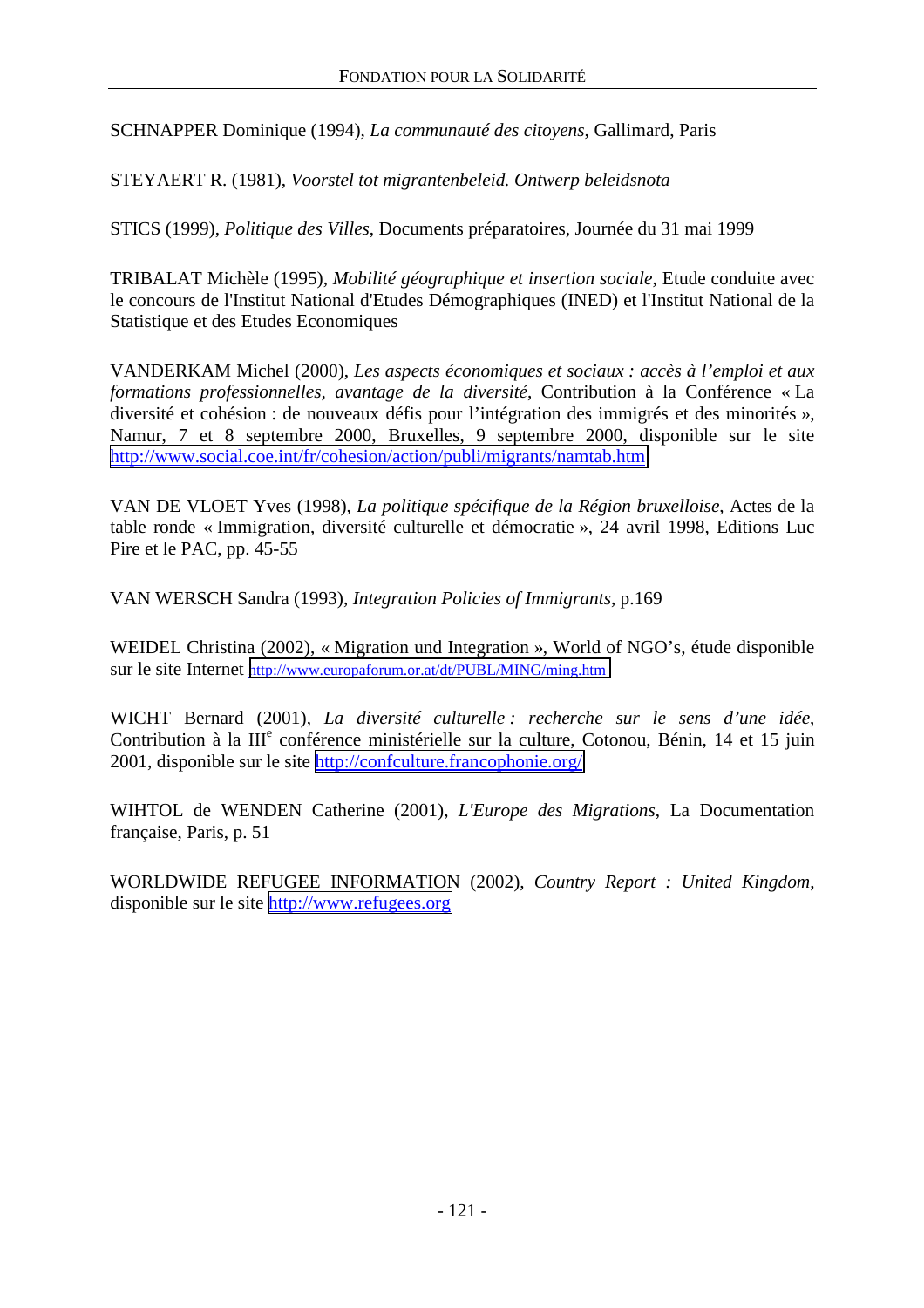SCHNAPPER Dominique (1994), *La communauté des citoyens*, Gallimard, Paris

STEYAERT R. (1981), *Voorstel tot migrantenbeleid. Ontwerp beleidsnota*

STICS (1999), *Politique des Villes*, Documents préparatoires, Journée du 31 mai 1999

TRIBALAT Michèle (1995), *Mobilité géographique et insertion sociale*, Etude conduite avec le concours de l'Institut National d'Etudes Démographiques (INED) et l'Institut National de la Statistique et des Etudes Economiques

VANDERKAM Michel (2000), *Les aspects économiques et sociaux : accès à l'emploi et aux formations professionnelles, avantage de la diversité*, Contribution à la Conférence « La diversité et cohésion : de nouveaux défis pour l'intégration des immigrés et des minorités », Namur, 7 et 8 septembre 2000, Bruxelles, 9 septembre 2000, disponible sur le site http://www.social.coe.int/fr/cohesion/action/publi/migrants/namtab.htm

VAN DE VLOET Yves (1998), *La politique spécifique de la Région bruxelloise*, Actes de la table ronde « Immigration, diversité culturelle et démocratie », 24 avril 1998, Editions Luc Pire et le PAC, pp. 45-55

VAN WERSCH Sandra (1993), *Integration Policies of Immigrants*, p.169

WEIDEL Christina (2002), « Migration und Integration », World of NGO's, étude disponible sur le site Internet http://www.europaforum.or.at/dt/PUBL/MING/ming.htm

WICHT Bernard (2001), *La diversité culturelle : recherche sur le sens d'une idée*, Contribution à la III[e] conférence ministérielle sur la culture, Cotonou, Bénin, 14 et 15 juin 2001, disponible sur le site http://confculture.francophonie.org/

WIHTOL de WENDEN Catherine (2001), *L'Europe des Migrations*, La Documentation française, Paris, p. 51

WORLDWIDE REFUGEE INFORMATION (2002), *Country Report : United Kingdom*, disponible sur le site http://www.refugees.org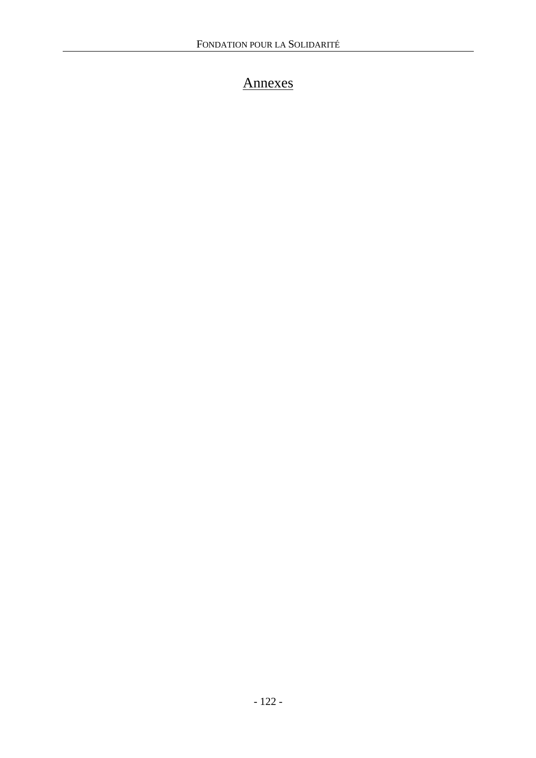# Annexes